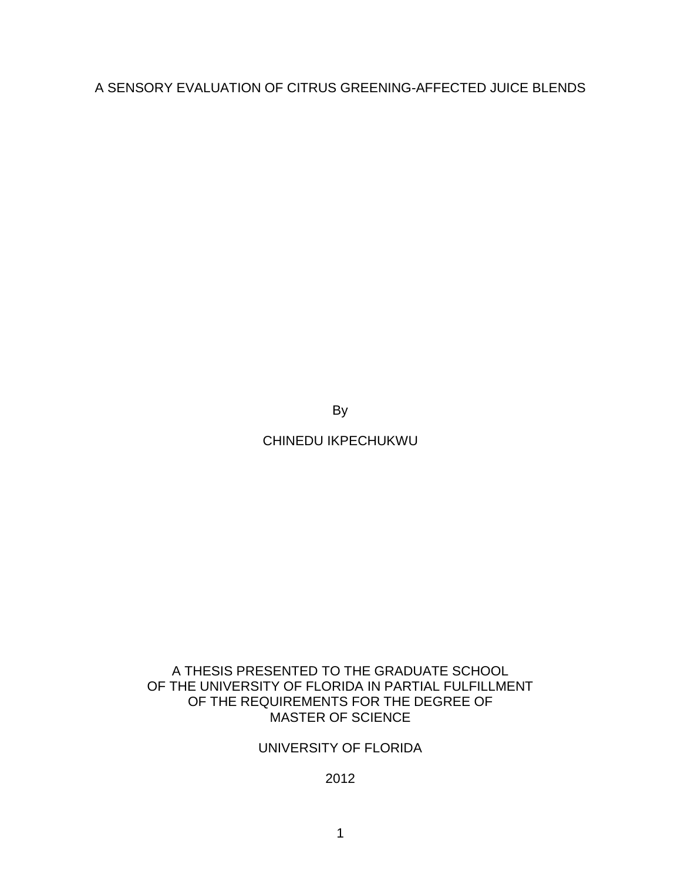# A SENSORY EVALUATION OF CITRUS GREENING-AFFECTED JUICE BLENDS

By

CHINEDU IKPECHUKWU

A THESIS PRESENTED TO THE GRADUATE SCHOOL
OF THE UNIVERSITY OF FLORIDA IN PARTIAL FULFILLMENT
OF THE REQUIREMENTS FOR THE DEGREE OF
MASTER OF SCIENCE

UNIVERSITY OF FLORIDA

2012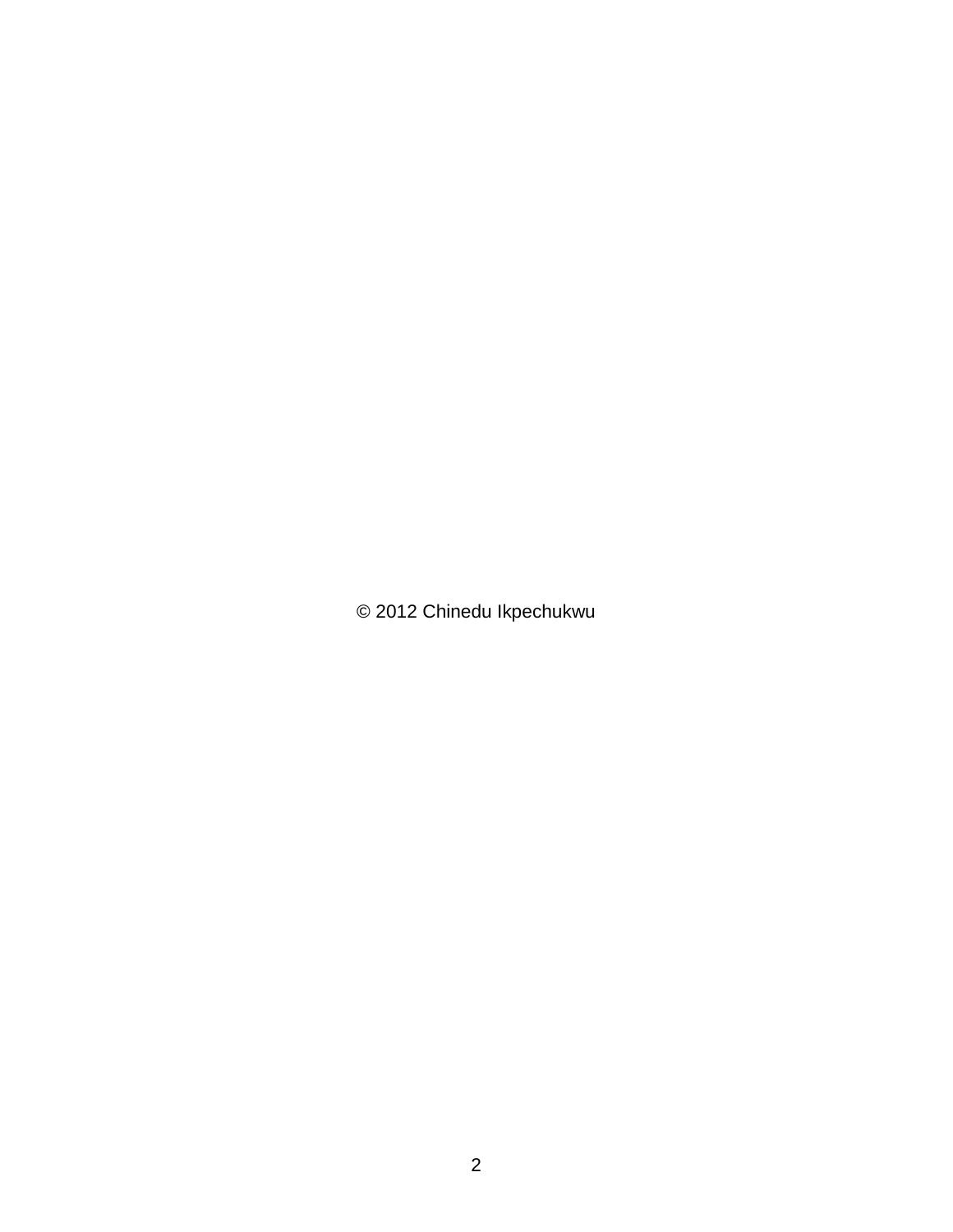© 2012 Chinedu Ikpechukwu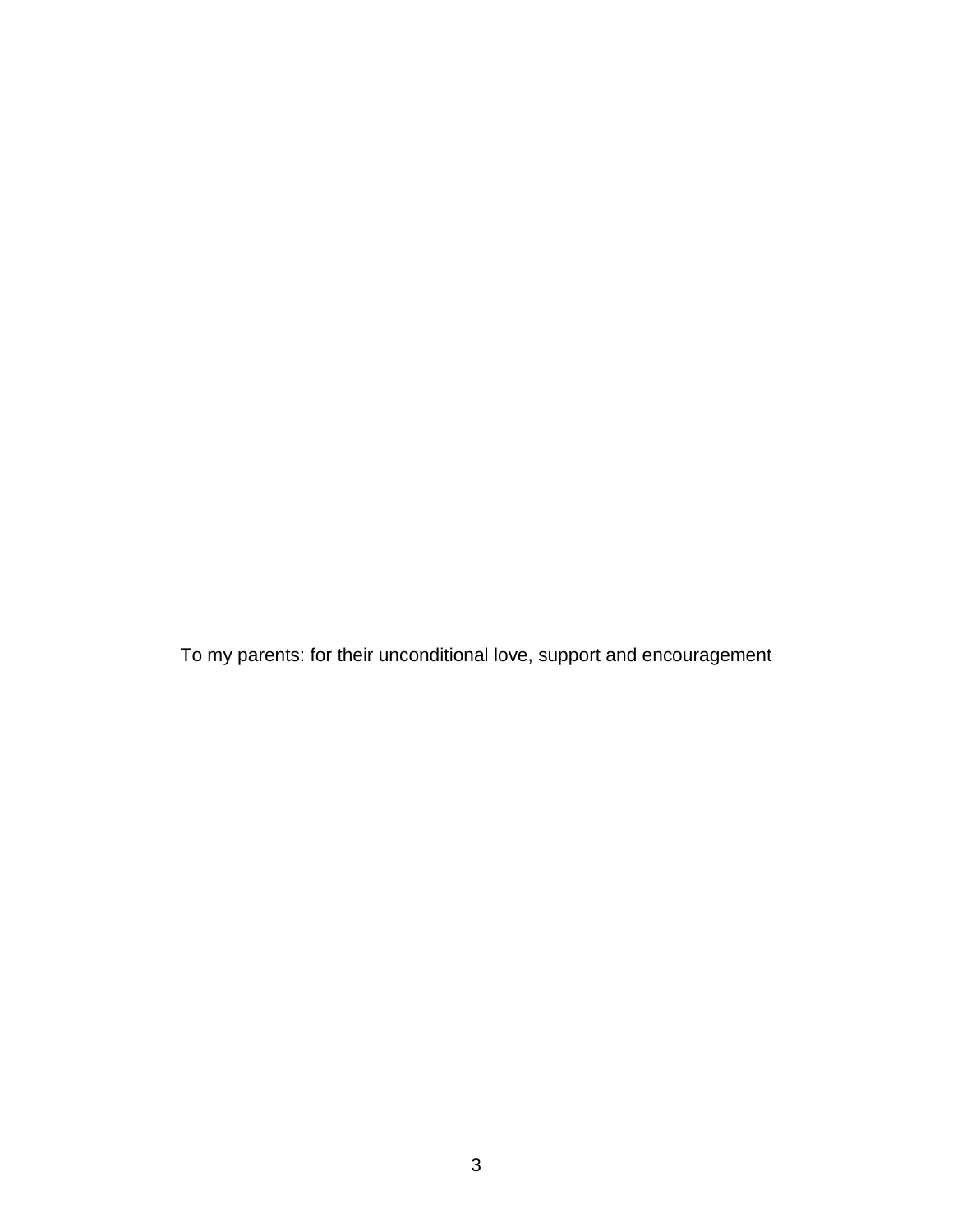To my parents: for their unconditional love, support and encouragement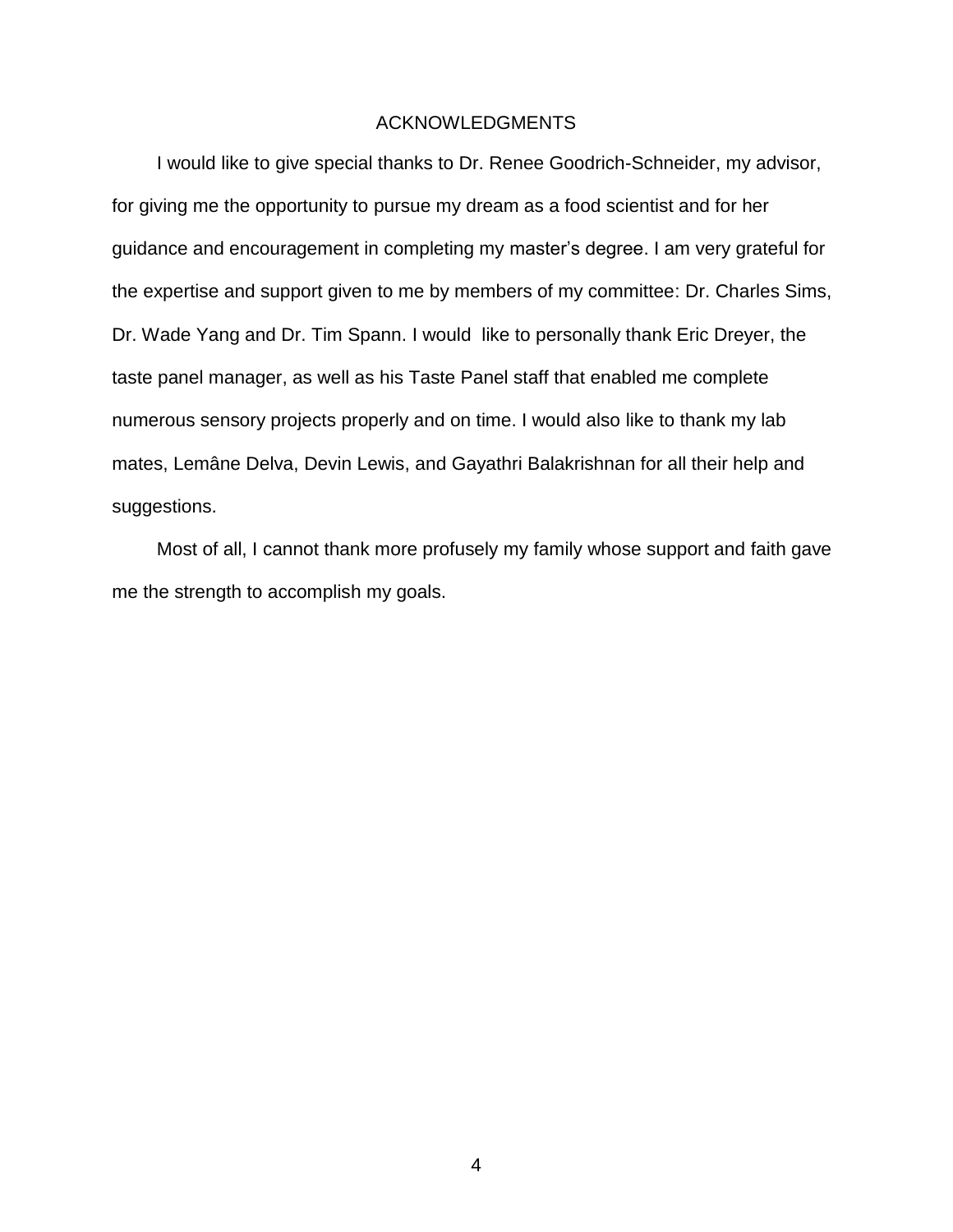# ACKNOWLEDGMENTS

I would like to give special thanks to Dr. Renee Goodrich-Schneider, my advisor, for giving me the opportunity to pursue my dream as a food scientist and for her guidance and encouragement in completing my master's degree. I am very grateful for the expertise and support given to me by members of my committee: Dr. Charles Sims, Dr. Wade Yang and Dr. Tim Spann. I would like to personally thank Eric Dreyer, the taste panel manager, as well as his Taste Panel staff that enabled me complete numerous sensory projects properly and on time. I would also like to thank my lab mates, Lemâne Delva, Devin Lewis, and Gayathri Balakrishnan for all their help and suggestions.

Most of all, I cannot thank more profusely my family whose support and faith gave me the strength to accomplish my goals.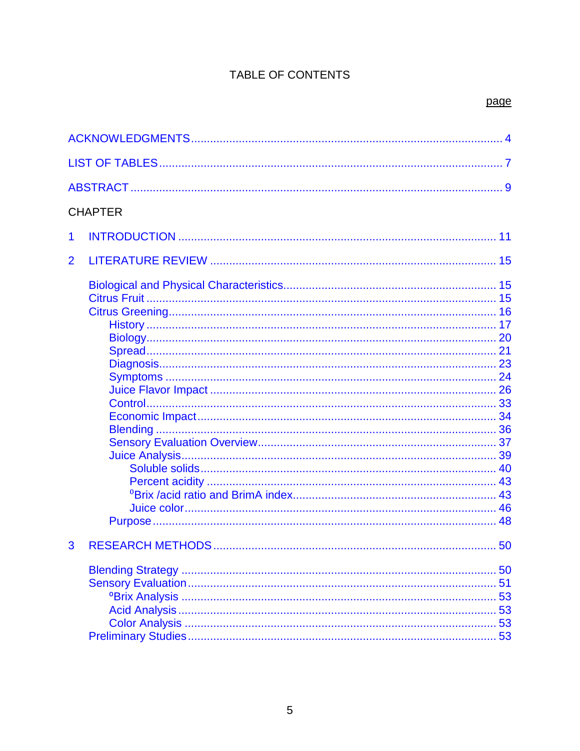# TABLE OF CONTENTS

page

ACKNOWLEDGMENTS ..... 4

LIST OF TABLES ..... 7

ABSTRACT ..... 9

CHAPTER

1 INTRODUCTION ..... 11

2 LITERATURE REVIEW ..... 15

- Biological and Physical Characteristics ..... 15
- Citrus Fruit ..... 15
- Citrus Greening ..... 16
  - History ..... 17
  - Biology ..... 20
  - Spread ..... 21
  - Diagnosis ..... 23
  - Symptoms ..... 24
  - Juice Flavor Impact ..... 26
  - Control ..... 33
  - Economic Impact ..... 34
  - Blending ..... 36
  - Sensory Evaluation Overview ..... 37
  - Juice Analysis ..... 39
    - Soluble solids ..... 40
    - Percent acidity ..... 43
    - ºBrix /acid ratio and BrimA index ..... 43
    - Juice color ..... 46
  - Purpose ..... 48

3 RESEARCH METHODS ..... 50

- Blending Strategy ..... 50
- Sensory Evaluation ..... 51
  - ºBrix Analysis ..... 53
  - Acid Analysis ..... 53
  - Color Analysis ..... 53
- Preliminary Studies ..... 53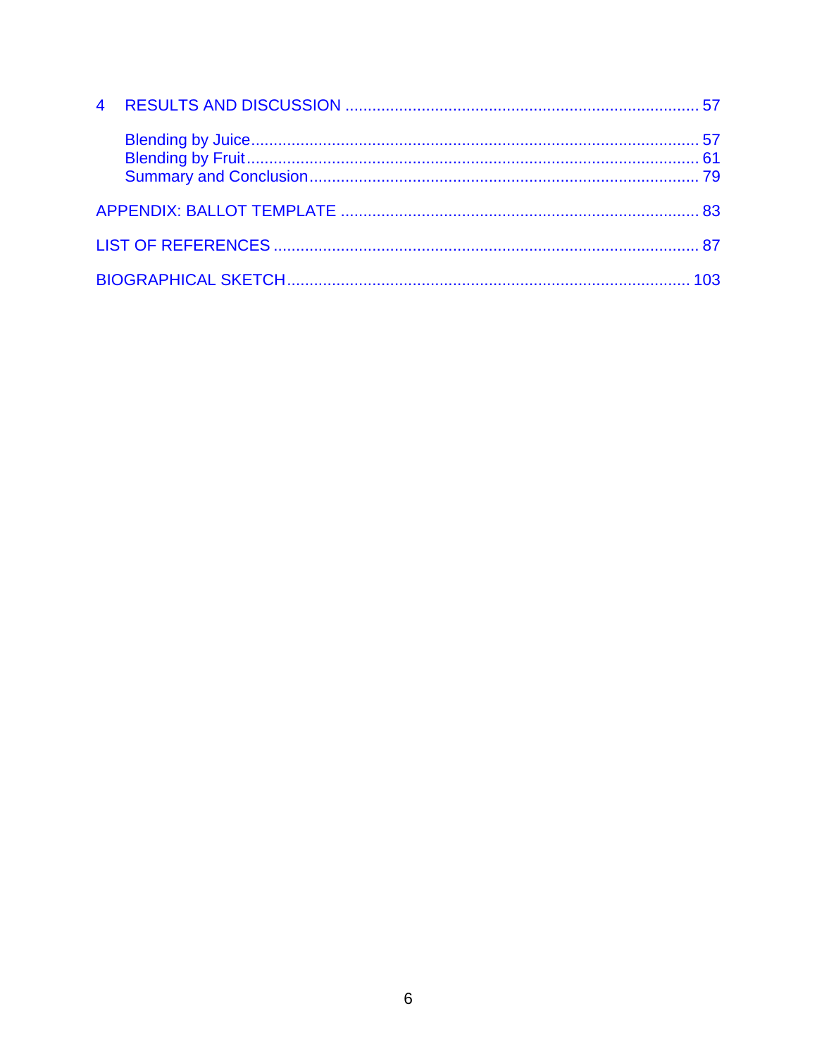4 RESULTS AND DISCUSSION ........................................................................... 57

Blending by Juice................................................................................................. 57
Blending by Fruit.................................................................................................. 61
Summary and Conclusion.................................................................................... 79

APPENDIX: BALLOT TEMPLATE ............................................................................ 83

LIST OF REFERENCES ........................................................................................... 87

BIOGRAPHICAL SKETCH...................................................................................... 103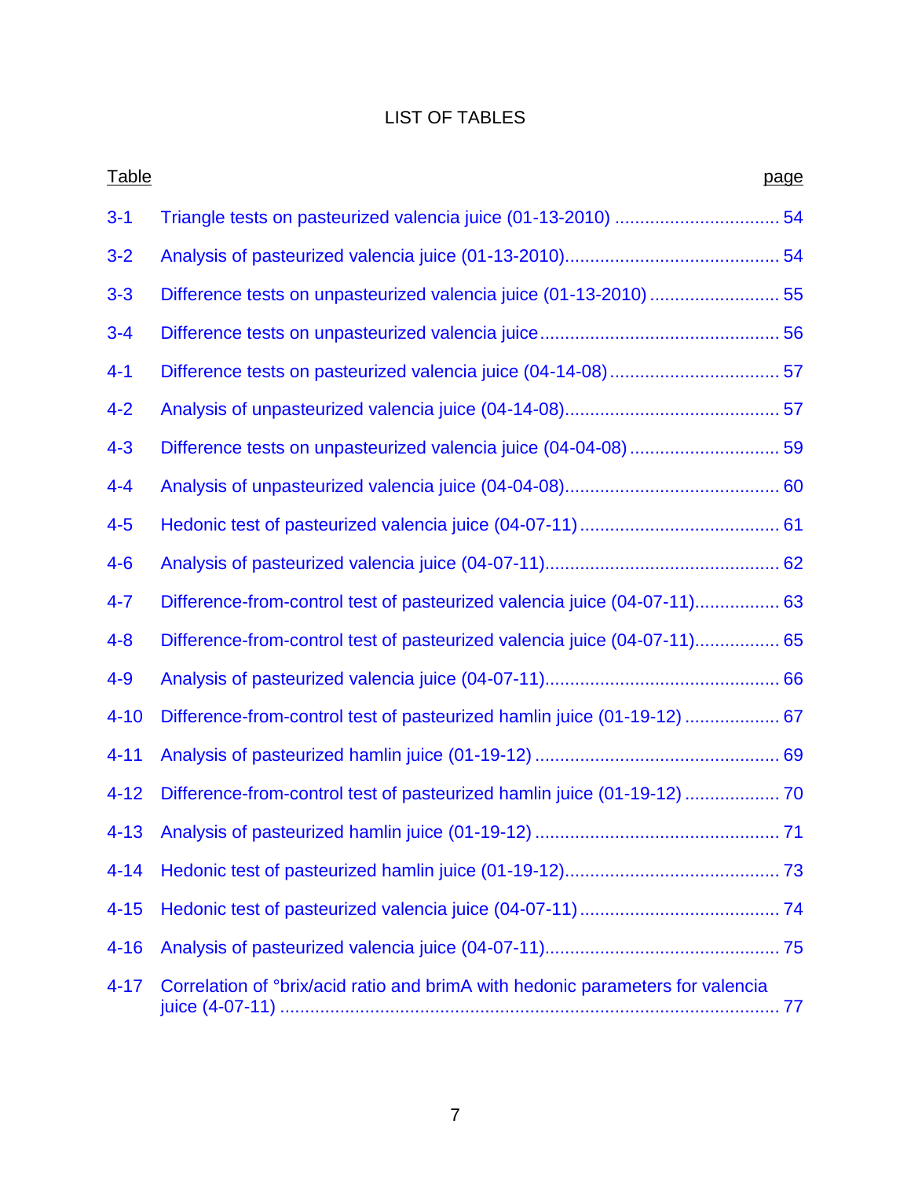# LIST OF TABLES

| Table | | page |
|---|---|---|
| 3-1 | Triangle tests on pasteurized valencia juice (01-13-2010) | 54 |
| 3-2 | Analysis of pasteurized valencia juice (01-13-2010) | 54 |
| 3-3 | Difference tests on unpasteurized valencia juice (01-13-2010) | 55 |
| 3-4 | Difference tests on unpasteurized valencia juice | 56 |
| 4-1 | Difference tests on pasteurized valencia juice (04-14-08) | 57 |
| 4-2 | Analysis of unpasteurized valencia juice (04-14-08) | 57 |
| 4-3 | Difference tests on unpasteurized valencia juice (04-04-08) | 59 |
| 4-4 | Analysis of unpasteurized valencia juice (04-04-08) | 60 |
| 4-5 | Hedonic test of pasteurized valencia juice (04-07-11) | 61 |
| 4-6 | Analysis of pasteurized valencia juice (04-07-11) | 62 |
| 4-7 | Difference-from-control test of pasteurized valencia juice (04-07-11) | 63 |
| 4-8 | Difference-from-control test of pasteurized valencia juice (04-07-11) | 65 |
| 4-9 | Analysis of pasteurized valencia juice (04-07-11) | 66 |
| 4-10 | Difference-from-control test of pasteurized hamlin juice (01-19-12) | 67 |
| 4-11 | Analysis of pasteurized hamlin juice (01-19-12) | 69 |
| 4-12 | Difference-from-control test of pasteurized hamlin juice (01-19-12) | 70 |
| 4-13 | Analysis of pasteurized hamlin juice (01-19-12) | 71 |
| 4-14 | Hedonic test of pasteurized hamlin juice (01-19-12) | 73 |
| 4-15 | Hedonic test of pasteurized valencia juice (04-07-11) | 74 |
| 4-16 | Analysis of pasteurized valencia juice (04-07-11) | 75 |
| 4-17 | Correlation of °brix/acid ratio and brimA with hedonic parameters for valencia juice (4-07-11) | 77 |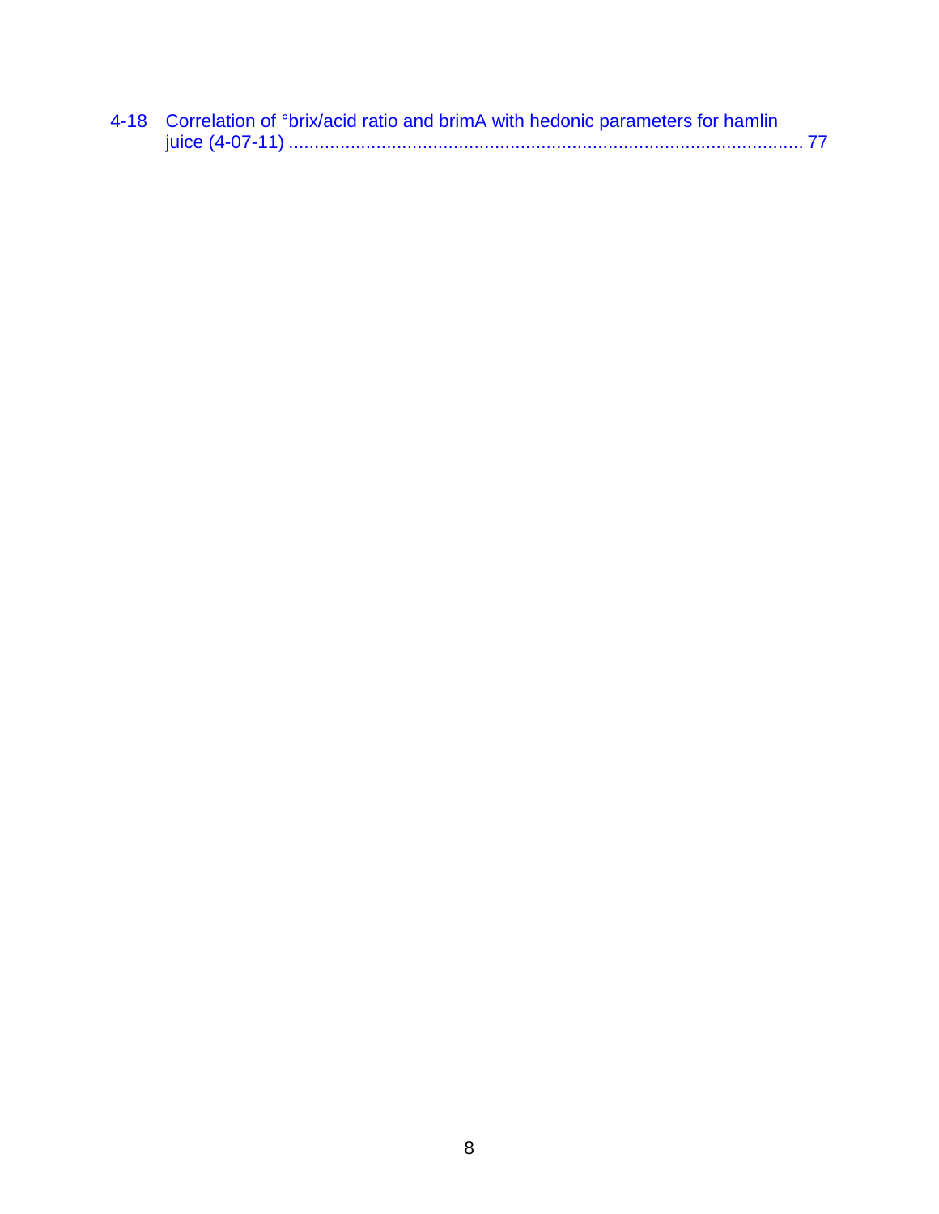4-18 Correlation of °brix/acid ratio and brimA with hedonic parameters for hamlin juice (4-07-11) ........................................................................................ 77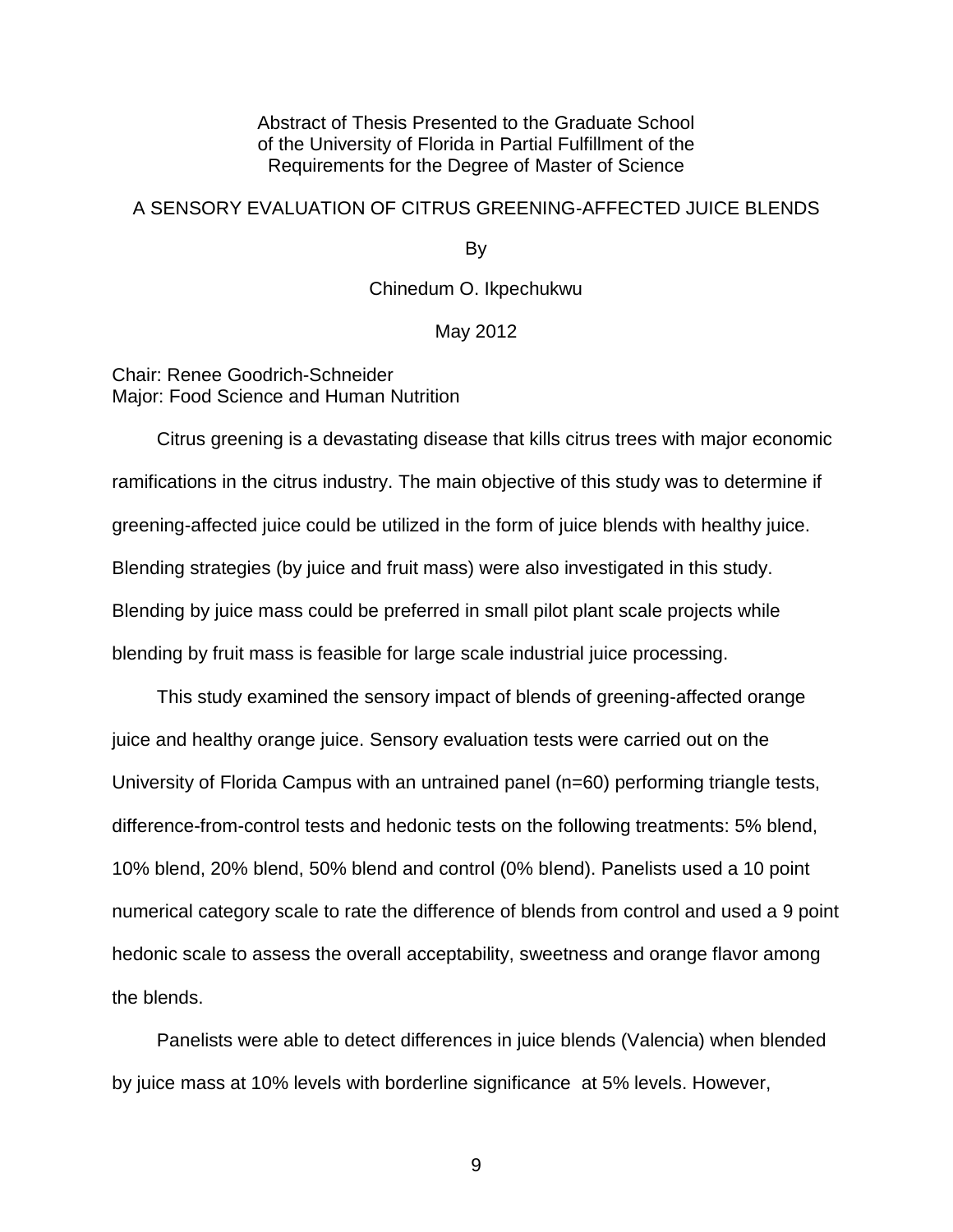Abstract of Thesis Presented to the Graduate School
of the University of Florida in Partial Fulfillment of the
Requirements for the Degree of Master of Science

A SENSORY EVALUATION OF CITRUS GREENING-AFFECTED JUICE BLENDS

By

Chinedum O. Ikpechukwu

May 2012

Chair: Renee Goodrich-Schneider
Major: Food Science and Human Nutrition

Citrus greening is a devastating disease that kills citrus trees with major economic ramifications in the citrus industry. The main objective of this study was to determine if greening-affected juice could be utilized in the form of juice blends with healthy juice. Blending strategies (by juice and fruit mass) were also investigated in this study. Blending by juice mass could be preferred in small pilot plant scale projects while blending by fruit mass is feasible for large scale industrial juice processing.

This study examined the sensory impact of blends of greening-affected orange juice and healthy orange juice. Sensory evaluation tests were carried out on the University of Florida Campus with an untrained panel (n=60) performing triangle tests, difference-from-control tests and hedonic tests on the following treatments: 5% blend, 10% blend, 20% blend, 50% blend and control (0% blend). Panelists used a 10 point numerical category scale to rate the difference of blends from control and used a 9 point hedonic scale to assess the overall acceptability, sweetness and orange flavor among the blends.

Panelists were able to detect differences in juice blends (Valencia) when blended by juice mass at 10% levels with borderline significance at 5% levels. However,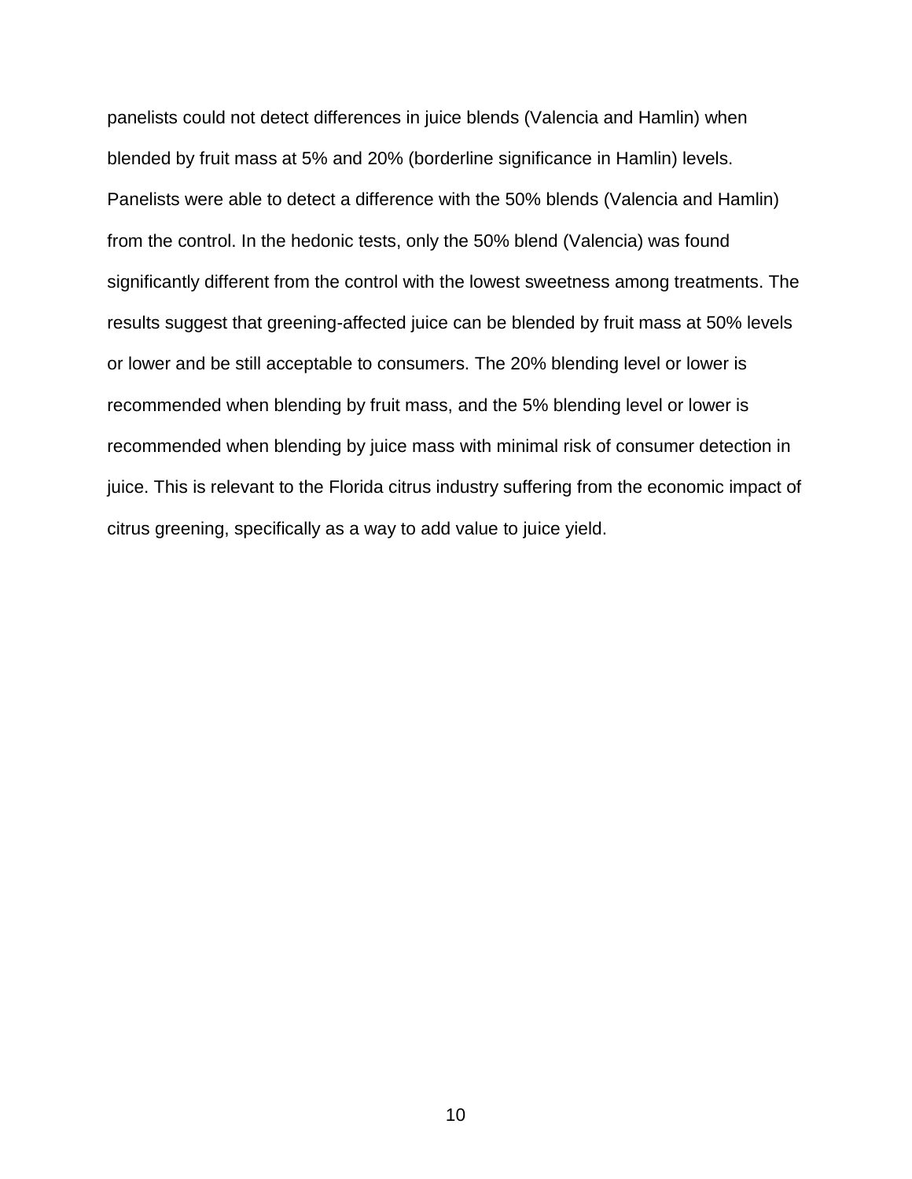panelists could not detect differences in juice blends (Valencia and Hamlin) when blended by fruit mass at 5% and 20% (borderline significance in Hamlin) levels. Panelists were able to detect a difference with the 50% blends (Valencia and Hamlin) from the control. In the hedonic tests, only the 50% blend (Valencia) was found significantly different from the control with the lowest sweetness among treatments. The results suggest that greening-affected juice can be blended by fruit mass at 50% levels or lower and be still acceptable to consumers. The 20% blending level or lower is recommended when blending by fruit mass, and the 5% blending level or lower is recommended when blending by juice mass with minimal risk of consumer detection in juice. This is relevant to the Florida citrus industry suffering from the economic impact of citrus greening, specifically as a way to add value to juice yield.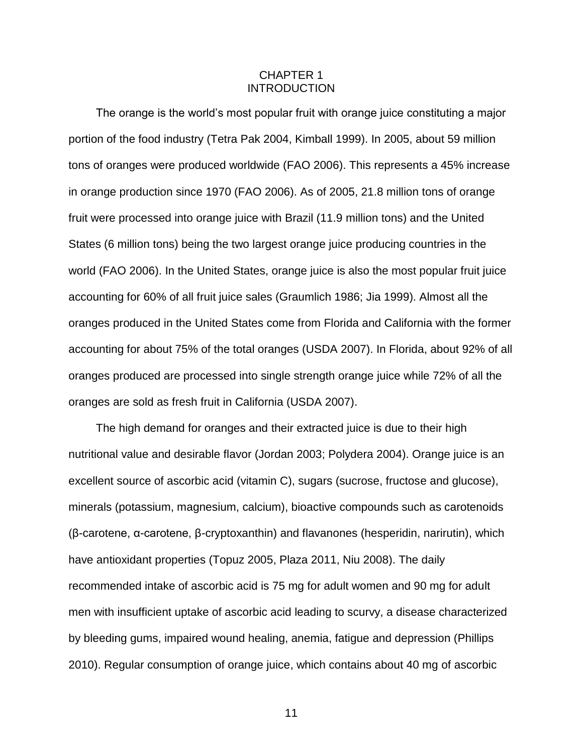# CHAPTER 1
# INTRODUCTION

The orange is the world's most popular fruit with orange juice constituting a major portion of the food industry (Tetra Pak 2004, Kimball 1999). In 2005, about 59 million tons of oranges were produced worldwide (FAO 2006). This represents a 45% increase in orange production since 1970 (FAO 2006). As of 2005, 21.8 million tons of orange fruit were processed into orange juice with Brazil (11.9 million tons) and the United States (6 million tons) being the two largest orange juice producing countries in the world (FAO 2006). In the United States, orange juice is also the most popular fruit juice accounting for 60% of all fruit juice sales (Graumlich 1986; Jia 1999). Almost all the oranges produced in the United States come from Florida and California with the former accounting for about 75% of the total oranges (USDA 2007). In Florida, about 92% of all oranges produced are processed into single strength orange juice while 72% of all the oranges are sold as fresh fruit in California (USDA 2007).

The high demand for oranges and their extracted juice is due to their high nutritional value and desirable flavor (Jordan 2003; Polydera 2004). Orange juice is an excellent source of ascorbic acid (vitamin C), sugars (sucrose, fructose and glucose), minerals (potassium, magnesium, calcium), bioactive compounds such as carotenoids (β-carotene, α-carotene, β-cryptoxanthin) and flavanones (hesperidin, narirutin), which have antioxidant properties (Topuz 2005, Plaza 2011, Niu 2008). The daily recommended intake of ascorbic acid is 75 mg for adult women and 90 mg for adult men with insufficient uptake of ascorbic acid leading to scurvy, a disease characterized by bleeding gums, impaired wound healing, anemia, fatigue and depression (Phillips 2010). Regular consumption of orange juice, which contains about 40 mg of ascorbic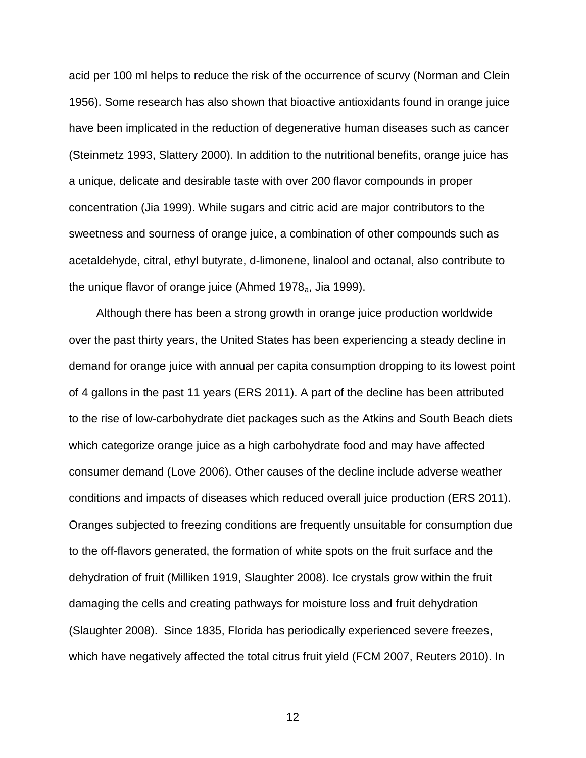acid per 100 ml helps to reduce the risk of the occurrence of scurvy (Norman and Clein 1956). Some research has also shown that bioactive antioxidants found in orange juice have been implicated in the reduction of degenerative human diseases such as cancer (Steinmetz 1993, Slattery 2000). In addition to the nutritional benefits, orange juice has a unique, delicate and desirable taste with over 200 flavor compounds in proper concentration (Jia 1999). While sugars and citric acid are major contributors to the sweetness and sourness of orange juice, a combination of other compounds such as acetaldehyde, citral, ethyl butyrate, d-limonene, linalool and octanal, also contribute to the unique flavor of orange juice (Ahmed $1978_a$, Jia 1999).

Although there has been a strong growth in orange juice production worldwide over the past thirty years, the United States has been experiencing a steady decline in demand for orange juice with annual per capita consumption dropping to its lowest point of 4 gallons in the past 11 years (ERS 2011). A part of the decline has been attributed to the rise of low-carbohydrate diet packages such as the Atkins and South Beach diets which categorize orange juice as a high carbohydrate food and may have affected consumer demand (Love 2006). Other causes of the decline include adverse weather conditions and impacts of diseases which reduced overall juice production (ERS 2011). Oranges subjected to freezing conditions are frequently unsuitable for consumption due to the off-flavors generated, the formation of white spots on the fruit surface and the dehydration of fruit (Milliken 1919, Slaughter 2008). Ice crystals grow within the fruit damaging the cells and creating pathways for moisture loss and fruit dehydration (Slaughter 2008). Since 1835, Florida has periodically experienced severe freezes, which have negatively affected the total citrus fruit yield (FCM 2007, Reuters 2010). In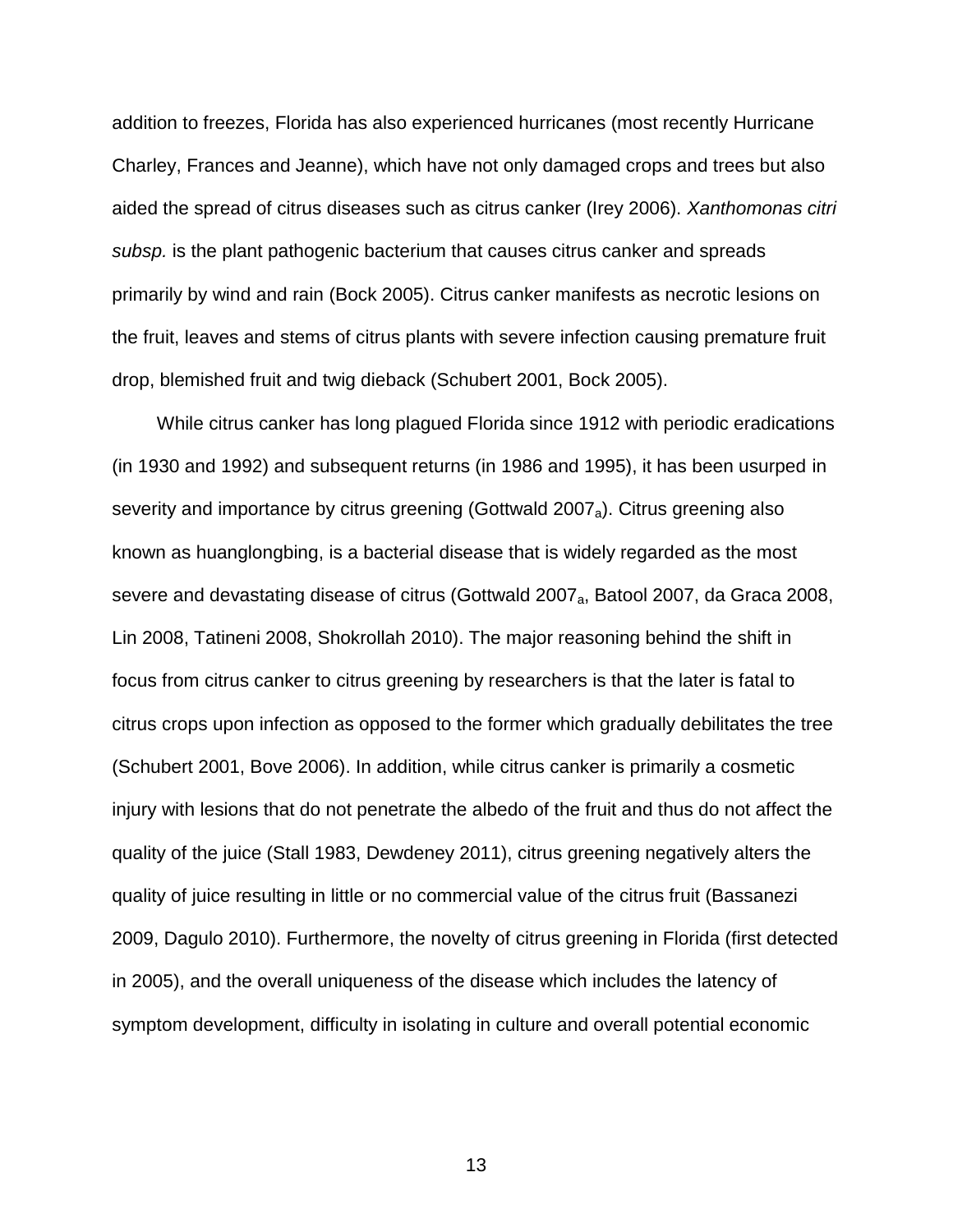addition to freezes, Florida has also experienced hurricanes (most recently Hurricane Charley, Frances and Jeanne), which have not only damaged crops and trees but also aided the spread of citrus diseases such as citrus canker (Irey 2006). *Xanthomonas citri subsp.* is the plant pathogenic bacterium that causes citrus canker and spreads primarily by wind and rain (Bock 2005). Citrus canker manifests as necrotic lesions on the fruit, leaves and stems of citrus plants with severe infection causing premature fruit drop, blemished fruit and twig dieback (Schubert 2001, Bock 2005).

While citrus canker has long plagued Florida since 1912 with periodic eradications (in 1930 and 1992) and subsequent returns (in 1986 and 1995), it has been usurped in severity and importance by citrus greening (Gottwald $2007_a$). Citrus greening also known as huanglongbing, is a bacterial disease that is widely regarded as the most severe and devastating disease of citrus (Gottwald $2007_a$, Batool 2007, da Graca 2008, Lin 2008, Tatineni 2008, Shokrollah 2010). The major reasoning behind the shift in focus from citrus canker to citrus greening by researchers is that the later is fatal to citrus crops upon infection as opposed to the former which gradually debilitates the tree (Schubert 2001, Bove 2006). In addition, while citrus canker is primarily a cosmetic injury with lesions that do not penetrate the albedo of the fruit and thus do not affect the quality of the juice (Stall 1983, Dewdeney 2011), citrus greening negatively alters the quality of juice resulting in little or no commercial value of the citrus fruit (Bassanezi 2009, Dagulo 2010). Furthermore, the novelty of citrus greening in Florida (first detected in 2005), and the overall uniqueness of the disease which includes the latency of symptom development, difficulty in isolating in culture and overall potential economic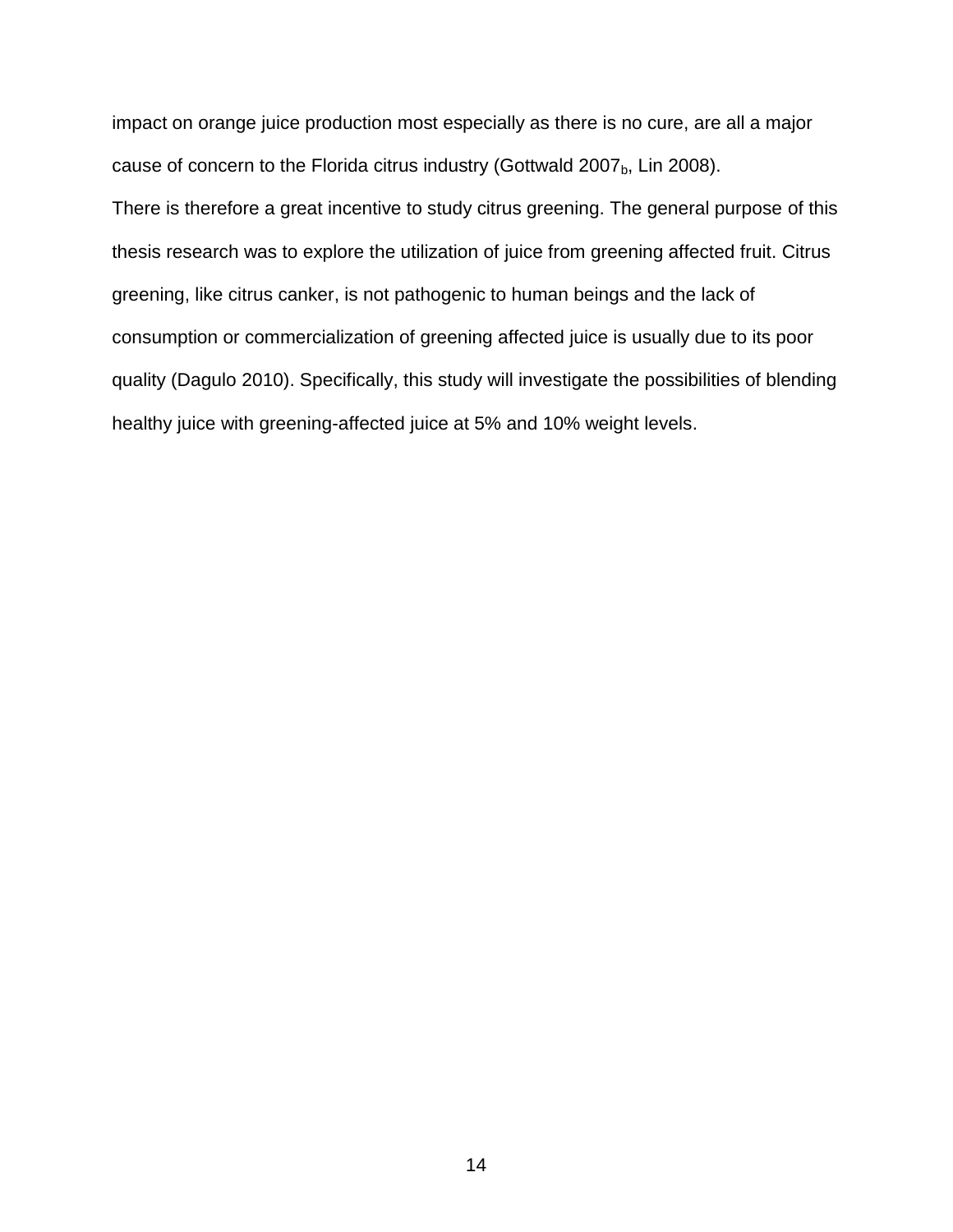impact on orange juice production most especially as there is no cure, are all a major cause of concern to the Florida citrus industry (Gottwald $2007_b$, Lin 2008).

There is therefore a great incentive to study citrus greening. The general purpose of this thesis research was to explore the utilization of juice from greening affected fruit. Citrus greening, like citrus canker, is not pathogenic to human beings and the lack of consumption or commercialization of greening affected juice is usually due to its poor quality (Dagulo 2010). Specifically, this study will investigate the possibilities of blending healthy juice with greening-affected juice at 5% and 10% weight levels.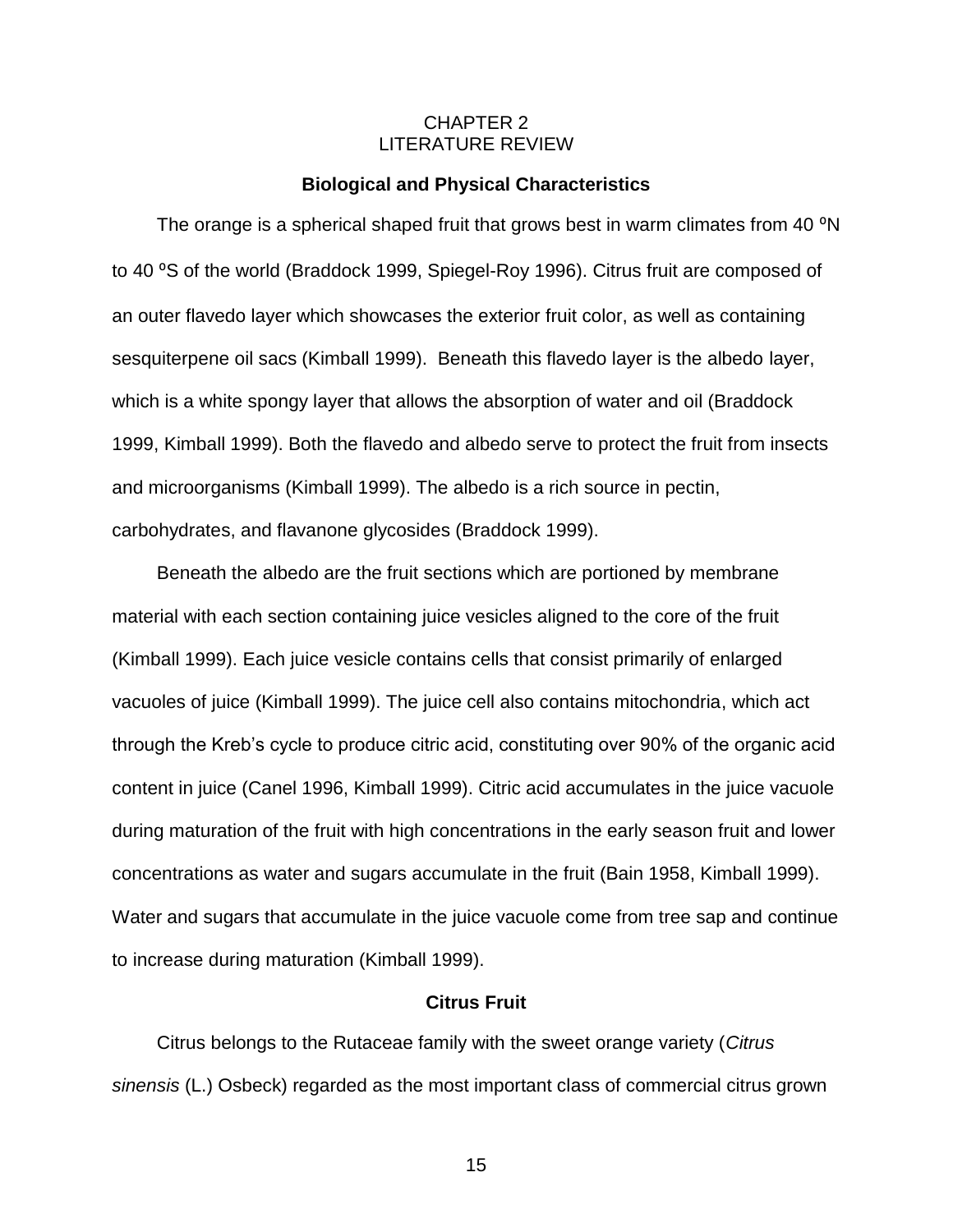# CHAPTER 2
# LITERATURE REVIEW

## Biological and Physical Characteristics

The orange is a spherical shaped fruit that grows best in warm climates from 40 ºN to 40 ºS of the world (Braddock 1999, Spiegel-Roy 1996). Citrus fruit are composed of an outer flavedo layer which showcases the exterior fruit color, as well as containing sesquiterpene oil sacs (Kimball 1999). Beneath this flavedo layer is the albedo layer, which is a white spongy layer that allows the absorption of water and oil (Braddock 1999, Kimball 1999). Both the flavedo and albedo serve to protect the fruit from insects and microorganisms (Kimball 1999). The albedo is a rich source in pectin, carbohydrates, and flavanone glycosides (Braddock 1999).

Beneath the albedo are the fruit sections which are portioned by membrane material with each section containing juice vesicles aligned to the core of the fruit (Kimball 1999). Each juice vesicle contains cells that consist primarily of enlarged vacuoles of juice (Kimball 1999). The juice cell also contains mitochondria, which act through the Kreb's cycle to produce citric acid, constituting over 90% of the organic acid content in juice (Canel 1996, Kimball 1999). Citric acid accumulates in the juice vacuole during maturation of the fruit with high concentrations in the early season fruit and lower concentrations as water and sugars accumulate in the fruit (Bain 1958, Kimball 1999). Water and sugars that accumulate in the juice vacuole come from tree sap and continue to increase during maturation (Kimball 1999).

## Citrus Fruit

Citrus belongs to the Rutaceae family with the sweet orange variety (*Citrus sinensis* (L.) Osbeck) regarded as the most important class of commercial citrus grown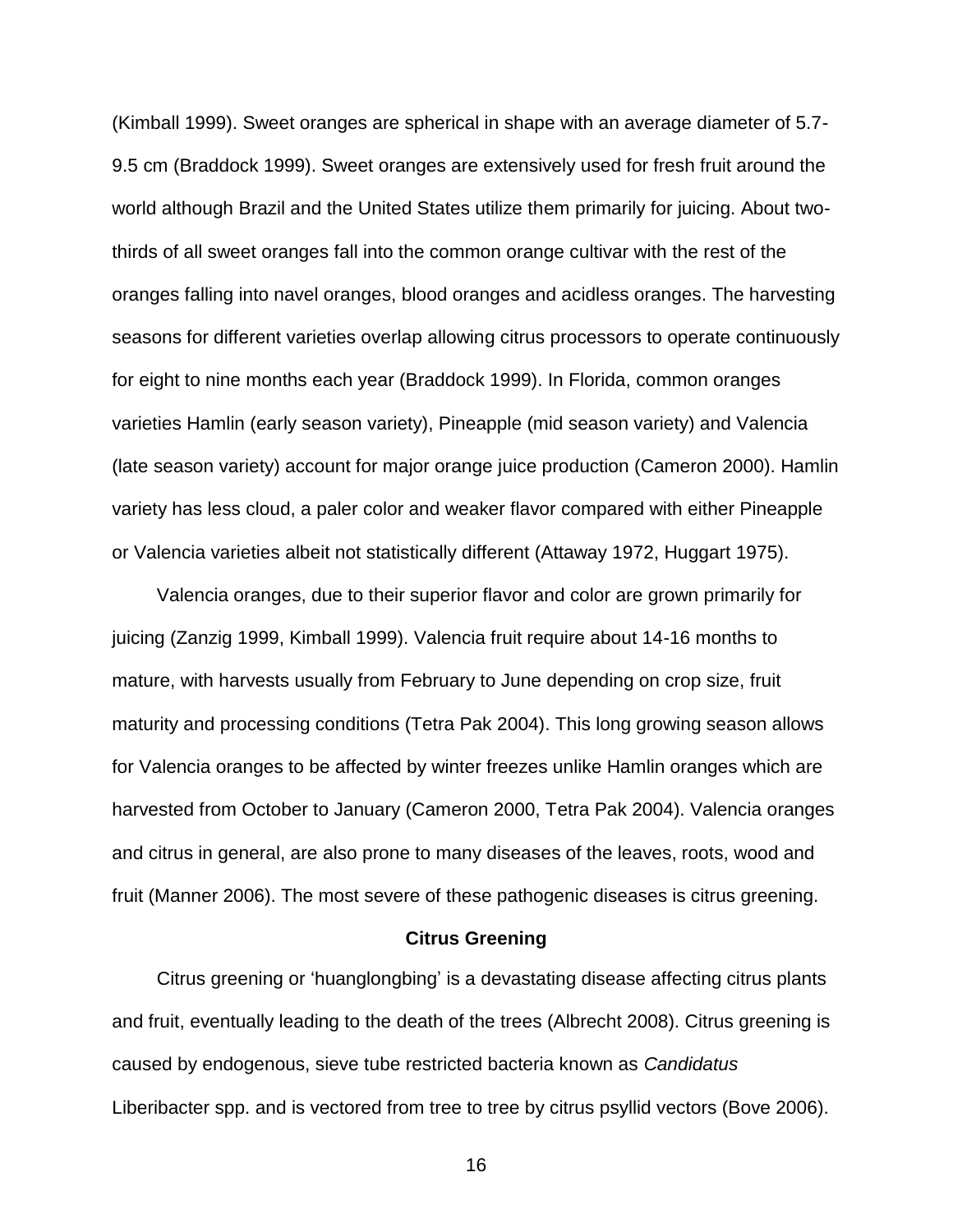(Kimball 1999). Sweet oranges are spherical in shape with an average diameter of 5.7-9.5 cm (Braddock 1999). Sweet oranges are extensively used for fresh fruit around the world although Brazil and the United States utilize them primarily for juicing. About two-thirds of all sweet oranges fall into the common orange cultivar with the rest of the oranges falling into navel oranges, blood oranges and acidless oranges. The harvesting seasons for different varieties overlap allowing citrus processors to operate continuously for eight to nine months each year (Braddock 1999). In Florida, common oranges varieties Hamlin (early season variety), Pineapple (mid season variety) and Valencia (late season variety) account for major orange juice production (Cameron 2000). Hamlin variety has less cloud, a paler color and weaker flavor compared with either Pineapple or Valencia varieties albeit not statistically different (Attaway 1972, Huggart 1975).

Valencia oranges, due to their superior flavor and color are grown primarily for juicing (Zanzig 1999, Kimball 1999). Valencia fruit require about 14-16 months to mature, with harvests usually from February to June depending on crop size, fruit maturity and processing conditions (Tetra Pak 2004). This long growing season allows for Valencia oranges to be affected by winter freezes unlike Hamlin oranges which are harvested from October to January (Cameron 2000, Tetra Pak 2004). Valencia oranges and citrus in general, are also prone to many diseases of the leaves, roots, wood and fruit (Manner 2006). The most severe of these pathogenic diseases is citrus greening.

## Citrus Greening

Citrus greening or 'huanglongbing' is a devastating disease affecting citrus plants and fruit, eventually leading to the death of the trees (Albrecht 2008). Citrus greening is caused by endogenous, sieve tube restricted bacteria known as *Candidatus* Liberibacter spp. and is vectored from tree to tree by citrus psyllid vectors (Bove 2006).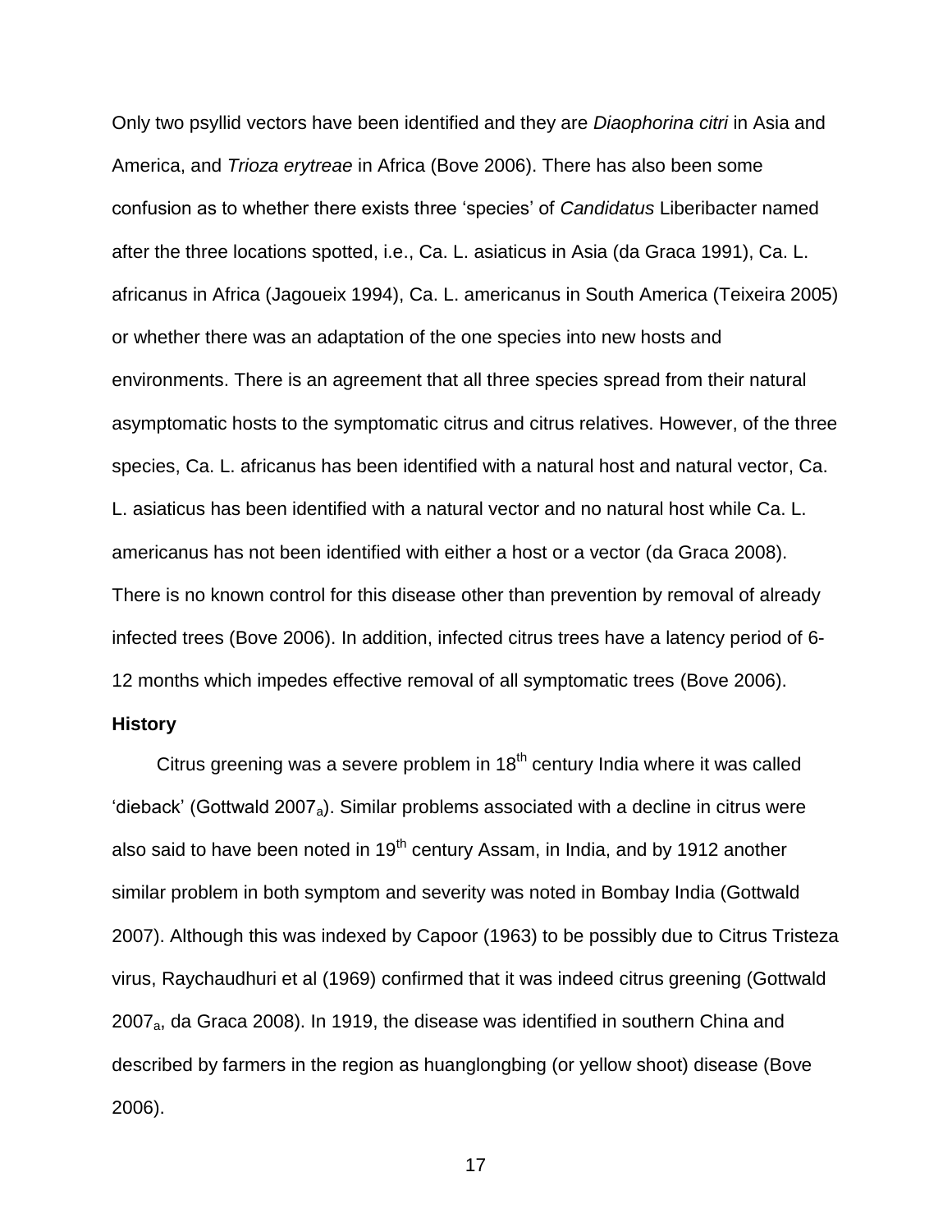Only two psyllid vectors have been identified and they are *Diaophorina citri* in Asia and America, and *Trioza erytreae* in Africa (Bove 2006). There has also been some confusion as to whether there exists three 'species' of *Candidatus* Liberibacter named after the three locations spotted, i.e., Ca. L. asiaticus in Asia (da Graca 1991), Ca. L. africanus in Africa (Jagoueix 1994), Ca. L. americanus in South America (Teixeira 2005) or whether there was an adaptation of the one species into new hosts and environments. There is an agreement that all three species spread from their natural asymptomatic hosts to the symptomatic citrus and citrus relatives. However, of the three species, Ca. L. africanus has been identified with a natural host and natural vector, Ca. L. asiaticus has been identified with a natural vector and no natural host while Ca. L. americanus has not been identified with either a host or a vector (da Graca 2008). There is no known control for this disease other than prevention by removal of already infected trees (Bove 2006). In addition, infected citrus trees have a latency period of 6-12 months which impedes effective removal of all symptomatic trees (Bove 2006).

**History**

Citrus greening was a severe problem in 18th century India where it was called 'dieback' (Gottwald $2007_a$). Similar problems associated with a decline in citrus were also said to have been noted in 19th century Assam, in India, and by 1912 another similar problem in both symptom and severity was noted in Bombay India (Gottwald 2007). Although this was indexed by Capoor (1963) to be possibly due to Citrus Tristeza virus, Raychaudhuri et al (1969) confirmed that it was indeed citrus greening (Gottwald $2007_a$, da Graca 2008). In 1919, the disease was identified in southern China and described by farmers in the region as huanglongbing (or yellow shoot) disease (Bove 2006).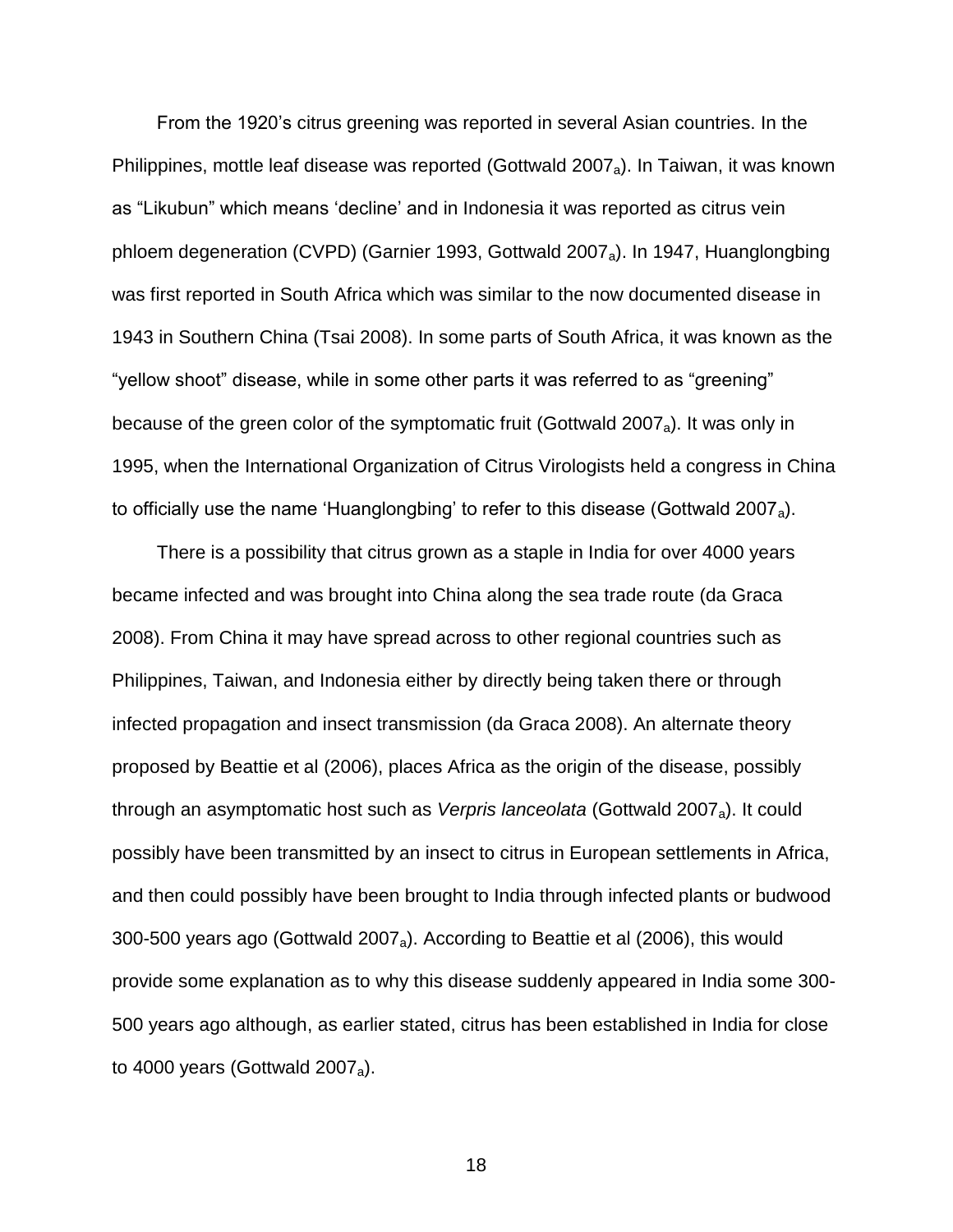From the 1920's citrus greening was reported in several Asian countries. In the Philippines, mottle leaf disease was reported (Gottwald $2007_a$). In Taiwan, it was known as "Likubun" which means 'decline' and in Indonesia it was reported as citrus vein phloem degeneration (CVPD) (Garnier 1993, Gottwald $2007_a$). In 1947, Huanglongbing was first reported in South Africa which was similar to the now documented disease in 1943 in Southern China (Tsai 2008). In some parts of South Africa, it was known as the "yellow shoot" disease, while in some other parts it was referred to as "greening" because of the green color of the symptomatic fruit (Gottwald $2007_a$). It was only in 1995, when the International Organization of Citrus Virologists held a congress in China to officially use the name 'Huanglongbing' to refer to this disease (Gottwald $2007_a$).

There is a possibility that citrus grown as a staple in India for over 4000 years became infected and was brought into China along the sea trade route (da Graca 2008). From China it may have spread across to other regional countries such as Philippines, Taiwan, and Indonesia either by directly being taken there or through infected propagation and insect transmission (da Graca 2008). An alternate theory proposed by Beattie et al (2006), places Africa as the origin of the disease, possibly through an asymptomatic host such as *Verpris lanceolata* (Gottwald $2007_a$). It could possibly have been transmitted by an insect to citrus in European settlements in Africa, and then could possibly have been brought to India through infected plants or budwood 300-500 years ago (Gottwald $2007_a$). According to Beattie et al (2006), this would provide some explanation as to why this disease suddenly appeared in India some 300-500 years ago although, as earlier stated, citrus has been established in India for close to 4000 years (Gottwald $2007_a$).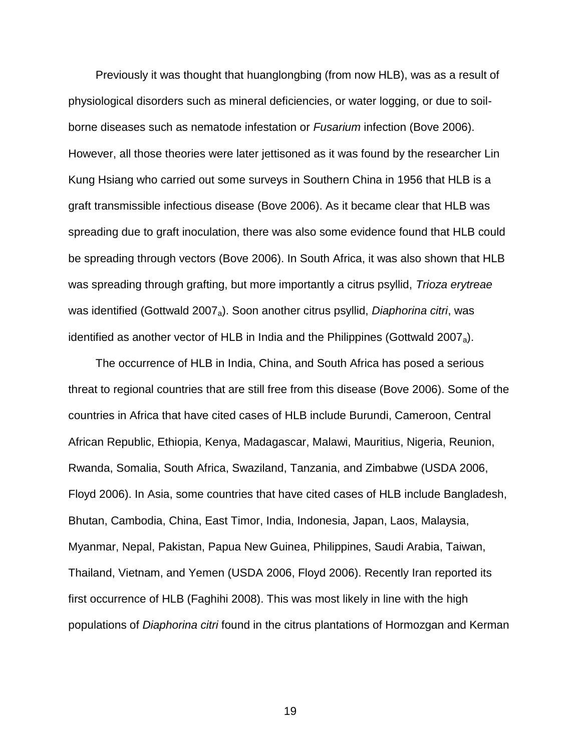Previously it was thought that huanglongbing (from now HLB), was as a result of physiological disorders such as mineral deficiencies, or water logging, or due to soil-borne diseases such as nematode infestation or *Fusarium* infection (Bove 2006). However, all those theories were later jettisoned as it was found by the researcher Lin Kung Hsiang who carried out some surveys in Southern China in 1956 that HLB is a graft transmissible infectious disease (Bove 2006). As it became clear that HLB was spreading due to graft inoculation, there was also some evidence found that HLB could be spreading through vectors (Bove 2006). In South Africa, it was also shown that HLB was spreading through grafting, but more importantly a citrus psyllid, *Trioza erytreae* was identified (Gottwald $2007_a$). Soon another citrus psyllid, *Diaphorina citri*, was identified as another vector of HLB in India and the Philippines (Gottwald $2007_a$).

The occurrence of HLB in India, China, and South Africa has posed a serious threat to regional countries that are still free from this disease (Bove 2006). Some of the countries in Africa that have cited cases of HLB include Burundi, Cameroon, Central African Republic, Ethiopia, Kenya, Madagascar, Malawi, Mauritius, Nigeria, Reunion, Rwanda, Somalia, South Africa, Swaziland, Tanzania, and Zimbabwe (USDA 2006, Floyd 2006). In Asia, some countries that have cited cases of HLB include Bangladesh, Bhutan, Cambodia, China, East Timor, India, Indonesia, Japan, Laos, Malaysia, Myanmar, Nepal, Pakistan, Papua New Guinea, Philippines, Saudi Arabia, Taiwan, Thailand, Vietnam, and Yemen (USDA 2006, Floyd 2006). Recently Iran reported its first occurrence of HLB (Faghihi 2008). This was most likely in line with the high populations of *Diaphorina citri* found in the citrus plantations of Hormozgan and Kerman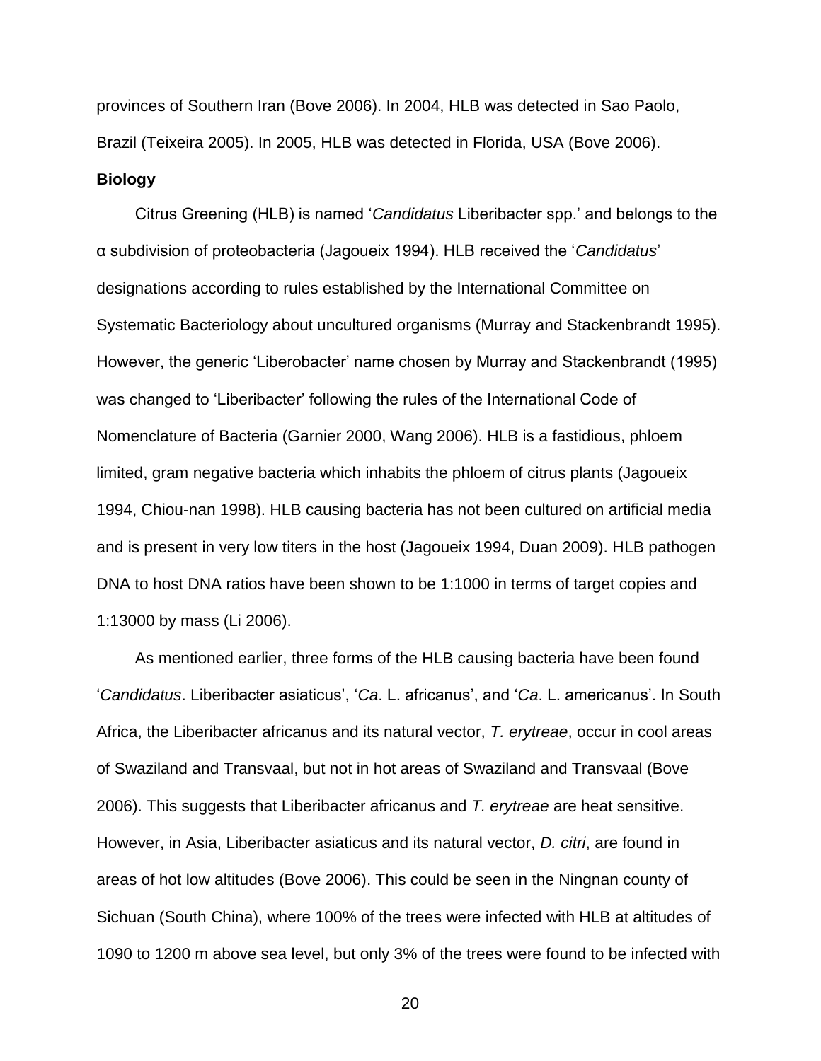provinces of Southern Iran (Bove 2006). In 2004, HLB was detected in Sao Paolo, Brazil (Teixeira 2005). In 2005, HLB was detected in Florida, USA (Bove 2006).

**Biology**

Citrus Greening (HLB) is named '*Candidatus* Liberibacter spp.' and belongs to the α subdivision of proteobacteria (Jagoueix 1994). HLB received the '*Candidatus*' designations according to rules established by the International Committee on Systematic Bacteriology about uncultured organisms (Murray and Stackenbrandt 1995). However, the generic 'Liberobacter' name chosen by Murray and Stackenbrandt (1995) was changed to 'Liberibacter' following the rules of the International Code of Nomenclature of Bacteria (Garnier 2000, Wang 2006). HLB is a fastidious, phloem limited, gram negative bacteria which inhabits the phloem of citrus plants (Jagoueix 1994, Chiou-nan 1998). HLB causing bacteria has not been cultured on artificial media and is present in very low titers in the host (Jagoueix 1994, Duan 2009). HLB pathogen DNA to host DNA ratios have been shown to be 1:1000 in terms of target copies and 1:13000 by mass (Li 2006).

As mentioned earlier, three forms of the HLB causing bacteria have been found '*Candidatus*. Liberibacter asiaticus', '*Ca*. L. africanus', and '*Ca*. L. americanus'. In South Africa, the Liberibacter africanus and its natural vector, *T. erytreae*, occur in cool areas of Swaziland and Transvaal, but not in hot areas of Swaziland and Transvaal (Bove 2006). This suggests that Liberibacter africanus and *T. erytreae* are heat sensitive. However, in Asia, Liberibacter asiaticus and its natural vector, *D. citri*, are found in areas of hot low altitudes (Bove 2006). This could be seen in the Ningnan county of Sichuan (South China), where 100% of the trees were infected with HLB at altitudes of 1090 to 1200 m above sea level, but only 3% of the trees were found to be infected with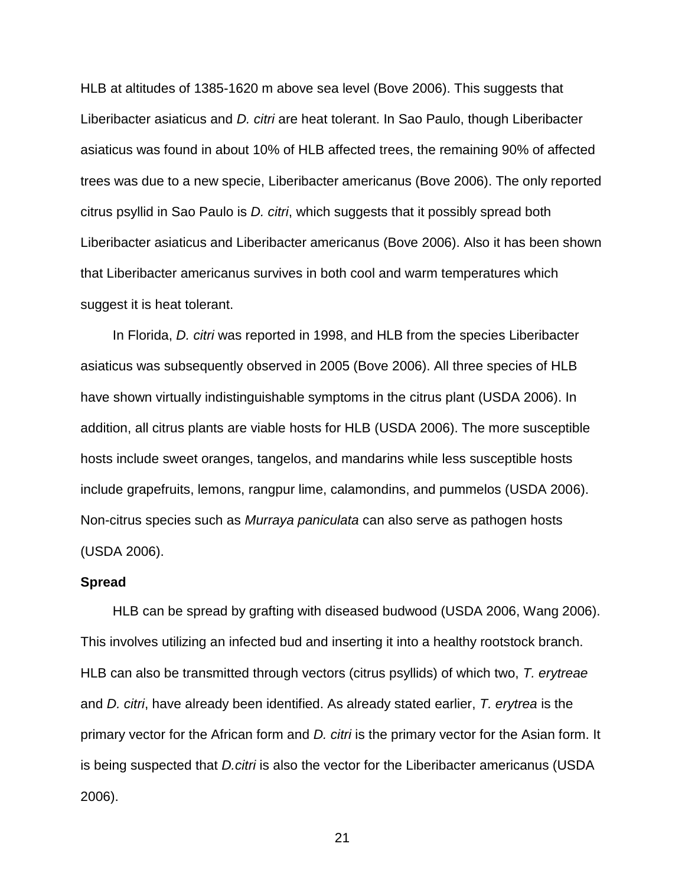HLB at altitudes of 1385-1620 m above sea level (Bove 2006). This suggests that Liberibacter asiaticus and *D. citri* are heat tolerant. In Sao Paulo, though Liberibacter asiaticus was found in about 10% of HLB affected trees, the remaining 90% of affected trees was due to a new specie, Liberibacter americanus (Bove 2006). The only reported citrus psyllid in Sao Paulo is *D. citri*, which suggests that it possibly spread both Liberibacter asiaticus and Liberibacter americanus (Bove 2006). Also it has been shown that Liberibacter americanus survives in both cool and warm temperatures which suggest it is heat tolerant.

In Florida, *D. citri* was reported in 1998, and HLB from the species Liberibacter asiaticus was subsequently observed in 2005 (Bove 2006). All three species of HLB have shown virtually indistinguishable symptoms in the citrus plant (USDA 2006). In addition, all citrus plants are viable hosts for HLB (USDA 2006). The more susceptible hosts include sweet oranges, tangelos, and mandarins while less susceptible hosts include grapefruits, lemons, rangpur lime, calamondins, and pummelos (USDA 2006). Non-citrus species such as *Murraya paniculata* can also serve as pathogen hosts (USDA 2006).

**Spread**

HLB can be spread by grafting with diseased budwood (USDA 2006, Wang 2006). This involves utilizing an infected bud and inserting it into a healthy rootstock branch. HLB can also be transmitted through vectors (citrus psyllids) of which two, *T. erytreae* and *D. citri*, have already been identified. As already stated earlier, *T. erytrea* is the primary vector for the African form and *D. citri* is the primary vector for the Asian form. It is being suspected that *D.citri* is also the vector for the Liberibacter americanus (USDA 2006).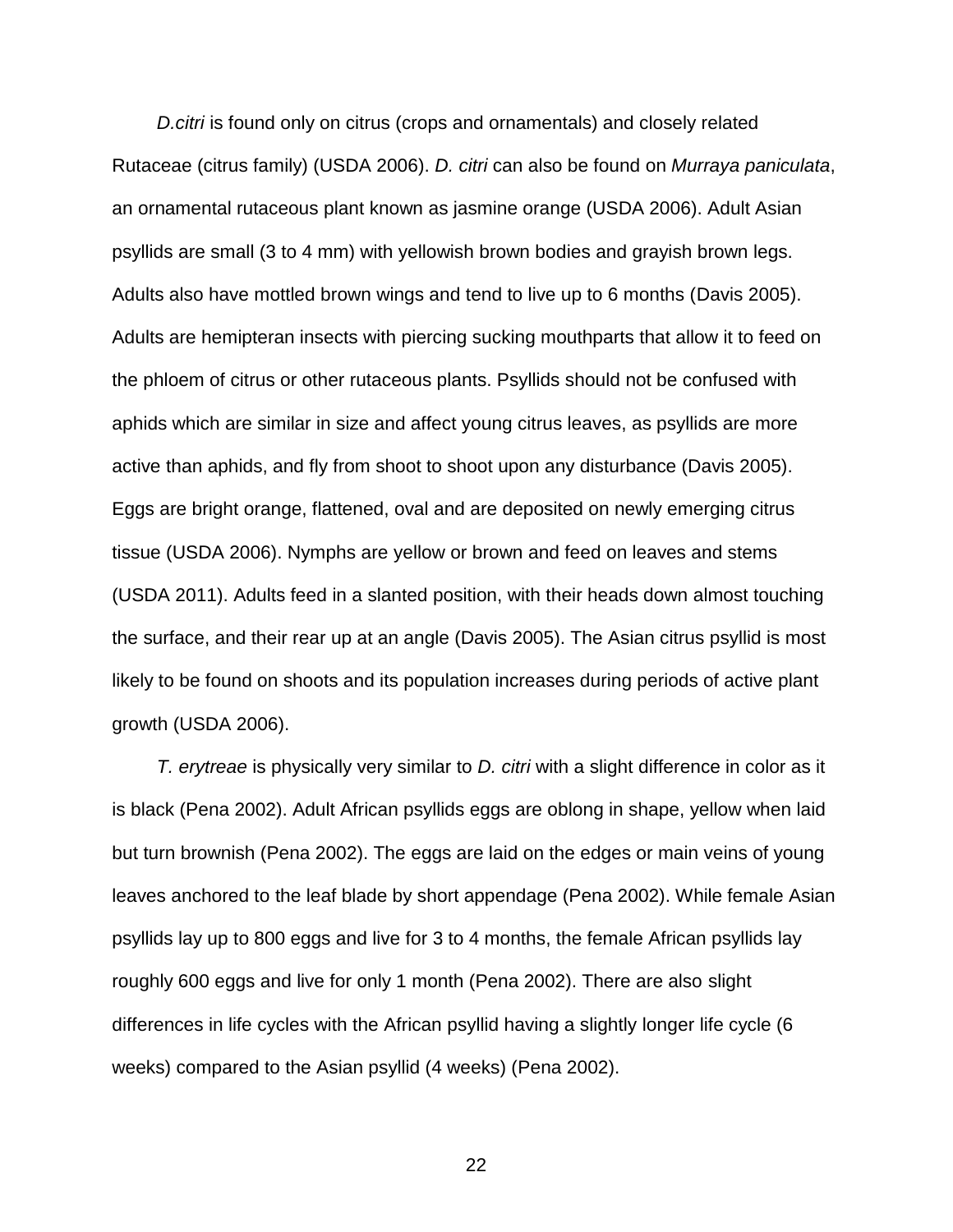*D.citri* is found only on citrus (crops and ornamentals) and closely related Rutaceae (citrus family) (USDA 2006). *D. citri* can also be found on *Murraya paniculata*, an ornamental rutaceous plant known as jasmine orange (USDA 2006). Adult Asian psyllids are small (3 to 4 mm) with yellowish brown bodies and grayish brown legs. Adults also have mottled brown wings and tend to live up to 6 months (Davis 2005). Adults are hemipteran insects with piercing sucking mouthparts that allow it to feed on the phloem of citrus or other rutaceous plants. Psyllids should not be confused with aphids which are similar in size and affect young citrus leaves, as psyllids are more active than aphids, and fly from shoot to shoot upon any disturbance (Davis 2005). Eggs are bright orange, flattened, oval and are deposited on newly emerging citrus tissue (USDA 2006). Nymphs are yellow or brown and feed on leaves and stems (USDA 2011). Adults feed in a slanted position, with their heads down almost touching the surface, and their rear up at an angle (Davis 2005). The Asian citrus psyllid is most likely to be found on shoots and its population increases during periods of active plant growth (USDA 2006).

*T. erytreae* is physically very similar to *D. citri* with a slight difference in color as it is black (Pena 2002). Adult African psyllids eggs are oblong in shape, yellow when laid but turn brownish (Pena 2002). The eggs are laid on the edges or main veins of young leaves anchored to the leaf blade by short appendage (Pena 2002). While female Asian psyllids lay up to 800 eggs and live for 3 to 4 months, the female African psyllids lay roughly 600 eggs and live for only 1 month (Pena 2002). There are also slight differences in life cycles with the African psyllid having a slightly longer life cycle (6 weeks) compared to the Asian psyllid (4 weeks) (Pena 2002).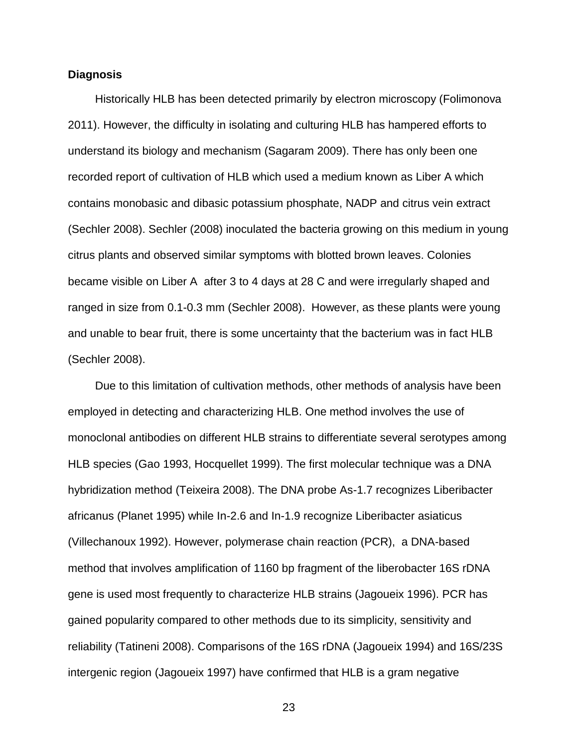**Diagnosis**

Historically HLB has been detected primarily by electron microscopy (Folimonova 2011). However, the difficulty in isolating and culturing HLB has hampered efforts to understand its biology and mechanism (Sagaram 2009). There has only been one recorded report of cultivation of HLB which used a medium known as Liber A which contains monobasic and dibasic potassium phosphate, NADP and citrus vein extract (Sechler 2008). Sechler (2008) inoculated the bacteria growing on this medium in young citrus plants and observed similar symptoms with blotted brown leaves. Colonies became visible on Liber A after 3 to 4 days at 28 C and were irregularly shaped and ranged in size from 0.1-0.3 mm (Sechler 2008). However, as these plants were young and unable to bear fruit, there is some uncertainty that the bacterium was in fact HLB (Sechler 2008).

Due to this limitation of cultivation methods, other methods of analysis have been employed in detecting and characterizing HLB. One method involves the use of monoclonal antibodies on different HLB strains to differentiate several serotypes among HLB species (Gao 1993, Hocquellet 1999). The first molecular technique was a DNA hybridization method (Teixeira 2008). The DNA probe As-1.7 recognizes Liberibacter africanus (Planet 1995) while In-2.6 and In-1.9 recognize Liberibacter asiaticus (Villechanoux 1992). However, polymerase chain reaction (PCR), a DNA-based method that involves amplification of 1160 bp fragment of the liberobacter 16S rDNA gene is used most frequently to characterize HLB strains (Jagoueix 1996). PCR has gained popularity compared to other methods due to its simplicity, sensitivity and reliability (Tatineni 2008). Comparisons of the 16S rDNA (Jagoueix 1994) and 16S/23S intergenic region (Jagoueix 1997) have confirmed that HLB is a gram negative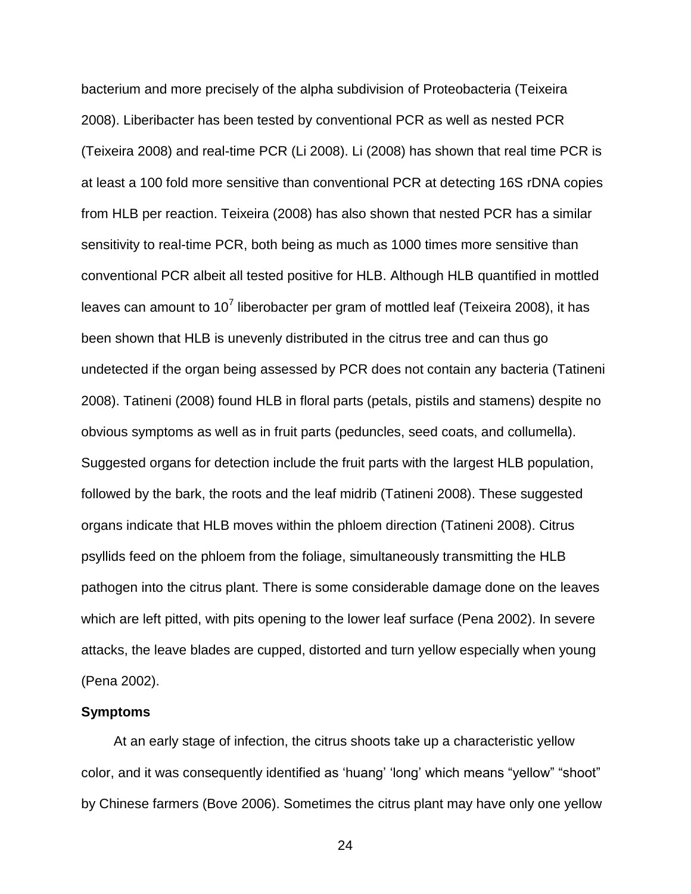bacterium and more precisely of the alpha subdivision of Proteobacteria (Teixeira 2008). Liberibacter has been tested by conventional PCR as well as nested PCR (Teixeira 2008) and real-time PCR (Li 2008). Li (2008) has shown that real time PCR is at least a 100 fold more sensitive than conventional PCR at detecting 16S rDNA copies from HLB per reaction. Teixeira (2008) has also shown that nested PCR has a similar sensitivity to real-time PCR, both being as much as 1000 times more sensitive than conventional PCR albeit all tested positive for HLB. Although HLB quantified in mottled leaves can amount to $10^7$ liberobacter per gram of mottled leaf (Teixeira 2008), it has been shown that HLB is unevenly distributed in the citrus tree and can thus go undetected if the organ being assessed by PCR does not contain any bacteria (Tatineni 2008). Tatineni (2008) found HLB in floral parts (petals, pistils and stamens) despite no obvious symptoms as well as in fruit parts (peduncles, seed coats, and collumella). Suggested organs for detection include the fruit parts with the largest HLB population, followed by the bark, the roots and the leaf midrib (Tatineni 2008). These suggested organs indicate that HLB moves within the phloem direction (Tatineni 2008). Citrus psyllids feed on the phloem from the foliage, simultaneously transmitting the HLB pathogen into the citrus plant. There is some considerable damage done on the leaves which are left pitted, with pits opening to the lower leaf surface (Pena 2002). In severe attacks, the leave blades are cupped, distorted and turn yellow especially when young (Pena 2002).

**Symptoms**

At an early stage of infection, the citrus shoots take up a characteristic yellow color, and it was consequently identified as ‘huang’ ‘long’ which means “yellow” “shoot” by Chinese farmers (Bove 2006). Sometimes the citrus plant may have only one yellow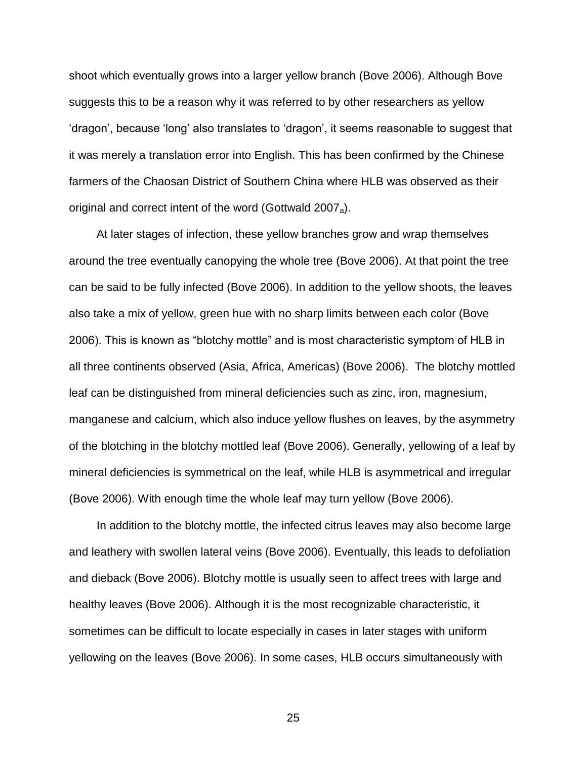shoot which eventually grows into a larger yellow branch (Bove 2006). Although Bove suggests this to be a reason why it was referred to by other researchers as yellow 'dragon', because 'long' also translates to 'dragon', it seems reasonable to suggest that it was merely a translation error into English. This has been confirmed by the Chinese farmers of the Chaosan District of Southern China where HLB was observed as their original and correct intent of the word (Gottwald $2007_a$).

At later stages of infection, these yellow branches grow and wrap themselves around the tree eventually canopying the whole tree (Bove 2006). At that point the tree can be said to be fully infected (Bove 2006). In addition to the yellow shoots, the leaves also take a mix of yellow, green hue with no sharp limits between each color (Bove 2006). This is known as "blotchy mottle" and is most characteristic symptom of HLB in all three continents observed (Asia, Africa, Americas) (Bove 2006). The blotchy mottled leaf can be distinguished from mineral deficiencies such as zinc, iron, magnesium, manganese and calcium, which also induce yellow flushes on leaves, by the asymmetry of the blotching in the blotchy mottled leaf (Bove 2006). Generally, yellowing of a leaf by mineral deficiencies is symmetrical on the leaf, while HLB is asymmetrical and irregular (Bove 2006). With enough time the whole leaf may turn yellow (Bove 2006).

In addition to the blotchy mottle, the infected citrus leaves may also become large and leathery with swollen lateral veins (Bove 2006). Eventually, this leads to defoliation and dieback (Bove 2006). Blotchy mottle is usually seen to affect trees with large and healthy leaves (Bove 2006). Although it is the most recognizable characteristic, it sometimes can be difficult to locate especially in cases in later stages with uniform yellowing on the leaves (Bove 2006). In some cases, HLB occurs simultaneously with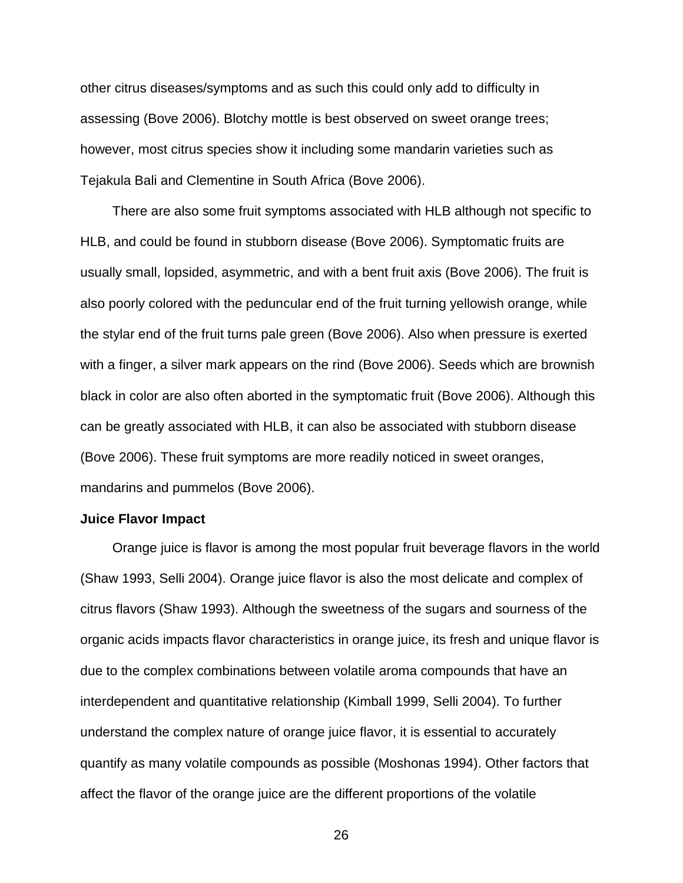other citrus diseases/symptoms and as such this could only add to difficulty in assessing (Bove 2006). Blotchy mottle is best observed on sweet orange trees; however, most citrus species show it including some mandarin varieties such as Tejakula Bali and Clementine in South Africa (Bove 2006).

There are also some fruit symptoms associated with HLB although not specific to HLB, and could be found in stubborn disease (Bove 2006). Symptomatic fruits are usually small, lopsided, asymmetric, and with a bent fruit axis (Bove 2006). The fruit is also poorly colored with the peduncular end of the fruit turning yellowish orange, while the stylar end of the fruit turns pale green (Bove 2006). Also when pressure is exerted with a finger, a silver mark appears on the rind (Bove 2006). Seeds which are brownish black in color are also often aborted in the symptomatic fruit (Bove 2006). Although this can be greatly associated with HLB, it can also be associated with stubborn disease (Bove 2006). These fruit symptoms are more readily noticed in sweet oranges, mandarins and pummelos (Bove 2006).

**Juice Flavor Impact**

Orange juice is flavor is among the most popular fruit beverage flavors in the world (Shaw 1993, Selli 2004). Orange juice flavor is also the most delicate and complex of citrus flavors (Shaw 1993). Although the sweetness of the sugars and sourness of the organic acids impacts flavor characteristics in orange juice, its fresh and unique flavor is due to the complex combinations between volatile aroma compounds that have an interdependent and quantitative relationship (Kimball 1999, Selli 2004). To further understand the complex nature of orange juice flavor, it is essential to accurately quantify as many volatile compounds as possible (Moshonas 1994). Other factors that affect the flavor of the orange juice are the different proportions of the volatile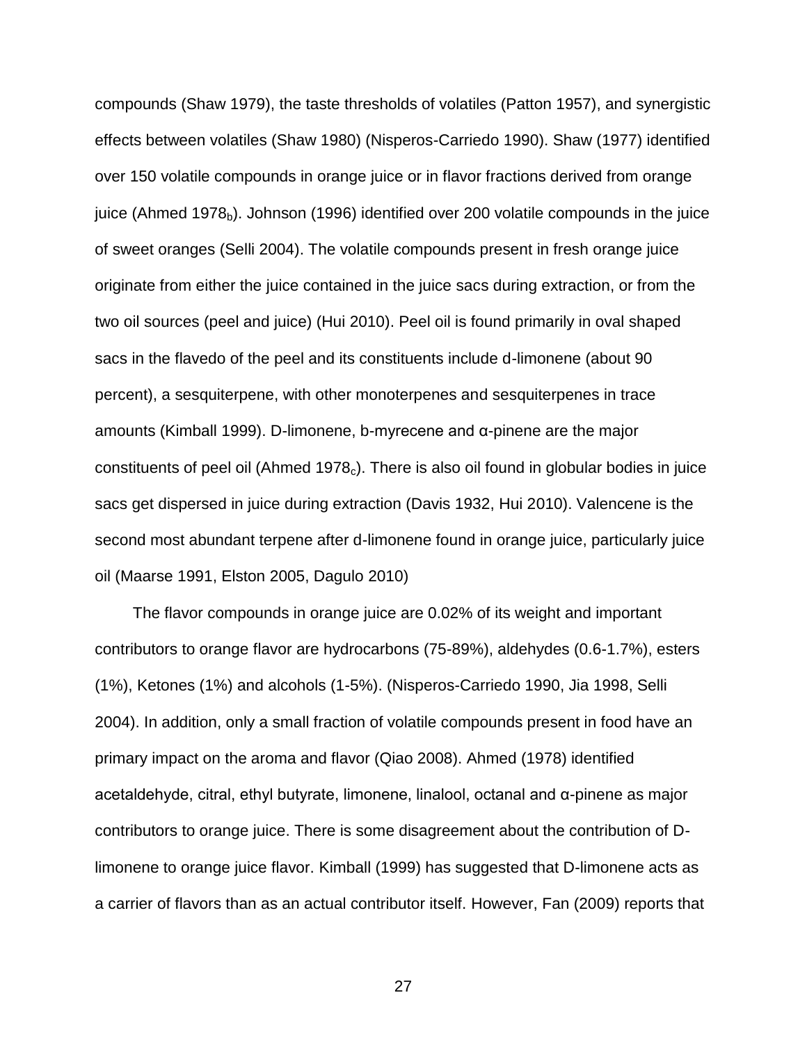compounds (Shaw 1979), the taste thresholds of volatiles (Patton 1957), and synergistic effects between volatiles (Shaw 1980) (Nisperos-Carriedo 1990). Shaw (1977) identified over 150 volatile compounds in orange juice or in flavor fractions derived from orange juice (Ahmed $1978_b$). Johnson (1996) identified over 200 volatile compounds in the juice of sweet oranges (Selli 2004). The volatile compounds present in fresh orange juice originate from either the juice contained in the juice sacs during extraction, or from the two oil sources (peel and juice) (Hui 2010). Peel oil is found primarily in oval shaped sacs in the flavedo of the peel and its constituents include d-limonene (about 90 percent), a sesquiterpene, with other monoterpenes and sesquiterpenes in trace amounts (Kimball 1999). D-limonene, b-myrecene and α-pinene are the major constituents of peel oil (Ahmed $1978_c$). There is also oil found in globular bodies in juice sacs get dispersed in juice during extraction (Davis 1932, Hui 2010). Valencene is the second most abundant terpene after d-limonene found in orange juice, particularly juice oil (Maarse 1991, Elston 2005, Dagulo 2010)

The flavor compounds in orange juice are 0.02% of its weight and important contributors to orange flavor are hydrocarbons (75-89%), aldehydes (0.6-1.7%), esters (1%), Ketones (1%) and alcohols (1-5%). (Nisperos-Carriedo 1990, Jia 1998, Selli 2004). In addition, only a small fraction of volatile compounds present in food have an primary impact on the aroma and flavor (Qiao 2008). Ahmed (1978) identified acetaldehyde, citral, ethyl butyrate, limonene, linalool, octanal and α-pinene as major contributors to orange juice. There is some disagreement about the contribution of D-limonene to orange juice flavor. Kimball (1999) has suggested that D-limonene acts as a carrier of flavors than as an actual contributor itself. However, Fan (2009) reports that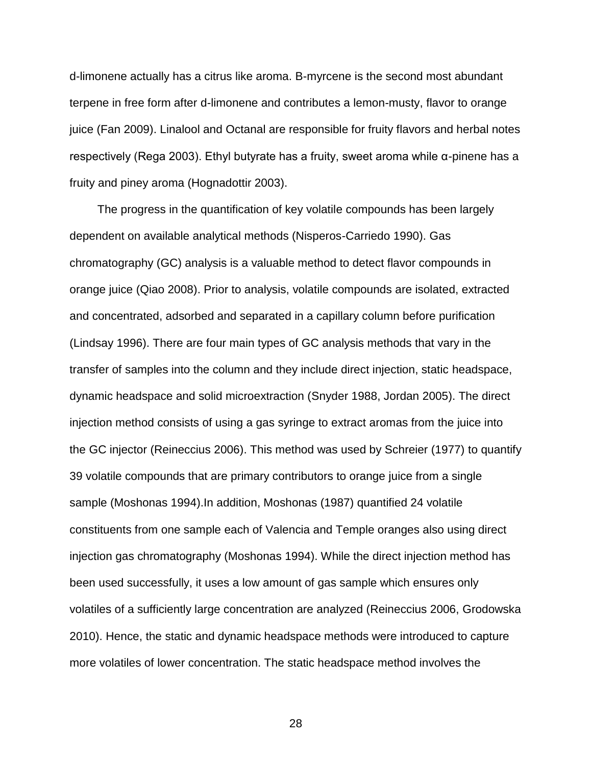d-limonene actually has a citrus like aroma. B-myrcene is the second most abundant terpene in free form after d-limonene and contributes a lemon-musty, flavor to orange juice (Fan 2009). Linalool and Octanal are responsible for fruity flavors and herbal notes respectively (Rega 2003). Ethyl butyrate has a fruity, sweet aroma while α-pinene has a fruity and piney aroma (Hognadottir 2003).

The progress in the quantification of key volatile compounds has been largely dependent on available analytical methods (Nisperos-Carriedo 1990). Gas chromatography (GC) analysis is a valuable method to detect flavor compounds in orange juice (Qiao 2008). Prior to analysis, volatile compounds are isolated, extracted and concentrated, adsorbed and separated in a capillary column before purification (Lindsay 1996). There are four main types of GC analysis methods that vary in the transfer of samples into the column and they include direct injection, static headspace, dynamic headspace and solid microextraction (Snyder 1988, Jordan 2005). The direct injection method consists of using a gas syringe to extract aromas from the juice into the GC injector (Reineccius 2006). This method was used by Schreier (1977) to quantify 39 volatile compounds that are primary contributors to orange juice from a single sample (Moshonas 1994).In addition, Moshonas (1987) quantified 24 volatile constituents from one sample each of Valencia and Temple oranges also using direct injection gas chromatography (Moshonas 1994). While the direct injection method has been used successfully, it uses a low amount of gas sample which ensures only volatiles of a sufficiently large concentration are analyzed (Reineccius 2006, Grodowska 2010). Hence, the static and dynamic headspace methods were introduced to capture more volatiles of lower concentration. The static headspace method involves the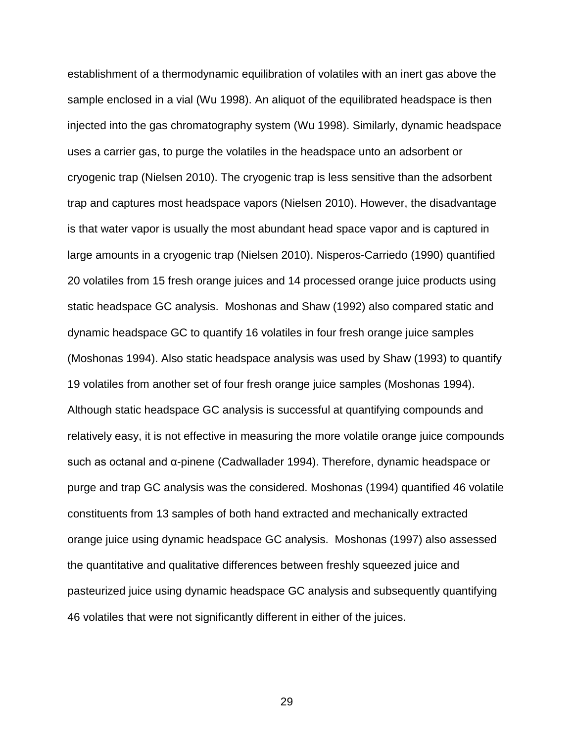establishment of a thermodynamic equilibration of volatiles with an inert gas above the sample enclosed in a vial (Wu 1998). An aliquot of the equilibrated headspace is then injected into the gas chromatography system (Wu 1998). Similarly, dynamic headspace uses a carrier gas, to purge the volatiles in the headspace unto an adsorbent or cryogenic trap (Nielsen 2010). The cryogenic trap is less sensitive than the adsorbent trap and captures most headspace vapors (Nielsen 2010). However, the disadvantage is that water vapor is usually the most abundant head space vapor and is captured in large amounts in a cryogenic trap (Nielsen 2010). Nisperos-Carriedo (1990) quantified 20 volatiles from 15 fresh orange juices and 14 processed orange juice products using static headspace GC analysis. Moshonas and Shaw (1992) also compared static and dynamic headspace GC to quantify 16 volatiles in four fresh orange juice samples (Moshonas 1994). Also static headspace analysis was used by Shaw (1993) to quantify 19 volatiles from another set of four fresh orange juice samples (Moshonas 1994). Although static headspace GC analysis is successful at quantifying compounds and relatively easy, it is not effective in measuring the more volatile orange juice compounds such as octanal and α-pinene (Cadwallader 1994). Therefore, dynamic headspace or purge and trap GC analysis was the considered. Moshonas (1994) quantified 46 volatile constituents from 13 samples of both hand extracted and mechanically extracted orange juice using dynamic headspace GC analysis. Moshonas (1997) also assessed the quantitative and qualitative differences between freshly squeezed juice and pasteurized juice using dynamic headspace GC analysis and subsequently quantifying 46 volatiles that were not significantly different in either of the juices.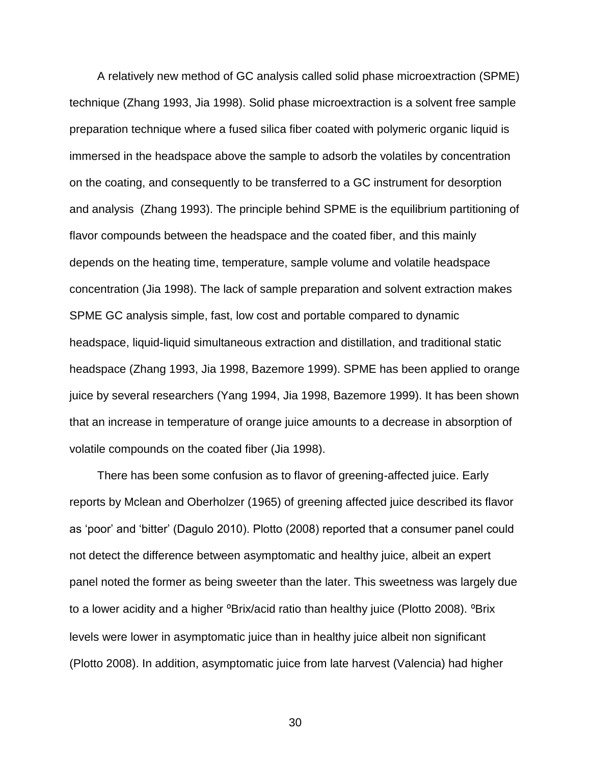A relatively new method of GC analysis called solid phase microextraction (SPME) technique (Zhang 1993, Jia 1998). Solid phase microextraction is a solvent free sample preparation technique where a fused silica fiber coated with polymeric organic liquid is immersed in the headspace above the sample to adsorb the volatiles by concentration on the coating, and consequently to be transferred to a GC instrument for desorption and analysis (Zhang 1993). The principle behind SPME is the equilibrium partitioning of flavor compounds between the headspace and the coated fiber, and this mainly depends on the heating time, temperature, sample volume and volatile headspace concentration (Jia 1998). The lack of sample preparation and solvent extraction makes SPME GC analysis simple, fast, low cost and portable compared to dynamic headspace, liquid-liquid simultaneous extraction and distillation, and traditional static headspace (Zhang 1993, Jia 1998, Bazemore 1999). SPME has been applied to orange juice by several researchers (Yang 1994, Jia 1998, Bazemore 1999). It has been shown that an increase in temperature of orange juice amounts to a decrease in absorption of volatile compounds on the coated fiber (Jia 1998).

There has been some confusion as to flavor of greening-affected juice. Early reports by Mclean and Oberholzer (1965) of greening affected juice described its flavor as 'poor' and 'bitter' (Dagulo 2010). Plotto (2008) reported that a consumer panel could not detect the difference between asymptomatic and healthy juice, albeit an expert panel noted the former as being sweeter than the later. This sweetness was largely due to a lower acidity and a higher ºBrix/acid ratio than healthy juice (Plotto 2008). ºBrix levels were lower in asymptomatic juice than in healthy juice albeit non significant (Plotto 2008). In addition, asymptomatic juice from late harvest (Valencia) had higher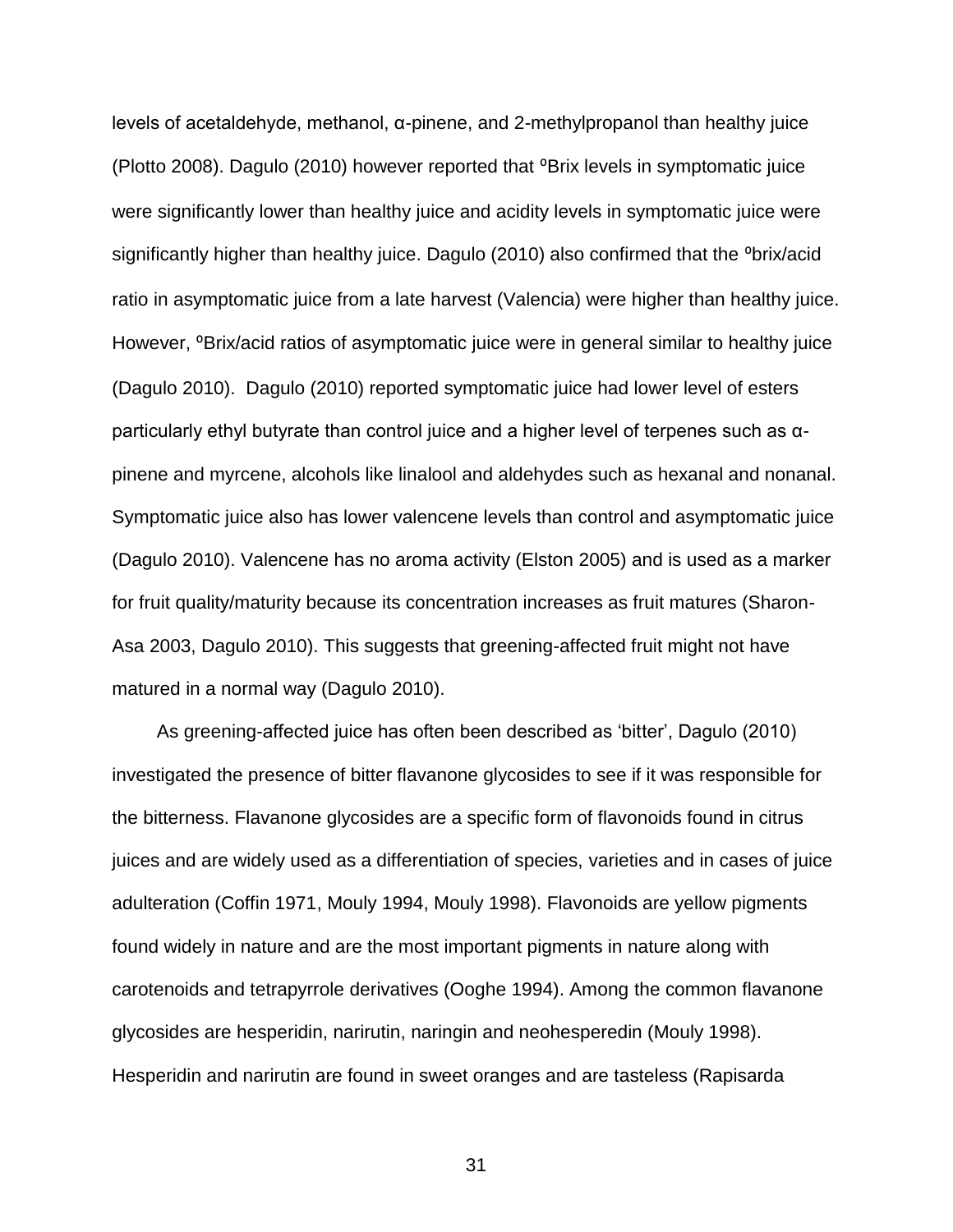levels of acetaldehyde, methanol, α-pinene, and 2-methylpropanol than healthy juice (Plotto 2008). Dagulo (2010) however reported that ºBrix levels in symptomatic juice were significantly lower than healthy juice and acidity levels in symptomatic juice were significantly higher than healthy juice. Dagulo (2010) also confirmed that the ºbrix/acid ratio in asymptomatic juice from a late harvest (Valencia) were higher than healthy juice. However, ºBrix/acid ratios of asymptomatic juice were in general similar to healthy juice (Dagulo 2010). Dagulo (2010) reported symptomatic juice had lower level of esters particularly ethyl butyrate than control juice and a higher level of terpenes such as α-pinene and myrcene, alcohols like linalool and aldehydes such as hexanal and nonanal. Symptomatic juice also has lower valencene levels than control and asymptomatic juice (Dagulo 2010). Valencene has no aroma activity (Elston 2005) and is used as a marker for fruit quality/maturity because its concentration increases as fruit matures (Sharon-Asa 2003, Dagulo 2010). This suggests that greening-affected fruit might not have matured in a normal way (Dagulo 2010).

As greening-affected juice has often been described as 'bitter', Dagulo (2010) investigated the presence of bitter flavanone glycosides to see if it was responsible for the bitterness. Flavanone glycosides are a specific form of flavonoids found in citrus juices and are widely used as a differentiation of species, varieties and in cases of juice adulteration (Coffin 1971, Mouly 1994, Mouly 1998). Flavonoids are yellow pigments found widely in nature and are the most important pigments in nature along with carotenoids and tetrapyrrole derivatives (Ooghe 1994). Among the common flavanone glycosides are hesperidin, narirutin, naringin and neohesperedin (Mouly 1998). Hesperidin and narirutin are found in sweet oranges and are tasteless (Rapisarda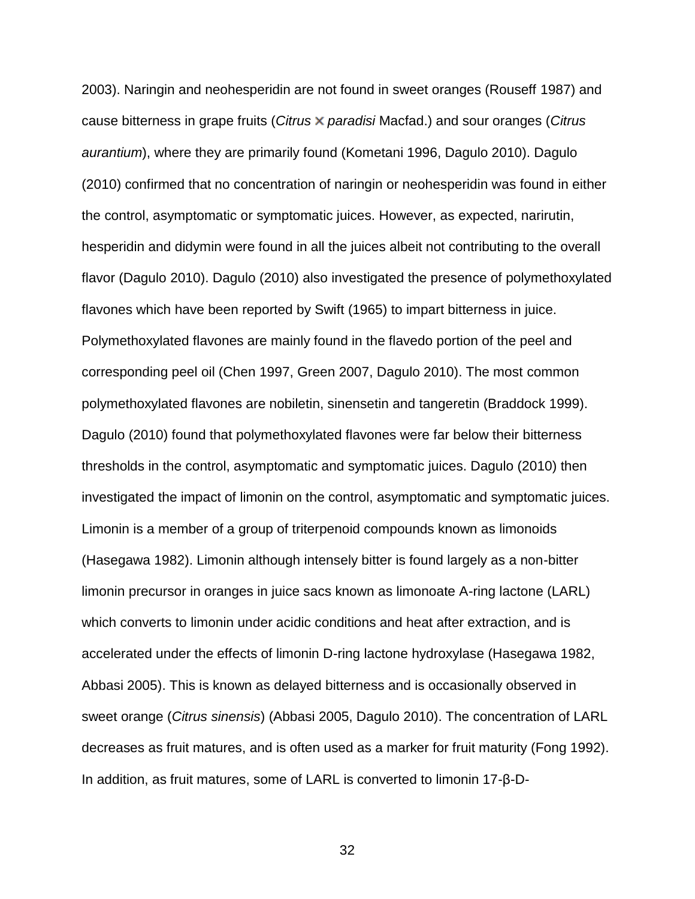2003). Naringin and neohesperidin are not found in sweet oranges (Rouseff 1987) and cause bitterness in grape fruits (*Citrus* × *paradisi* Macfad.) and sour oranges (*Citrus aurantium*), where they are primarily found (Kometani 1996, Dagulo 2010). Dagulo (2010) confirmed that no concentration of naringin or neohesperidin was found in either the control, asymptomatic or symptomatic juices. However, as expected, narirutin, hesperidin and didymin were found in all the juices albeit not contributing to the overall flavor (Dagulo 2010). Dagulo (2010) also investigated the presence of polymethoxylated flavones which have been reported by Swift (1965) to impart bitterness in juice. Polymethoxylated flavones are mainly found in the flavedo portion of the peel and corresponding peel oil (Chen 1997, Green 2007, Dagulo 2010). The most common polymethoxylated flavones are nobiletin, sinensetin and tangeretin (Braddock 1999). Dagulo (2010) found that polymethoxylated flavones were far below their bitterness thresholds in the control, asymptomatic and symptomatic juices. Dagulo (2010) then investigated the impact of limonin on the control, asymptomatic and symptomatic juices. Limonin is a member of a group of triterpenoid compounds known as limonoids (Hasegawa 1982). Limonin although intensely bitter is found largely as a non-bitter limonin precursor in oranges in juice sacs known as limonoate A-ring lactone (LARL) which converts to limonin under acidic conditions and heat after extraction, and is accelerated under the effects of limonin D-ring lactone hydroxylase (Hasegawa 1982, Abbasi 2005). This is known as delayed bitterness and is occasionally observed in sweet orange (*Citrus sinensis*) (Abbasi 2005, Dagulo 2010). The concentration of LARL decreases as fruit matures, and is often used as a marker for fruit maturity (Fong 1992). In addition, as fruit matures, some of LARL is converted to limonin 17-β-D-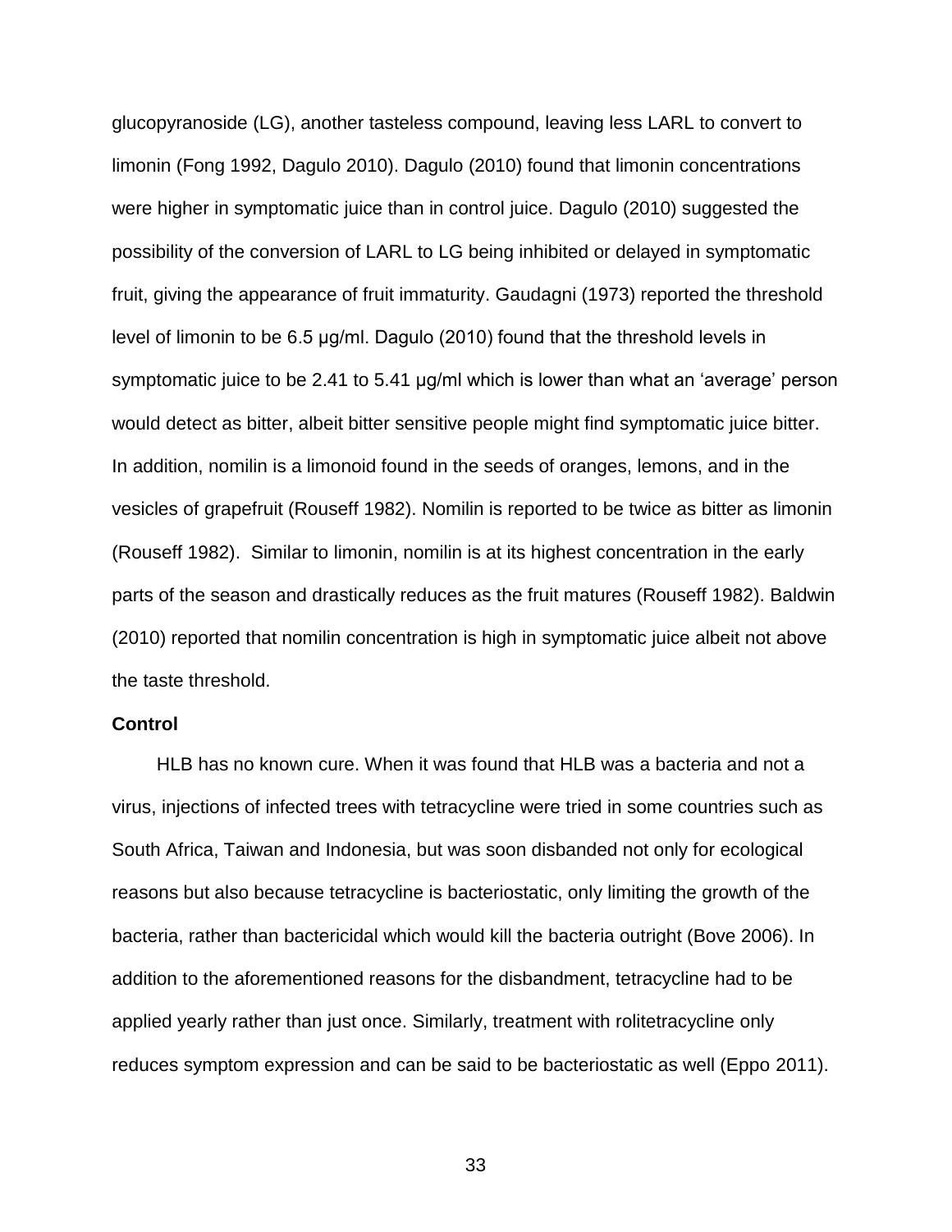glucopyranoside (LG), another tasteless compound, leaving less LARL to convert to limonin (Fong 1992, Dagulo 2010). Dagulo (2010) found that limonin concentrations were higher in symptomatic juice than in control juice. Dagulo (2010) suggested the possibility of the conversion of LARL to LG being inhibited or delayed in symptomatic fruit, giving the appearance of fruit immaturity. Gaudagni (1973) reported the threshold level of limonin to be 6.5 µg/ml. Dagulo (2010) found that the threshold levels in symptomatic juice to be 2.41 to 5.41 µg/ml which is lower than what an 'average' person would detect as bitter, albeit bitter sensitive people might find symptomatic juice bitter. In addition, nomilin is a limonoid found in the seeds of oranges, lemons, and in the vesicles of grapefruit (Rouseff 1982). Nomilin is reported to be twice as bitter as limonin (Rouseff 1982). Similar to limonin, nomilin is at its highest concentration in the early parts of the season and drastically reduces as the fruit matures (Rouseff 1982). Baldwin (2010) reported that nomilin concentration is high in symptomatic juice albeit not above the taste threshold.

**Control**

HLB has no known cure. When it was found that HLB was a bacteria and not a virus, injections of infected trees with tetracycline were tried in some countries such as South Africa, Taiwan and Indonesia, but was soon disbanded not only for ecological reasons but also because tetracycline is bacteriostatic, only limiting the growth of the bacteria, rather than bactericidal which would kill the bacteria outright (Bove 2006). In addition to the aforementioned reasons for the disbandment, tetracycline had to be applied yearly rather than just once. Similarly, treatment with rolitetracycline only reduces symptom expression and can be said to be bacteriostatic as well (Eppo 2011).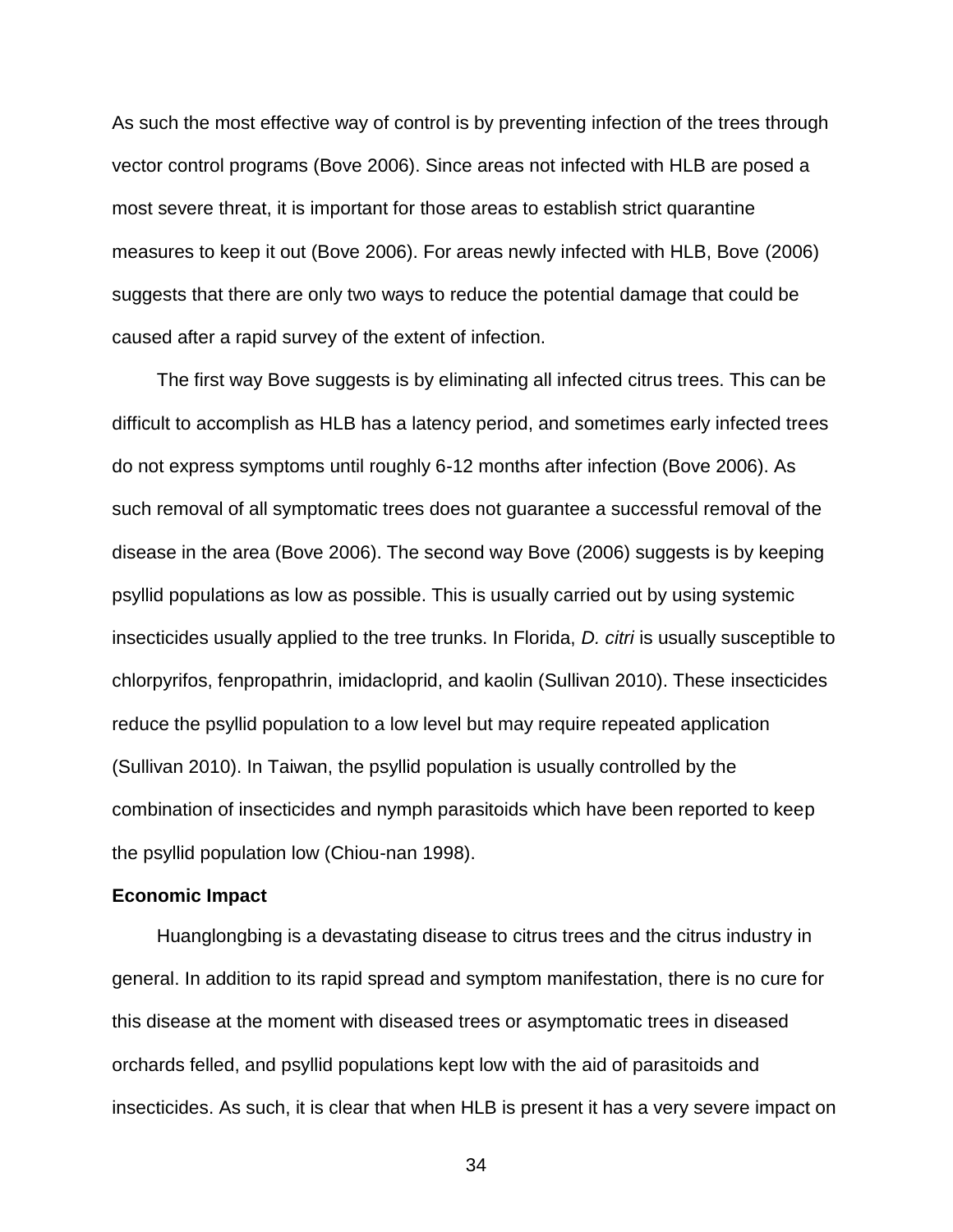As such the most effective way of control is by preventing infection of the trees through vector control programs (Bove 2006). Since areas not infected with HLB are posed a most severe threat, it is important for those areas to establish strict quarantine measures to keep it out (Bove 2006). For areas newly infected with HLB, Bove (2006) suggests that there are only two ways to reduce the potential damage that could be caused after a rapid survey of the extent of infection.

The first way Bove suggests is by eliminating all infected citrus trees. This can be difficult to accomplish as HLB has a latency period, and sometimes early infected trees do not express symptoms until roughly 6-12 months after infection (Bove 2006). As such removal of all symptomatic trees does not guarantee a successful removal of the disease in the area (Bove 2006). The second way Bove (2006) suggests is by keeping psyllid populations as low as possible. This is usually carried out by using systemic insecticides usually applied to the tree trunks. In Florida, *D. citri* is usually susceptible to chlorpyrifos, fenpropathrin, imidacloprid, and kaolin (Sullivan 2010). These insecticides reduce the psyllid population to a low level but may require repeated application (Sullivan 2010). In Taiwan, the psyllid population is usually controlled by the combination of insecticides and nymph parasitoids which have been reported to keep the psyllid population low (Chiou-nan 1998).

**Economic Impact**

Huanglongbing is a devastating disease to citrus trees and the citrus industry in general. In addition to its rapid spread and symptom manifestation, there is no cure for this disease at the moment with diseased trees or asymptomatic trees in diseased orchards felled, and psyllid populations kept low with the aid of parasitoids and insecticides. As such, it is clear that when HLB is present it has a very severe impact on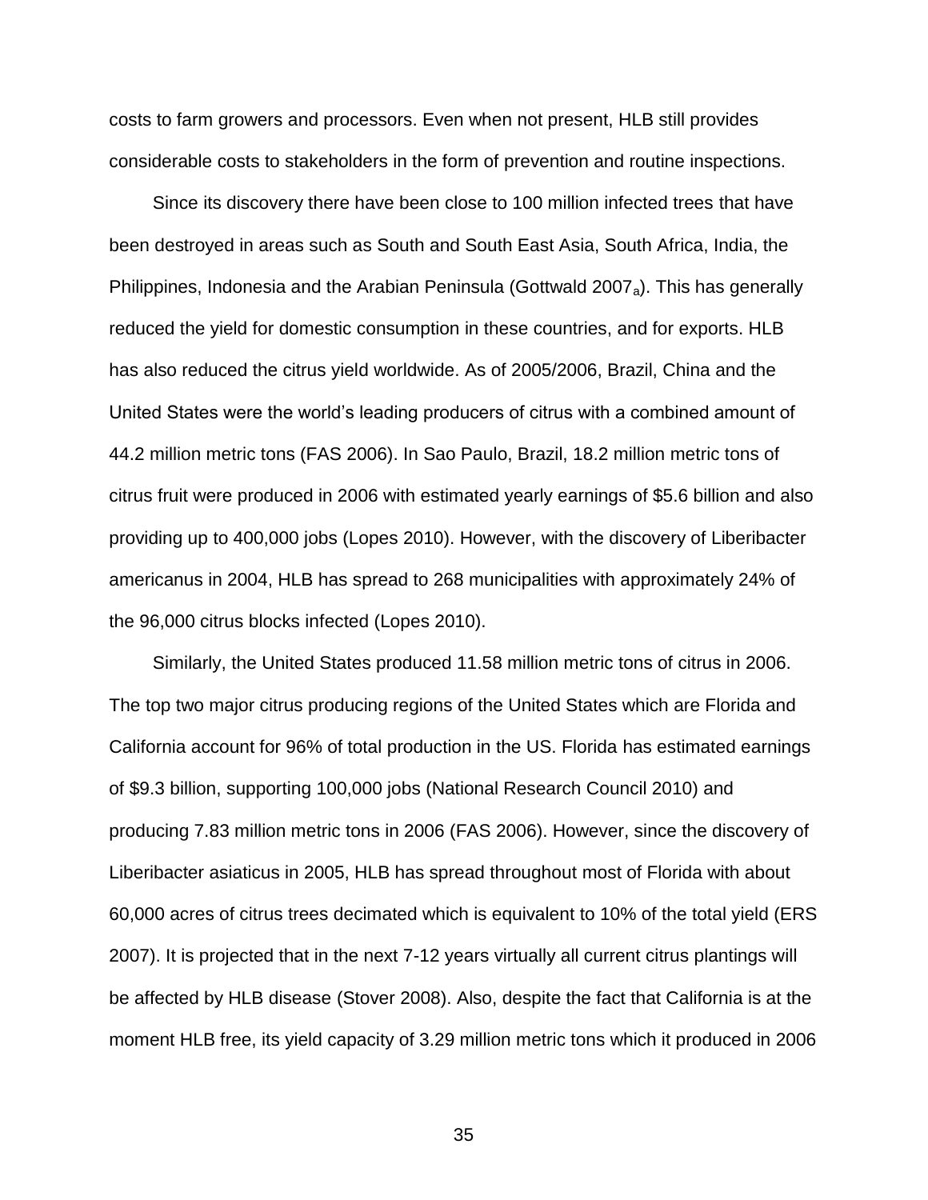costs to farm growers and processors. Even when not present, HLB still provides considerable costs to stakeholders in the form of prevention and routine inspections.

Since its discovery there have been close to 100 million infected trees that have been destroyed in areas such as South and South East Asia, South Africa, India, the Philippines, Indonesia and the Arabian Peninsula (Gottwald $2007_a$). This has generally reduced the yield for domestic consumption in these countries, and for exports. HLB has also reduced the citrus yield worldwide. As of 2005/2006, Brazil, China and the United States were the world's leading producers of citrus with a combined amount of 44.2 million metric tons (FAS 2006). In Sao Paulo, Brazil, 18.2 million metric tons of citrus fruit were produced in 2006 with estimated yearly earnings of $5.6 billion and also providing up to 400,000 jobs (Lopes 2010). However, with the discovery of Liberibacter americanus in 2004, HLB has spread to 268 municipalities with approximately 24% of the 96,000 citrus blocks infected (Lopes 2010).

Similarly, the United States produced 11.58 million metric tons of citrus in 2006. The top two major citrus producing regions of the United States which are Florida and California account for 96% of total production in the US. Florida has estimated earnings of $9.3 billion, supporting 100,000 jobs (National Research Council 2010) and producing 7.83 million metric tons in 2006 (FAS 2006). However, since the discovery of Liberibacter asiaticus in 2005, HLB has spread throughout most of Florida with about 60,000 acres of citrus trees decimated which is equivalent to 10% of the total yield (ERS 2007). It is projected that in the next 7-12 years virtually all current citrus plantings will be affected by HLB disease (Stover 2008). Also, despite the fact that California is at the moment HLB free, its yield capacity of 3.29 million metric tons which it produced in 2006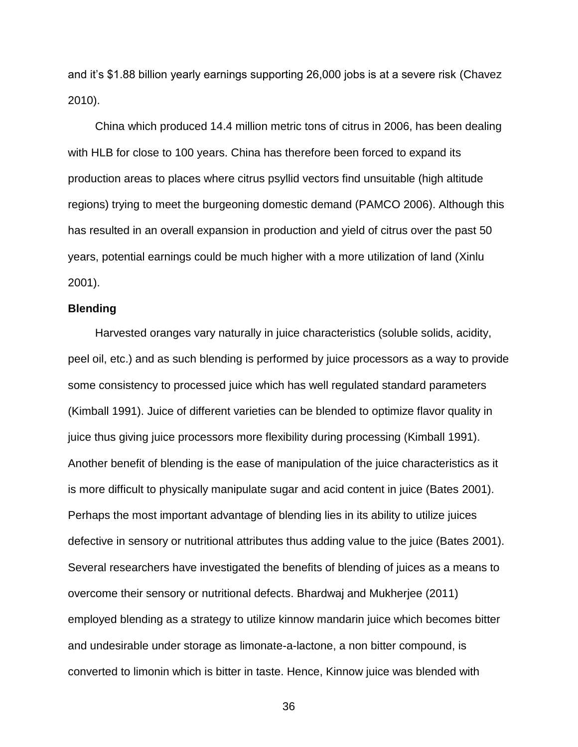and it's $1.88 billion yearly earnings supporting 26,000 jobs is at a severe risk (Chavez 2010).

China which produced 14.4 million metric tons of citrus in 2006, has been dealing with HLB for close to 100 years. China has therefore been forced to expand its production areas to places where citrus psyllid vectors find unsuitable (high altitude regions) trying to meet the burgeoning domestic demand (PAMCO 2006). Although this has resulted in an overall expansion in production and yield of citrus over the past 50 years, potential earnings could be much higher with a more utilization of land (Xinlu 2001).

**Blending**

Harvested oranges vary naturally in juice characteristics (soluble solids, acidity, peel oil, etc.) and as such blending is performed by juice processors as a way to provide some consistency to processed juice which has well regulated standard parameters (Kimball 1991). Juice of different varieties can be blended to optimize flavor quality in juice thus giving juice processors more flexibility during processing (Kimball 1991). Another benefit of blending is the ease of manipulation of the juice characteristics as it is more difficult to physically manipulate sugar and acid content in juice (Bates 2001). Perhaps the most important advantage of blending lies in its ability to utilize juices defective in sensory or nutritional attributes thus adding value to the juice (Bates 2001). Several researchers have investigated the benefits of blending of juices as a means to overcome their sensory or nutritional defects. Bhardwaj and Mukherjee (2011) employed blending as a strategy to utilize kinnow mandarin juice which becomes bitter and undesirable under storage as limonate-a-lactone, a non bitter compound, is converted to limonin which is bitter in taste. Hence, Kinnow juice was blended with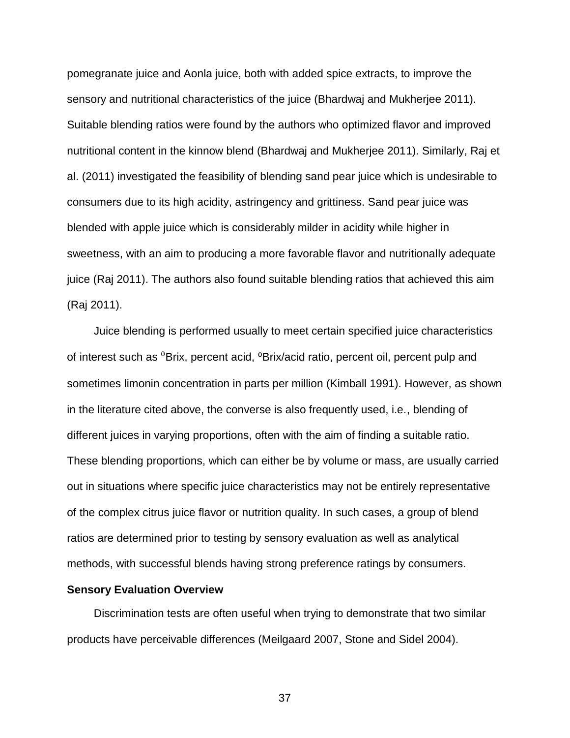pomegranate juice and Aonla juice, both with added spice extracts, to improve the sensory and nutritional characteristics of the juice (Bhardwaj and Mukherjee 2011). Suitable blending ratios were found by the authors who optimized flavor and improved nutritional content in the kinnow blend (Bhardwaj and Mukherjee 2011). Similarly, Raj et al. (2011) investigated the feasibility of blending sand pear juice which is undesirable to consumers due to its high acidity, astringency and grittiness. Sand pear juice was blended with apple juice which is considerably milder in acidity while higher in sweetness, with an aim to producing a more favorable flavor and nutritionally adequate juice (Raj 2011). The authors also found suitable blending ratios that achieved this aim (Raj 2011).

Juice blending is performed usually to meet certain specified juice characteristics of interest such as $^{0}$Brix, percent acid, ºBrix/acid ratio, percent oil, percent pulp and sometimes limonin concentration in parts per million (Kimball 1991). However, as shown in the literature cited above, the converse is also frequently used, i.e., blending of different juices in varying proportions, often with the aim of finding a suitable ratio. These blending proportions, which can either be by volume or mass, are usually carried out in situations where specific juice characteristics may not be entirely representative of the complex citrus juice flavor or nutrition quality. In such cases, a group of blend ratios are determined prior to testing by sensory evaluation as well as analytical methods, with successful blends having strong preference ratings by consumers.

**Sensory Evaluation Overview**

Discrimination tests are often useful when trying to demonstrate that two similar products have perceivable differences (Meilgaard 2007, Stone and Sidel 2004).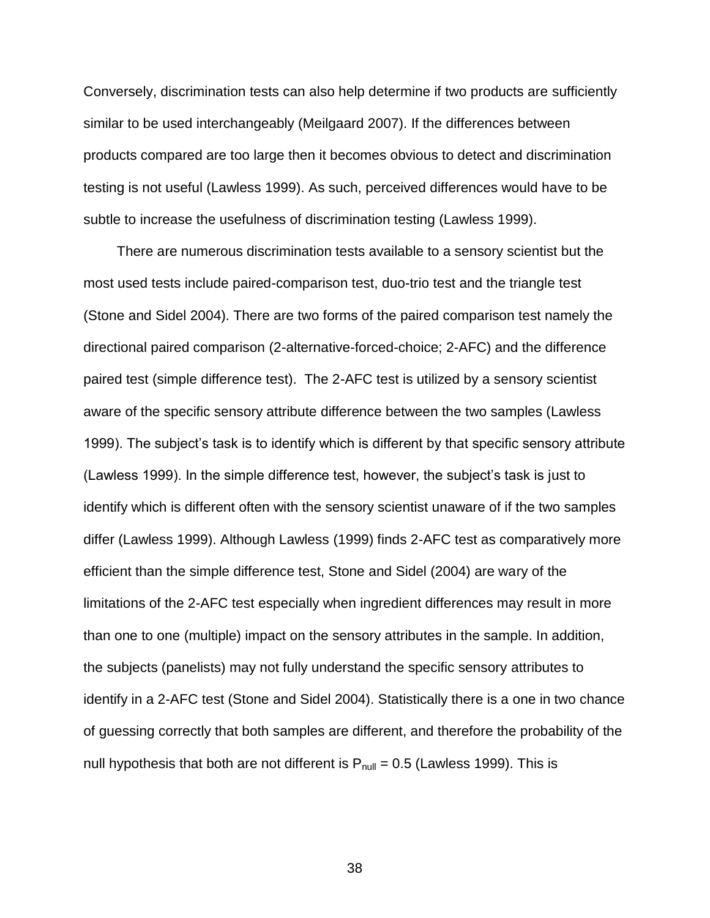Conversely, discrimination tests can also help determine if two products are sufficiently similar to be used interchangeably (Meilgaard 2007). If the differences between products compared are too large then it becomes obvious to detect and discrimination testing is not useful (Lawless 1999). As such, perceived differences would have to be subtle to increase the usefulness of discrimination testing (Lawless 1999).

There are numerous discrimination tests available to a sensory scientist but the most used tests include paired-comparison test, duo-trio test and the triangle test (Stone and Sidel 2004). There are two forms of the paired comparison test namely the directional paired comparison (2-alternative-forced-choice; 2-AFC) and the difference paired test (simple difference test). The 2-AFC test is utilized by a sensory scientist aware of the specific sensory attribute difference between the two samples (Lawless 1999). The subject's task is to identify which is different by that specific sensory attribute (Lawless 1999). In the simple difference test, however, the subject's task is just to identify which is different often with the sensory scientist unaware of if the two samples differ (Lawless 1999). Although Lawless (1999) finds 2-AFC test as comparatively more efficient than the simple difference test, Stone and Sidel (2004) are wary of the limitations of the 2-AFC test especially when ingredient differences may result in more than one to one (multiple) impact on the sensory attributes in the sample. In addition, the subjects (panelists) may not fully understand the specific sensory attributes to identify in a 2-AFC test (Stone and Sidel 2004). Statistically there is a one in two chance of guessing correctly that both samples are different, and therefore the probability of the null hypothesis that both are not different is $P_{null} = 0.5$ (Lawless 1999). This is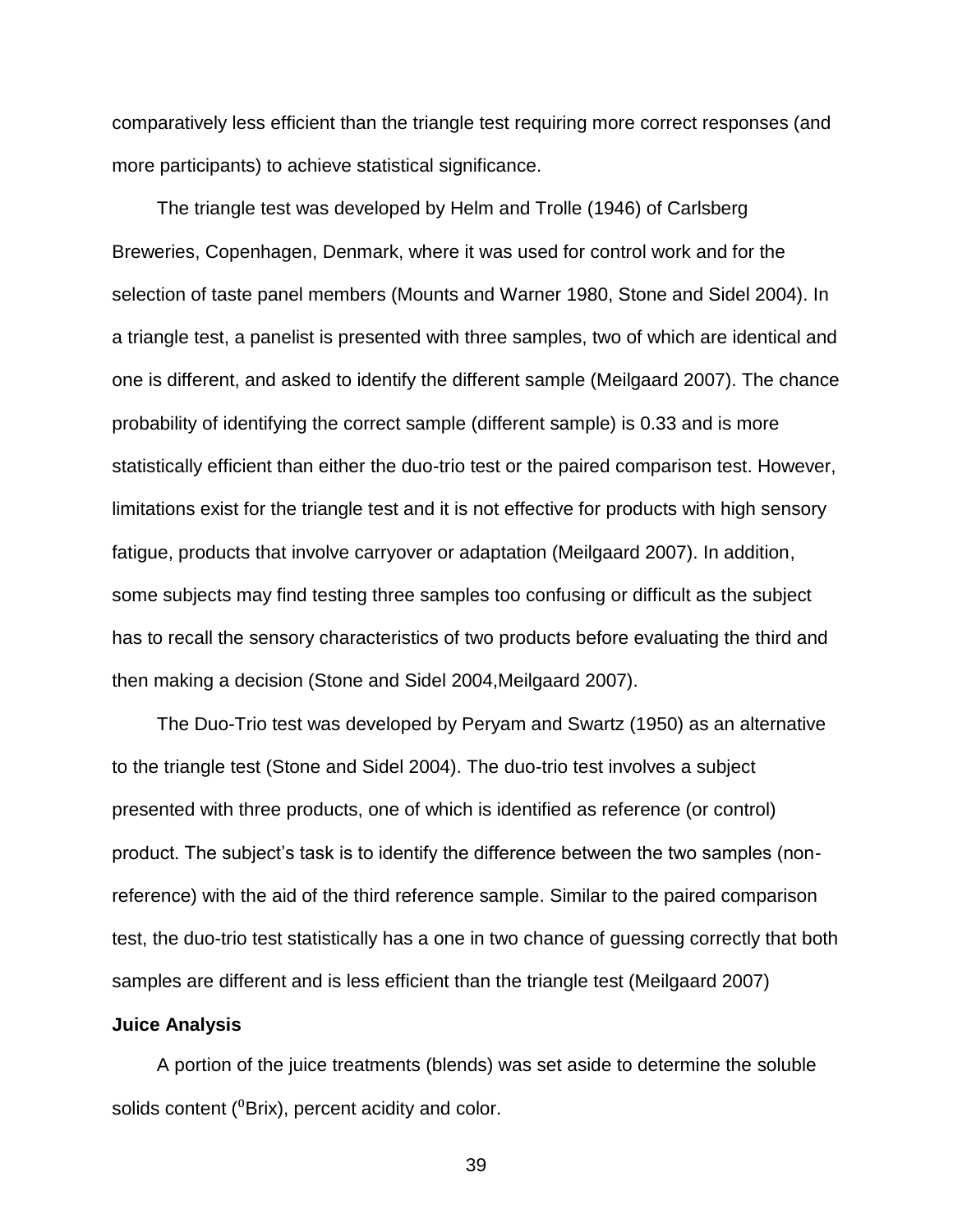comparatively less efficient than the triangle test requiring more correct responses (and more participants) to achieve statistical significance.

The triangle test was developed by Helm and Trolle (1946) of Carlsberg Breweries, Copenhagen, Denmark, where it was used for control work and for the selection of taste panel members (Mounts and Warner 1980, Stone and Sidel 2004). In a triangle test, a panelist is presented with three samples, two of which are identical and one is different, and asked to identify the different sample (Meilgaard 2007). The chance probability of identifying the correct sample (different sample) is 0.33 and is more statistically efficient than either the duo-trio test or the paired comparison test. However, limitations exist for the triangle test and it is not effective for products with high sensory fatigue, products that involve carryover or adaptation (Meilgaard 2007). In addition, some subjects may find testing three samples too confusing or difficult as the subject has to recall the sensory characteristics of two products before evaluating the third and then making a decision (Stone and Sidel 2004,Meilgaard 2007).

The Duo-Trio test was developed by Peryam and Swartz (1950) as an alternative to the triangle test (Stone and Sidel 2004). The duo-trio test involves a subject presented with three products, one of which is identified as reference (or control) product. The subject's task is to identify the difference between the two samples (non-reference) with the aid of the third reference sample. Similar to the paired comparison test, the duo-trio test statistically has a one in two chance of guessing correctly that both samples are different and is less efficient than the triangle test (Meilgaard 2007)

**Juice Analysis**

A portion of the juice treatments (blends) was set aside to determine the soluble solids content ($^0$Brix), percent acidity and color.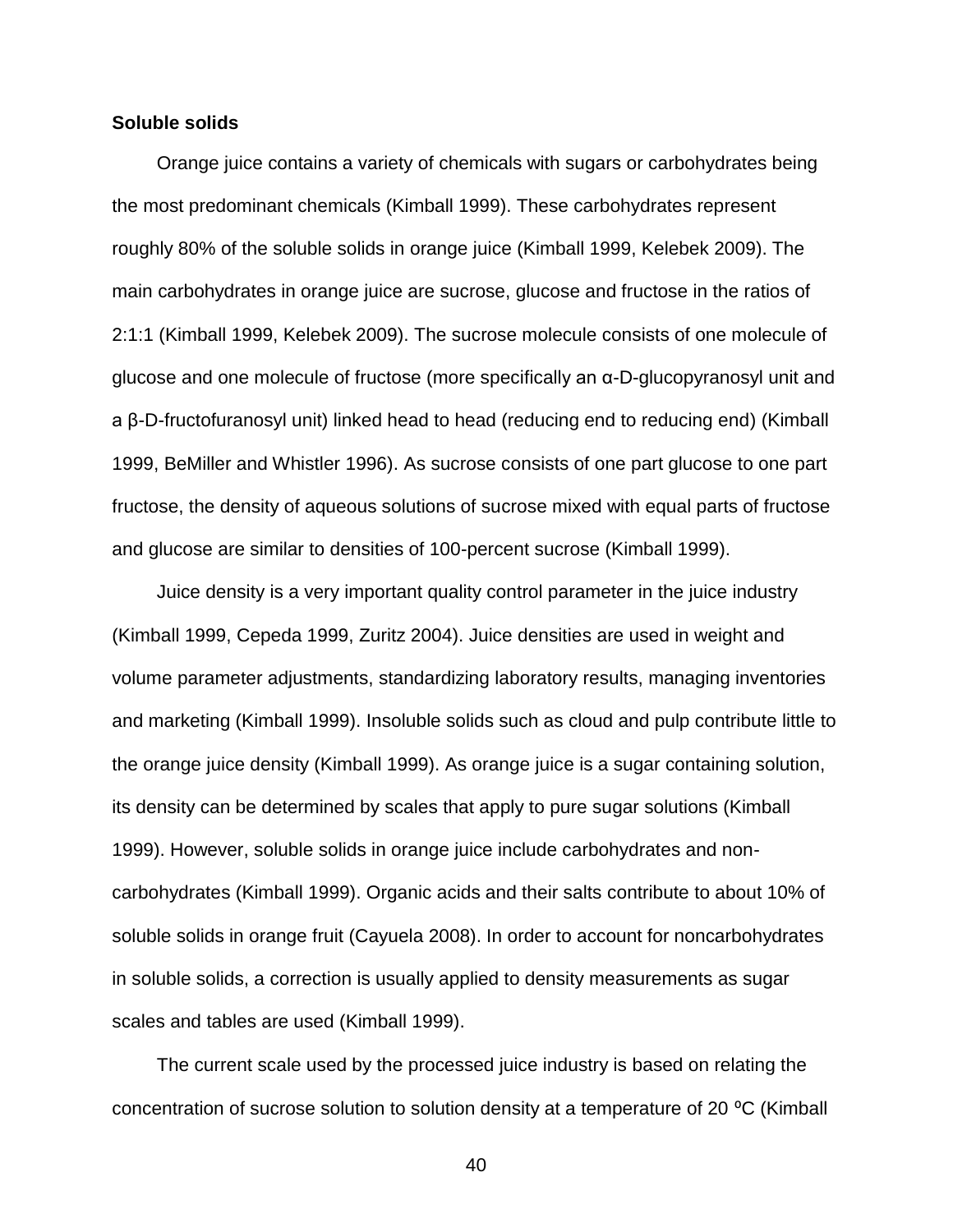**Soluble solids**

Orange juice contains a variety of chemicals with sugars or carbohydrates being the most predominant chemicals (Kimball 1999). These carbohydrates represent roughly 80% of the soluble solids in orange juice (Kimball 1999, Kelebek 2009). The main carbohydrates in orange juice are sucrose, glucose and fructose in the ratios of 2:1:1 (Kimball 1999, Kelebek 2009). The sucrose molecule consists of one molecule of glucose and one molecule of fructose (more specifically an α-D-glucopyranosyl unit and a β-D-fructofuranosyl unit) linked head to head (reducing end to reducing end) (Kimball 1999, BeMiller and Whistler 1996). As sucrose consists of one part glucose to one part fructose, the density of aqueous solutions of sucrose mixed with equal parts of fructose and glucose are similar to densities of 100-percent sucrose (Kimball 1999).

Juice density is a very important quality control parameter in the juice industry (Kimball 1999, Cepeda 1999, Zuritz 2004). Juice densities are used in weight and volume parameter adjustments, standardizing laboratory results, managing inventories and marketing (Kimball 1999). Insoluble solids such as cloud and pulp contribute little to the orange juice density (Kimball 1999). As orange juice is a sugar containing solution, its density can be determined by scales that apply to pure sugar solutions (Kimball 1999). However, soluble solids in orange juice include carbohydrates and non-carbohydrates (Kimball 1999). Organic acids and their salts contribute to about 10% of soluble solids in orange fruit (Cayuela 2008). In order to account for noncarbohydrates in soluble solids, a correction is usually applied to density measurements as sugar scales and tables are used (Kimball 1999).

The current scale used by the processed juice industry is based on relating the concentration of sucrose solution to solution density at a temperature of 20 ºC (Kimball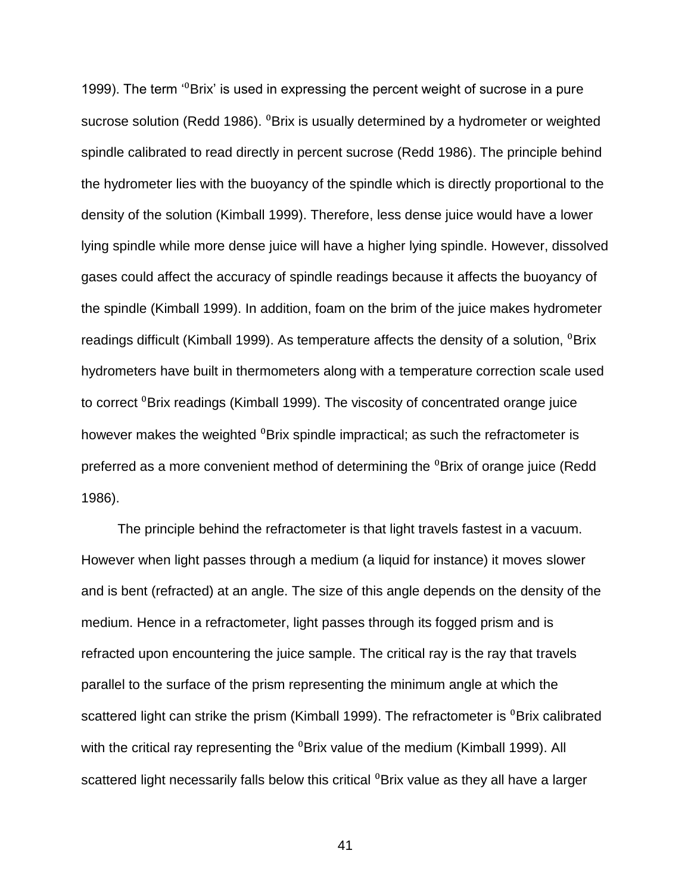1999). The term '$^0$Brix' is used in expressing the percent weight of sucrose in a pure sucrose solution (Redd 1986). $^0$Brix is usually determined by a hydrometer or weighted spindle calibrated to read directly in percent sucrose (Redd 1986). The principle behind the hydrometer lies with the buoyancy of the spindle which is directly proportional to the density of the solution (Kimball 1999). Therefore, less dense juice would have a lower lying spindle while more dense juice will have a higher lying spindle. However, dissolved gases could affect the accuracy of spindle readings because it affects the buoyancy of the spindle (Kimball 1999). In addition, foam on the brim of the juice makes hydrometer readings difficult (Kimball 1999). As temperature affects the density of a solution, $^0$Brix hydrometers have built in thermometers along with a temperature correction scale used to correct $^0$Brix readings (Kimball 1999). The viscosity of concentrated orange juice however makes the weighted $^0$Brix spindle impractical; as such the refractometer is preferred as a more convenient method of determining the $^0$Brix of orange juice (Redd 1986).

The principle behind the refractometer is that light travels fastest in a vacuum. However when light passes through a medium (a liquid for instance) it moves slower and is bent (refracted) at an angle. The size of this angle depends on the density of the medium. Hence in a refractometer, light passes through its fogged prism and is refracted upon encountering the juice sample. The critical ray is the ray that travels parallel to the surface of the prism representing the minimum angle at which the scattered light can strike the prism (Kimball 1999). The refractometer is $^0$Brix calibrated with the critical ray representing the $^0$Brix value of the medium (Kimball 1999). All scattered light necessarily falls below this critical $^0$Brix value as they all have a larger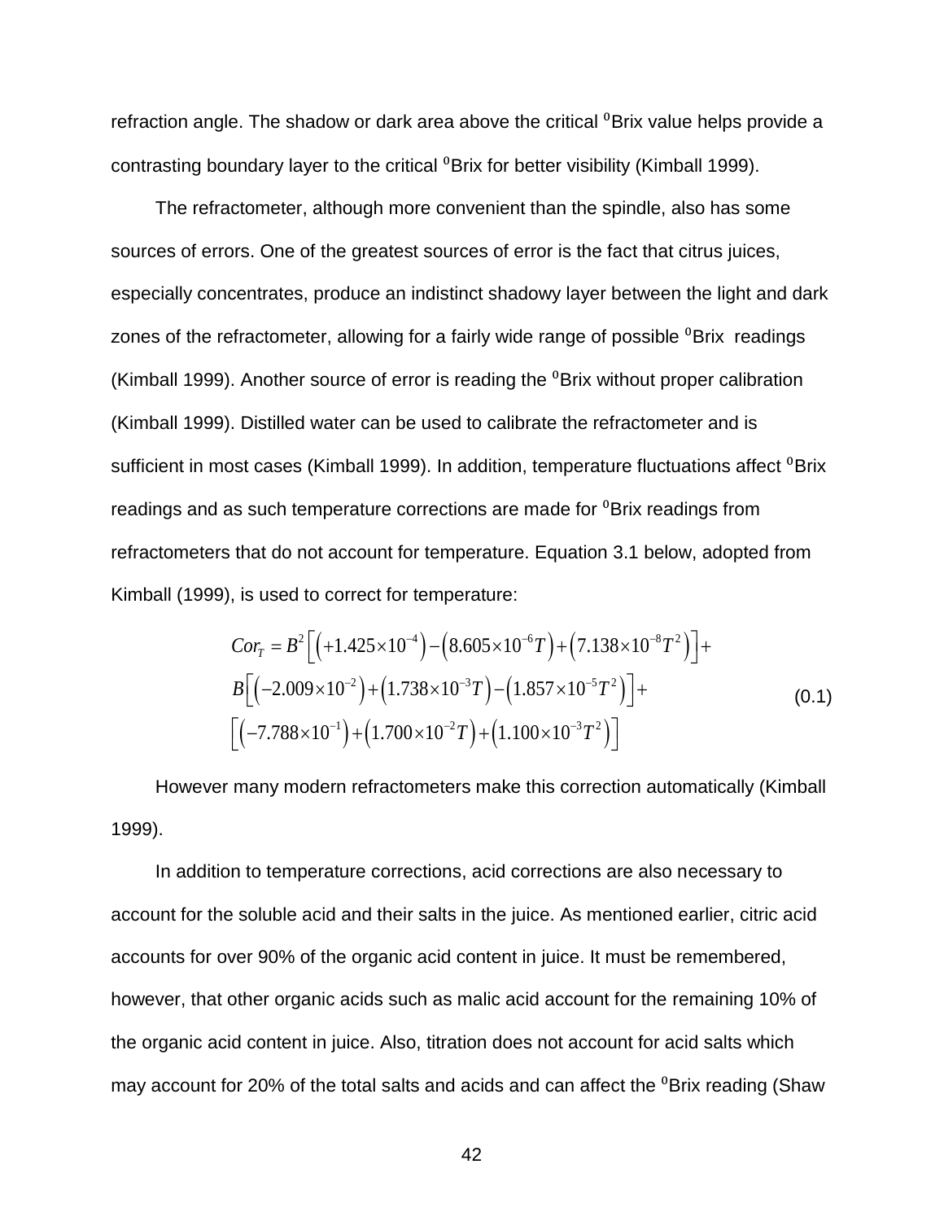refraction angle. The shadow or dark area above the critical $^0$Brix value helps provide a contrasting boundary layer to the critical $^0$Brix for better visibility (Kimball 1999).

The refractometer, although more convenient than the spindle, also has some sources of errors. One of the greatest sources of error is the fact that citrus juices, especially concentrates, produce an indistinct shadowy layer between the light and dark zones of the refractometer, allowing for a fairly wide range of possible $^0$Brix readings (Kimball 1999). Another source of error is reading the $^0$Brix without proper calibration (Kimball 1999). Distilled water can be used to calibrate the refractometer and is sufficient in most cases (Kimball 1999). In addition, temperature fluctuations affect $^0$Brix readings and as such temperature corrections are made for $^0$Brix readings from refractometers that do not account for temperature. Equation 3.1 below, adopted from Kimball (1999), is used to correct for temperature:

$$
\begin{aligned}
Cor_T = {} & B^2\left[\left(+1.425\times10^{-4}\right)-\left(8.605\times10^{-6}T\right)+\left(7.138\times10^{-8}T^2\right)\right]+ \\
& B\left[\left(-2.009\times10^{-2}\right)+\left(1.738\times10^{-3}T\right)-\left(1.857\times10^{-5}T^2\right)\right]+ \\
& \left[\left(-7.788\times10^{-1}\right)+\left(1.700\times10^{-2}T\right)+\left(1.100\times10^{-3}T^2\right)\right]
\end{aligned}
\qquad (0.1)
$$

However many modern refractometers make this correction automatically (Kimball 1999).

In addition to temperature corrections, acid corrections are also necessary to account for the soluble acid and their salts in the juice. As mentioned earlier, citric acid accounts for over 90% of the organic acid content in juice. It must be remembered, however, that other organic acids such as malic acid account for the remaining 10% of the organic acid content in juice. Also, titration does not account for acid salts which may account for 20% of the total salts and acids and can affect the $^0$Brix reading (Shaw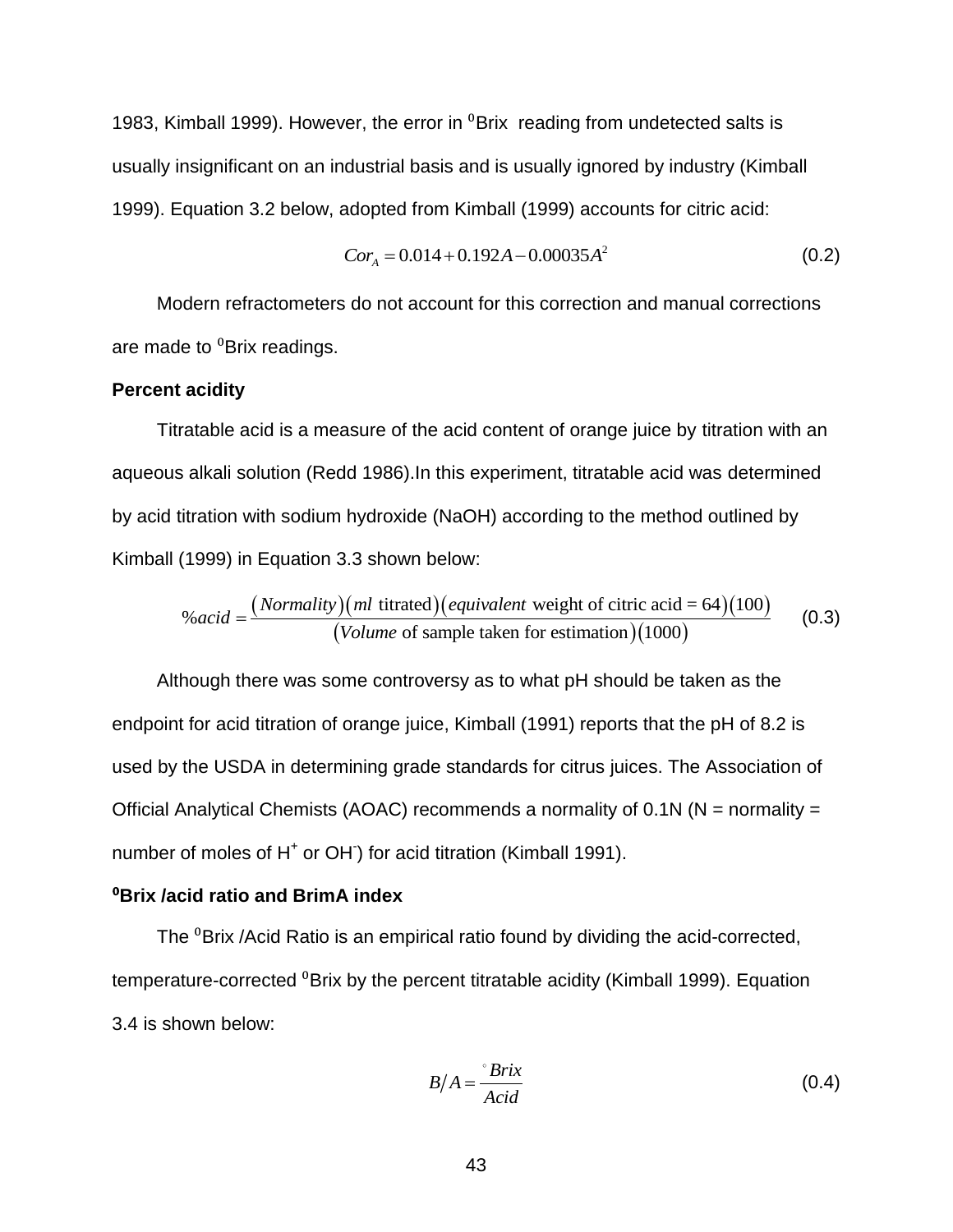1983, Kimball 1999). However, the error in $^0$Brix reading from undetected salts is usually insignificant on an industrial basis and is usually ignored by industry (Kimball 1999). Equation 3.2 below, adopted from Kimball (1999) accounts for citric acid:

$$Cor_A = 0.014 + 0.192A - 0.00035A^2 \tag{0.2}$$

Modern refractometers do not account for this correction and manual corrections are made to $^0$Brix readings.

**Percent acidity**

Titratable acid is a measure of the acid content of orange juice by titration with an aqueous alkali solution (Redd 1986).In this experiment, titratable acid was determined by acid titration with sodium hydroxide (NaOH) according to the method outlined by Kimball (1999) in Equation 3.3 shown below:

$$\%acid = \frac{(Normality)(ml \text{ titrated})(equivalent \text{ weight of citric acid} = 64)(100)}{(Volume \text{ of sample taken for estimation})(1000)} \tag{0.3}$$

Although there was some controversy as to what pH should be taken as the endpoint for acid titration of orange juice, Kimball (1991) reports that the pH of 8.2 is used by the USDA in determining grade standards for citrus juices. The Association of Official Analytical Chemists (AOAC) recommends a normality of 0.1N (N = normality = number of moles of $H^+$ or $OH^-$) for acid titration (Kimball 1991).

**$^0$Brix /acid ratio and BrimA index**

The $^0$Brix /Acid Ratio is an empirical ratio found by dividing the acid-corrected, temperature-corrected $^0$Brix by the percent titratable acidity (Kimball 1999). Equation 3.4 is shown below:

$$B/A = \frac{^\circ Brix}{Acid} \tag{0.4}$$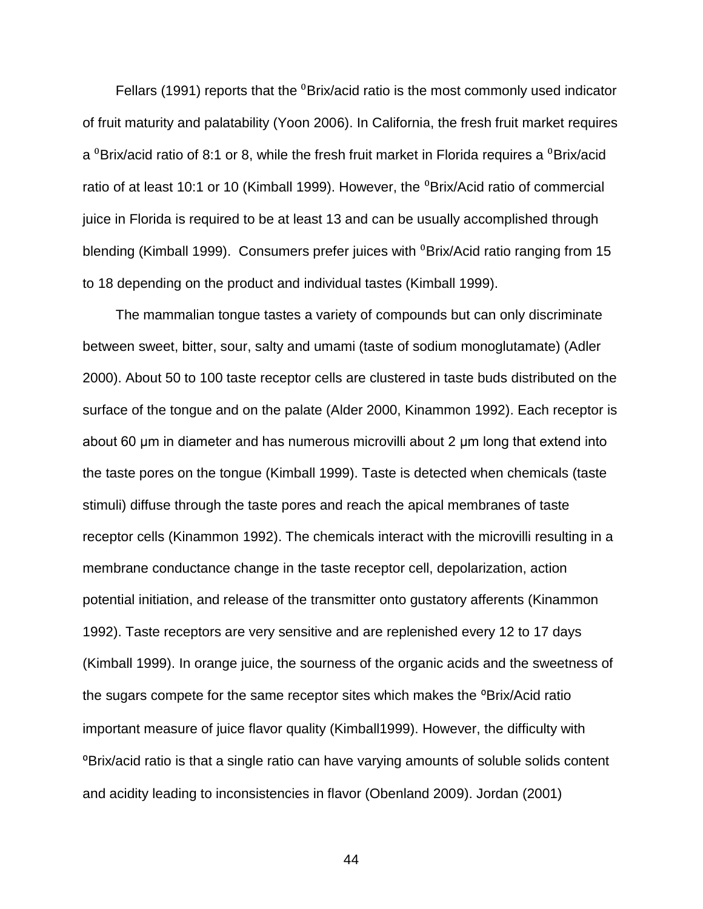Fellars (1991) reports that the $^{0}$Brix/acid ratio is the most commonly used indicator of fruit maturity and palatability (Yoon 2006). In California, the fresh fruit market requires a $^{0}$Brix/acid ratio of 8:1 or 8, while the fresh fruit market in Florida requires a $^{0}$Brix/acid ratio of at least 10:1 or 10 (Kimball 1999). However, the $^{0}$Brix/Acid ratio of commercial juice in Florida is required to be at least 13 and can be usually accomplished through blending (Kimball 1999). Consumers prefer juices with $^{0}$Brix/Acid ratio ranging from 15 to 18 depending on the product and individual tastes (Kimball 1999).

The mammalian tongue tastes a variety of compounds but can only discriminate between sweet, bitter, sour, salty and umami (taste of sodium monoglutamate) (Adler 2000). About 50 to 100 taste receptor cells are clustered in taste buds distributed on the surface of the tongue and on the palate (Alder 2000, Kinammon 1992). Each receptor is about 60 µm in diameter and has numerous microvilli about 2 µm long that extend into the taste pores on the tongue (Kimball 1999). Taste is detected when chemicals (taste stimuli) diffuse through the taste pores and reach the apical membranes of taste receptor cells (Kinammon 1992). The chemicals interact with the microvilli resulting in a membrane conductance change in the taste receptor cell, depolarization, action potential initiation, and release of the transmitter onto gustatory afferents (Kinammon 1992). Taste receptors are very sensitive and are replenished every 12 to 17 days (Kimball 1999). In orange juice, the sourness of the organic acids and the sweetness of the sugars compete for the same receptor sites which makes the ºBrix/Acid ratio important measure of juice flavor quality (Kimball1999). However, the difficulty with ºBrix/acid ratio is that a single ratio can have varying amounts of soluble solids content and acidity leading to inconsistencies in flavor (Obenland 2009). Jordan (2001)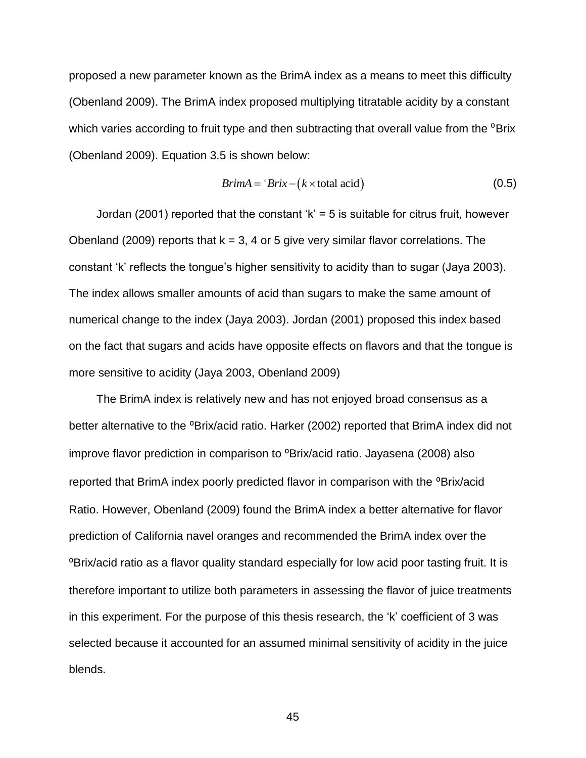proposed a new parameter known as the BrimA index as a means to meet this difficulty (Obenland 2009). The BrimA index proposed multiplying titratable acidity by a constant which varies according to fruit type and then subtracting that overall value from the $^{0}$Brix (Obenland 2009). Equation 3.5 is shown below:

$$BrimA = {}^{\circ}Brix - \left(k \times \text{total acid}\right) \tag{0.5}$$

Jordan (2001) reported that the constant ‘k’ = 5 is suitable for citrus fruit, however Obenland (2009) reports that k = 3, 4 or 5 give very similar flavor correlations. The constant ‘k’ reflects the tongue’s higher sensitivity to acidity than to sugar (Jaya 2003). The index allows smaller amounts of acid than sugars to make the same amount of numerical change to the index (Jaya 2003). Jordan (2001) proposed this index based on the fact that sugars and acids have opposite effects on flavors and that the tongue is more sensitive to acidity (Jaya 2003, Obenland 2009)

The BrimA index is relatively new and has not enjoyed broad consensus as a better alternative to the ºBrix/acid ratio. Harker (2002) reported that BrimA index did not improve flavor prediction in comparison to ºBrix/acid ratio. Jayasena (2008) also reported that BrimA index poorly predicted flavor in comparison with the ºBrix/acid Ratio. However, Obenland (2009) found the BrimA index a better alternative for flavor prediction of California navel oranges and recommended the BrimA index over the ºBrix/acid ratio as a flavor quality standard especially for low acid poor tasting fruit. It is therefore important to utilize both parameters in assessing the flavor of juice treatments in this experiment. For the purpose of this thesis research, the ‘k’ coefficient of 3 was selected because it accounted for an assumed minimal sensitivity of acidity in the juice blends.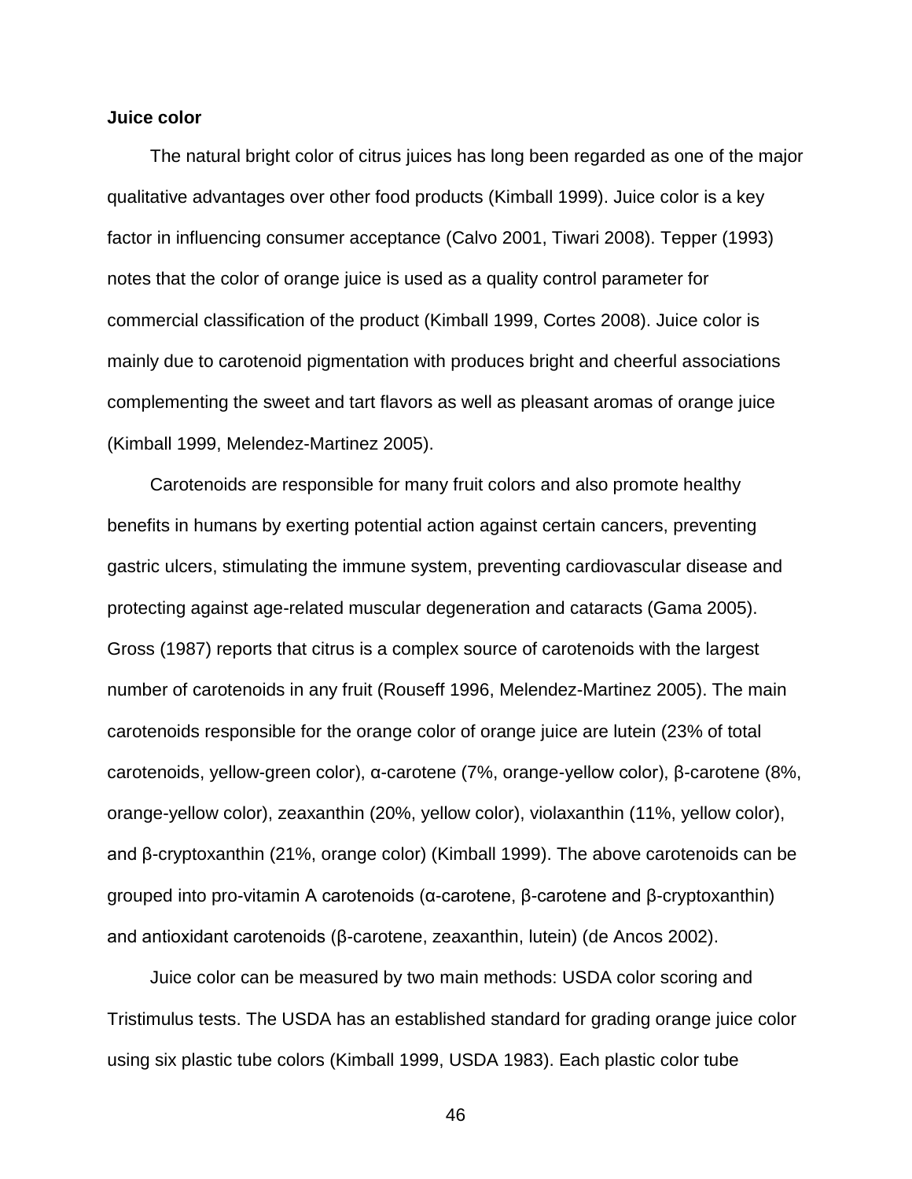**Juice color**

The natural bright color of citrus juices has long been regarded as one of the major qualitative advantages over other food products (Kimball 1999). Juice color is a key factor in influencing consumer acceptance (Calvo 2001, Tiwari 2008). Tepper (1993) notes that the color of orange juice is used as a quality control parameter for commercial classification of the product (Kimball 1999, Cortes 2008). Juice color is mainly due to carotenoid pigmentation with produces bright and cheerful associations complementing the sweet and tart flavors as well as pleasant aromas of orange juice (Kimball 1999, Melendez-Martinez 2005).

Carotenoids are responsible for many fruit colors and also promote healthy benefits in humans by exerting potential action against certain cancers, preventing gastric ulcers, stimulating the immune system, preventing cardiovascular disease and protecting against age-related muscular degeneration and cataracts (Gama 2005). Gross (1987) reports that citrus is a complex source of carotenoids with the largest number of carotenoids in any fruit (Rouseff 1996, Melendez-Martinez 2005). The main carotenoids responsible for the orange color of orange juice are lutein (23% of total carotenoids, yellow-green color), α-carotene (7%, orange-yellow color), β-carotene (8%, orange-yellow color), zeaxanthin (20%, yellow color), violaxanthin (11%, yellow color), and β-cryptoxanthin (21%, orange color) (Kimball 1999). The above carotenoids can be grouped into pro-vitamin A carotenoids (α-carotene, β-carotene and β-cryptoxanthin) and antioxidant carotenoids (β-carotene, zeaxanthin, lutein) (de Ancos 2002).

Juice color can be measured by two main methods: USDA color scoring and Tristimulus tests. The USDA has an established standard for grading orange juice color using six plastic tube colors (Kimball 1999, USDA 1983). Each plastic color tube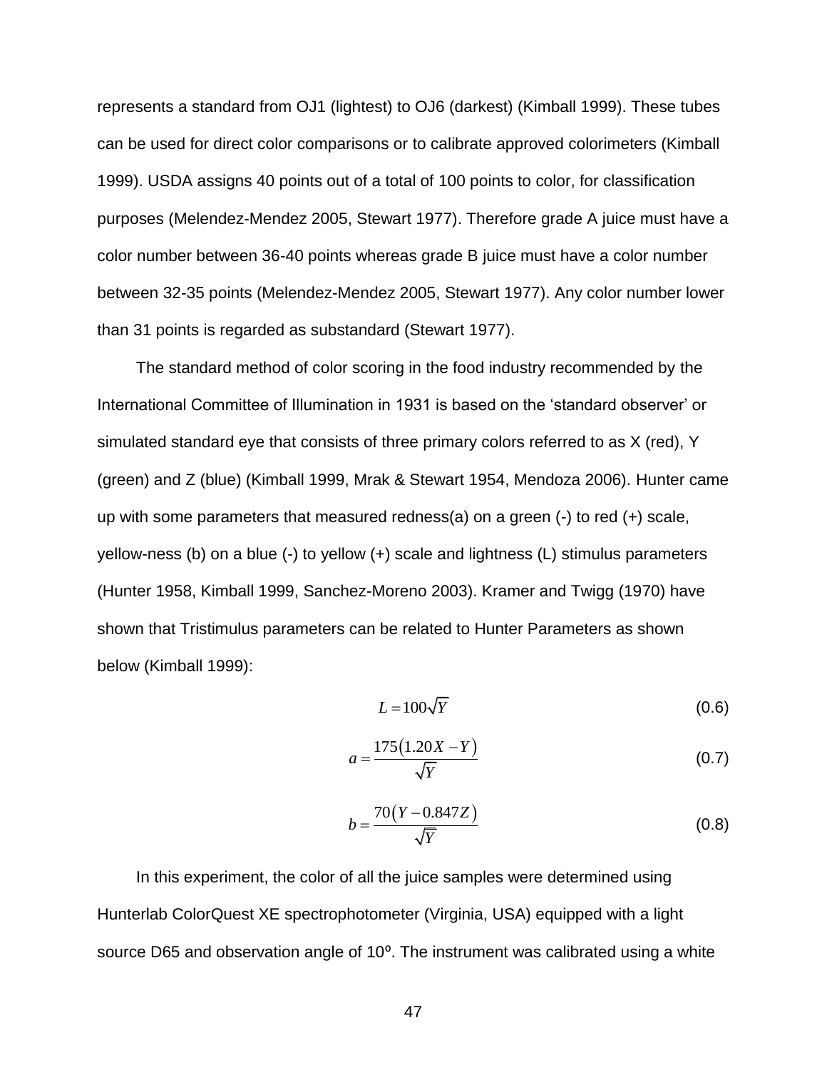represents a standard from OJ1 (lightest) to OJ6 (darkest) (Kimball 1999). These tubes can be used for direct color comparisons or to calibrate approved colorimeters (Kimball 1999). USDA assigns 40 points out of a total of 100 points to color, for classification purposes (Melendez-Mendez 2005, Stewart 1977). Therefore grade A juice must have a color number between 36-40 points whereas grade B juice must have a color number between 32-35 points (Melendez-Mendez 2005, Stewart 1977). Any color number lower than 31 points is regarded as substandard (Stewart 1977).

The standard method of color scoring in the food industry recommended by the International Committee of Illumination in 1931 is based on the 'standard observer' or simulated standard eye that consists of three primary colors referred to as X (red), Y (green) and Z (blue) (Kimball 1999, Mrak & Stewart 1954, Mendoza 2006). Hunter came up with some parameters that measured redness(a) on a green (-) to red (+) scale, yellow-ness (b) on a blue (-) to yellow (+) scale and lightness (L) stimulus parameters (Hunter 1958, Kimball 1999, Sanchez-Moreno 2003). Kramer and Twigg (1970) have shown that Tristimulus parameters can be related to Hunter Parameters as shown below (Kimball 1999):

$$L = 100\sqrt{Y} \tag{0.6}$$

$$a = \frac{175\left(1.20X - Y\right)}{\sqrt{Y}} \tag{0.7}$$

$$b = \frac{70\left(Y - 0.847Z\right)}{\sqrt{Y}} \tag{0.8}$$

In this experiment, the color of all the juice samples were determined using Hunterlab ColorQuest XE spectrophotometer (Virginia, USA) equipped with a light source D65 and observation angle of 10º. The instrument was calibrated using a white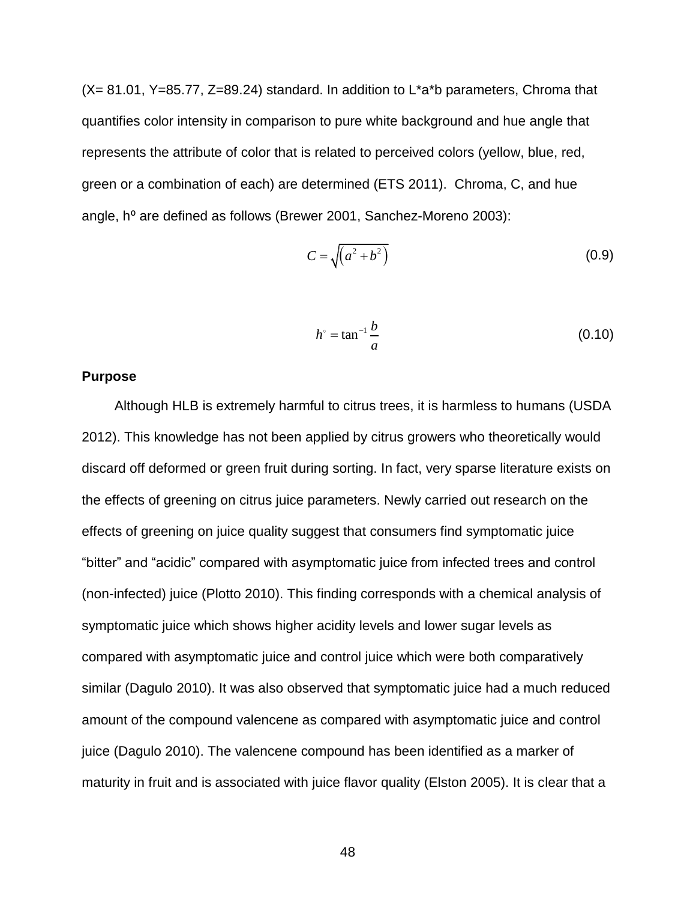(X= 81.01, Y=85.77, Z=89.24) standard. In addition to L*a*b parameters, Chroma that quantifies color intensity in comparison to pure white background and hue angle that represents the attribute of color that is related to perceived colors (yellow, blue, red, green or a combination of each) are determined (ETS 2011). Chroma, C, and hue angle, $h^{o}$ are defined as follows (Brewer 2001, Sanchez-Moreno 2003):

$$C = \sqrt{\left(a^2 + b^2\right)} \tag{0.9}$$

$$h^{\circ} = \tan^{-1}\frac{b}{a} \tag{0.10}$$

**Purpose**

Although HLB is extremely harmful to citrus trees, it is harmless to humans (USDA 2012). This knowledge has not been applied by citrus growers who theoretically would discard off deformed or green fruit during sorting. In fact, very sparse literature exists on the effects of greening on citrus juice parameters. Newly carried out research on the effects of greening on juice quality suggest that consumers find symptomatic juice "bitter" and "acidic" compared with asymptomatic juice from infected trees and control (non-infected) juice (Plotto 2010). This finding corresponds with a chemical analysis of symptomatic juice which shows higher acidity levels and lower sugar levels as compared with asymptomatic juice and control juice which were both comparatively similar (Dagulo 2010). It was also observed that symptomatic juice had a much reduced amount of the compound valencene as compared with asymptomatic juice and control juice (Dagulo 2010). The valencene compound has been identified as a marker of maturity in fruit and is associated with juice flavor quality (Elston 2005). It is clear that a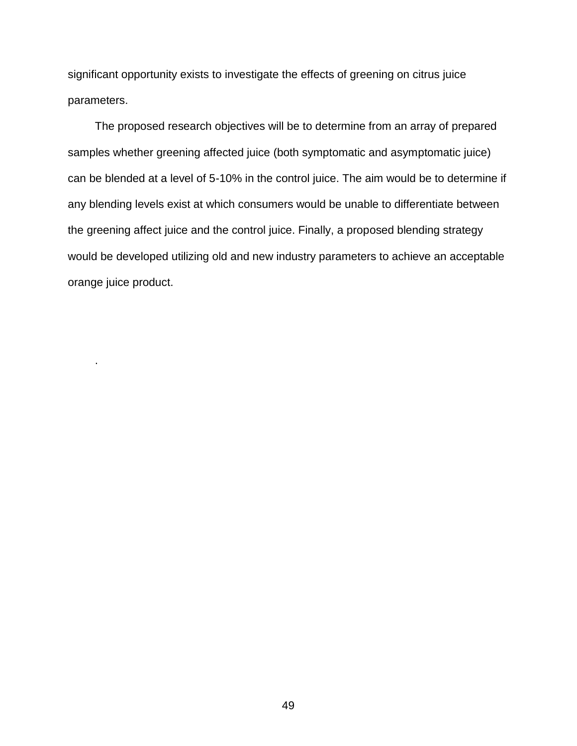significant opportunity exists to investigate the effects of greening on citrus juice parameters.

The proposed research objectives will be to determine from an array of prepared samples whether greening affected juice (both symptomatic and asymptomatic juice) can be blended at a level of 5-10% in the control juice. The aim would be to determine if any blending levels exist at which consumers would be unable to differentiate between the greening affect juice and the control juice. Finally, a proposed blending strategy would be developed utilizing old and new industry parameters to achieve an acceptable orange juice product.

.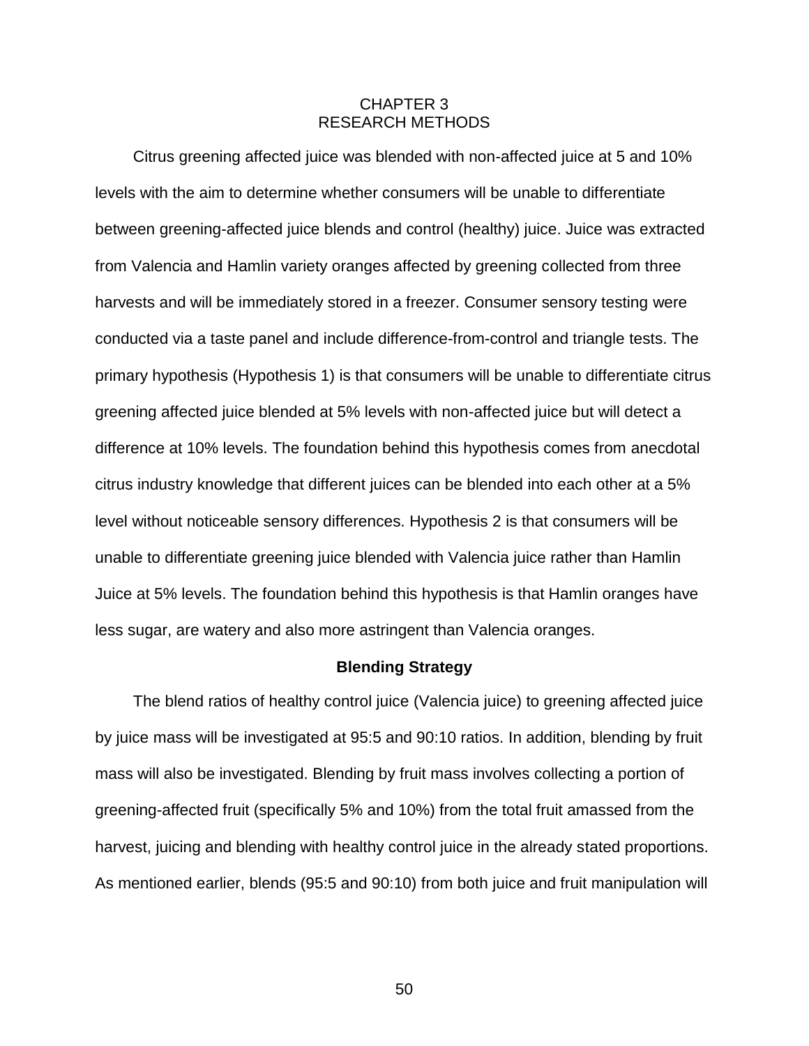# CHAPTER 3
# RESEARCH METHODS

Citrus greening affected juice was blended with non-affected juice at 5 and 10% levels with the aim to determine whether consumers will be unable to differentiate between greening-affected juice blends and control (healthy) juice. Juice was extracted from Valencia and Hamlin variety oranges affected by greening collected from three harvests and will be immediately stored in a freezer. Consumer sensory testing were conducted via a taste panel and include difference-from-control and triangle tests. The primary hypothesis (Hypothesis 1) is that consumers will be unable to differentiate citrus greening affected juice blended at 5% levels with non-affected juice but will detect a difference at 10% levels. The foundation behind this hypothesis comes from anecdotal citrus industry knowledge that different juices can be blended into each other at a 5% level without noticeable sensory differences. Hypothesis 2 is that consumers will be unable to differentiate greening juice blended with Valencia juice rather than Hamlin Juice at 5% levels. The foundation behind this hypothesis is that Hamlin oranges have less sugar, are watery and also more astringent than Valencia oranges.

## Blending Strategy

The blend ratios of healthy control juice (Valencia juice) to greening affected juice by juice mass will be investigated at 95:5 and 90:10 ratios. In addition, blending by fruit mass will also be investigated. Blending by fruit mass involves collecting a portion of greening-affected fruit (specifically 5% and 10%) from the total fruit amassed from the harvest, juicing and blending with healthy control juice in the already stated proportions. As mentioned earlier, blends (95:5 and 90:10) from both juice and fruit manipulation will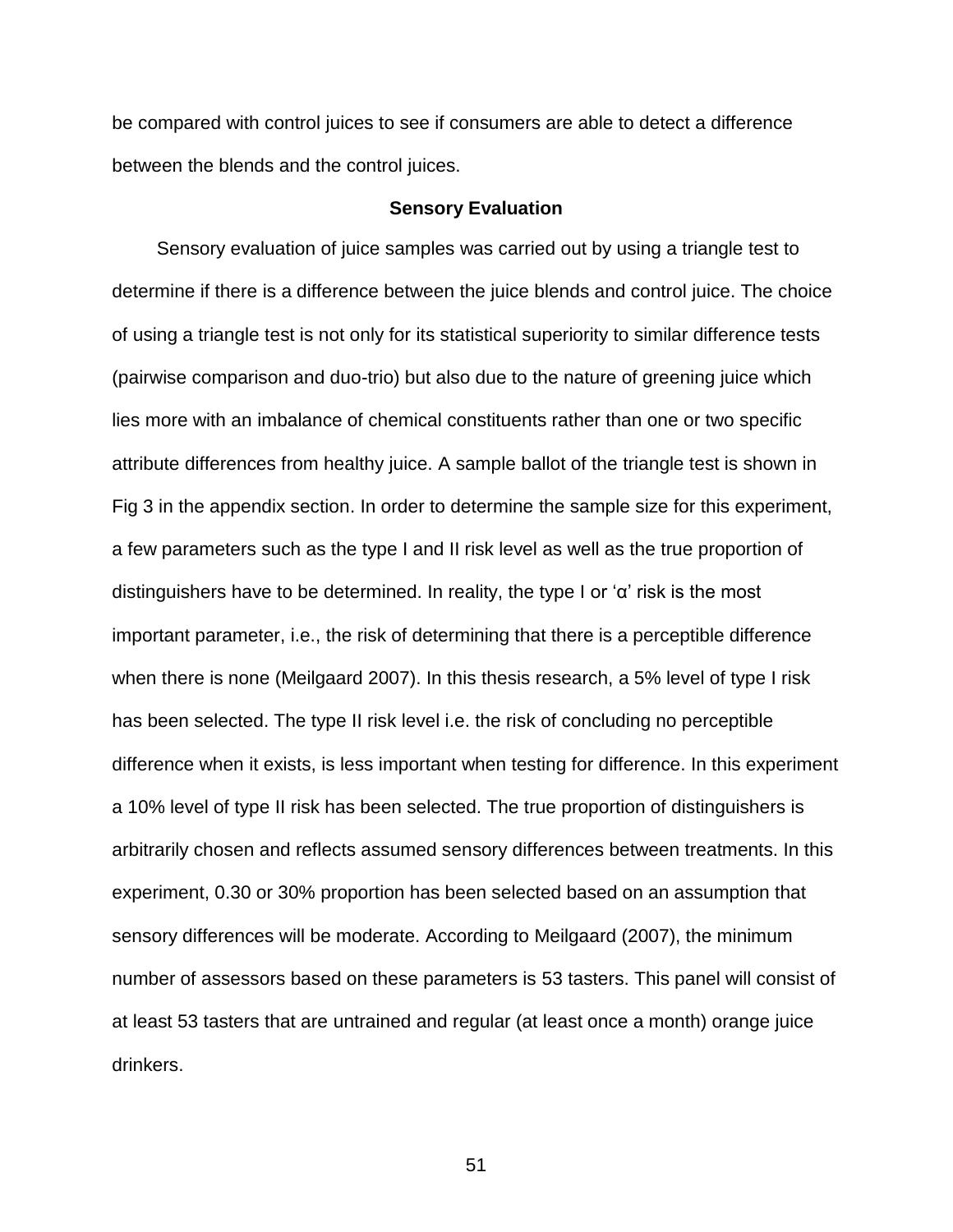be compared with control juices to see if consumers are able to detect a difference between the blends and the control juices.

## Sensory Evaluation

Sensory evaluation of juice samples was carried out by using a triangle test to determine if there is a difference between the juice blends and control juice. The choice of using a triangle test is not only for its statistical superiority to similar difference tests (pairwise comparison and duo-trio) but also due to the nature of greening juice which lies more with an imbalance of chemical constituents rather than one or two specific attribute differences from healthy juice. A sample ballot of the triangle test is shown in Fig 3 in the appendix section. In order to determine the sample size for this experiment, a few parameters such as the type I and II risk level as well as the true proportion of distinguishers have to be determined. In reality, the type I or 'α' risk is the most important parameter, i.e., the risk of determining that there is a perceptible difference when there is none (Meilgaard 2007). In this thesis research, a 5% level of type I risk has been selected. The type II risk level i.e. the risk of concluding no perceptible difference when it exists, is less important when testing for difference. In this experiment a 10% level of type II risk has been selected. The true proportion of distinguishers is arbitrarily chosen and reflects assumed sensory differences between treatments. In this experiment, 0.30 or 30% proportion has been selected based on an assumption that sensory differences will be moderate. According to Meilgaard (2007), the minimum number of assessors based on these parameters is 53 tasters. This panel will consist of at least 53 tasters that are untrained and regular (at least once a month) orange juice drinkers.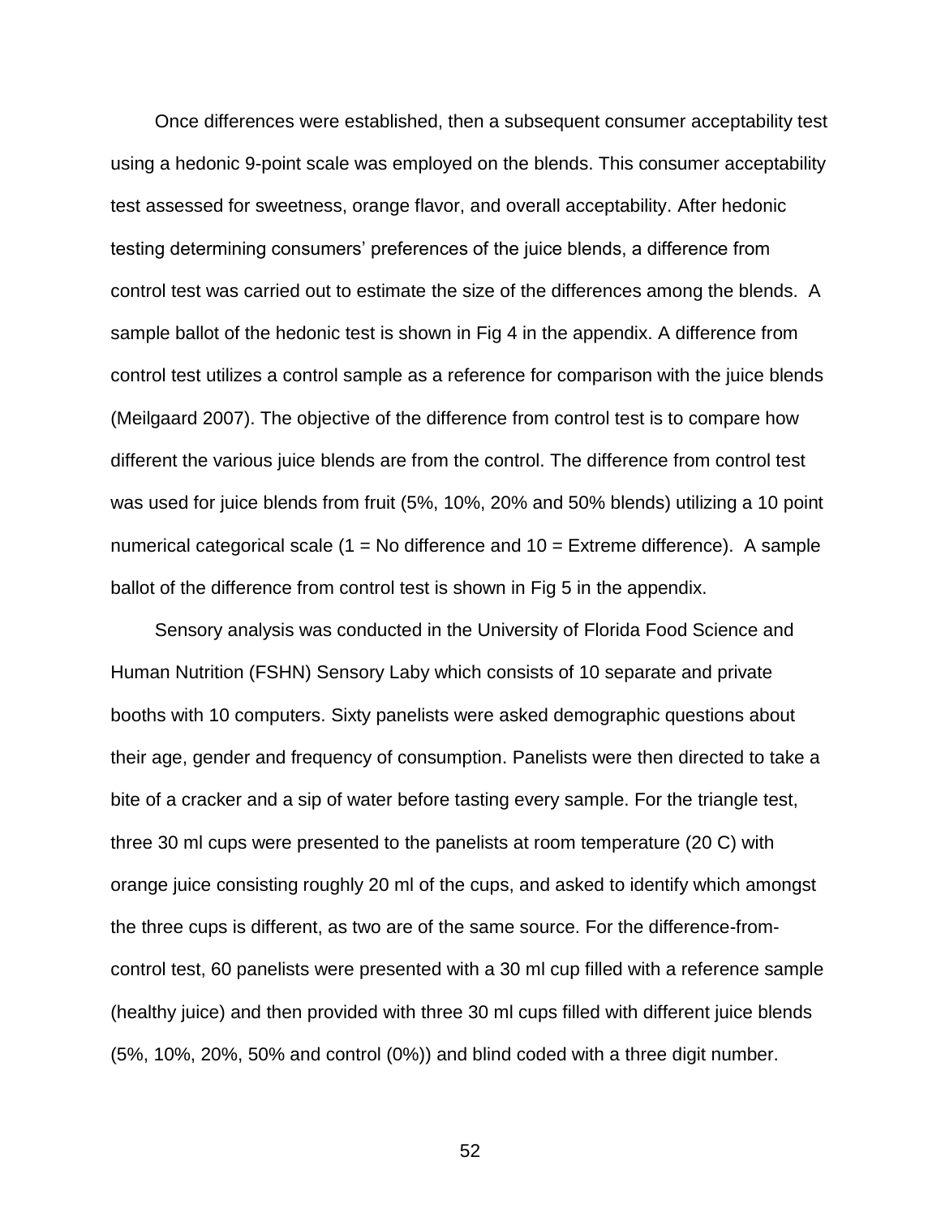Once differences were established, then a subsequent consumer acceptability test using a hedonic 9-point scale was employed on the blends. This consumer acceptability test assessed for sweetness, orange flavor, and overall acceptability. After hedonic testing determining consumers' preferences of the juice blends, a difference from control test was carried out to estimate the size of the differences among the blends. A sample ballot of the hedonic test is shown in Fig 4 in the appendix. A difference from control test utilizes a control sample as a reference for comparison with the juice blends (Meilgaard 2007). The objective of the difference from control test is to compare how different the various juice blends are from the control. The difference from control test was used for juice blends from fruit (5%, 10%, 20% and 50% blends) utilizing a 10 point numerical categorical scale (1 = No difference and 10 = Extreme difference). A sample ballot of the difference from control test is shown in Fig 5 in the appendix.

Sensory analysis was conducted in the University of Florida Food Science and Human Nutrition (FSHN) Sensory Laby which consists of 10 separate and private booths with 10 computers. Sixty panelists were asked demographic questions about their age, gender and frequency of consumption. Panelists were then directed to take a bite of a cracker and a sip of water before tasting every sample. For the triangle test, three 30 ml cups were presented to the panelists at room temperature (20 C) with orange juice consisting roughly 20 ml of the cups, and asked to identify which amongst the three cups is different, as two are of the same source. For the difference-from-control test, 60 panelists were presented with a 30 ml cup filled with a reference sample (healthy juice) and then provided with three 30 ml cups filled with different juice blends (5%, 10%, 20%, 50% and control (0%)) and blind coded with a three digit number.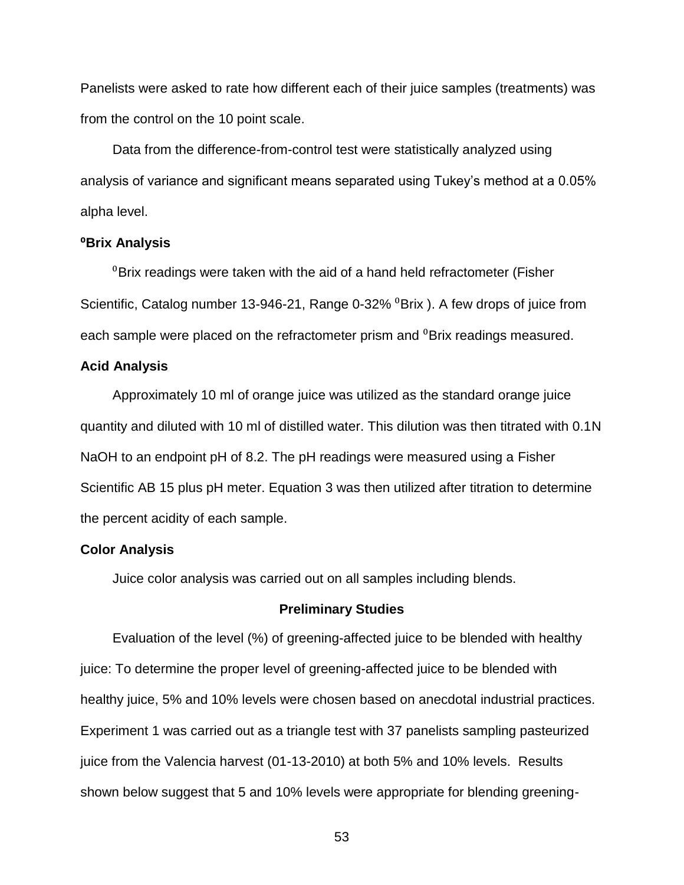Panelists were asked to rate how different each of their juice samples (treatments) was from the control on the 10 point scale.

Data from the difference-from-control test were statistically analyzed using analysis of variance and significant means separated using Tukey's method at a 0.05% alpha level.

### ºBrix Analysis

$^0$Brix readings were taken with the aid of a hand held refractometer (Fisher Scientific, Catalog number 13-946-21, Range 0-32% $^0$Brix ). A few drops of juice from each sample were placed on the refractometer prism and $^0$Brix readings measured.

### Acid Analysis

Approximately 10 ml of orange juice was utilized as the standard orange juice quantity and diluted with 10 ml of distilled water. This dilution was then titrated with 0.1N NaOH to an endpoint pH of 8.2. The pH readings were measured using a Fisher Scientific AB 15 plus pH meter. Equation 3 was then utilized after titration to determine the percent acidity of each sample.

### Color Analysis

Juice color analysis was carried out on all samples including blends.

## Preliminary Studies

Evaluation of the level (%) of greening-affected juice to be blended with healthy juice: To determine the proper level of greening-affected juice to be blended with healthy juice, 5% and 10% levels were chosen based on anecdotal industrial practices. Experiment 1 was carried out as a triangle test with 37 panelists sampling pasteurized juice from the Valencia harvest (01-13-2010) at both 5% and 10% levels. Results shown below suggest that 5 and 10% levels were appropriate for blending greening-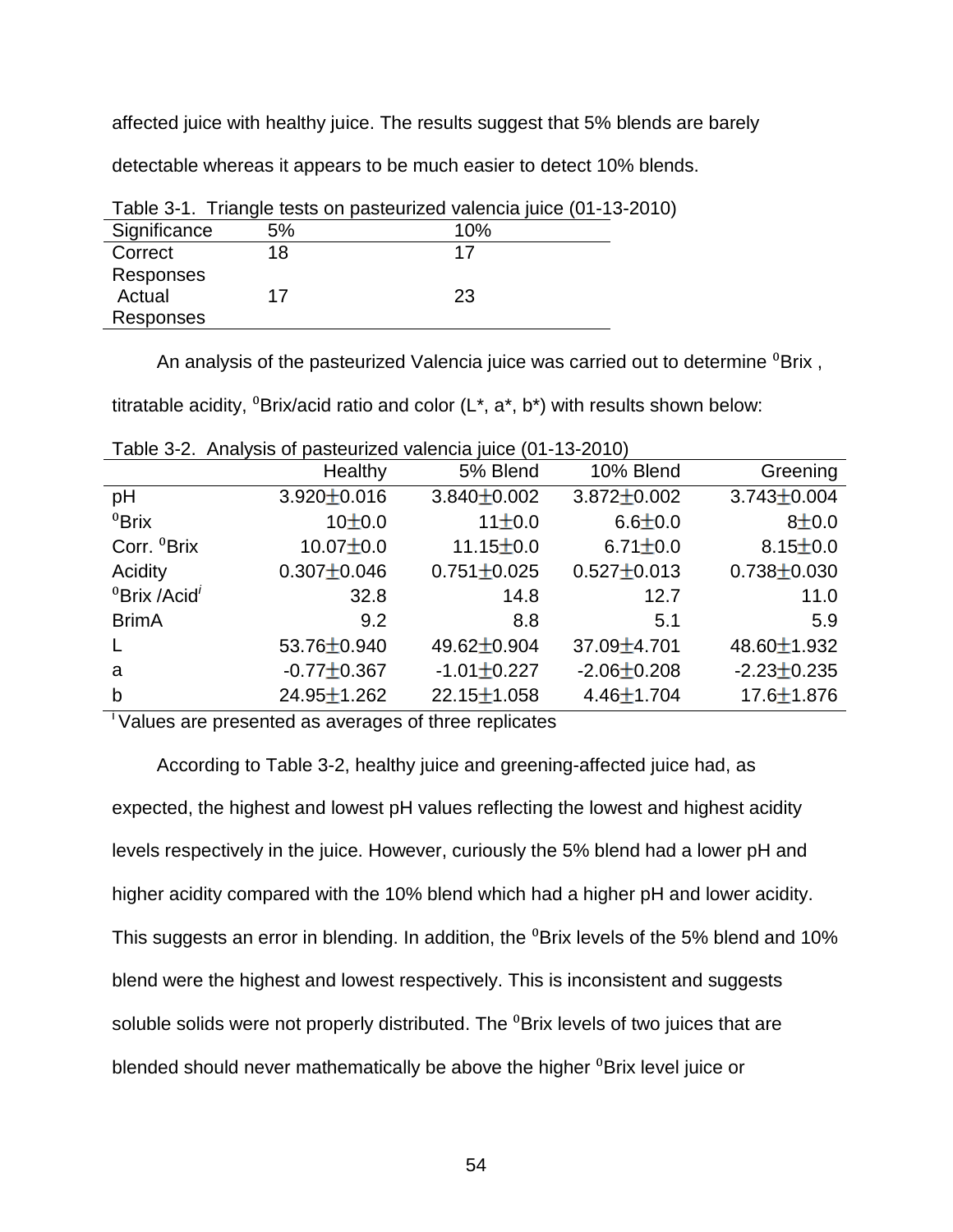affected juice with healthy juice. The results suggest that 5% blends are barely detectable whereas it appears to be much easier to detect 10% blends.

Table 3-1. Triangle tests on pasteurized valencia juice (01-13-2010)

| Significance | 5% | 10% |
|---|---|---|
| Correct Responses | 18 | 17 |
| Actual Responses | 17 | 23 |

An analysis of the pasteurized Valencia juice was carried out to determine $^0$Brix , titratable acidity, $^0$Brix/acid ratio and color (L*, a*, b*) with results shown below:

Table 3-2. Analysis of pasteurized valencia juice (01-13-2010)

| | Healthy | 5% Blend | 10% Blend | Greening |
|---|---|---|---|---|
| pH | 3.920±0.016 | 3.840±0.002 | 3.872±0.002 | 3.743±0.004 |
| $^0$Brix | 10±0.0 | 11±0.0 | 6.6±0.0 | 8±0.0 |
| Corr. $^0$Brix | 10.07±0.0 | 11.15±0.0 | 6.71±0.0 | 8.15±0.0 |
| Acidity | 0.307±0.046 | 0.751±0.025 | 0.527±0.013 | 0.738±0.030 |
| $^0$Brix /Acid$^i$ | 32.8 | 14.8 | 12.7 | 11.0 |
| BrimA | 9.2 | 8.8 | 5.1 | 5.9 |
| L | 53.76±0.940 | 49.62±0.904 | 37.09±4.701 | 48.60±1.932 |
| a | -0.77±0.367 | -1.01±0.227 | -2.06±0.208 | -2.23±0.235 |
| b | 24.95±1.262 | 22.15±1.058 | 4.46±1.704 | 17.6±1.876 |

$^i$ Values are presented as averages of three replicates

According to Table 3-2, healthy juice and greening-affected juice had, as expected, the highest and lowest pH values reflecting the lowest and highest acidity levels respectively in the juice. However, curiously the 5% blend had a lower pH and higher acidity compared with the 10% blend which had a higher pH and lower acidity. This suggests an error in blending. In addition, the $^0$Brix levels of the 5% blend and 10% blend were the highest and lowest respectively. This is inconsistent and suggests soluble solids were not properly distributed. The $^0$Brix levels of two juices that are blended should never mathematically be above the higher $^0$Brix level juice or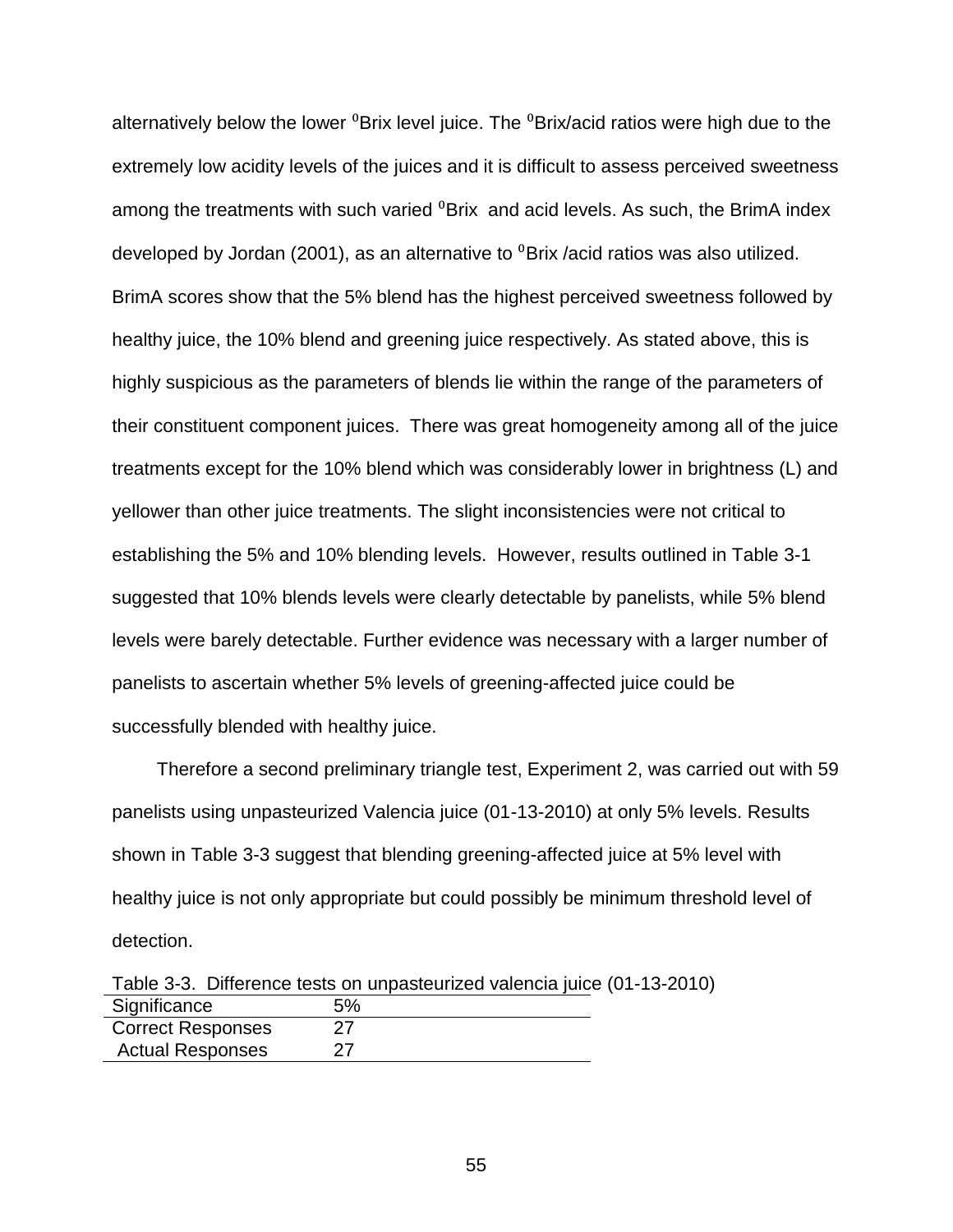alternatively below the lower $^0$Brix level juice. The $^0$Brix/acid ratios were high due to the extremely low acidity levels of the juices and it is difficult to assess perceived sweetness among the treatments with such varied $^0$Brix and acid levels. As such, the BrimA index developed by Jordan (2001), as an alternative to $^0$Brix /acid ratios was also utilized. BrimA scores show that the 5% blend has the highest perceived sweetness followed by healthy juice, the 10% blend and greening juice respectively. As stated above, this is highly suspicious as the parameters of blends lie within the range of the parameters of their constituent component juices. There was great homogeneity among all of the juice treatments except for the 10% blend which was considerably lower in brightness (L) and yellower than other juice treatments. The slight inconsistencies were not critical to establishing the 5% and 10% blending levels. However, results outlined in Table 3-1 suggested that 10% blends levels were clearly detectable by panelists, while 5% blend levels were barely detectable. Further evidence was necessary with a larger number of panelists to ascertain whether 5% levels of greening-affected juice could be successfully blended with healthy juice.

Therefore a second preliminary triangle test, Experiment 2, was carried out with 59 panelists using unpasteurized Valencia juice (01-13-2010) at only 5% levels. Results shown in Table 3-3 suggest that blending greening-affected juice at 5% level with healthy juice is not only appropriate but could possibly be minimum threshold level of detection.

Table 3-3. Difference tests on unpasteurized valencia juice (01-13-2010)

| Significance | 5% |
|---|---|
| Correct Responses | 27 |
| Actual Responses | 27 |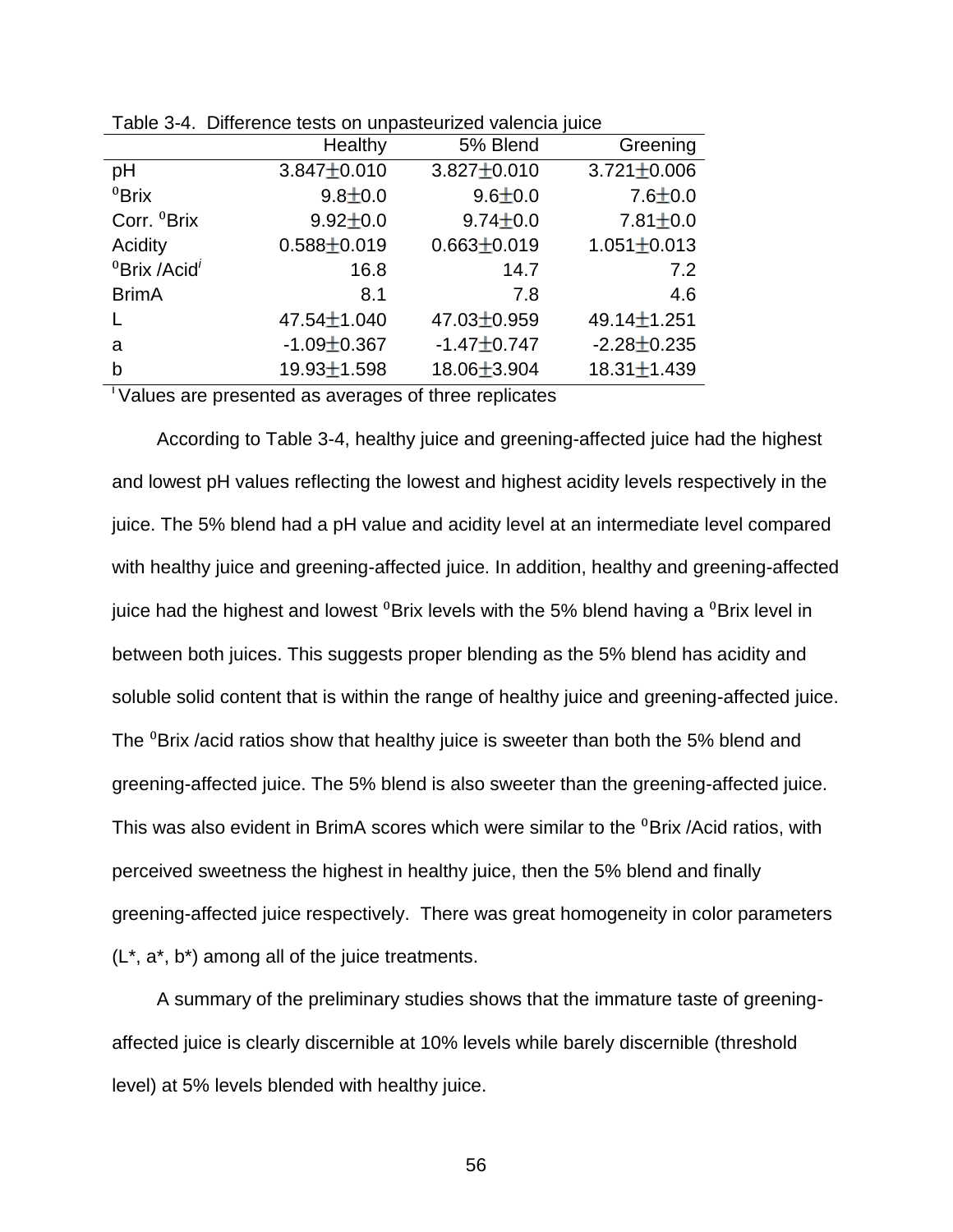Table 3-4. Difference tests on unpasteurized valencia juice

| | Healthy | 5% Blend | Greening |
|---|---|---|---|
| pH | 3.847±0.010 | 3.827±0.010 | 3.721±0.006 |
| $^0$Brix | 9.8±0.0 | 9.6±0.0 | 7.6±0.0 |
| Corr. $^0$Brix | 9.92±0.0 | 9.74±0.0 | 7.81±0.0 |
| Acidity | 0.588±0.019 | 0.663±0.019 | 1.051±0.013 |
| $^0$Brix /Acid$^i$ | 16.8 | 14.7 | 7.2 |
| BrimA | 8.1 | 7.8 | 4.6 |
| L | 47.54±1.040 | 47.03±0.959 | 49.14±1.251 |
| a | -1.09±0.367 | -1.47±0.747 | -2.28±0.235 |
| b | 19.93±1.598 | 18.06±3.904 | 18.31±1.439 |

$^i$ Values are presented as averages of three replicates

According to Table 3-4, healthy juice and greening-affected juice had the highest and lowest pH values reflecting the lowest and highest acidity levels respectively in the juice. The 5% blend had a pH value and acidity level at an intermediate level compared with healthy juice and greening-affected juice. In addition, healthy and greening-affected juice had the highest and lowest $^0$Brix levels with the 5% blend having a $^0$Brix level in between both juices. This suggests proper blending as the 5% blend has acidity and soluble solid content that is within the range of healthy juice and greening-affected juice. The $^0$Brix /acid ratios show that healthy juice is sweeter than both the 5% blend and greening-affected juice. The 5% blend is also sweeter than the greening-affected juice. This was also evident in BrimA scores which were similar to the $^0$Brix /Acid ratios, with perceived sweetness the highest in healthy juice, then the 5% blend and finally greening-affected juice respectively. There was great homogeneity in color parameters (L*, a*, b*) among all of the juice treatments.

A summary of the preliminary studies shows that the immature taste of greening-affected juice is clearly discernible at 10% levels while barely discernible (threshold level) at 5% levels blended with healthy juice.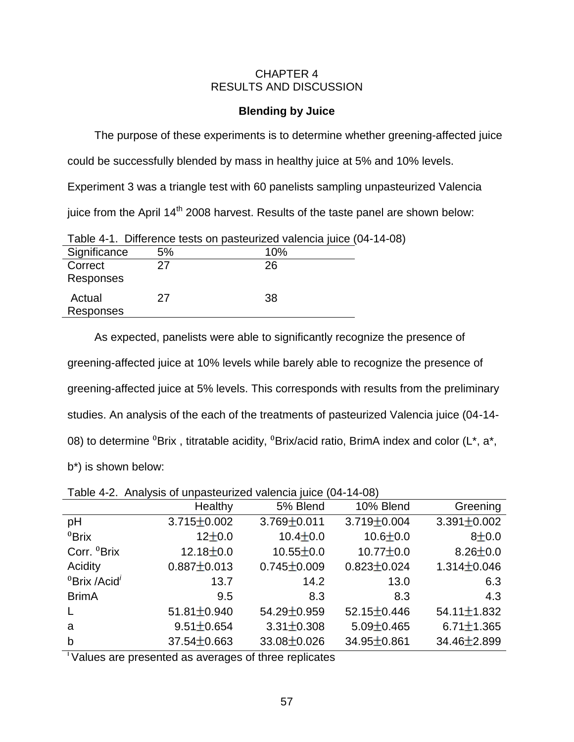# CHAPTER 4
# RESULTS AND DISCUSSION

### Blending by Juice

The purpose of these experiments is to determine whether greening-affected juice could be successfully blended by mass in healthy juice at 5% and 10% levels. Experiment 3 was a triangle test with 60 panelists sampling unpasteurized Valencia juice from the April 14th 2008 harvest. Results of the taste panel are shown below:

Table 4-1. Difference tests on pasteurized valencia juice (04-14-08)

| Significance | 5% | 10% |
|---|---|---|
| Correct Responses | 27 | 26 |
| Actual Responses | 27 | 38 |

As expected, panelists were able to significantly recognize the presence of greening-affected juice at 10% levels while barely able to recognize the presence of greening-affected juice at 5% levels. This corresponds with results from the preliminary studies. An analysis of the each of the treatments of pasteurized Valencia juice (04-14-08) to determine $^0$Brix , titratable acidity, $^0$Brix/acid ratio, BrimA index and color (L*, a*, b*) is shown below:

Table 4-2. Analysis of unpasteurized valencia juice (04-14-08)

| | Healthy | 5% Blend | 10% Blend | Greening |
|---|---|---|---|---|
| pH | 3.715±0.002 | 3.769±0.011 | 3.719±0.004 | 3.391±0.002 |
| $^0$Brix | 12±0.0 | 10.4±0.0 | 10.6±0.0 | 8±0.0 |
| Corr. $^0$Brix | 12.18±0.0 | 10.55±0.0 | 10.77±0.0 | 8.26±0.0 |
| Acidity | 0.887±0.013 | 0.745±0.009 | 0.823±0.024 | 1.314±0.046 |
| $^0$Brix /Acid[i] | 13.7 | 14.2 | 13.0 | 6.3 |
| BrimA | 9.5 | 8.3 | 8.3 | 4.3 |
| L | 51.81±0.940 | 54.29±0.959 | 52.15±0.446 | 54.11±1.832 |
| a | 9.51±0.654 | 3.31±0.308 | 5.09±0.465 | 6.71±1.365 |
| b | 37.54±0.663 | 33.08±0.026 | 34.95±0.861 | 34.46±2.899 |

[i] Values are presented as averages of three replicates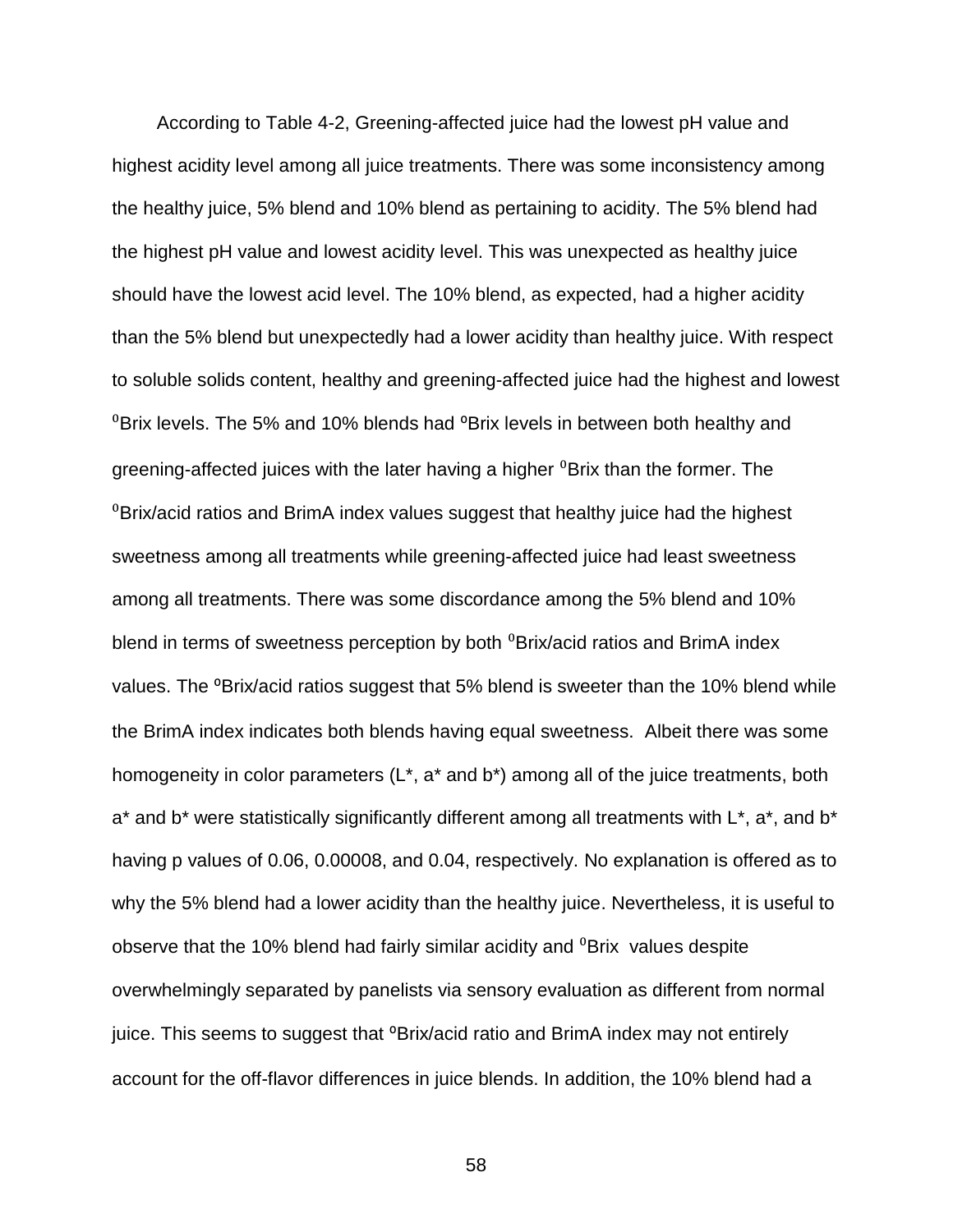According to Table 4-2, Greening-affected juice had the lowest pH value and highest acidity level among all juice treatments. There was some inconsistency among the healthy juice, 5% blend and 10% blend as pertaining to acidity. The 5% blend had the highest pH value and lowest acidity level. This was unexpected as healthy juice should have the lowest acid level. The 10% blend, as expected, had a higher acidity than the 5% blend but unexpectedly had a lower acidity than healthy juice. With respect to soluble solids content, healthy and greening-affected juice had the highest and lowest $^0$Brix levels. The 5% and 10% blends had ºBrix levels in between both healthy and greening-affected juices with the later having a higher $^0$Brix than the former. The $^0$Brix/acid ratios and BrimA index values suggest that healthy juice had the highest sweetness among all treatments while greening-affected juice had least sweetness among all treatments. There was some discordance among the 5% blend and 10% blend in terms of sweetness perception by both $^0$Brix/acid ratios and BrimA index values. The ºBrix/acid ratios suggest that 5% blend is sweeter than the 10% blend while the BrimA index indicates both blends having equal sweetness. Albeit there was some homogeneity in color parameters (L*, a* and b*) among all of the juice treatments, both a* and b* were statistically significantly different among all treatments with L*, a*, and b* having p values of 0.06, 0.00008, and 0.04, respectively. No explanation is offered as to why the 5% blend had a lower acidity than the healthy juice. Nevertheless, it is useful to observe that the 10% blend had fairly similar acidity and $^0$Brix values despite overwhelmingly separated by panelists via sensory evaluation as different from normal juice. This seems to suggest that ºBrix/acid ratio and BrimA index may not entirely account for the off-flavor differences in juice blends. In addition, the 10% blend had a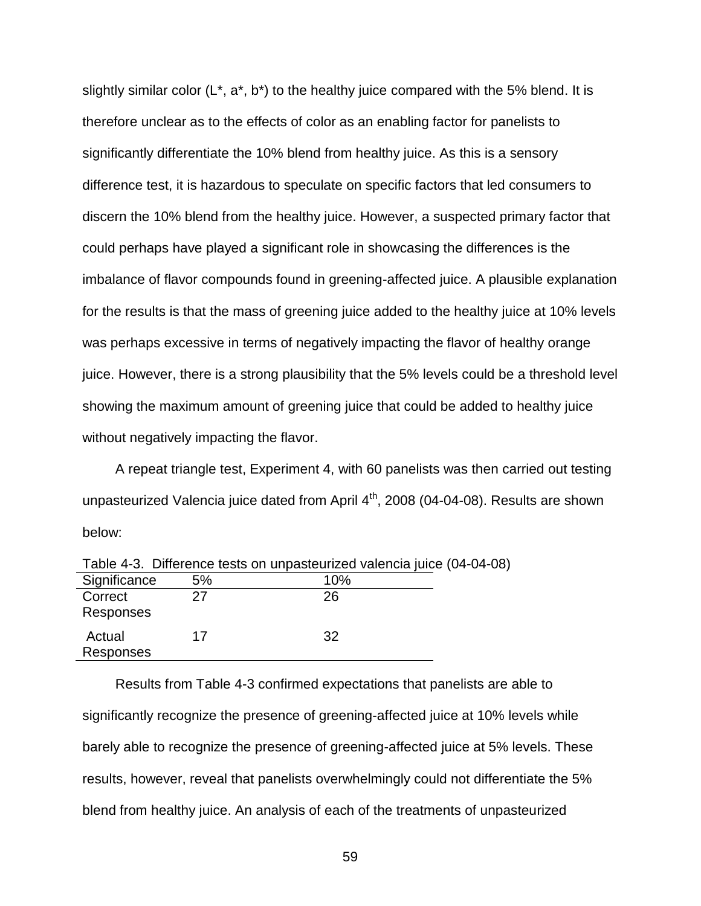slightly similar color (L*, a*, b*) to the healthy juice compared with the 5% blend. It is therefore unclear as to the effects of color as an enabling factor for panelists to significantly differentiate the 10% blend from healthy juice. As this is a sensory difference test, it is hazardous to speculate on specific factors that led consumers to discern the 10% blend from the healthy juice. However, a suspected primary factor that could perhaps have played a significant role in showcasing the differences is the imbalance of flavor compounds found in greening-affected juice. A plausible explanation for the results is that the mass of greening juice added to the healthy juice at 10% levels was perhaps excessive in terms of negatively impacting the flavor of healthy orange juice. However, there is a strong plausibility that the 5% levels could be a threshold level showing the maximum amount of greening juice that could be added to healthy juice without negatively impacting the flavor.

A repeat triangle test, Experiment 4, with 60 panelists was then carried out testing unpasteurized Valencia juice dated from April 4$^{th}$, 2008 (04-04-08). Results are shown below:

Table 4-3. Difference tests on unpasteurized valencia juice (04-04-08)

| Significance | 5% | 10% |
|---|---|---|
| Correct Responses | 27 | 26 |
| Actual Responses | 17 | 32 |

Results from Table 4-3 confirmed expectations that panelists are able to significantly recognize the presence of greening-affected juice at 10% levels while barely able to recognize the presence of greening-affected juice at 5% levels. These results, however, reveal that panelists overwhelmingly could not differentiate the 5% blend from healthy juice. An analysis of each of the treatments of unpasteurized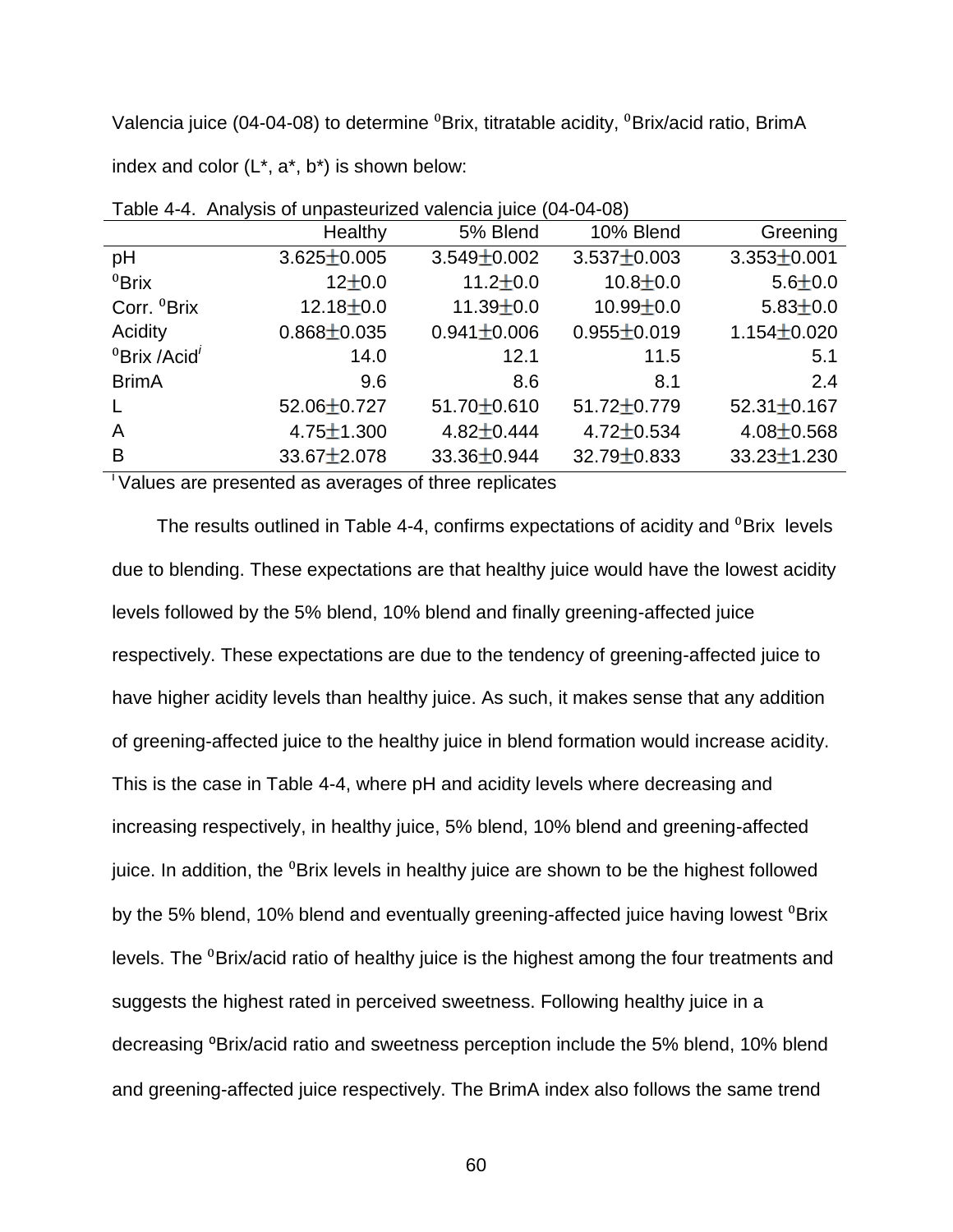Valencia juice (04-04-08) to determine °Brix, titratable acidity, °Brix/acid ratio, BrimA index and color (L*, a*, b*) is shown below:

Table 4-4. Analysis of unpasteurized valencia juice (04-04-08)

| | Healthy | 5% Blend | 10% Blend | Greening |
|---|---|---|---|---|
| pH | 3.625±0.005 | 3.549±0.002 | 3.537±0.003 | 3.353±0.001 |
| °Brix | 12±0.0 | 11.2±0.0 | 10.8±0.0 | 5.6±0.0 |
| Corr. °Brix | 12.18±0.0 | 11.39±0.0 | 10.99±0.0 | 5.83±0.0 |
| Acidity | 0.868±0.035 | 0.941±0.006 | 0.955±0.019 | 1.154±0.020 |
| °Brix /Acid[i] | 14.0 | 12.1 | 11.5 | 5.1 |
| BrimA | 9.6 | 8.6 | 8.1 | 2.4 |
| L | 52.06±0.727 | 51.70±0.610 | 51.72±0.779 | 52.31±0.167 |
| A | 4.75±1.300 | 4.82±0.444 | 4.72±0.534 | 4.08±0.568 |
| B | 33.67±2.078 | 33.36±0.944 | 32.79±0.833 | 33.23±1.230 |

[i] Values are presented as averages of three replicates

The results outlined in Table 4-4, confirms expectations of acidity and °Brix levels due to blending. These expectations are that healthy juice would have the lowest acidity levels followed by the 5% blend, 10% blend and finally greening-affected juice respectively. These expectations are due to the tendency of greening-affected juice to have higher acidity levels than healthy juice. As such, it makes sense that any addition of greening-affected juice to the healthy juice in blend formation would increase acidity. This is the case in Table 4-4, where pH and acidity levels where decreasing and increasing respectively, in healthy juice, 5% blend, 10% blend and greening-affected juice. In addition, the °Brix levels in healthy juice are shown to be the highest followed by the 5% blend, 10% blend and eventually greening-affected juice having lowest °Brix levels. The °Brix/acid ratio of healthy juice is the highest among the four treatments and suggests the highest rated in perceived sweetness. Following healthy juice in a decreasing ºBrix/acid ratio and sweetness perception include the 5% blend, 10% blend and greening-affected juice respectively. The BrimA index also follows the same trend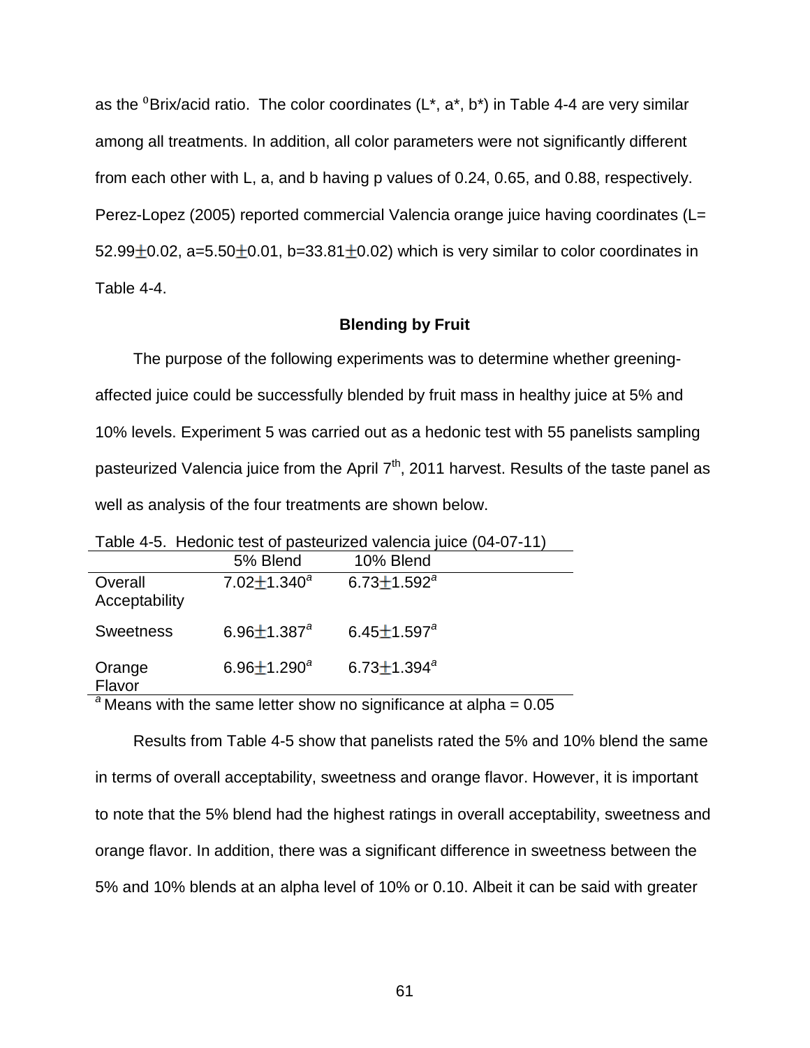as the $^0$Brix/acid ratio. The color coordinates (L*, a*, b*) in Table 4-4 are very similar among all treatments. In addition, all color parameters were not significantly different from each other with L, a, and b having p values of 0.24, 0.65, and 0.88, respectively. Perez-Lopez (2005) reported commercial Valencia orange juice having coordinates (L= 52.99±0.02, a=5.50±0.01, b=33.81±0.02) which is very similar to color coordinates in Table 4-4.

### Blending by Fruit

The purpose of the following experiments was to determine whether greening-affected juice could be successfully blended by fruit mass in healthy juice at 5% and 10% levels. Experiment 5 was carried out as a hedonic test with 55 panelists sampling pasteurized Valencia juice from the April 7th, 2011 harvest. Results of the taste panel as well as analysis of the four treatments are shown below.

Table 4-5. Hedonic test of pasteurized valencia juice (04-07-11)

| | 5% Blend | 10% Blend |
|---|---|---|
| Overall Acceptability | 7.02±1.340$^a$ | 6.73±1.592$^a$ |
| Sweetness | 6.96±1.387$^a$ | 6.45±1.597$^a$ |
| Orange Flavor | 6.96±1.290$^a$ | 6.73±1.394$^a$ |

$^a$ Means with the same letter show no significance at alpha = 0.05

Results from Table 4-5 show that panelists rated the 5% and 10% blend the same in terms of overall acceptability, sweetness and orange flavor. However, it is important to note that the 5% blend had the highest ratings in overall acceptability, sweetness and orange flavor. In addition, there was a significant difference in sweetness between the 5% and 10% blends at an alpha level of 10% or 0.10. Albeit it can be said with greater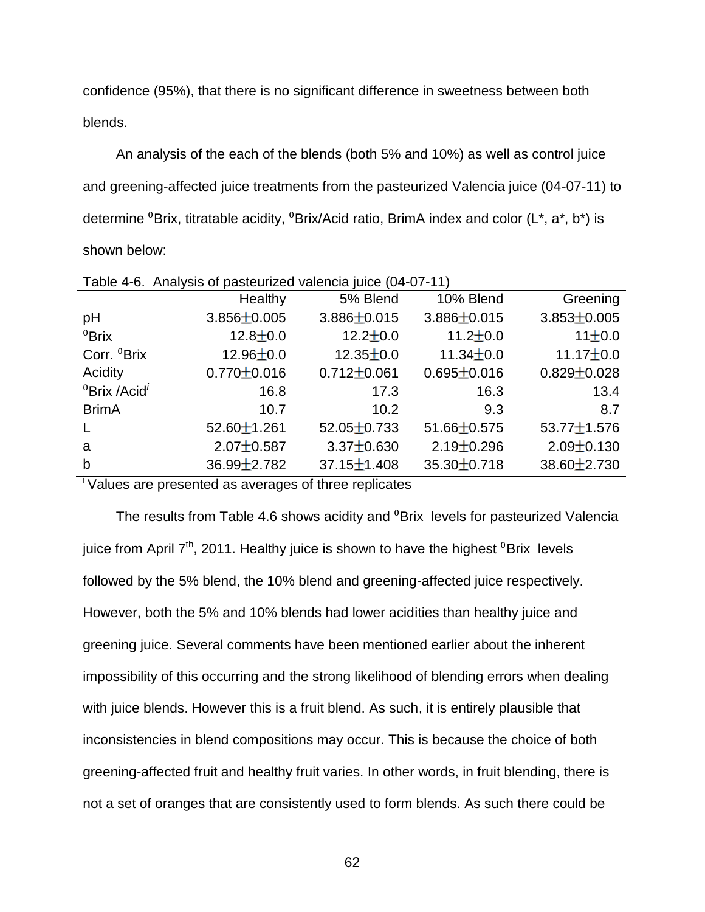confidence (95%), that there is no significant difference in sweetness between both blends.

An analysis of the each of the blends (both 5% and 10%) as well as control juice and greening-affected juice treatments from the pasteurized Valencia juice (04-07-11) to determine $^0$Brix, titratable acidity, $^0$Brix/Acid ratio, BrimA index and color (L*, a*, b*) is shown below:

Table 4-6. Analysis of pasteurized valencia juice (04-07-11)

| | Healthy | 5% Blend | 10% Blend | Greening |
|---|---|---|---|---|
| pH | 3.856±0.005 | 3.886±0.015 | 3.886±0.015 | 3.853±0.005 |
| $^0$Brix | 12.8±0.0 | 12.2±0.0 | 11.2±0.0 | 11±0.0 |
| Corr. $^0$Brix | 12.96±0.0 | 12.35±0.0 | 11.34±0.0 | 11.17±0.0 |
| Acidity | 0.770±0.016 | 0.712±0.061 | 0.695±0.016 | 0.829±0.028 |
| $^0$Brix /Acid$^i$ | 16.8 | 17.3 | 16.3 | 13.4 |
| BrimA | 10.7 | 10.2 | 9.3 | 8.7 |
| L | 52.60±1.261 | 52.05±0.733 | 51.66±0.575 | 53.77±1.576 |
| a | 2.07±0.587 | 3.37±0.630 | 2.19±0.296 | 2.09±0.130 |
| b | 36.99±2.782 | 37.15±1.408 | 35.30±0.718 | 38.60±2.730 |

$^i$ Values are presented as averages of three replicates

The results from Table 4.6 shows acidity and $^0$Brix levels for pasteurized Valencia juice from April 7$^{th}$, 2011. Healthy juice is shown to have the highest $^0$Brix levels followed by the 5% blend, the 10% blend and greening-affected juice respectively. However, both the 5% and 10% blends had lower acidities than healthy juice and greening juice. Several comments have been mentioned earlier about the inherent impossibility of this occurring and the strong likelihood of blending errors when dealing with juice blends. However this is a fruit blend. As such, it is entirely plausible that inconsistencies in blend compositions may occur. This is because the choice of both greening-affected fruit and healthy fruit varies. In other words, in fruit blending, there is not a set of oranges that are consistently used to form blends. As such there could be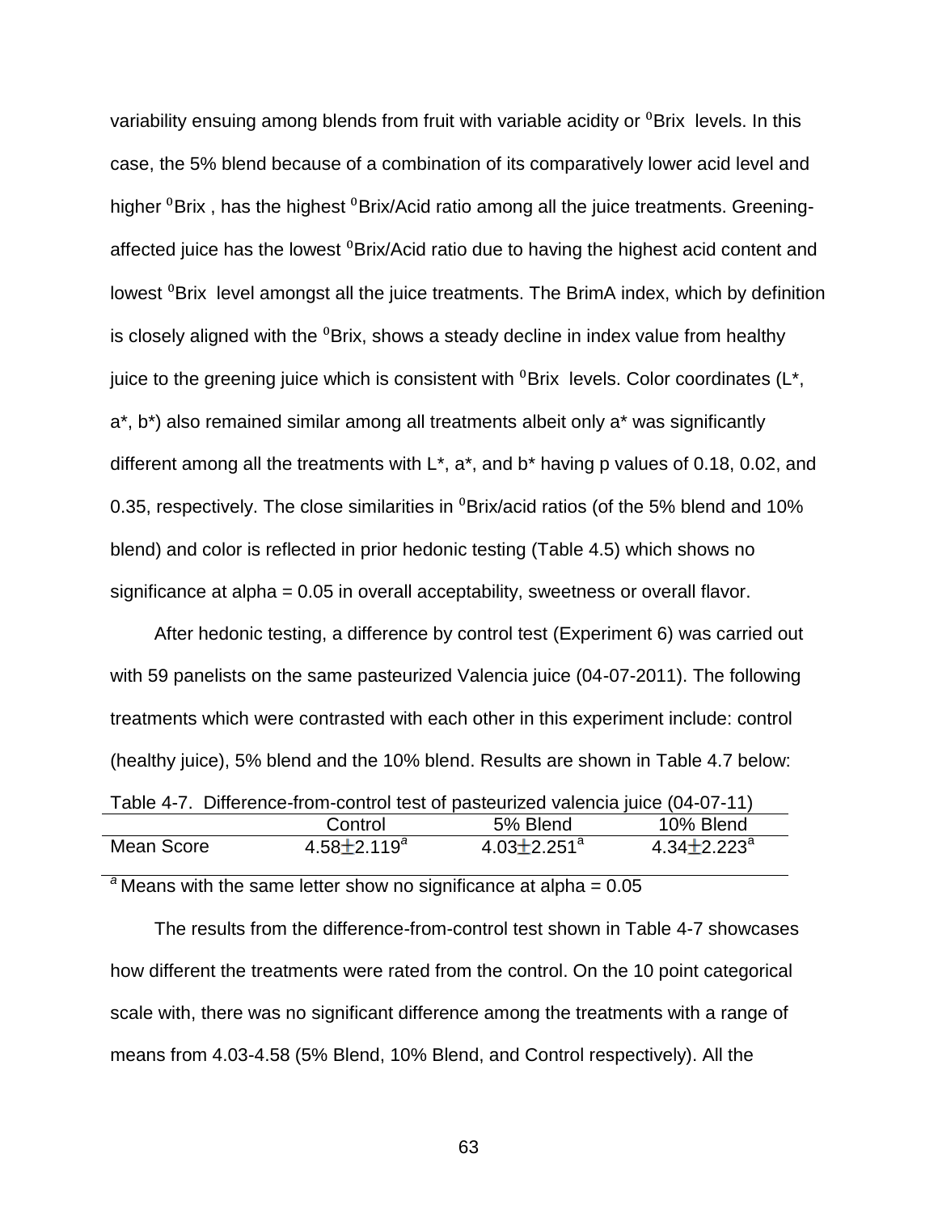variability ensuing among blends from fruit with variable acidity or $^0$Brix levels. In this case, the 5% blend because of a combination of its comparatively lower acid level and higher $^0$Brix , has the highest $^0$Brix/Acid ratio among all the juice treatments. Greening-affected juice has the lowest $^0$Brix/Acid ratio due to having the highest acid content and lowest $^0$Brix level amongst all the juice treatments. The BrimA index, which by definition is closely aligned with the $^0$Brix, shows a steady decline in index value from healthy juice to the greening juice which is consistent with $^0$Brix levels. Color coordinates (L*, a*, b*) also remained similar among all treatments albeit only a* was significantly different among all the treatments with L*, a*, and b* having p values of 0.18, 0.02, and 0.35, respectively. The close similarities in $^0$Brix/acid ratios (of the 5% blend and 10% blend) and color is reflected in prior hedonic testing (Table 4.5) which shows no significance at alpha = 0.05 in overall acceptability, sweetness or overall flavor.

After hedonic testing, a difference by control test (Experiment 6) was carried out with 59 panelists on the same pasteurized Valencia juice (04-07-2011). The following treatments which were contrasted with each other in this experiment include: control (healthy juice), 5% blend and the 10% blend. Results are shown in Table 4.7 below:

Table 4-7. Difference-from-control test of pasteurized valencia juice (04-07-11)

| | Control | 5% Blend | 10% Blend |
|---|---|---|---|
| Mean Score | $4.58 \pm 2.119^a$ | $4.03 \pm 2.251^a$ | $4.34 \pm 2.223^a$ |

[a] Means with the same letter show no significance at alpha = 0.05

The results from the difference-from-control test shown in Table 4-7 showcases how different the treatments were rated from the control. On the 10 point categorical scale with, there was no significant difference among the treatments with a range of means from 4.03-4.58 (5% Blend, 10% Blend, and Control respectively). All the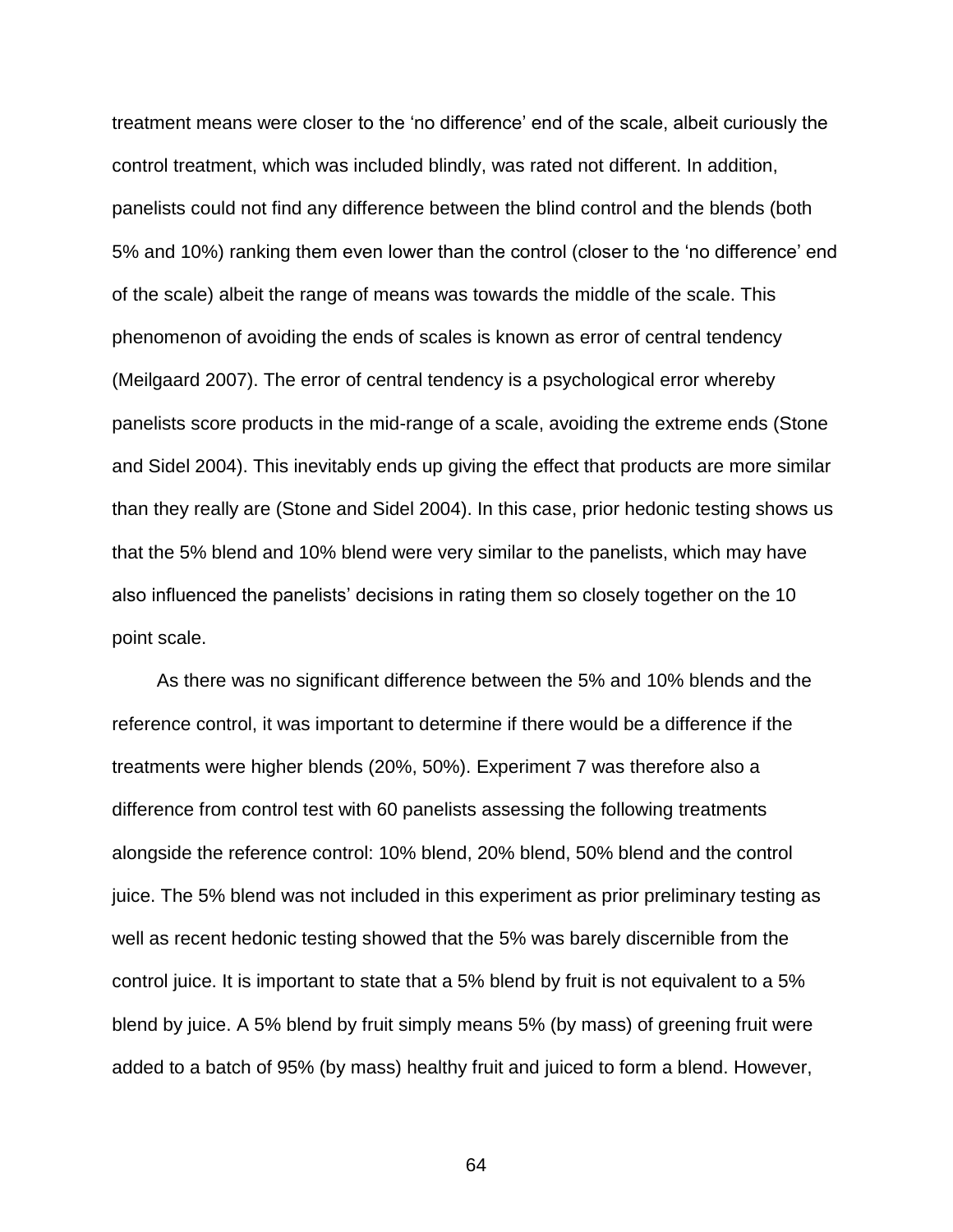treatment means were closer to the 'no difference' end of the scale, albeit curiously the control treatment, which was included blindly, was rated not different. In addition, panelists could not find any difference between the blind control and the blends (both 5% and 10%) ranking them even lower than the control (closer to the 'no difference' end of the scale) albeit the range of means was towards the middle of the scale. This phenomenon of avoiding the ends of scales is known as error of central tendency (Meilgaard 2007). The error of central tendency is a psychological error whereby panelists score products in the mid-range of a scale, avoiding the extreme ends (Stone and Sidel 2004). This inevitably ends up giving the effect that products are more similar than they really are (Stone and Sidel 2004). In this case, prior hedonic testing shows us that the 5% blend and 10% blend were very similar to the panelists, which may have also influenced the panelists' decisions in rating them so closely together on the 10 point scale.

As there was no significant difference between the 5% and 10% blends and the reference control, it was important to determine if there would be a difference if the treatments were higher blends (20%, 50%). Experiment 7 was therefore also a difference from control test with 60 panelists assessing the following treatments alongside the reference control: 10% blend, 20% blend, 50% blend and the control juice. The 5% blend was not included in this experiment as prior preliminary testing as well as recent hedonic testing showed that the 5% was barely discernible from the control juice. It is important to state that a 5% blend by fruit is not equivalent to a 5% blend by juice. A 5% blend by fruit simply means 5% (by mass) of greening fruit were added to a batch of 95% (by mass) healthy fruit and juiced to form a blend. However,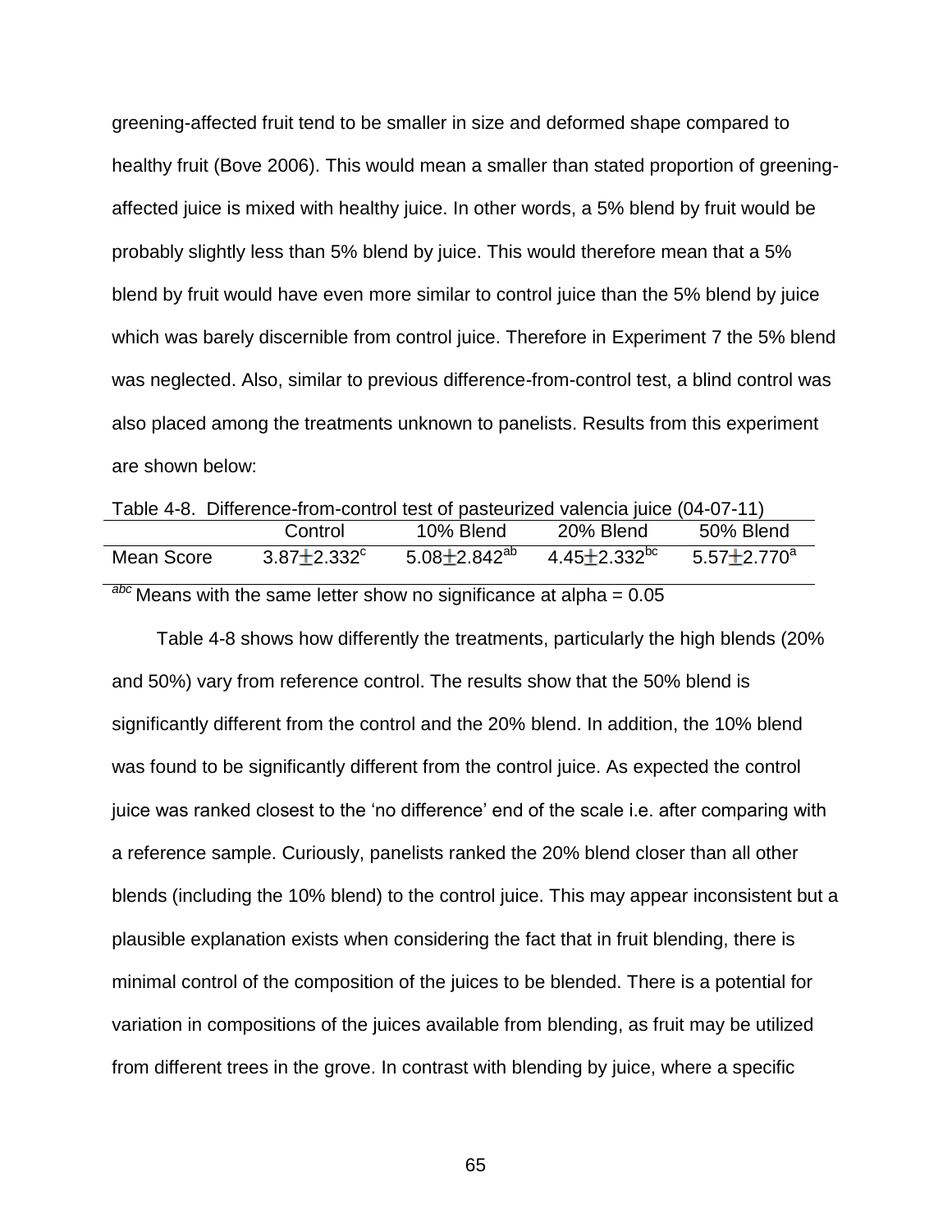greening-affected fruit tend to be smaller in size and deformed shape compared to healthy fruit (Bove 2006). This would mean a smaller than stated proportion of greening-affected juice is mixed with healthy juice. In other words, a 5% blend by fruit would be probably slightly less than 5% blend by juice. This would therefore mean that a 5% blend by fruit would have even more similar to control juice than the 5% blend by juice which was barely discernible from control juice. Therefore in Experiment 7 the 5% blend was neglected. Also, similar to previous difference-from-control test, a blind control was also placed among the treatments unknown to panelists. Results from this experiment are shown below:

Table 4-8. Difference-from-control test of pasteurized valencia juice (04-07-11)

| | Control | 10% Blend | 20% Blend | 50% Blend |
|---|---|---|---|---|
| Mean Score | $3.87 \pm 2.332^{c}$ | $5.08 \pm 2.842^{ab}$ | $4.45 \pm 2.332^{bc}$ | $5.57 \pm 2.770^{a}$ |

$^{abc}$ Means with the same letter show no significance at alpha = 0.05

Table 4-8 shows how differently the treatments, particularly the high blends (20% and 50%) vary from reference control. The results show that the 50% blend is significantly different from the control and the 20% blend. In addition, the 10% blend was found to be significantly different from the control juice. As expected the control juice was ranked closest to the 'no difference' end of the scale i.e. after comparing with a reference sample. Curiously, panelists ranked the 20% blend closer than all other blends (including the 10% blend) to the control juice. This may appear inconsistent but a plausible explanation exists when considering the fact that in fruit blending, there is minimal control of the composition of the juices to be blended. There is a potential for variation in compositions of the juices available from blending, as fruit may be utilized from different trees in the grove. In contrast with blending by juice, where a specific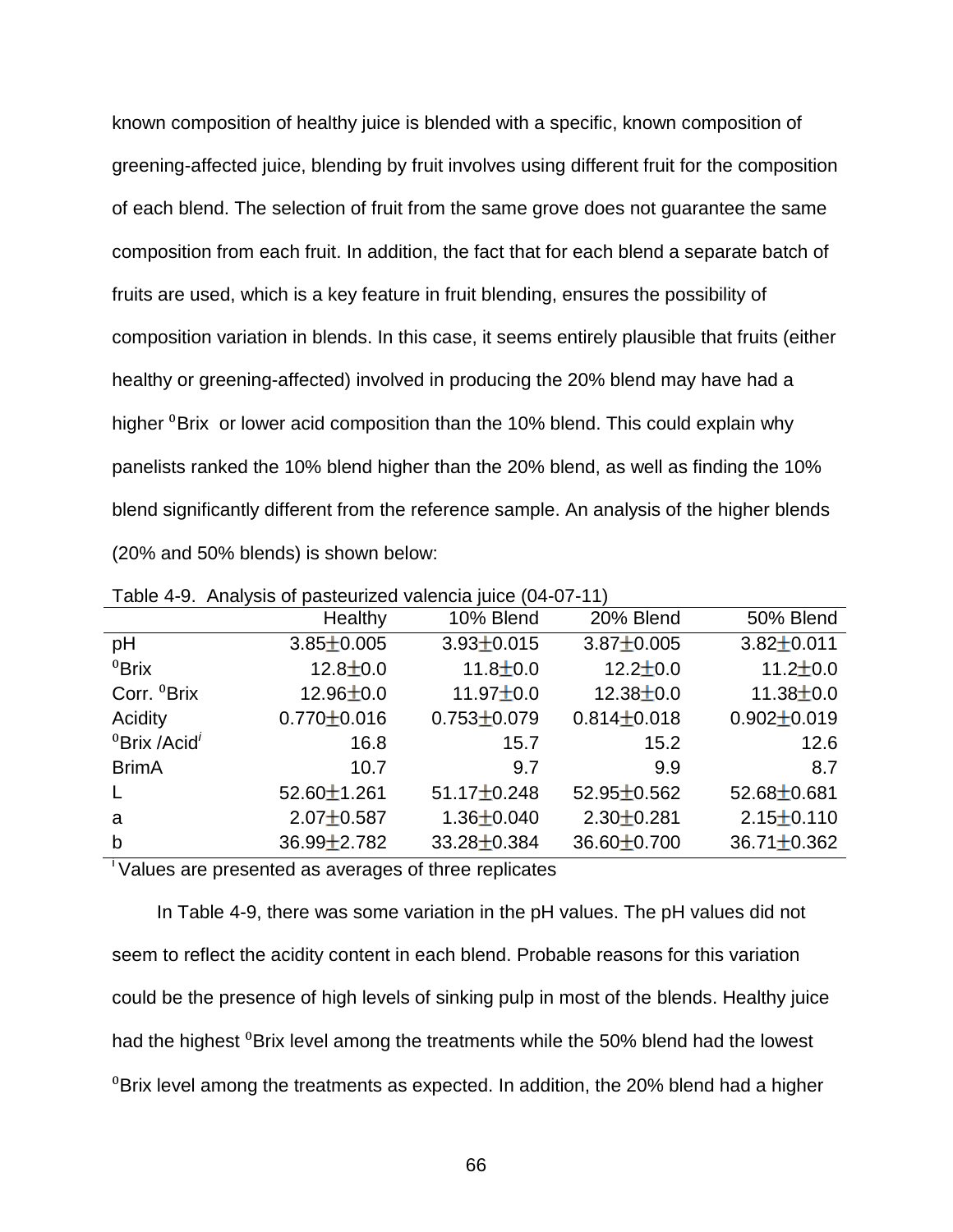known composition of healthy juice is blended with a specific, known composition of greening-affected juice, blending by fruit involves using different fruit for the composition of each blend. The selection of fruit from the same grove does not guarantee the same composition from each fruit. In addition, the fact that for each blend a separate batch of fruits are used, which is a key feature in fruit blending, ensures the possibility of composition variation in blends. In this case, it seems entirely plausible that fruits (either healthy or greening-affected) involved in producing the 20% blend may have had a higher $^{0}$Brix or lower acid composition than the 10% blend. This could explain why panelists ranked the 10% blend higher than the 20% blend, as well as finding the 10% blend significantly different from the reference sample. An analysis of the higher blends (20% and 50% blends) is shown below:

Table 4-9. Analysis of pasteurized valencia juice (04-07-11)

| | Healthy | 10% Blend | 20% Blend | 50% Blend |
|---|---|---|---|---|
| pH | 3.85±0.005 | 3.93±0.015 | 3.87±0.005 | 3.82±0.011 |
| $^{0}$Brix | 12.8±0.0 | 11.8±0.0 | 12.2±0.0 | 11.2±0.0 |
| Corr. $^{0}$Brix | 12.96±0.0 | 11.97±0.0 | 12.38±0.0 | 11.38±0.0 |
| Acidity | 0.770±0.016 | 0.753±0.079 | 0.814±0.018 | 0.902±0.019 |
| $^{0}$Brix /Acid[i] | 16.8 | 15.7 | 15.2 | 12.6 |
| BrimA | 10.7 | 9.7 | 9.9 | 8.7 |
| L | 52.60±1.261 | 51.17±0.248 | 52.95±0.562 | 52.68±0.681 |
| a | 2.07±0.587 | 1.36±0.040 | 2.30±0.281 | 2.15±0.110 |
| b | 36.99±2.782 | 33.28±0.384 | 36.60±0.700 | 36.71±0.362 |

[i] Values are presented as averages of three replicates

In Table 4-9, there was some variation in the pH values. The pH values did not seem to reflect the acidity content in each blend. Probable reasons for this variation could be the presence of high levels of sinking pulp in most of the blends. Healthy juice had the highest $^{0}$Brix level among the treatments while the 50% blend had the lowest $^{0}$Brix level among the treatments as expected. In addition, the 20% blend had a higher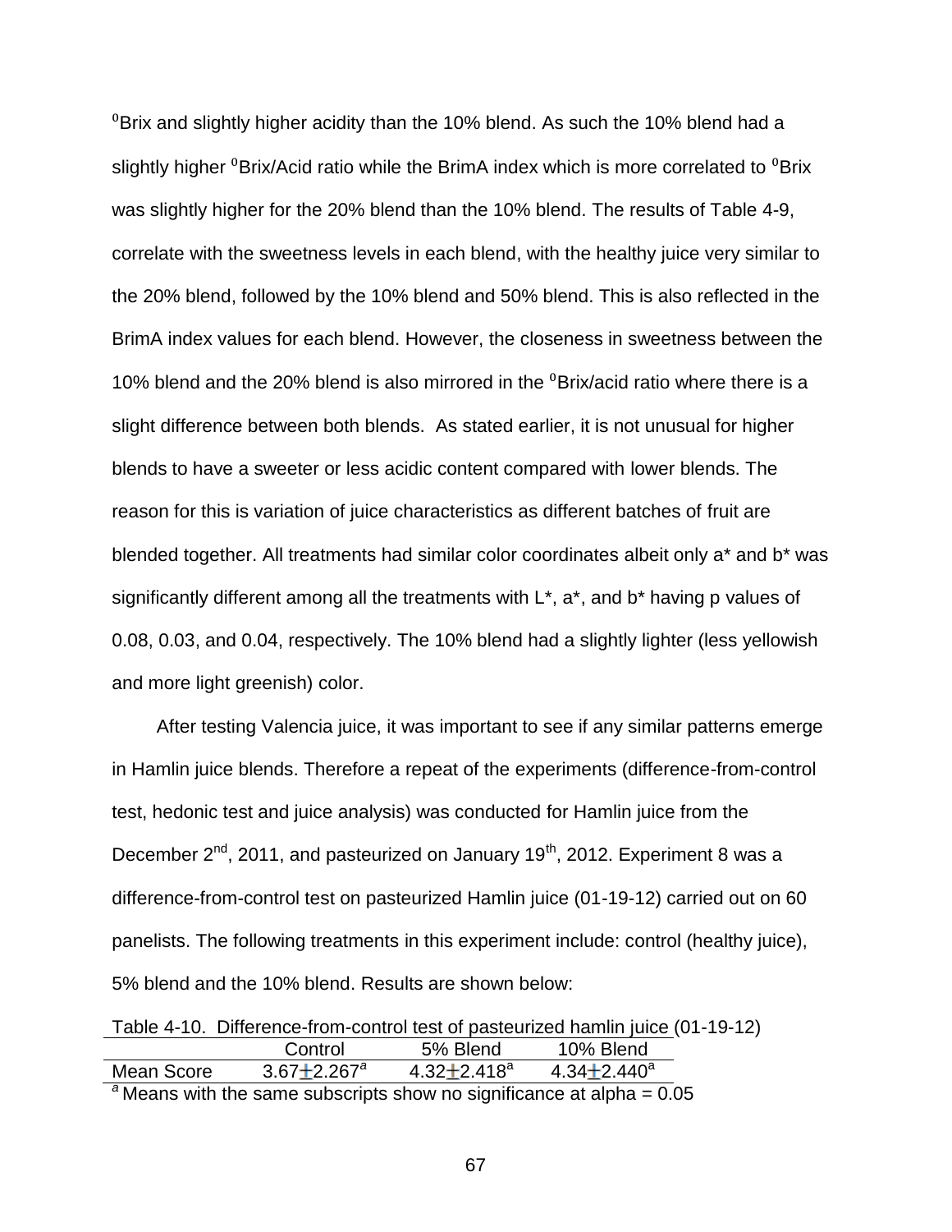$^0$Brix and slightly higher acidity than the 10% blend. As such the 10% blend had a slightly higher $^0$Brix/Acid ratio while the BrimA index which is more correlated to $^0$Brix was slightly higher for the 20% blend than the 10% blend. The results of Table 4-9, correlate with the sweetness levels in each blend, with the healthy juice very similar to the 20% blend, followed by the 10% blend and 50% blend. This is also reflected in the BrimA index values for each blend. However, the closeness in sweetness between the 10% blend and the 20% blend is also mirrored in the $^0$Brix/acid ratio where there is a slight difference between both blends. As stated earlier, it is not unusual for higher blends to have a sweeter or less acidic content compared with lower blends. The reason for this is variation of juice characteristics as different batches of fruit are blended together. All treatments had similar color coordinates albeit only a* and b* was significantly different among all the treatments with L*, a*, and b* having p values of 0.08, 0.03, and 0.04, respectively. The 10% blend had a slightly lighter (less yellowish and more light greenish) color.

After testing Valencia juice, it was important to see if any similar patterns emerge in Hamlin juice blends. Therefore a repeat of the experiments (difference-from-control test, hedonic test and juice analysis) was conducted for Hamlin juice from the December 2nd, 2011, and pasteurized on January 19th, 2012. Experiment 8 was a difference-from-control test on pasteurized Hamlin juice (01-19-12) carried out on 60 panelists. The following treatments in this experiment include: control (healthy juice), 5% blend and the 10% blend. Results are shown below:

Table 4-10. Difference-from-control test of pasteurized hamlin juice (01-19-12)

| | Control | 5% Blend | 10% Blend |
|---|---|---|---|
| Mean Score | $3.67 \pm 2.267^a$ | $4.32 \pm 2.418^a$ | $4.34 \pm 2.440^a$ |

$^a$ Means with the same subscripts show no significance at alpha = 0.05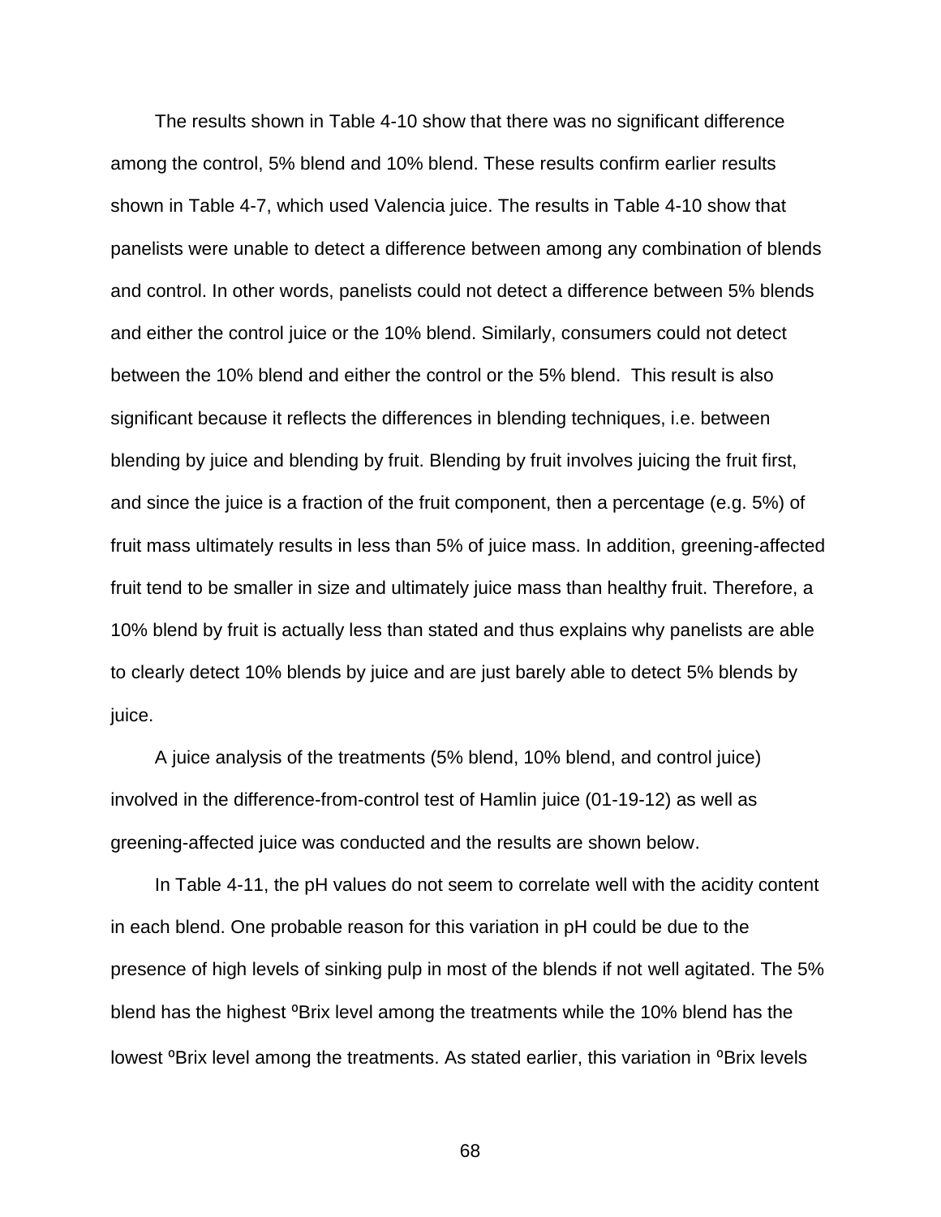The results shown in Table 4-10 show that there was no significant difference among the control, 5% blend and 10% blend. These results confirm earlier results shown in Table 4-7, which used Valencia juice. The results in Table 4-10 show that panelists were unable to detect a difference between among any combination of blends and control. In other words, panelists could not detect a difference between 5% blends and either the control juice or the 10% blend. Similarly, consumers could not detect between the 10% blend and either the control or the 5% blend. This result is also significant because it reflects the differences in blending techniques, i.e. between blending by juice and blending by fruit. Blending by fruit involves juicing the fruit first, and since the juice is a fraction of the fruit component, then a percentage (e.g. 5%) of fruit mass ultimately results in less than 5% of juice mass. In addition, greening-affected fruit tend to be smaller in size and ultimately juice mass than healthy fruit. Therefore, a 10% blend by fruit is actually less than stated and thus explains why panelists are able to clearly detect 10% blends by juice and are just barely able to detect 5% blends by juice.

A juice analysis of the treatments (5% blend, 10% blend, and control juice) involved in the difference-from-control test of Hamlin juice (01-19-12) as well as greening-affected juice was conducted and the results are shown below.

In Table 4-11, the pH values do not seem to correlate well with the acidity content in each blend. One probable reason for this variation in pH could be due to the presence of high levels of sinking pulp in most of the blends if not well agitated. The 5% blend has the highest ºBrix level among the treatments while the 10% blend has the lowest ºBrix level among the treatments. As stated earlier, this variation in ºBrix levels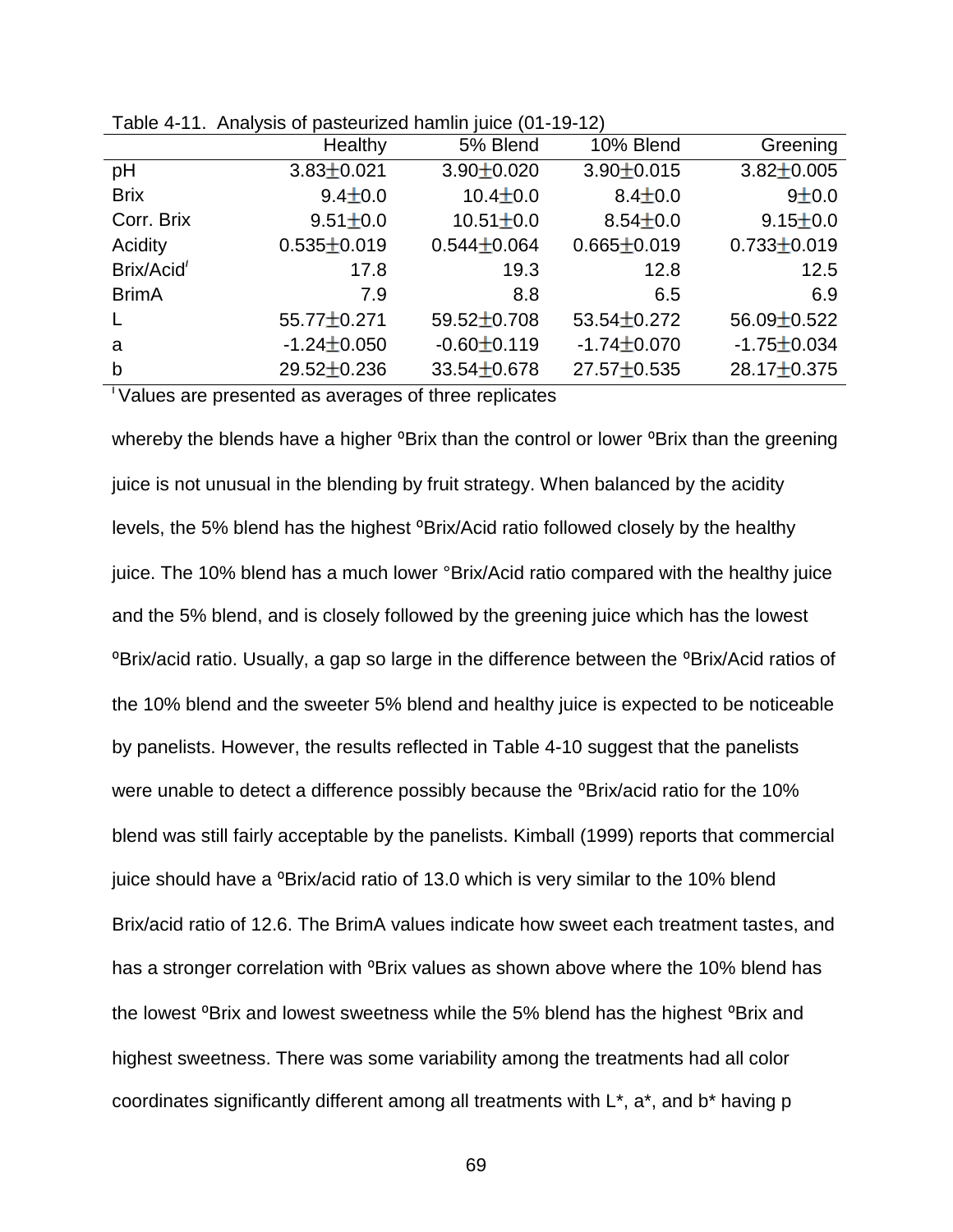Table 4-11. Analysis of pasteurized hamlin juice (01-19-12)

| | Healthy | 5% Blend | 10% Blend | Greening |
|---|---|---|---|---|
| pH | 3.83±0.021 | 3.90±0.020 | 3.90±0.015 | 3.82±0.005 |
| Brix | 9.4±0.0 | 10.4±0.0 | 8.4±0.0 | 9±0.0 |
| Corr. Brix | 9.51±0.0 | 10.51±0.0 | 8.54±0.0 | 9.15±0.0 |
| Acidity | 0.535±0.019 | 0.544±0.064 | 0.665±0.019 | 0.733±0.019 |
| Brix/Acid[i] | 17.8 | 19.3 | 12.8 | 12.5 |
| BrimA | 7.9 | 8.8 | 6.5 | 6.9 |
| L | 55.77±0.271 | 59.52±0.708 | 53.54±0.272 | 56.09±0.522 |
| a | -1.24±0.050 | -0.60±0.119 | -1.74±0.070 | -1.75±0.034 |
| b | 29.52±0.236 | 33.54±0.678 | 27.57±0.535 | 28.17±0.375 |

[i] Values are presented as averages of three replicates

whereby the blends have a higher ºBrix than the control or lower ºBrix than the greening juice is not unusual in the blending by fruit strategy. When balanced by the acidity levels, the 5% blend has the highest ºBrix/Acid ratio followed closely by the healthy juice. The 10% blend has a much lower °Brix/Acid ratio compared with the healthy juice and the 5% blend, and is closely followed by the greening juice which has the lowest ºBrix/acid ratio. Usually, a gap so large in the difference between the ºBrix/Acid ratios of the 10% blend and the sweeter 5% blend and healthy juice is expected to be noticeable by panelists. However, the results reflected in Table 4-10 suggest that the panelists were unable to detect a difference possibly because the ºBrix/acid ratio for the 10% blend was still fairly acceptable by the panelists. Kimball (1999) reports that commercial juice should have a ºBrix/acid ratio of 13.0 which is very similar to the 10% blend Brix/acid ratio of 12.6. The BrimA values indicate how sweet each treatment tastes, and has a stronger correlation with ºBrix values as shown above where the 10% blend has the lowest ºBrix and lowest sweetness while the 5% blend has the highest ºBrix and highest sweetness. There was some variability among the treatments had all color coordinates significantly different among all treatments with L*, a*, and b* having p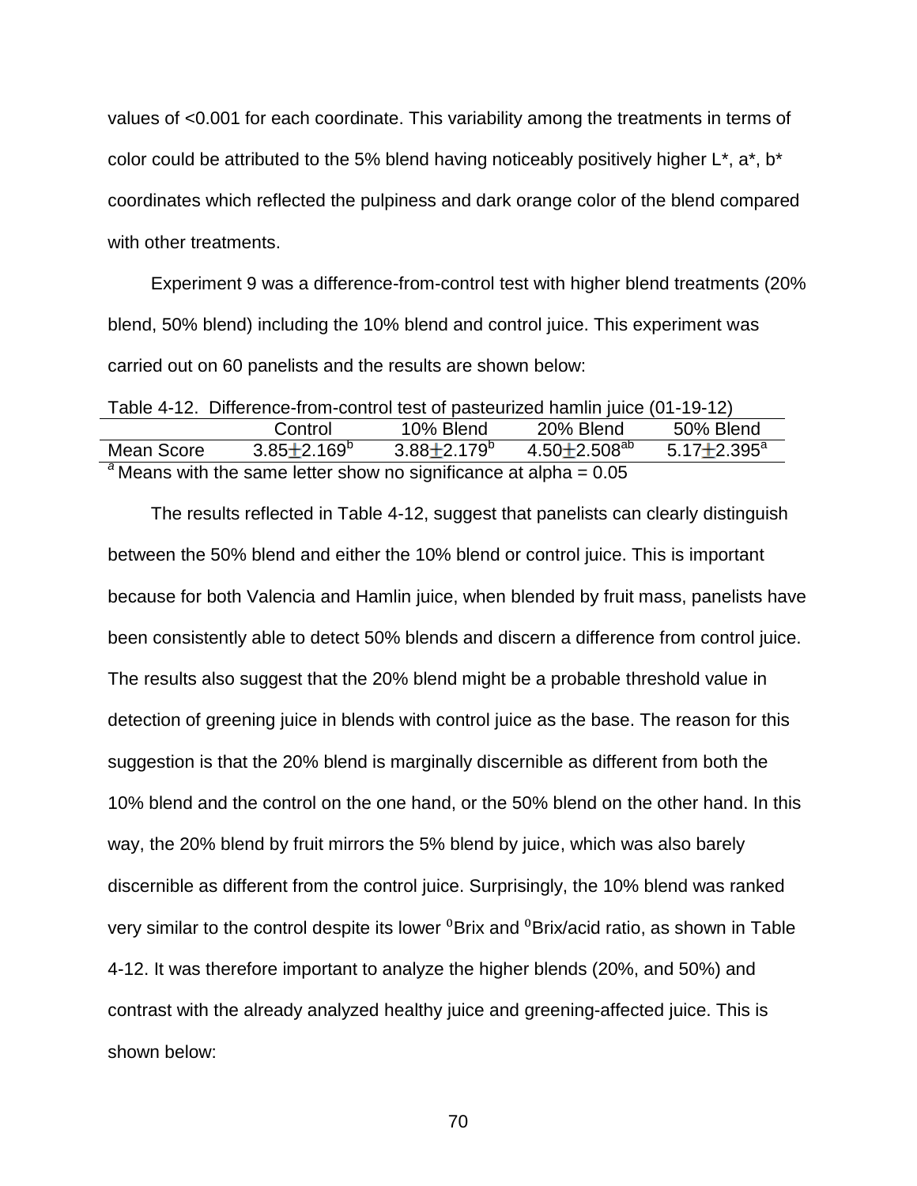values of <0.001 for each coordinate. This variability among the treatments in terms of color could be attributed to the 5% blend having noticeably positively higher L*, a*, b* coordinates which reflected the pulpiness and dark orange color of the blend compared with other treatments.

Experiment 9 was a difference-from-control test with higher blend treatments (20% blend, 50% blend) including the 10% blend and control juice. This experiment was carried out on 60 panelists and the results are shown below:

Table 4-12. Difference-from-control test of pasteurized hamlin juice (01-19-12)

| | Control | 10% Blend | 20% Blend | 50% Blend |
|---|---|---|---|---|
| Mean Score | $3.85 \pm 2.169^{b}$ | $3.88 \pm 2.179^{b}$ | $4.50 \pm 2.508^{ab}$ | $5.17 \pm 2.395^{a}$ |

[a] Means with the same letter show no significance at alpha = 0.05

The results reflected in Table 4-12, suggest that panelists can clearly distinguish between the 50% blend and either the 10% blend or control juice. This is important because for both Valencia and Hamlin juice, when blended by fruit mass, panelists have been consistently able to detect 50% blends and discern a difference from control juice. The results also suggest that the 20% blend might be a probable threshold value in detection of greening juice in blends with control juice as the base. The reason for this suggestion is that the 20% blend is marginally discernible as different from both the 10% blend and the control on the one hand, or the 50% blend on the other hand. In this way, the 20% blend by fruit mirrors the 5% blend by juice, which was also barely discernible as different from the control juice. Surprisingly, the 10% blend was ranked very similar to the control despite its lower $^{0}$Brix and $^{0}$Brix/acid ratio, as shown in Table 4-12. It was therefore important to analyze the higher blends (20%, and 50%) and contrast with the already analyzed healthy juice and greening-affected juice. This is shown below: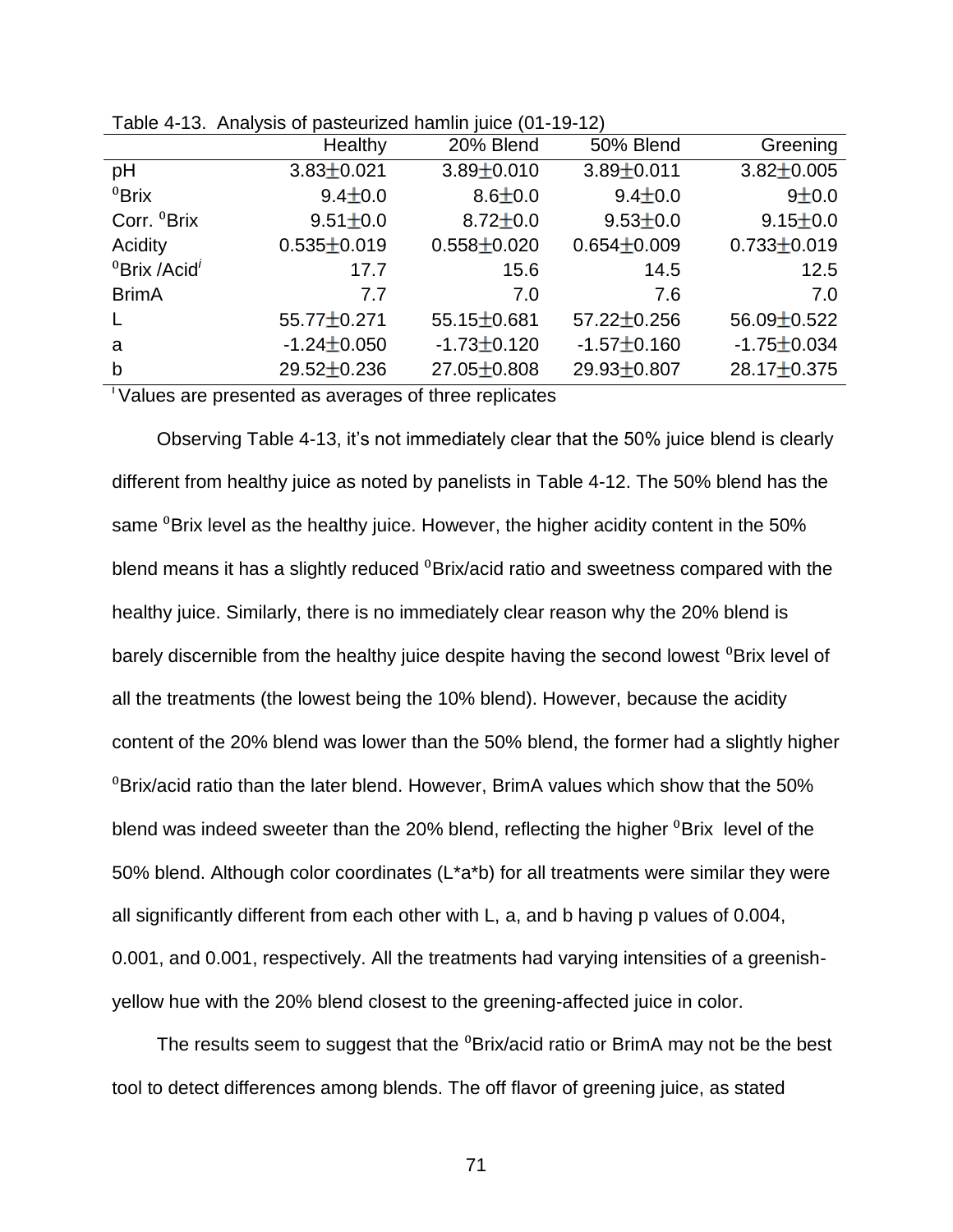Table 4-13. Analysis of pasteurized hamlin juice (01-19-12)

| | Healthy | 20% Blend | 50% Blend | Greening |
|---|---|---|---|---|
| pH | 3.83$\pm$0.021 | 3.89$\pm$0.010 | 3.89$\pm$0.011 | 3.82$\pm$0.005 |
| $^0$Brix | 9.4$\pm$0.0 | 8.6$\pm$0.0 | 9.4$\pm$0.0 | 9$\pm$0.0 |
| Corr. $^0$Brix | 9.51$\pm$0.0 | 8.72$\pm$0.0 | 9.53$\pm$0.0 | 9.15$\pm$0.0 |
| Acidity | 0.535$\pm$0.019 | 0.558$\pm$0.020 | 0.654$\pm$0.009 | 0.733$\pm$0.019 |
| $^0$Brix /Acid[i] | 17.7 | 15.6 | 14.5 | 12.5 |
| BrimA | 7.7 | 7.0 | 7.6 | 7.0 |
| L | 55.77$\pm$0.271 | 55.15$\pm$0.681 | 57.22$\pm$0.256 | 56.09$\pm$0.522 |
| a | -1.24$\pm$0.050 | -1.73$\pm$0.120 | -1.57$\pm$0.160 | -1.75$\pm$0.034 |
| b | 29.52$\pm$0.236 | 27.05$\pm$0.808 | 29.93$\pm$0.807 | 28.17$\pm$0.375 |

[i] Values are presented as averages of three replicates

Observing Table 4-13, it's not immediately clear that the 50% juice blend is clearly different from healthy juice as noted by panelists in Table 4-12. The 50% blend has the same $^0$Brix level as the healthy juice. However, the higher acidity content in the 50% blend means it has a slightly reduced $^0$Brix/acid ratio and sweetness compared with the healthy juice. Similarly, there is no immediately clear reason why the 20% blend is barely discernible from the healthy juice despite having the second lowest $^0$Brix level of all the treatments (the lowest being the 10% blend). However, because the acidity content of the 20% blend was lower than the 50% blend, the former had a slightly higher $^0$Brix/acid ratio than the later blend. However, BrimA values which show that the 50% blend was indeed sweeter than the 20% blend, reflecting the higher $^0$Brix level of the 50% blend. Although color coordinates (L*a*b) for all treatments were similar they were all significantly different from each other with L, a, and b having p values of 0.004, 0.001, and 0.001, respectively. All the treatments had varying intensities of a greenish-yellow hue with the 20% blend closest to the greening-affected juice in color.

The results seem to suggest that the $^0$Brix/acid ratio or BrimA may not be the best tool to detect differences among blends. The off flavor of greening juice, as stated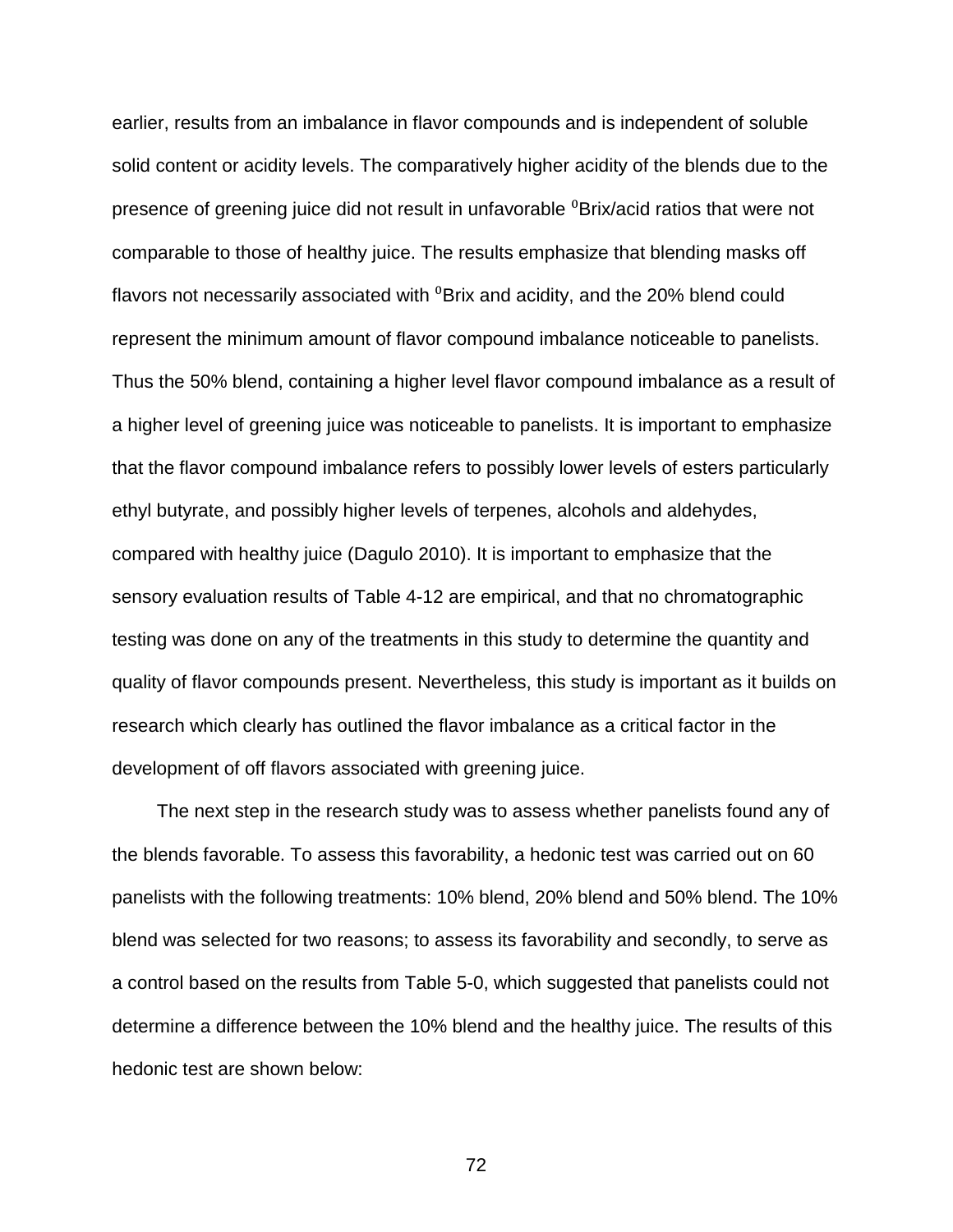earlier, results from an imbalance in flavor compounds and is independent of soluble solid content or acidity levels. The comparatively higher acidity of the blends due to the presence of greening juice did not result in unfavorable $^0$Brix/acid ratios that were not comparable to those of healthy juice. The results emphasize that blending masks off flavors not necessarily associated with $^0$Brix and acidity, and the 20% blend could represent the minimum amount of flavor compound imbalance noticeable to panelists. Thus the 50% blend, containing a higher level flavor compound imbalance as a result of a higher level of greening juice was noticeable to panelists. It is important to emphasize that the flavor compound imbalance refers to possibly lower levels of esters particularly ethyl butyrate, and possibly higher levels of terpenes, alcohols and aldehydes, compared with healthy juice (Dagulo 2010). It is important to emphasize that the sensory evaluation results of Table 4-12 are empirical, and that no chromatographic testing was done on any of the treatments in this study to determine the quantity and quality of flavor compounds present. Nevertheless, this study is important as it builds on research which clearly has outlined the flavor imbalance as a critical factor in the development of off flavors associated with greening juice.

The next step in the research study was to assess whether panelists found any of the blends favorable. To assess this favorability, a hedonic test was carried out on 60 panelists with the following treatments: 10% blend, 20% blend and 50% blend. The 10% blend was selected for two reasons; to assess its favorability and secondly, to serve as a control based on the results from Table 5-0, which suggested that panelists could not determine a difference between the 10% blend and the healthy juice. The results of this hedonic test are shown below: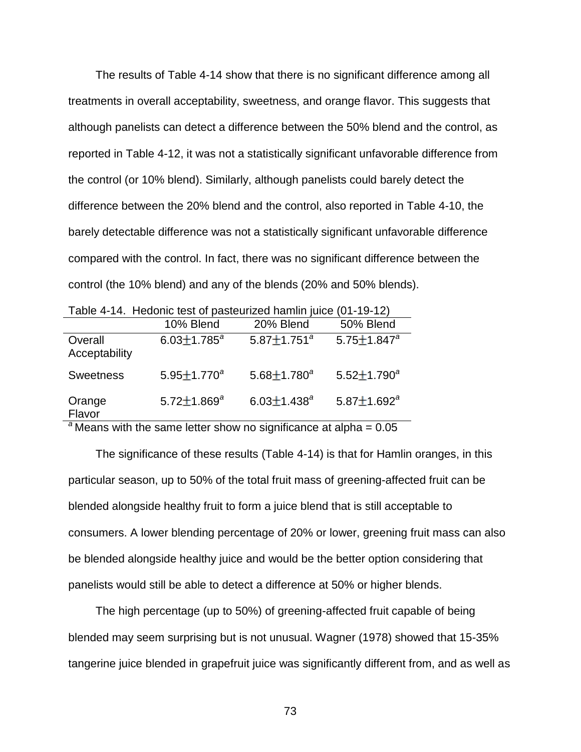The results of Table 4-14 show that there is no significant difference among all treatments in overall acceptability, sweetness, and orange flavor. This suggests that although panelists can detect a difference between the 50% blend and the control, as reported in Table 4-12, it was not a statistically significant unfavorable difference from the control (or 10% blend). Similarly, although panelists could barely detect the difference between the 20% blend and the control, also reported in Table 4-10, the barely detectable difference was not a statistically significant unfavorable difference compared with the control. In fact, there was no significant difference between the control (the 10% blend) and any of the blends (20% and 50% blends).

Table 4-14. Hedonic test of pasteurized hamlin juice (01-19-12)

| | 10% Blend | 20% Blend | 50% Blend |
|---|---|---|---|
| Overall Acceptability | $6.03 \pm 1.785^{a}$ | $5.87 \pm 1.751^{a}$ | $5.75 \pm 1.847^{a}$ |
| Sweetness | $5.95 \pm 1.770^{a}$ | $5.68 \pm 1.780^{a}$ | $5.52 \pm 1.790^{a}$ |
| Orange Flavor | $5.72 \pm 1.869^{a}$ | $6.03 \pm 1.438^{a}$ | $5.87 \pm 1.692^{a}$ |

[a] Means with the same letter show no significance at alpha = 0.05

The significance of these results (Table 4-14) is that for Hamlin oranges, in this particular season, up to 50% of the total fruit mass of greening-affected fruit can be blended alongside healthy fruit to form a juice blend that is still acceptable to consumers. A lower blending percentage of 20% or lower, greening fruit mass can also be blended alongside healthy juice and would be the better option considering that panelists would still be able to detect a difference at 50% or higher blends.

The high percentage (up to 50%) of greening-affected fruit capable of being blended may seem surprising but is not unusual. Wagner (1978) showed that 15-35% tangerine juice blended in grapefruit juice was significantly different from, and as well as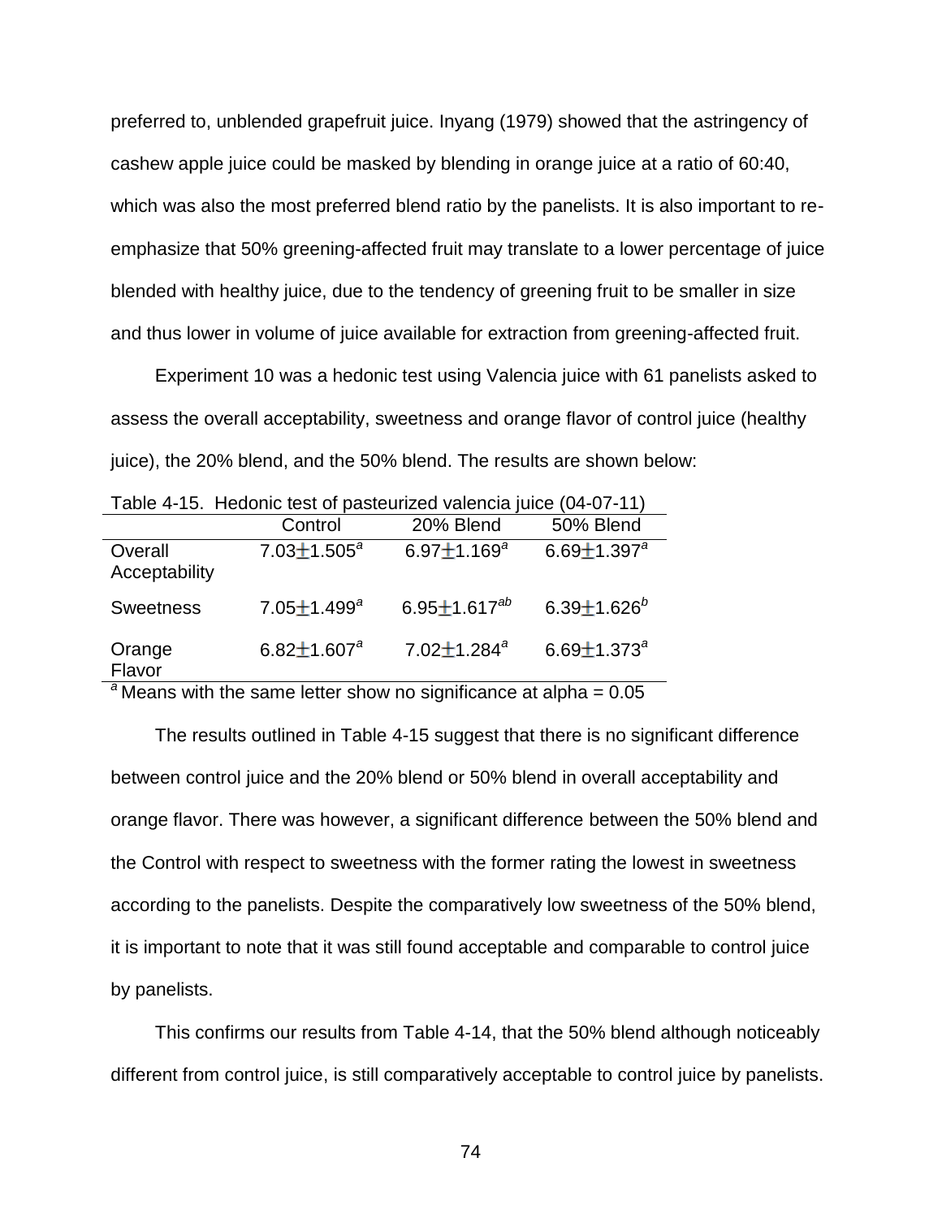preferred to, unblended grapefruit juice. Inyang (1979) showed that the astringency of cashew apple juice could be masked by blending in orange juice at a ratio of 60:40, which was also the most preferred blend ratio by the panelists. It is also important to re-emphasize that 50% greening-affected fruit may translate to a lower percentage of juice blended with healthy juice, due to the tendency of greening fruit to be smaller in size and thus lower in volume of juice available for extraction from greening-affected fruit.

Experiment 10 was a hedonic test using Valencia juice with 61 panelists asked to assess the overall acceptability, sweetness and orange flavor of control juice (healthy juice), the 20% blend, and the 50% blend. The results are shown below:

Table 4-15. Hedonic test of pasteurized valencia juice (04-07-11)

| | Control | 20% Blend | 50% Blend |
|---|---|---|---|
| Overall Acceptability | $7.03 \pm 1.505^{a}$ | $6.97 \pm 1.169^{a}$ | $6.69 \pm 1.397^{a}$ |
| Sweetness | $7.05 \pm 1.499^{a}$ | $6.95 \pm 1.617^{ab}$ | $6.39 \pm 1.626^{b}$ |
| Orange Flavor | $6.82 \pm 1.607^{a}$ | $7.02 \pm 1.284^{a}$ | $6.69 \pm 1.373^{a}$ |

[a] Means with the same letter show no significance at alpha = 0.05

The results outlined in Table 4-15 suggest that there is no significant difference between control juice and the 20% blend or 50% blend in overall acceptability and orange flavor. There was however, a significant difference between the 50% blend and the Control with respect to sweetness with the former rating the lowest in sweetness according to the panelists. Despite the comparatively low sweetness of the 50% blend, it is important to note that it was still found acceptable and comparable to control juice by panelists.

This confirms our results from Table 4-14, that the 50% blend although noticeably different from control juice, is still comparatively acceptable to control juice by panelists.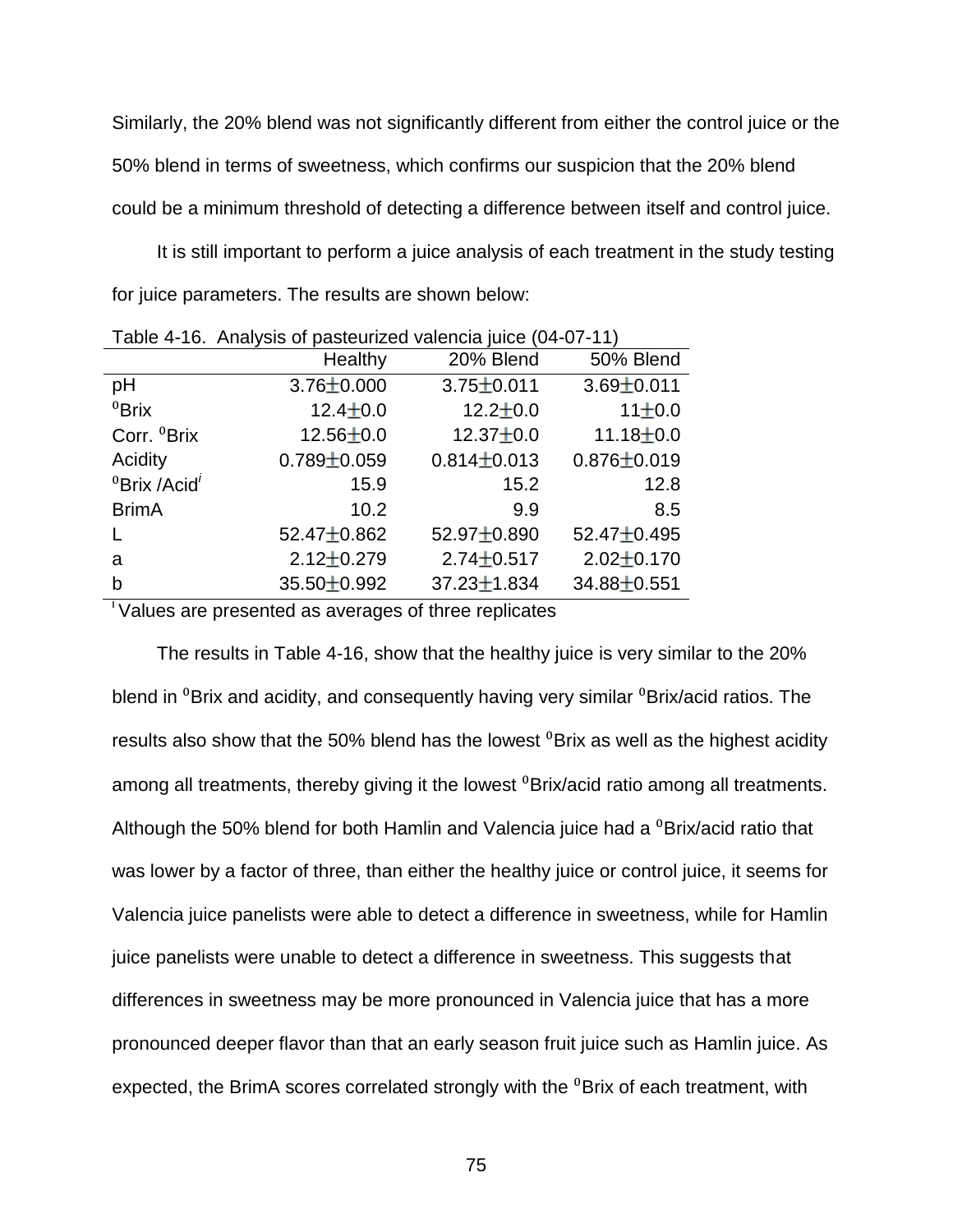Similarly, the 20% blend was not significantly different from either the control juice or the 50% blend in terms of sweetness, which confirms our suspicion that the 20% blend could be a minimum threshold of detecting a difference between itself and control juice.

It is still important to perform a juice analysis of each treatment in the study testing for juice parameters. The results are shown below:

Table 4-16. Analysis of pasteurized valencia juice (04-07-11)

| | Healthy | 20% Blend | 50% Blend |
|---|---|---|---|
| pH | 3.76±0.000 | 3.75±0.011 | 3.69±0.011 |
| ⁰Brix | 12.4±0.0 | 12.2±0.0 | 11±0.0 |
| Corr. ⁰Brix | 12.56±0.0 | 12.37±0.0 | 11.18±0.0 |
| Acidity | 0.789±0.059 | 0.814±0.013 | 0.876±0.019 |
| ⁰Brix /Acid[i] | 15.9 | 15.2 | 12.8 |
| BrimA | 10.2 | 9.9 | 8.5 |
| L | 52.47±0.862 | 52.97±0.890 | 52.47±0.495 |
| a | 2.12±0.279 | 2.74±0.517 | 2.02±0.170 |
| b | 35.50±0.992 | 37.23±1.834 | 34.88±0.551 |

[i] Values are presented as averages of three replicates

The results in Table 4-16, show that the healthy juice is very similar to the 20% blend in ⁰Brix and acidity, and consequently having very similar ⁰Brix/acid ratios. The results also show that the 50% blend has the lowest ⁰Brix as well as the highest acidity among all treatments, thereby giving it the lowest ⁰Brix/acid ratio among all treatments. Although the 50% blend for both Hamlin and Valencia juice had a ⁰Brix/acid ratio that was lower by a factor of three, than either the healthy juice or control juice, it seems for Valencia juice panelists were able to detect a difference in sweetness, while for Hamlin juice panelists were unable to detect a difference in sweetness. This suggests that differences in sweetness may be more pronounced in Valencia juice that has a more pronounced deeper flavor than that an early season fruit juice such as Hamlin juice. As expected, the BrimA scores correlated strongly with the ⁰Brix of each treatment, with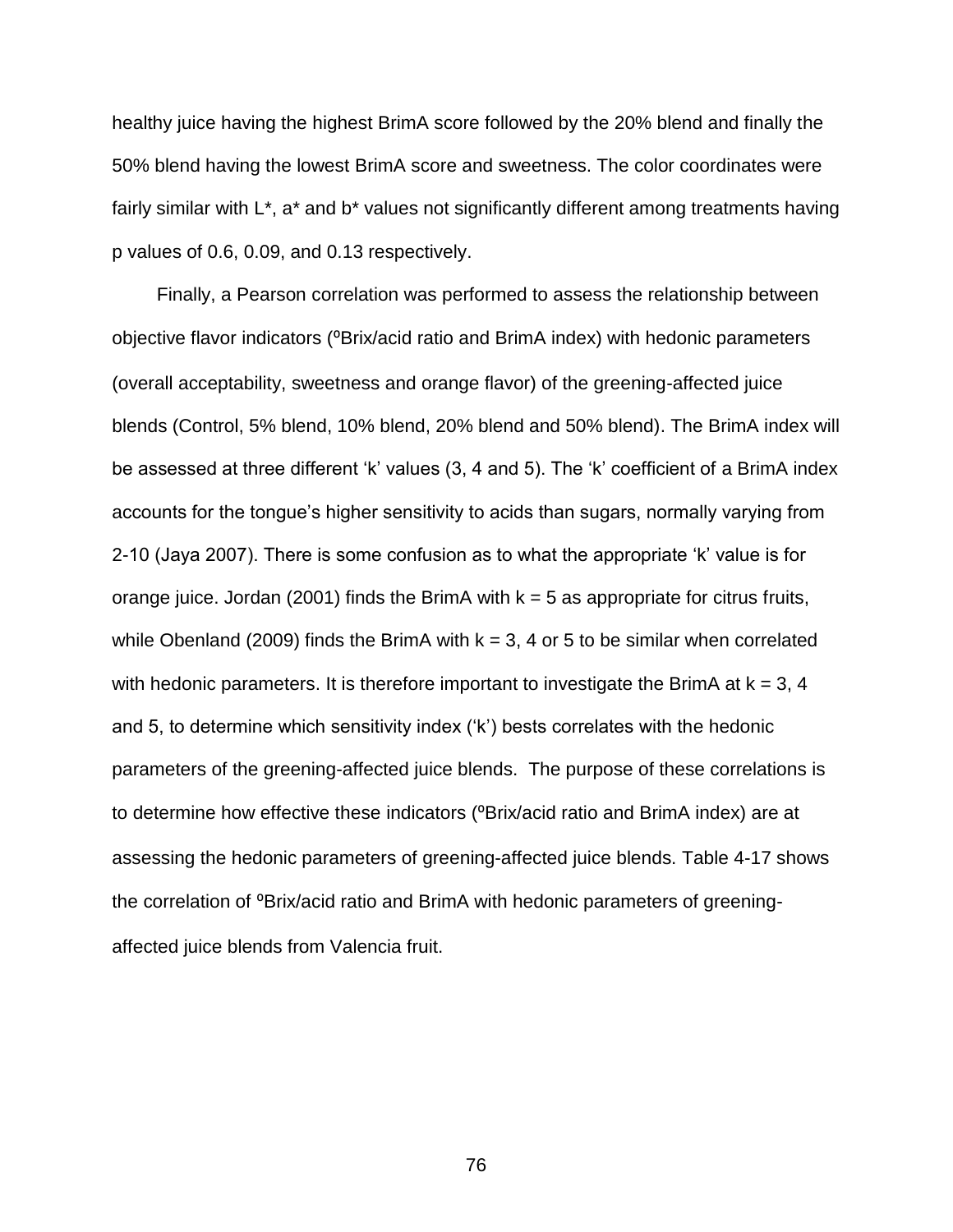healthy juice having the highest BrimA score followed by the 20% blend and finally the 50% blend having the lowest BrimA score and sweetness. The color coordinates were fairly similar with L*, a* and b* values not significantly different among treatments having p values of 0.6, 0.09, and 0.13 respectively.

Finally, a Pearson correlation was performed to assess the relationship between objective flavor indicators (ºBrix/acid ratio and BrimA index) with hedonic parameters (overall acceptability, sweetness and orange flavor) of the greening-affected juice blends (Control, 5% blend, 10% blend, 20% blend and 50% blend). The BrimA index will be assessed at three different 'k' values (3, 4 and 5). The 'k' coefficient of a BrimA index accounts for the tongue's higher sensitivity to acids than sugars, normally varying from 2-10 (Jaya 2007). There is some confusion as to what the appropriate 'k' value is for orange juice. Jordan (2001) finds the BrimA with $k = 5$ as appropriate for citrus fruits, while Obenland (2009) finds the BrimA with $k = 3$, 4 or 5 to be similar when correlated with hedonic parameters. It is therefore important to investigate the BrimA at $k = 3$, 4 and 5, to determine which sensitivity index ('k') bests correlates with the hedonic parameters of the greening-affected juice blends. The purpose of these correlations is to determine how effective these indicators (ºBrix/acid ratio and BrimA index) are at assessing the hedonic parameters of greening-affected juice blends. Table 4-17 shows the correlation of ºBrix/acid ratio and BrimA with hedonic parameters of greening-affected juice blends from Valencia fruit.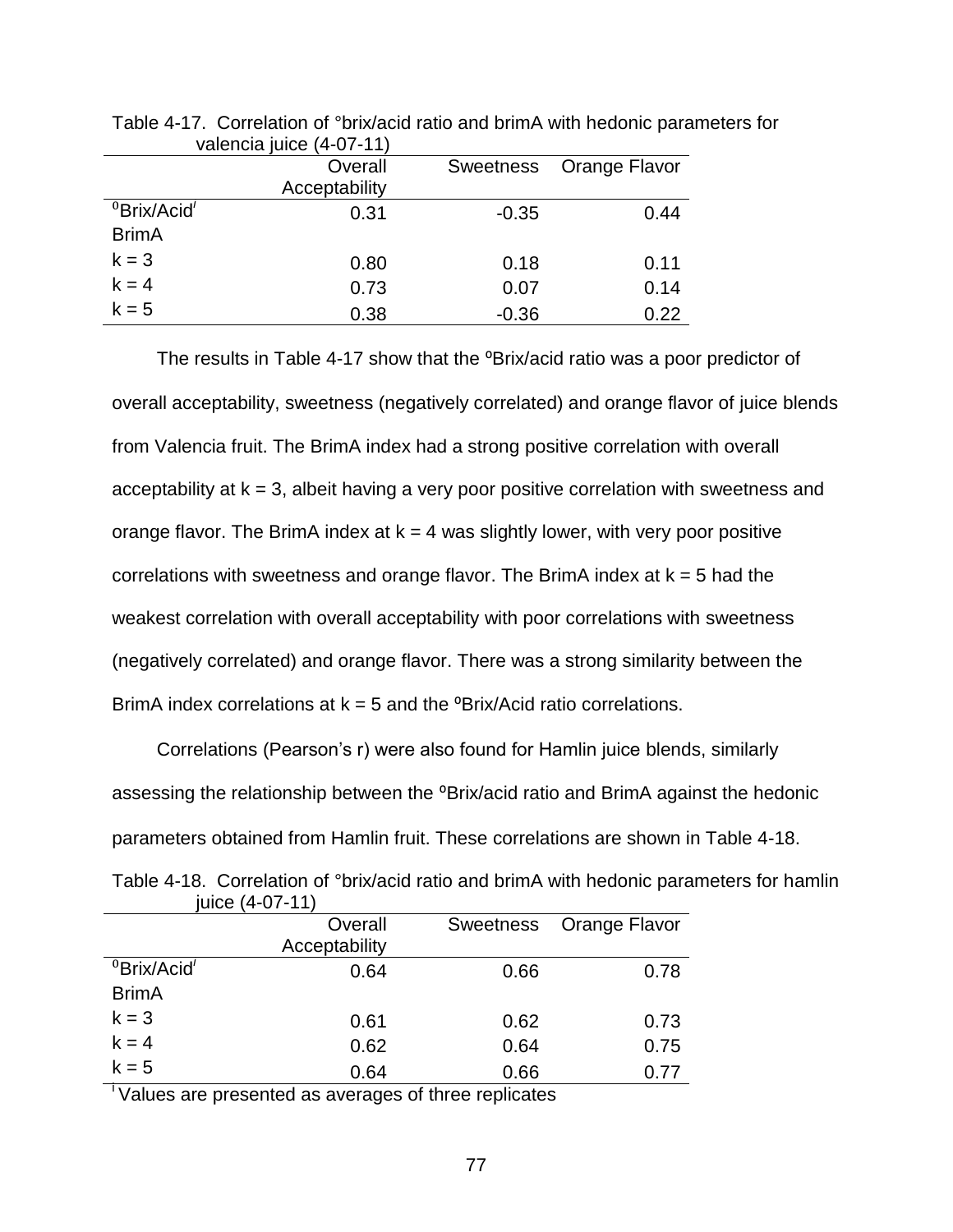Table 4-17. Correlation of °brix/acid ratio and brimA with hedonic parameters for valencia juice (4-07-11)

| | Overall Acceptability | Sweetness | Orange Flavor |
|---|---|---|---|
| ºBrix/Acid[i] | 0.31 | -0.35 | 0.44 |
| BrimA | | | |
| k = 3 | 0.80 | 0.18 | 0.11 |
| k = 4 | 0.73 | 0.07 | 0.14 |
| k = 5 | 0.38 | -0.36 | 0.22 |

The results in Table 4-17 show that the ºBrix/acid ratio was a poor predictor of overall acceptability, sweetness (negatively correlated) and orange flavor of juice blends from Valencia fruit. The BrimA index had a strong positive correlation with overall acceptability at k = 3, albeit having a very poor positive correlation with sweetness and orange flavor. The BrimA index at k = 4 was slightly lower, with very poor positive correlations with sweetness and orange flavor. The BrimA index at k = 5 had the weakest correlation with overall acceptability with poor correlations with sweetness (negatively correlated) and orange flavor. There was a strong similarity between the BrimA index correlations at k = 5 and the ºBrix/Acid ratio correlations.

Correlations (Pearson's r) were also found for Hamlin juice blends, similarly assessing the relationship between the ºBrix/acid ratio and BrimA against the hedonic parameters obtained from Hamlin fruit. These correlations are shown in Table 4-18.

Table 4-18. Correlation of °brix/acid ratio and brimA with hedonic parameters for hamlin juice (4-07-11)

| | Overall Acceptability | Sweetness | Orange Flavor |
|---|---|---|---|
| ºBrix/Acid[i] | 0.64 | 0.66 | 0.78 |
| BrimA | | | |
| k = 3 | 0.61 | 0.62 | 0.73 |
| k = 4 | 0.62 | 0.64 | 0.75 |
| k = 5 | 0.64 | 0.66 | 0.77 |

[i] Values are presented as averages of three replicates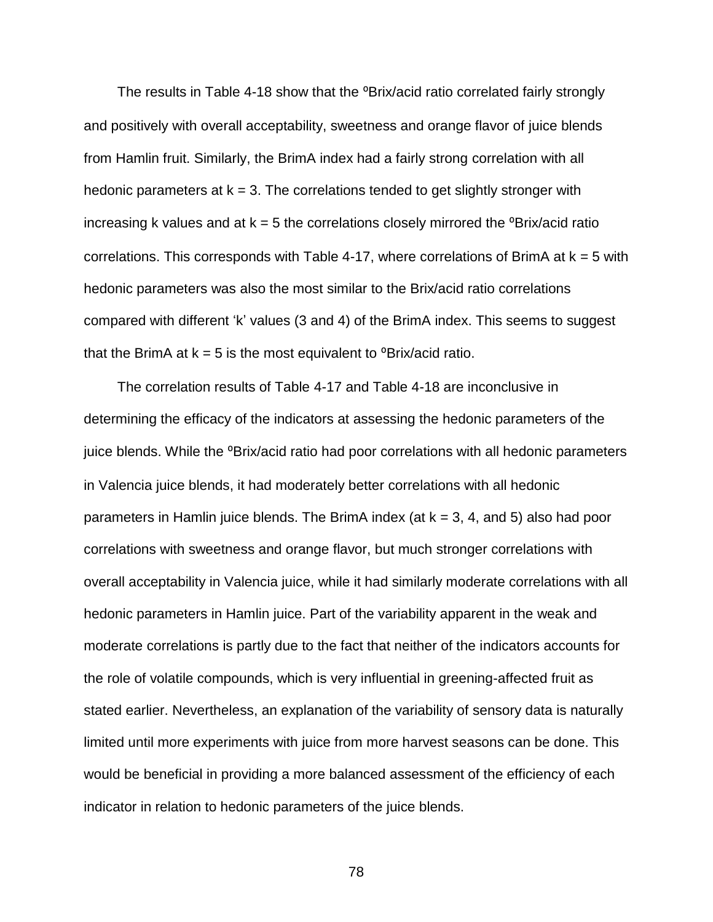The results in Table 4-18 show that the ºBrix/acid ratio correlated fairly strongly and positively with overall acceptability, sweetness and orange flavor of juice blends from Hamlin fruit. Similarly, the BrimA index had a fairly strong correlation with all hedonic parameters at $k = 3$. The correlations tended to get slightly stronger with increasing k values and at $k = 5$ the correlations closely mirrored the ºBrix/acid ratio correlations. This corresponds with Table 4-17, where correlations of BrimA at $k = 5$ with hedonic parameters was also the most similar to the Brix/acid ratio correlations compared with different 'k' values (3 and 4) of the BrimA index. This seems to suggest that the BrimA at $k = 5$ is the most equivalent to ºBrix/acid ratio.

The correlation results of Table 4-17 and Table 4-18 are inconclusive in determining the efficacy of the indicators at assessing the hedonic parameters of the juice blends. While the ºBrix/acid ratio had poor correlations with all hedonic parameters in Valencia juice blends, it had moderately better correlations with all hedonic parameters in Hamlin juice blends. The BrimA index (at $k = 3$, 4, and 5) also had poor correlations with sweetness and orange flavor, but much stronger correlations with overall acceptability in Valencia juice, while it had similarly moderate correlations with all hedonic parameters in Hamlin juice. Part of the variability apparent in the weak and moderate correlations is partly due to the fact that neither of the indicators accounts for the role of volatile compounds, which is very influential in greening-affected fruit as stated earlier. Nevertheless, an explanation of the variability of sensory data is naturally limited until more experiments with juice from more harvest seasons can be done. This would be beneficial in providing a more balanced assessment of the efficiency of each indicator in relation to hedonic parameters of the juice blends.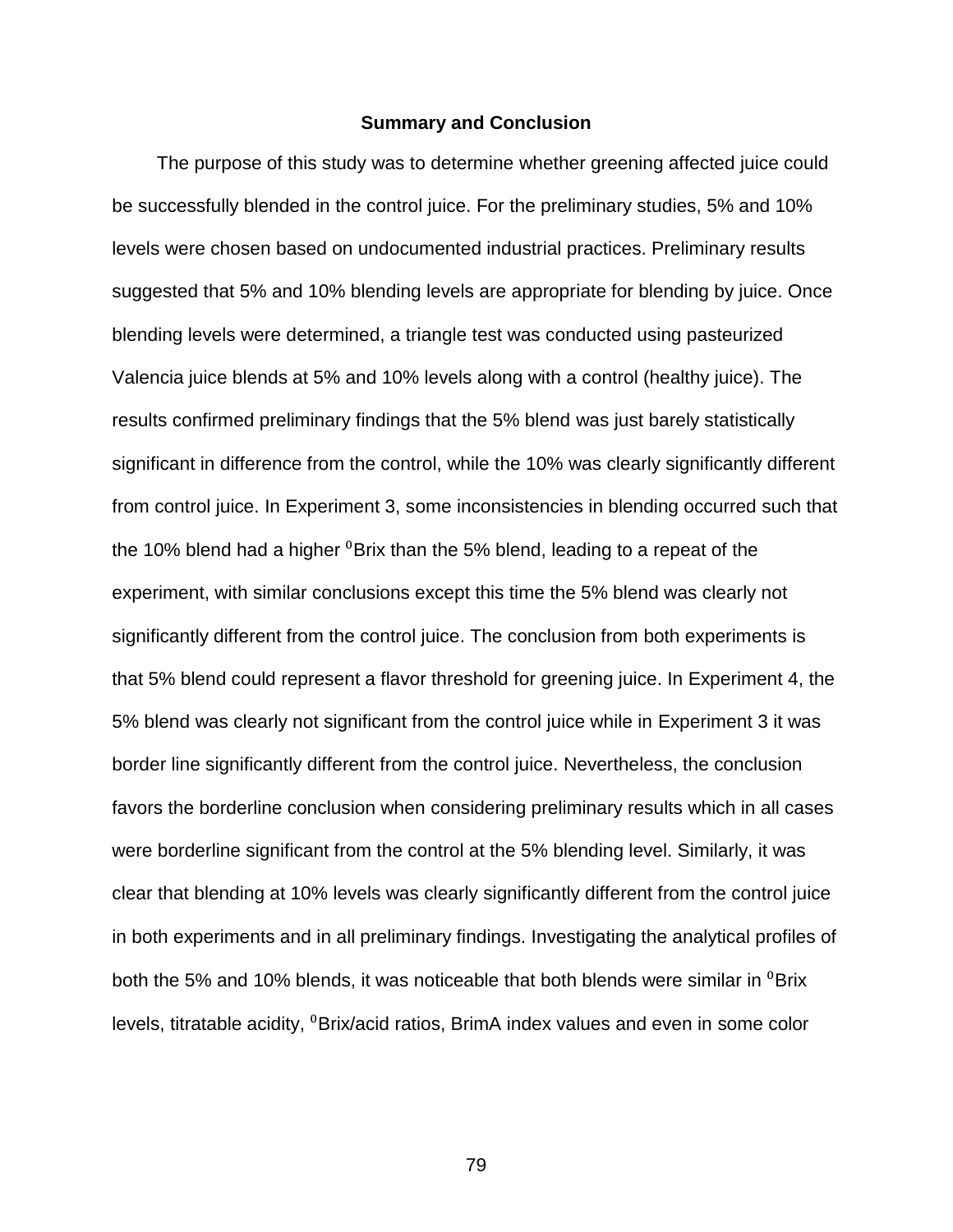## Summary and Conclusion

The purpose of this study was to determine whether greening affected juice could be successfully blended in the control juice. For the preliminary studies, 5% and 10% levels were chosen based on undocumented industrial practices. Preliminary results suggested that 5% and 10% blending levels are appropriate for blending by juice. Once blending levels were determined, a triangle test was conducted using pasteurized Valencia juice blends at 5% and 10% levels along with a control (healthy juice). The results confirmed preliminary findings that the 5% blend was just barely statistically significant in difference from the control, while the 10% was clearly significantly different from control juice. In Experiment 3, some inconsistencies in blending occurred such that the 10% blend had a higher $^0$Brix than the 5% blend, leading to a repeat of the experiment, with similar conclusions except this time the 5% blend was clearly not significantly different from the control juice. The conclusion from both experiments is that 5% blend could represent a flavor threshold for greening juice. In Experiment 4, the 5% blend was clearly not significant from the control juice while in Experiment 3 it was border line significantly different from the control juice. Nevertheless, the conclusion favors the borderline conclusion when considering preliminary results which in all cases were borderline significant from the control at the 5% blending level. Similarly, it was clear that blending at 10% levels was clearly significantly different from the control juice in both experiments and in all preliminary findings. Investigating the analytical profiles of both the 5% and 10% blends, it was noticeable that both blends were similar in $^0$Brix levels, titratable acidity, $^0$Brix/acid ratios, BrimA index values and even in some color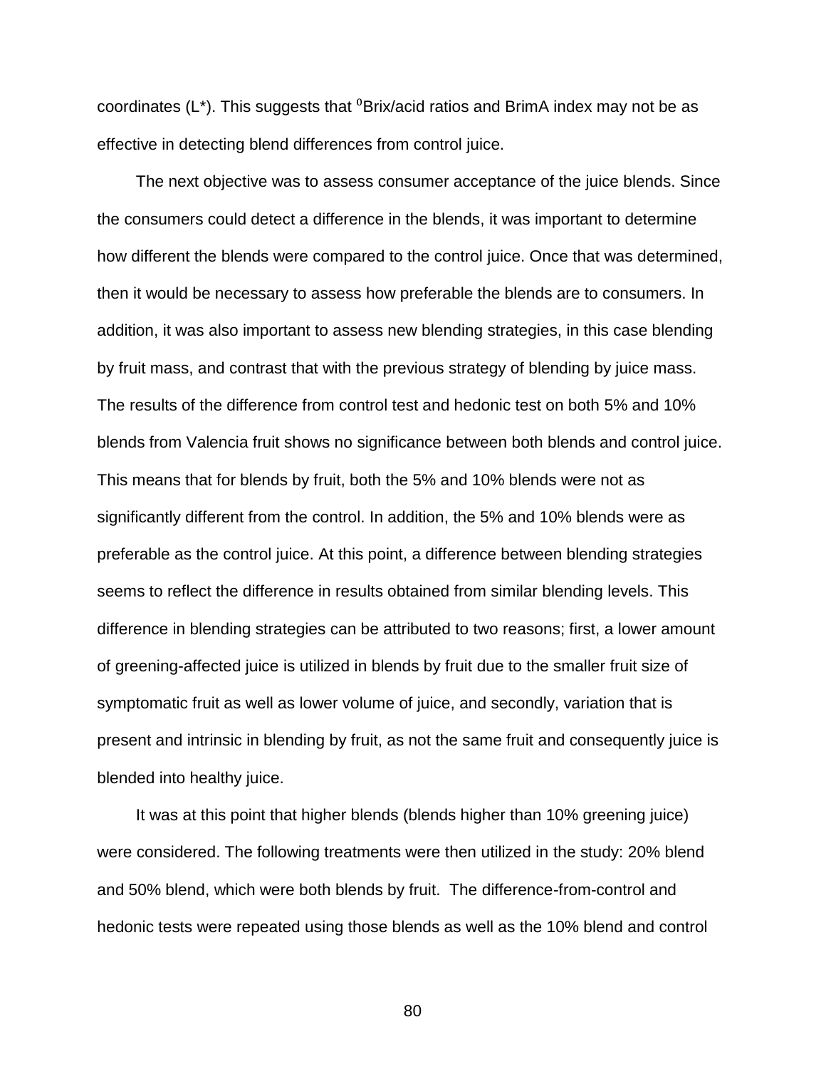coordinates (L*). This suggests that $^0$Brix/acid ratios and BrimA index may not be as effective in detecting blend differences from control juice.

The next objective was to assess consumer acceptance of the juice blends. Since the consumers could detect a difference in the blends, it was important to determine how different the blends were compared to the control juice. Once that was determined, then it would be necessary to assess how preferable the blends are to consumers. In addition, it was also important to assess new blending strategies, in this case blending by fruit mass, and contrast that with the previous strategy of blending by juice mass. The results of the difference from control test and hedonic test on both 5% and 10% blends from Valencia fruit shows no significance between both blends and control juice. This means that for blends by fruit, both the 5% and 10% blends were not as significantly different from the control. In addition, the 5% and 10% blends were as preferable as the control juice. At this point, a difference between blending strategies seems to reflect the difference in results obtained from similar blending levels. This difference in blending strategies can be attributed to two reasons; first, a lower amount of greening-affected juice is utilized in blends by fruit due to the smaller fruit size of symptomatic fruit as well as lower volume of juice, and secondly, variation that is present and intrinsic in blending by fruit, as not the same fruit and consequently juice is blended into healthy juice.

It was at this point that higher blends (blends higher than 10% greening juice) were considered. The following treatments were then utilized in the study: 20% blend and 50% blend, which were both blends by fruit. The difference-from-control and hedonic tests were repeated using those blends as well as the 10% blend and control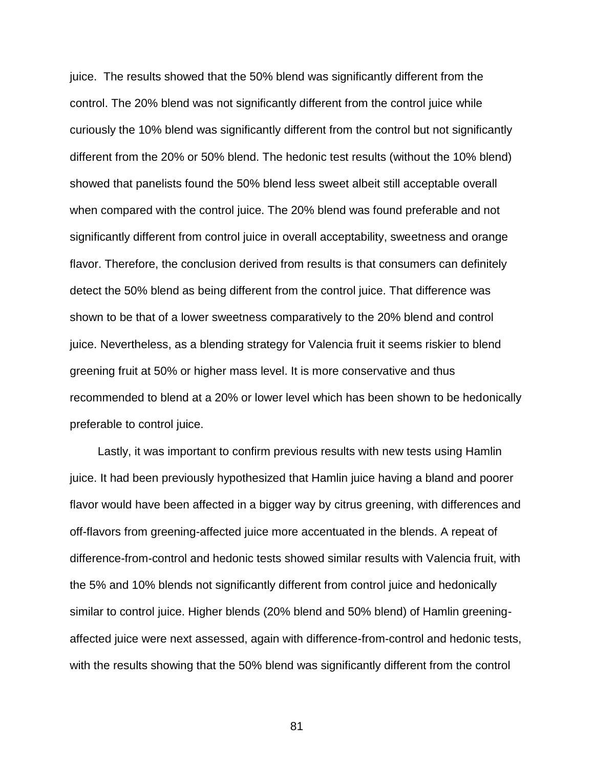juice. The results showed that the 50% blend was significantly different from the control. The 20% blend was not significantly different from the control juice while curiously the 10% blend was significantly different from the control but not significantly different from the 20% or 50% blend. The hedonic test results (without the 10% blend) showed that panelists found the 50% blend less sweet albeit still acceptable overall when compared with the control juice. The 20% blend was found preferable and not significantly different from control juice in overall acceptability, sweetness and orange flavor. Therefore, the conclusion derived from results is that consumers can definitely detect the 50% blend as being different from the control juice. That difference was shown to be that of a lower sweetness comparatively to the 20% blend and control juice. Nevertheless, as a blending strategy for Valencia fruit it seems riskier to blend greening fruit at 50% or higher mass level. It is more conservative and thus recommended to blend at a 20% or lower level which has been shown to be hedonically preferable to control juice.

Lastly, it was important to confirm previous results with new tests using Hamlin juice. It had been previously hypothesized that Hamlin juice having a bland and poorer flavor would have been affected in a bigger way by citrus greening, with differences and off-flavors from greening-affected juice more accentuated in the blends. A repeat of difference-from-control and hedonic tests showed similar results with Valencia fruit, with the 5% and 10% blends not significantly different from control juice and hedonically similar to control juice. Higher blends (20% blend and 50% blend) of Hamlin greening-affected juice were next assessed, again with difference-from-control and hedonic tests, with the results showing that the 50% blend was significantly different from the control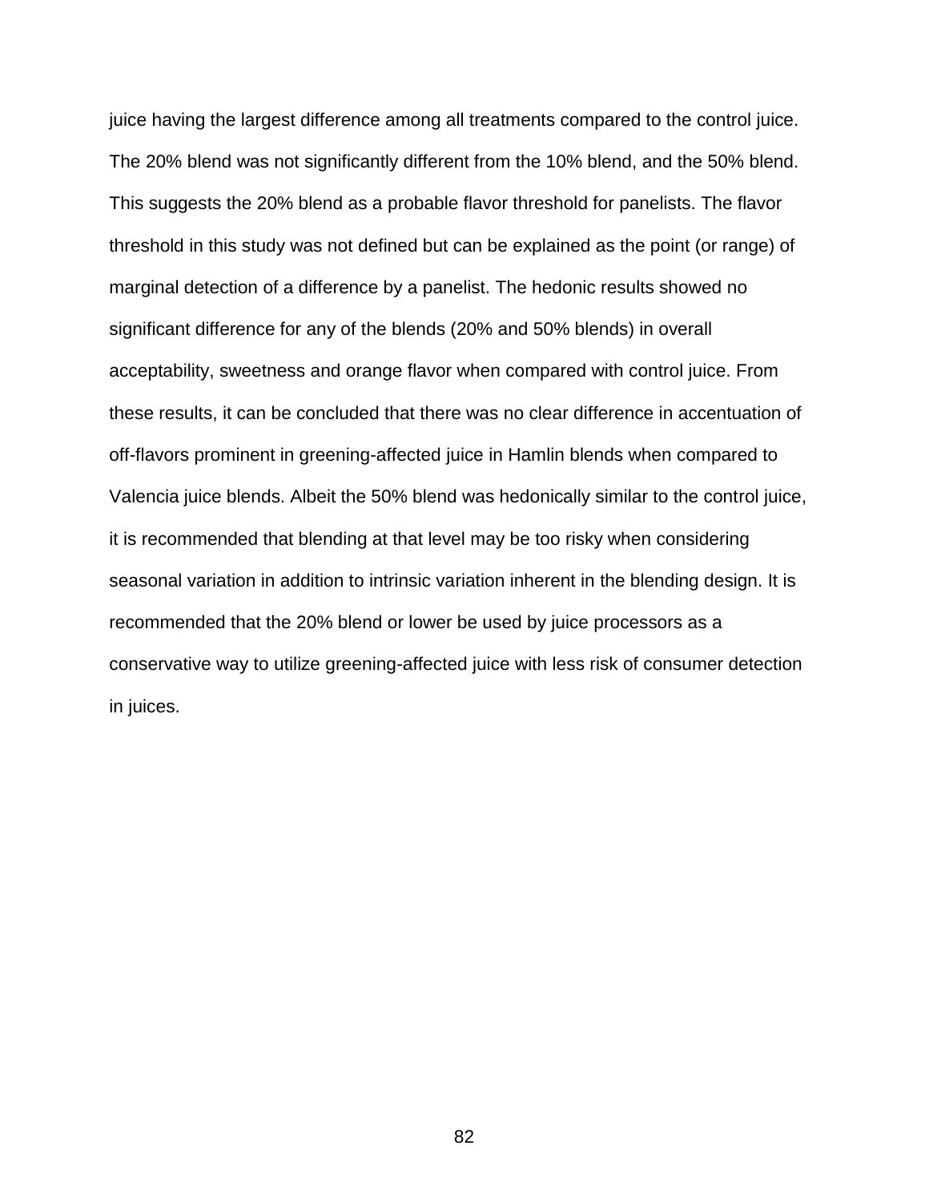juice having the largest difference among all treatments compared to the control juice. The 20% blend was not significantly different from the 10% blend, and the 50% blend. This suggests the 20% blend as a probable flavor threshold for panelists. The flavor threshold in this study was not defined but can be explained as the point (or range) of marginal detection of a difference by a panelist. The hedonic results showed no significant difference for any of the blends (20% and 50% blends) in overall acceptability, sweetness and orange flavor when compared with control juice. From these results, it can be concluded that there was no clear difference in accentuation of off-flavors prominent in greening-affected juice in Hamlin blends when compared to Valencia juice blends. Albeit the 50% blend was hedonically similar to the control juice, it is recommended that blending at that level may be too risky when considering seasonal variation in addition to intrinsic variation inherent in the blending design. It is recommended that the 20% blend or lower be used by juice processors as a conservative way to utilize greening-affected juice with less risk of consumer detection in juices.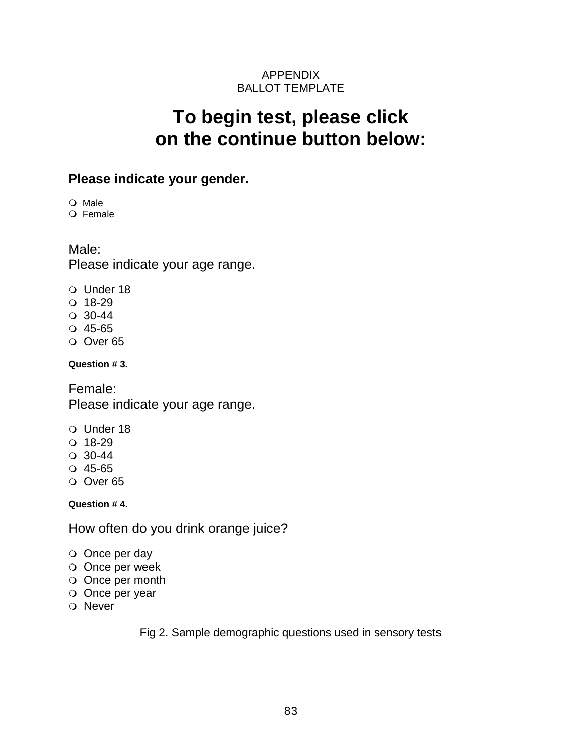APPENDIX
BALLOT TEMPLATE

# To begin test, please click on the continue button below:

**Please indicate your gender.**

- ❍ Male
- ❍ Female

Male:
Please indicate your age range.

- ❍ Under 18
- ❍ 18-29
- ❍ 30-44
- ❍ 45-65
- ❍ Over 65

**Question # 3.**

Female:
Please indicate your age range.

- ❍ Under 18
- ❍ 18-29
- ❍ 30-44
- ❍ 45-65
- ❍ Over 65

**Question # 4.**

How often do you drink orange juice?

- ❍ Once per day
- ❍ Once per week
- ❍ Once per month
- ❍ Once per year
- ❍ Never

Fig 2. Sample demographic questions used in sensory tests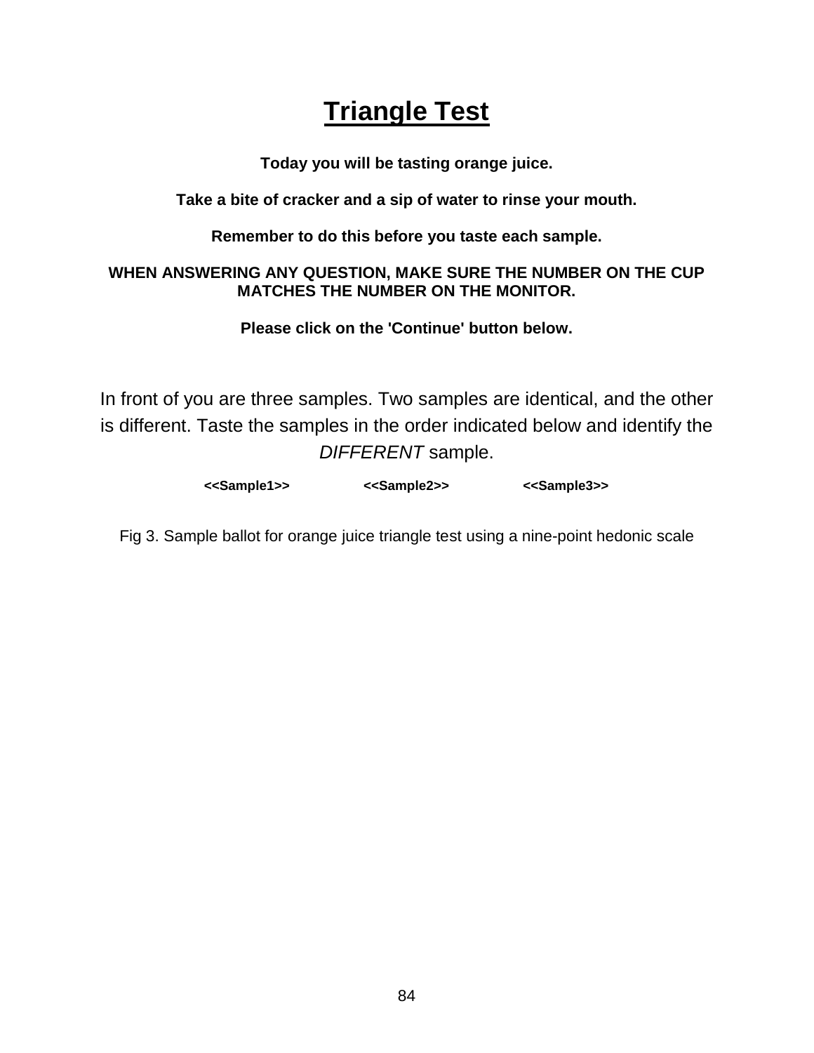# Triangle Test

**Today you will be tasting orange juice.**

**Take a bite of cracker and a sip of water to rinse your mouth.**

**Remember to do this before you taste each sample.**

**WHEN ANSWERING ANY QUESTION, MAKE SURE THE NUMBER ON THE CUP MATCHES THE NUMBER ON THE MONITOR.**

**Please click on the 'Continue' button below.**

In front of you are three samples. Two samples are identical, and the other is different. Taste the samples in the order indicated below and identify the *DIFFERENT* sample.

**<<Sample1>>** **<<Sample2>>** **<<Sample3>>**

Fig 3. Sample ballot for orange juice triangle test using a nine-point hedonic scale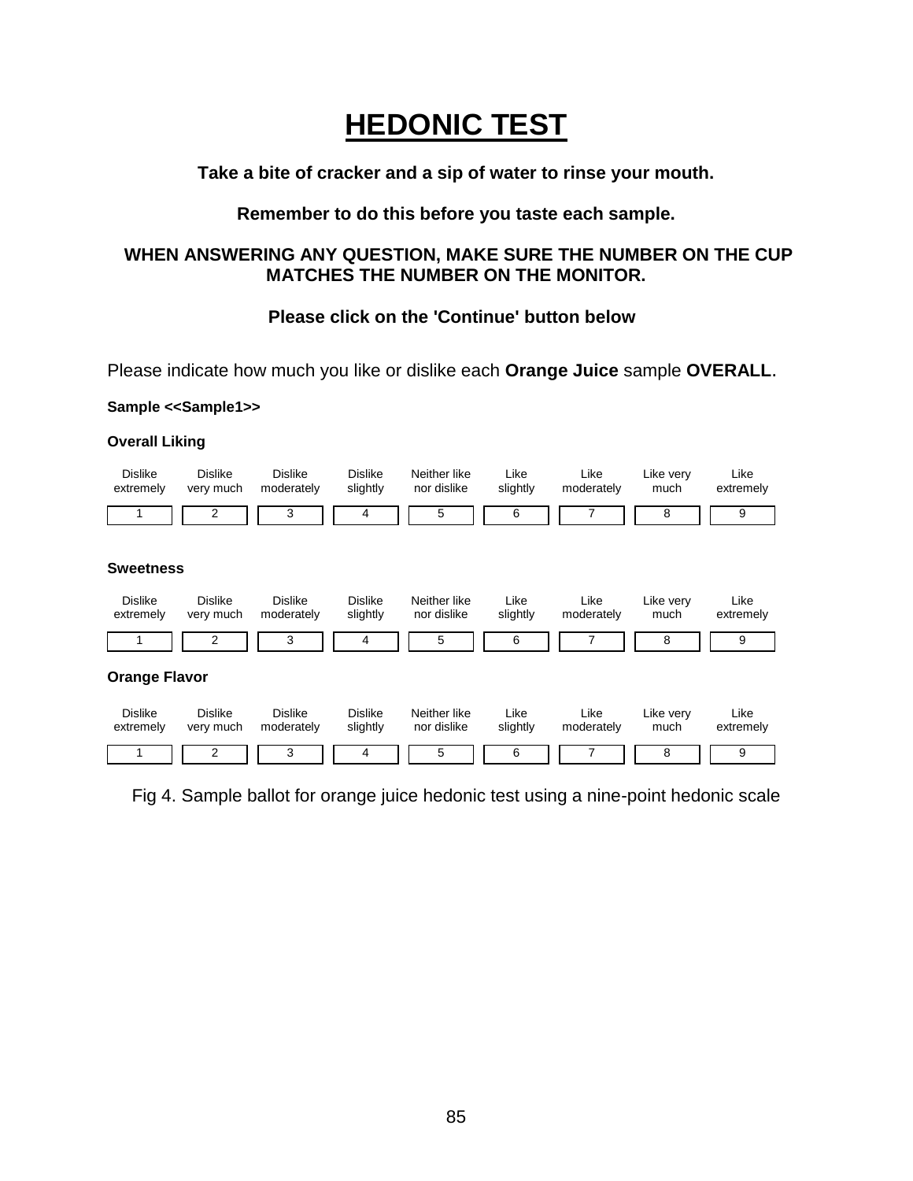# HEDONIC TEST

**Take a bite of cracker and a sip of water to rinse your mouth.**

**Remember to do this before you taste each sample.**

**WHEN ANSWERING ANY QUESTION, MAKE SURE THE NUMBER ON THE CUP MATCHES THE NUMBER ON THE MONITOR.**

**Please click on the 'Continue' button below**

Please indicate how much you like or dislike each **Orange Juice** sample **OVERALL**.

**Sample <<Sample1>>**

**Overall Liking**

| Dislike extremely | Dislike very much | Dislike moderately | Dislike slightly | Neither like nor dislike | Like slightly | Like moderately | Like very much | Like extremely |
|---|---|---|---|---|---|---|---|---|
| 1 | 2 | 3 | 4 | 5 | 6 | 7 | 8 | 9 |

**Sweetness**

| Dislike extremely | Dislike very much | Dislike moderately | Dislike slightly | Neither like nor dislike | Like slightly | Like moderately | Like very much | Like extremely |
|---|---|---|---|---|---|---|---|---|
| 1 | 2 | 3 | 4 | 5 | 6 | 7 | 8 | 9 |

**Orange Flavor**

| Dislike extremely | Dislike very much | Dislike moderately | Dislike slightly | Neither like nor dislike | Like slightly | Like moderately | Like very much | Like extremely |
|---|---|---|---|---|---|---|---|---|
| 1 | 2 | 3 | 4 | 5 | 6 | 7 | 8 | 9 |

Fig 4. Sample ballot for orange juice hedonic test using a nine-point hedonic scale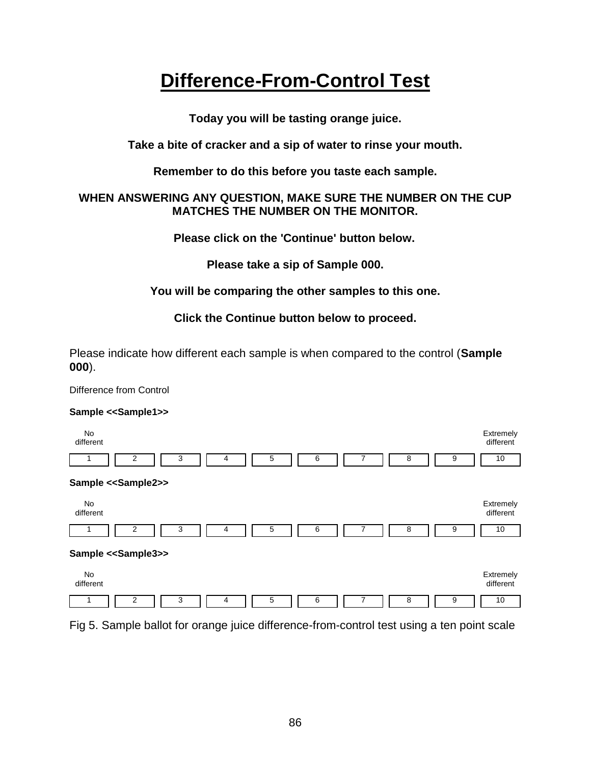# Difference-From-Control Test

**Today you will be tasting orange juice.**

**Take a bite of cracker and a sip of water to rinse your mouth.**

**Remember to do this before you taste each sample.**

**WHEN ANSWERING ANY QUESTION, MAKE SURE THE NUMBER ON THE CUP MATCHES THE NUMBER ON THE MONITOR.**

**Please click on the 'Continue' button below.**

**Please take a sip of Sample 000.**

**You will be comparing the other samples to this one.**

**Click the Continue button below to proceed.**

Please indicate how different each sample is when compared to the control (**Sample 000**).

Difference from Control

**Sample <<Sample1>>**

| No different | | | | | | | | | Extremely different |
|---|---|---|---|---|---|---|---|---|---|
| 1 | 2 | 3 | 4 | 5 | 6 | 7 | 8 | 9 | 10 |

**Sample <<Sample2>>**

| No different | | | | | | | | | Extremely different |
|---|---|---|---|---|---|---|---|---|---|
| 1 | 2 | 3 | 4 | 5 | 6 | 7 | 8 | 9 | 10 |

**Sample <<Sample3>>**

| No different | | | | | | | | | Extremely different |
|---|---|---|---|---|---|---|---|---|---|
| 1 | 2 | 3 | 4 | 5 | 6 | 7 | 8 | 9 | 10 |

Fig 5. Sample ballot for orange juice difference-from-control test using a ten point scale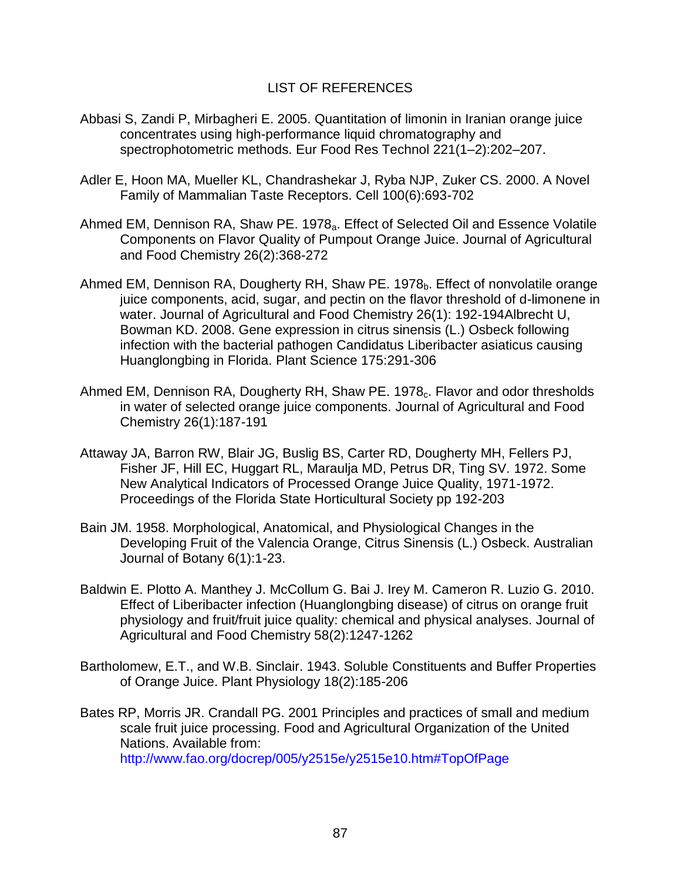LIST OF REFERENCES

Abbasi S, Zandi P, Mirbagheri E. 2005. Quantitation of limonin in Iranian orange juice concentrates using high-performance liquid chromatography and spectrophotometric methods. Eur Food Res Technol 221(1–2):202–207.

Adler E, Hoon MA, Mueller KL, Chandrashekar J, Ryba NJP, Zuker CS. 2000. A Novel Family of Mammalian Taste Receptors. Cell 100(6):693-702

Ahmed EM, Dennison RA, Shaw PE. $1978_a$. Effect of Selected Oil and Essence Volatile Components on Flavor Quality of Pumpout Orange Juice. Journal of Agricultural and Food Chemistry 26(2):368-272

Ahmed EM, Dennison RA, Dougherty RH, Shaw PE. $1978_b$. Effect of nonvolatile orange juice components, acid, sugar, and pectin on the flavor threshold of d-limonene in water. Journal of Agricultural and Food Chemistry 26(1): 192-194Albrecht U, Bowman KD. 2008. Gene expression in citrus sinensis (L.) Osbeck following infection with the bacterial pathogen Candidatus Liberibacter asiaticus causing Huanglongbing in Florida. Plant Science 175:291-306

Ahmed EM, Dennison RA, Dougherty RH, Shaw PE. $1978_c$. Flavor and odor thresholds in water of selected orange juice components. Journal of Agricultural and Food Chemistry 26(1):187-191

Attaway JA, Barron RW, Blair JG, Buslig BS, Carter RD, Dougherty MH, Fellers PJ, Fisher JF, Hill EC, Huggart RL, Maraulja MD, Petrus DR, Ting SV. 1972. Some New Analytical Indicators of Processed Orange Juice Quality, 1971-1972. Proceedings of the Florida State Horticultural Society pp 192-203

Bain JM. 1958. Morphological, Anatomical, and Physiological Changes in the Developing Fruit of the Valencia Orange, Citrus Sinensis (L.) Osbeck. Australian Journal of Botany 6(1):1-23.

Baldwin E. Plotto A. Manthey J. McCollum G. Bai J. Irey M. Cameron R. Luzio G. 2010. Effect of Liberibacter infection (Huanglongbing disease) of citrus on orange fruit physiology and fruit/fruit juice quality: chemical and physical analyses. Journal of Agricultural and Food Chemistry 58(2):1247-1262

Bartholomew, E.T., and W.B. Sinclair. 1943. Soluble Constituents and Buffer Properties of Orange Juice. Plant Physiology 18(2):185-206

Bates RP, Morris JR. Crandall PG. 2001 Principles and practices of small and medium scale fruit juice processing. Food and Agricultural Organization of the United Nations. Available from: http://www.fao.org/docrep/005/y2515e/y2515e10.htm#TopOfPage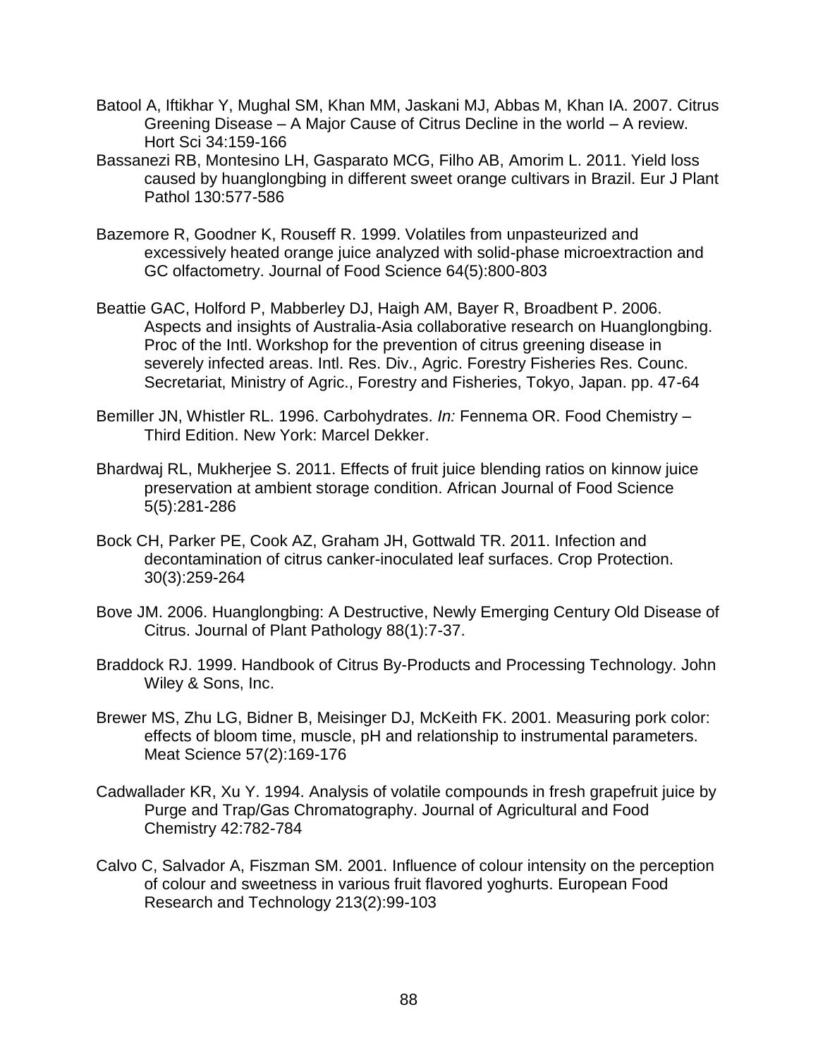Batool A, Iftikhar Y, Mughal SM, Khan MM, Jaskani MJ, Abbas M, Khan IA. 2007. Citrus Greening Disease – A Major Cause of Citrus Decline in the world – A review. Hort Sci 34:159-166

Bassanezi RB, Montesino LH, Gasparato MCG, Filho AB, Amorim L. 2011. Yield loss caused by huanglongbing in different sweet orange cultivars in Brazil. Eur J Plant Pathol 130:577-586

Bazemore R, Goodner K, Rouseff R. 1999. Volatiles from unpasteurized and excessively heated orange juice analyzed with solid-phase microextraction and GC olfactometry. Journal of Food Science 64(5):800-803

Beattie GAC, Holford P, Mabberley DJ, Haigh AM, Bayer R, Broadbent P. 2006. Aspects and insights of Australia-Asia collaborative research on Huanglongbing. Proc of the Intl. Workshop for the prevention of citrus greening disease in severely infected areas. Intl. Res. Div., Agric. Forestry Fisheries Res. Counc. Secretariat, Ministry of Agric., Forestry and Fisheries, Tokyo, Japan. pp. 47-64

Bemiller JN, Whistler RL. 1996. Carbohydrates. *In:* Fennema OR. Food Chemistry – Third Edition. New York: Marcel Dekker.

Bhardwaj RL, Mukherjee S. 2011. Effects of fruit juice blending ratios on kinnow juice preservation at ambient storage condition. African Journal of Food Science 5(5):281-286

Bock CH, Parker PE, Cook AZ, Graham JH, Gottwald TR. 2011. Infection and decontamination of citrus canker-inoculated leaf surfaces. Crop Protection. 30(3):259-264

Bove JM. 2006. Huanglongbing: A Destructive, Newly Emerging Century Old Disease of Citrus. Journal of Plant Pathology 88(1):7-37.

Braddock RJ. 1999. Handbook of Citrus By-Products and Processing Technology. John Wiley & Sons, Inc.

Brewer MS, Zhu LG, Bidner B, Meisinger DJ, McKeith FK. 2001. Measuring pork color: effects of bloom time, muscle, pH and relationship to instrumental parameters. Meat Science 57(2):169-176

Cadwallader KR, Xu Y. 1994. Analysis of volatile compounds in fresh grapefruit juice by Purge and Trap/Gas Chromatography. Journal of Agricultural and Food Chemistry 42:782-784

Calvo C, Salvador A, Fiszman SM. 2001. Influence of colour intensity on the perception of colour and sweetness in various fruit flavored yoghurts. European Food Research and Technology 213(2):99-103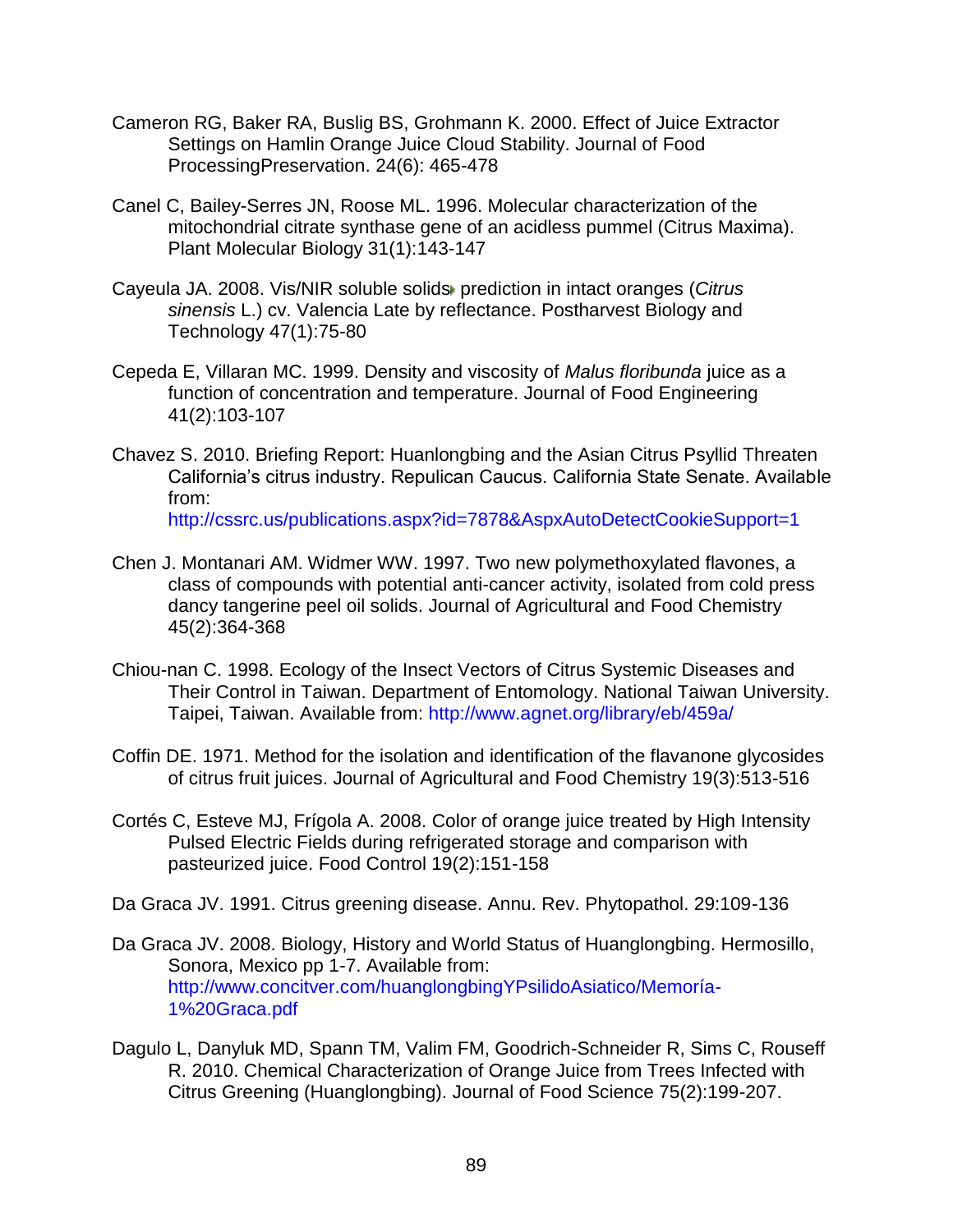Cameron RG, Baker RA, Buslig BS, Grohmann K. 2000. Effect of Juice Extractor Settings on Hamlin Orange Juice Cloud Stability. Journal of Food ProcessingPreservation. 24(6): 465-478

Canel C, Bailey-Serres JN, Roose ML. 1996. Molecular characterization of the mitochondrial citrate synthase gene of an acidless pummel (Citrus Maxima). Plant Molecular Biology 31(1):143-147

Cayeula JA. 2008. Vis/NIR soluble solids prediction in intact oranges (*Citrus sinensis* L.) cv. Valencia Late by reflectance. Postharvest Biology and Technology 47(1):75-80

Cepeda E, Villaran MC. 1999. Density and viscosity of *Malus floribunda* juice as a function of concentration and temperature. Journal of Food Engineering 41(2):103-107

Chavez S. 2010. Briefing Report: Huanlongbing and the Asian Citrus Psyllid Threaten California's citrus industry. Repulican Caucus. California State Senate. Available from: http://cssrc.us/publications.aspx?id=7878&AspxAutoDetectCookieSupport=1

Chen J. Montanari AM. Widmer WW. 1997. Two new polymethoxylated flavones, a class of compounds with potential anti-cancer activity, isolated from cold press dancy tangerine peel oil solids. Journal of Agricultural and Food Chemistry 45(2):364-368

Chiou-nan C. 1998. Ecology of the Insect Vectors of Citrus Systemic Diseases and Their Control in Taiwan. Department of Entomology. National Taiwan University. Taipei, Taiwan. Available from: http://www.agnet.org/library/eb/459a/

Coffin DE. 1971. Method for the isolation and identification of the flavanone glycosides of citrus fruit juices. Journal of Agricultural and Food Chemistry 19(3):513-516

Cortés C, Esteve MJ, Frígola A. 2008. Color of orange juice treated by High Intensity Pulsed Electric Fields during refrigerated storage and comparison with pasteurized juice. Food Control 19(2):151-158

Da Graca JV. 1991. Citrus greening disease. Annu. Rev. Phytopathol. 29:109-136

Da Graca JV. 2008. Biology, History and World Status of Huanglongbing. Hermosillo, Sonora, Mexico pp 1-7. Available from: http://www.concitver.com/huanglongbingYPsilidoAsiatico/Memoría-1%20Graca.pdf

Dagulo L, Danyluk MD, Spann TM, Valim FM, Goodrich-Schneider R, Sims C, Rouseff R. 2010. Chemical Characterization of Orange Juice from Trees Infected with Citrus Greening (Huanglongbing). Journal of Food Science 75(2):199-207.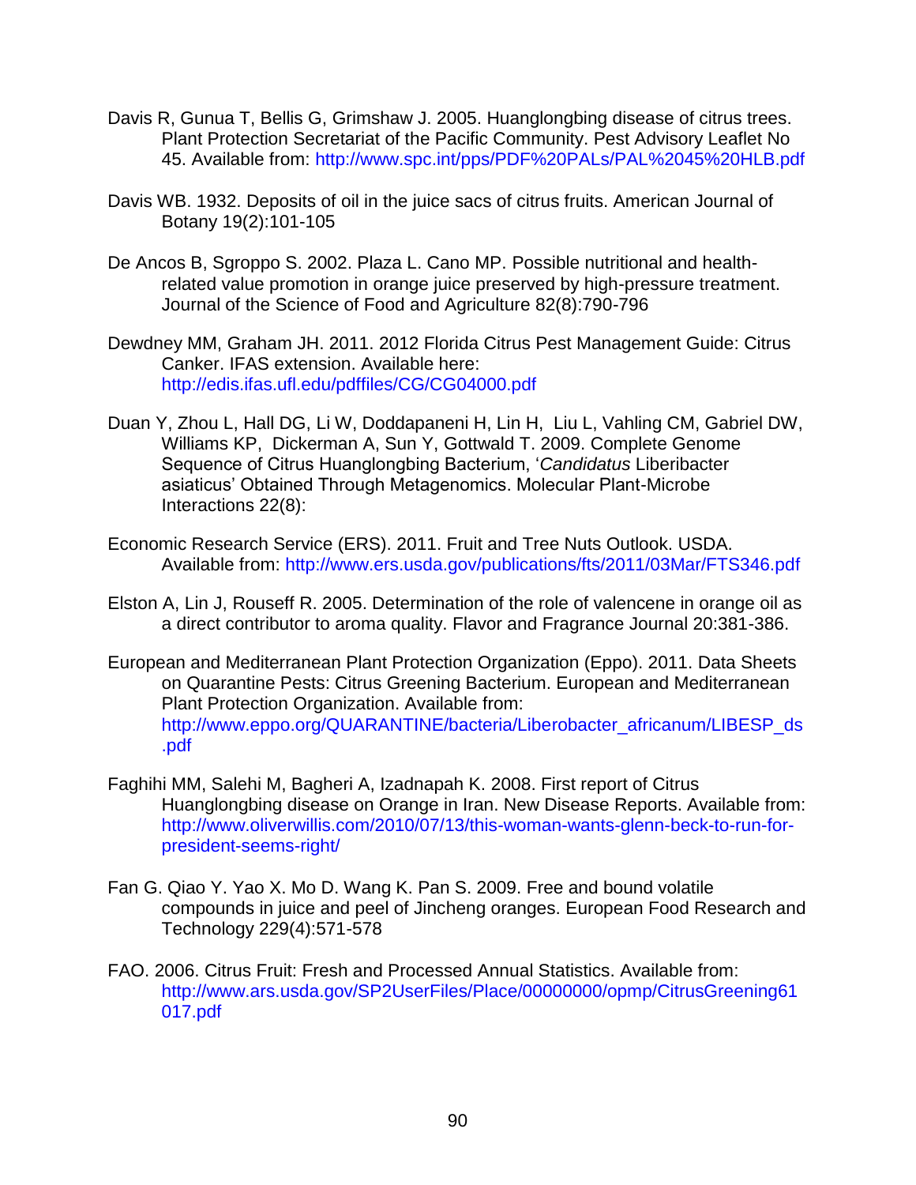Davis R, Gunua T, Bellis G, Grimshaw J. 2005. Huanglongbing disease of citrus trees. Plant Protection Secretariat of the Pacific Community. Pest Advisory Leaflet No 45. Available from: http://www.spc.int/pps/PDF%20PALs/PAL%2045%20HLB.pdf

Davis WB. 1932. Deposits of oil in the juice sacs of citrus fruits. American Journal of Botany 19(2):101-105

De Ancos B, Sgroppo S. 2002. Plaza L. Cano MP. Possible nutritional and health-related value promotion in orange juice preserved by high-pressure treatment. Journal of the Science of Food and Agriculture 82(8):790-796

Dewdney MM, Graham JH. 2011. 2012 Florida Citrus Pest Management Guide: Citrus Canker. IFAS extension. Available here: http://edis.ifas.ufl.edu/pdffiles/CG/CG04000.pdf

Duan Y, Zhou L, Hall DG, Li W, Doddapaneni H, Lin H, Liu L, Vahling CM, Gabriel DW, Williams KP, Dickerman A, Sun Y, Gottwald T. 2009. Complete Genome Sequence of Citrus Huanglongbing Bacterium, '*Candidatus* Liberibacter asiaticus' Obtained Through Metagenomics. Molecular Plant-Microbe Interactions 22(8):

Economic Research Service (ERS). 2011. Fruit and Tree Nuts Outlook. USDA. Available from: http://www.ers.usda.gov/publications/fts/2011/03Mar/FTS346.pdf

Elston A, Lin J, Rouseff R. 2005. Determination of the role of valencene in orange oil as a direct contributor to aroma quality. Flavor and Fragrance Journal 20:381-386.

European and Mediterranean Plant Protection Organization (Eppo). 2011. Data Sheets on Quarantine Pests: Citrus Greening Bacterium. European and Mediterranean Plant Protection Organization. Available from: http://www.eppo.org/QUARANTINE/bacteria/Liberobacter_africanum/LIBESP_ds.pdf

Faghihi MM, Salehi M, Bagheri A, Izadnapah K. 2008. First report of Citrus Huanglongbing disease on Orange in Iran. New Disease Reports. Available from: http://www.oliverwillis.com/2010/07/13/this-woman-wants-glenn-beck-to-run-for-president-seems-right/

Fan G. Qiao Y. Yao X. Mo D. Wang K. Pan S. 2009. Free and bound volatile compounds in juice and peel of Jincheng oranges. European Food Research and Technology 229(4):571-578

FAO. 2006. Citrus Fruit: Fresh and Processed Annual Statistics. Available from: http://www.ars.usda.gov/SP2UserFiles/Place/00000000/opmp/CitrusGreening61017.pdf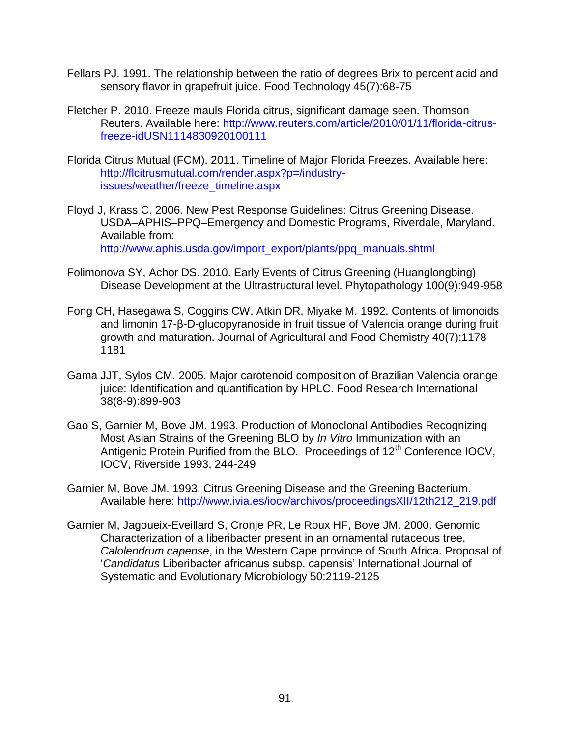Fellars PJ. 1991. The relationship between the ratio of degrees Brix to percent acid and sensory flavor in grapefruit juice. Food Technology 45(7):68-75

Fletcher P. 2010. Freeze mauls Florida citrus, significant damage seen. Thomson Reuters. Available here: http://www.reuters.com/article/2010/01/11/florida-citrus-freeze-idUSN1114830920100111

Florida Citrus Mutual (FCM). 2011. Timeline of Major Florida Freezes. Available here: http://flcitrusmutual.com/render.aspx?p=/industry-issues/weather/freeze_timeline.aspx

Floyd J, Krass C. 2006. New Pest Response Guidelines: Citrus Greening Disease. USDA–APHIS–PPQ–Emergency and Domestic Programs, Riverdale, Maryland. Available from: http://www.aphis.usda.gov/import_export/plants/ppq_manuals.shtml

Folimonova SY, Achor DS. 2010. Early Events of Citrus Greening (Huanglongbing) Disease Development at the Ultrastructural level. Phytopathology 100(9):949-958

Fong CH, Hasegawa S, Coggins CW, Atkin DR, Miyake M. 1992. Contents of limonoids and limonin 17-β-D-glucopyranoside in fruit tissue of Valencia orange during fruit growth and maturation. Journal of Agricultural and Food Chemistry 40(7):1178-1181

Gama JJT, Sylos CM. 2005. Major carotenoid composition of Brazilian Valencia orange juice: Identification and quantification by HPLC. Food Research International 38(8-9):899-903

Gao S, Garnier M, Bove JM. 1993. Production of Monoclonal Antibodies Recognizing Most Asian Strains of the Greening BLO by *In Vitro* Immunization with an Antigenic Protein Purified from the BLO. Proceedings of 12th Conference IOCV, IOCV, Riverside 1993, 244-249

Garnier M, Bove JM. 1993. Citrus Greening Disease and the Greening Bacterium. Available here: http://www.ivia.es/iocv/archivos/proceedingsXII/12th212_219.pdf

Garnier M, Jagoueix-Eveillard S, Cronje PR, Le Roux HF, Bove JM. 2000. Genomic Characterization of a liberibacter present in an ornamental rutaceous tree, *Calolendrum capense*, in the Western Cape province of South Africa. Proposal of '*Candidatus* Liberibacter africanus subsp. capensis' International Journal of Systematic and Evolutionary Microbiology 50:2119-2125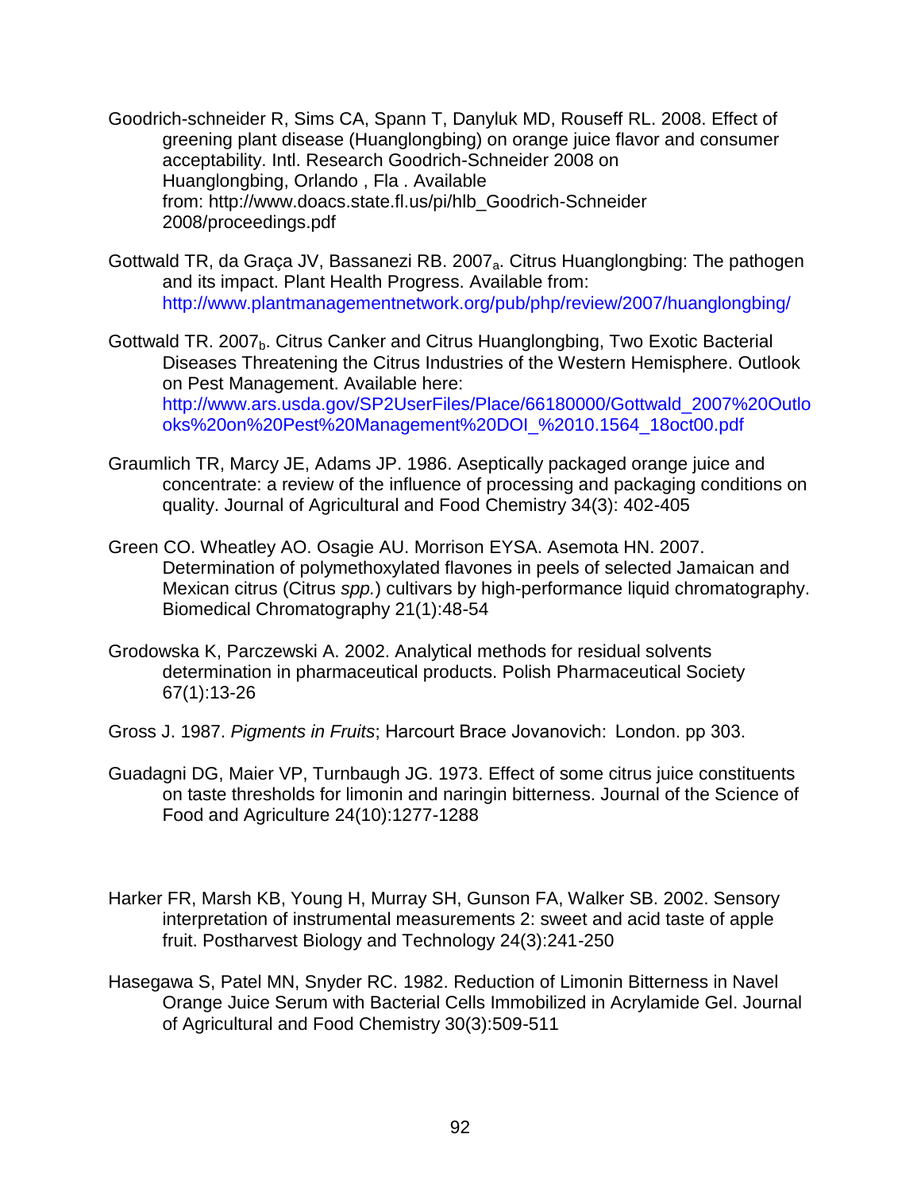Goodrich-schneider R, Sims CA, Spann T, Danyluk MD, Rouseff RL. 2008. Effect of greening plant disease (Huanglongbing) on orange juice flavor and consumer acceptability. Intl. Research Goodrich-Schneider 2008 on Huanglongbing, Orlando , Fla . Available from: http://www.doacs.state.fl.us/pi/hlb_Goodrich-Schneider 2008/proceedings.pdf

Gottwald TR, da Graça JV, Bassanezi RB. $2007_a$. Citrus Huanglongbing: The pathogen and its impact. Plant Health Progress. Available from: http://www.plantmanagementnetwork.org/pub/php/review/2007/huanglongbing/

Gottwald TR. $2007_b$. Citrus Canker and Citrus Huanglongbing, Two Exotic Bacterial Diseases Threatening the Citrus Industries of the Western Hemisphere. Outlook on Pest Management. Available here: http://www.ars.usda.gov/SP2UserFiles/Place/66180000/Gottwald_2007%20Outlooks%20on%20Pest%20Management%20DOI_%2010.1564_18oct00.pdf

Graumlich TR, Marcy JE, Adams JP. 1986. Aseptically packaged orange juice and concentrate: a review of the influence of processing and packaging conditions on quality. Journal of Agricultural and Food Chemistry 34(3): 402-405

Green CO. Wheatley AO. Osagie AU. Morrison EYSA. Asemota HN. 2007. Determination of polymethoxylated flavones in peels of selected Jamaican and Mexican citrus (Citrus *spp.*) cultivars by high-performance liquid chromatography. Biomedical Chromatography 21(1):48-54

Grodowska K, Parczewski A. 2002. Analytical methods for residual solvents determination in pharmaceutical products. Polish Pharmaceutical Society 67(1):13-26

Gross J. 1987. *Pigments in Fruits*; Harcourt Brace Jovanovich: London. pp 303.

Guadagni DG, Maier VP, Turnbaugh JG. 1973. Effect of some citrus juice constituents on taste thresholds for limonin and naringin bitterness. Journal of the Science of Food and Agriculture 24(10):1277-1288

Harker FR, Marsh KB, Young H, Murray SH, Gunson FA, Walker SB. 2002. Sensory interpretation of instrumental measurements 2: sweet and acid taste of apple fruit. Postharvest Biology and Technology 24(3):241-250

Hasegawa S, Patel MN, Snyder RC. 1982. Reduction of Limonin Bitterness in Navel Orange Juice Serum with Bacterial Cells Immobilized in Acrylamide Gel. Journal of Agricultural and Food Chemistry 30(3):509-511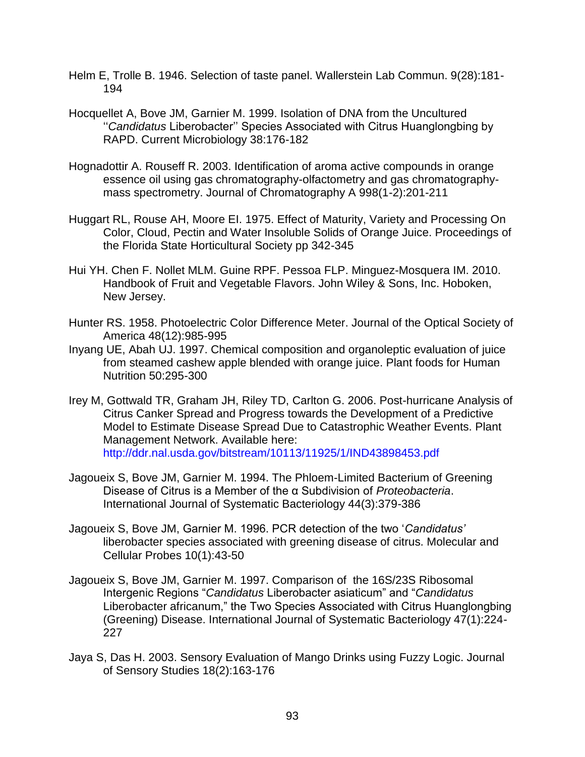Helm E, Trolle B. 1946. Selection of taste panel. Wallerstein Lab Commun. 9(28):181-194

Hocquellet A, Bove JM, Garnier M. 1999. Isolation of DNA from the Uncultured ''*Candidatus* Liberobacter'' Species Associated with Citrus Huanglongbing by RAPD. Current Microbiology 38:176-182

Hognadottir A. Rouseff R. 2003. Identification of aroma active compounds in orange essence oil using gas chromatography-olfactometry and gas chromatography-mass spectrometry. Journal of Chromatography A 998(1-2):201-211

Huggart RL, Rouse AH, Moore EI. 1975. Effect of Maturity, Variety and Processing On Color, Cloud, Pectin and Water Insoluble Solids of Orange Juice. Proceedings of the Florida State Horticultural Society pp 342-345

Hui YH. Chen F. Nollet MLM. Guine RPF. Pessoa FLP. Minguez-Mosquera IM. 2010. Handbook of Fruit and Vegetable Flavors. John Wiley & Sons, Inc. Hoboken, New Jersey.

Hunter RS. 1958. Photoelectric Color Difference Meter. Journal of the Optical Society of America 48(12):985-995

Inyang UE, Abah UJ. 1997. Chemical composition and organoleptic evaluation of juice from steamed cashew apple blended with orange juice. Plant foods for Human Nutrition 50:295-300

Irey M, Gottwald TR, Graham JH, Riley TD, Carlton G. 2006. Post-hurricane Analysis of Citrus Canker Spread and Progress towards the Development of a Predictive Model to Estimate Disease Spread Due to Catastrophic Weather Events. Plant Management Network. Available here: http://ddr.nal.usda.gov/bitstream/10113/11925/1/IND43898453.pdf

Jagoueix S, Bove JM, Garnier M. 1994. The Phloem-Limited Bacterium of Greening Disease of Citrus is a Member of the α Subdivision of *Proteobacteria*. International Journal of Systematic Bacteriology 44(3):379-386

Jagoueix S, Bove JM, Garnier M. 1996. PCR detection of the two '*Candidatus'* liberobacter species associated with greening disease of citrus. Molecular and Cellular Probes 10(1):43-50

Jagoueix S, Bove JM, Garnier M. 1997. Comparison of the 16S/23S Ribosomal Intergenic Regions "*Candidatus* Liberobacter asiaticum" and "*Candidatus* Liberobacter africanum," the Two Species Associated with Citrus Huanglongbing (Greening) Disease. International Journal of Systematic Bacteriology 47(1):224-227

Jaya S, Das H. 2003. Sensory Evaluation of Mango Drinks using Fuzzy Logic. Journal of Sensory Studies 18(2):163-176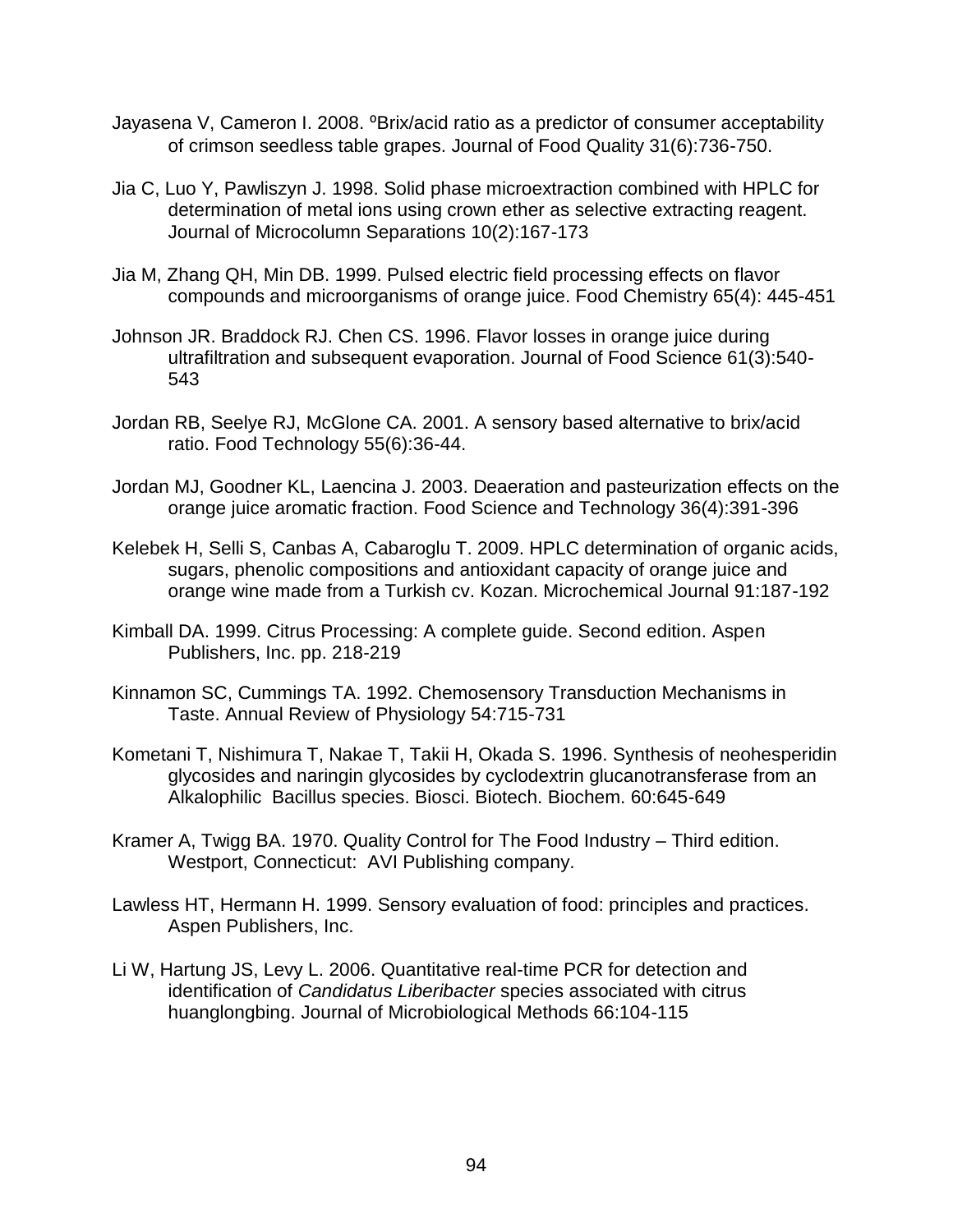Jayasena V, Cameron I. 2008. ºBrix/acid ratio as a predictor of consumer acceptability of crimson seedless table grapes. Journal of Food Quality 31(6):736-750.

Jia C, Luo Y, Pawliszyn J. 1998. Solid phase microextraction combined with HPLC for determination of metal ions using crown ether as selective extracting reagent. Journal of Microcolumn Separations 10(2):167-173

Jia M, Zhang QH, Min DB. 1999. Pulsed electric field processing effects on flavor compounds and microorganisms of orange juice. Food Chemistry 65(4): 445-451

Johnson JR. Braddock RJ. Chen CS. 1996. Flavor losses in orange juice during ultrafiltration and subsequent evaporation. Journal of Food Science 61(3):540-543

Jordan RB, Seelye RJ, McGlone CA. 2001. A sensory based alternative to brix/acid ratio. Food Technology 55(6):36-44.

Jordan MJ, Goodner KL, Laencina J. 2003. Deaeration and pasteurization effects on the orange juice aromatic fraction. Food Science and Technology 36(4):391-396

Kelebek H, Selli S, Canbas A, Cabaroglu T. 2009. HPLC determination of organic acids, sugars, phenolic compositions and antioxidant capacity of orange juice and orange wine made from a Turkish cv. Kozan. Microchemical Journal 91:187-192

Kimball DA. 1999. Citrus Processing: A complete guide. Second edition. Aspen Publishers, Inc. pp. 218-219

Kinnamon SC, Cummings TA. 1992. Chemosensory Transduction Mechanisms in Taste. Annual Review of Physiology 54:715-731

Kometani T, Nishimura T, Nakae T, Takii H, Okada S. 1996. Synthesis of neohesperidin glycosides and naringin glycosides by cyclodextrin glucanotransferase from an Alkalophilic Bacillus species. Biosci. Biotech. Biochem. 60:645-649

Kramer A, Twigg BA. 1970. Quality Control for The Food Industry – Third edition. Westport, Connecticut: AVI Publishing company.

Lawless HT, Hermann H. 1999. Sensory evaluation of food: principles and practices. Aspen Publishers, Inc.

Li W, Hartung JS, Levy L. 2006. Quantitative real-time PCR for detection and identification of *Candidatus Liberibacter* species associated with citrus huanglongbing. Journal of Microbiological Methods 66:104-115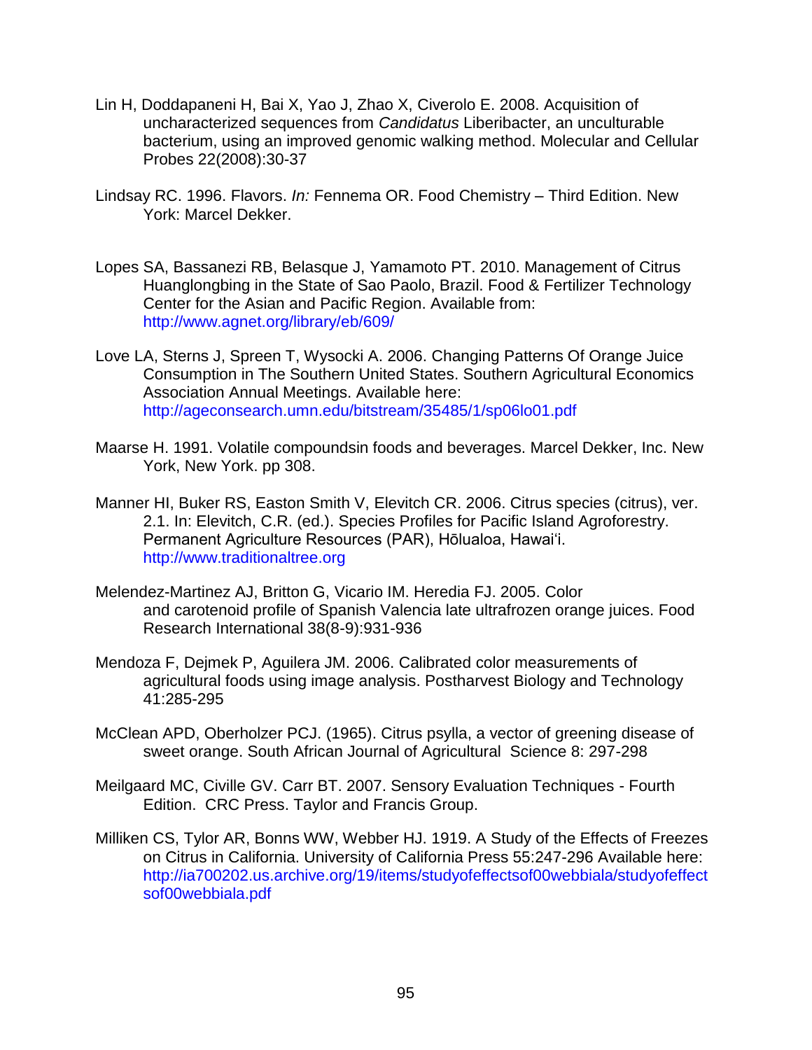Lin H, Doddapaneni H, Bai X, Yao J, Zhao X, Civerolo E. 2008. Acquisition of uncharacterized sequences from *Candidatus* Liberibacter, an unculturable bacterium, using an improved genomic walking method. Molecular and Cellular Probes 22(2008):30-37

Lindsay RC. 1996. Flavors. *In:* Fennema OR. Food Chemistry – Third Edition. New York: Marcel Dekker.

Lopes SA, Bassanezi RB, Belasque J, Yamamoto PT. 2010. Management of Citrus Huanglongbing in the State of Sao Paolo, Brazil. Food & Fertilizer Technology Center for the Asian and Pacific Region. Available from: http://www.agnet.org/library/eb/609/

Love LA, Sterns J, Spreen T, Wysocki A. 2006. Changing Patterns Of Orange Juice Consumption in The Southern United States. Southern Agricultural Economics Association Annual Meetings. Available here: http://ageconsearch.umn.edu/bitstream/35485/1/sp06lo01.pdf

Maarse H. 1991. Volatile compoundsin foods and beverages. Marcel Dekker, Inc. New York, New York. pp 308.

Manner HI, Buker RS, Easton Smith V, Elevitch CR. 2006. Citrus species (citrus), ver. 2.1. In: Elevitch, C.R. (ed.). Species Profiles for Pacific Island Agroforestry. Permanent Agriculture Resources (PAR), Hōlualoa, Hawai'i. http://www.traditionaltree.org

Melendez-Martinez AJ, Britton G, Vicario IM. Heredia FJ. 2005. Color and carotenoid profile of Spanish Valencia late ultrafrozen orange juices. Food Research International 38(8-9):931-936

Mendoza F, Dejmek P, Aguilera JM. 2006. Calibrated color measurements of agricultural foods using image analysis. Postharvest Biology and Technology 41:285-295

McClean APD, Oberholzer PCJ. (1965). Citrus psylla, a vector of greening disease of sweet orange. South African Journal of Agricultural Science 8: 297-298

Meilgaard MC, Civille GV. Carr BT. 2007. Sensory Evaluation Techniques - Fourth Edition. CRC Press. Taylor and Francis Group.

Milliken CS, Tylor AR, Bonns WW, Webber HJ. 1919. A Study of the Effects of Freezes on Citrus in California. University of California Press 55:247-296 Available here: http://ia700202.us.archive.org/19/items/studyofeffectsof00webbiala/studyofeffectsof00webbiala.pdf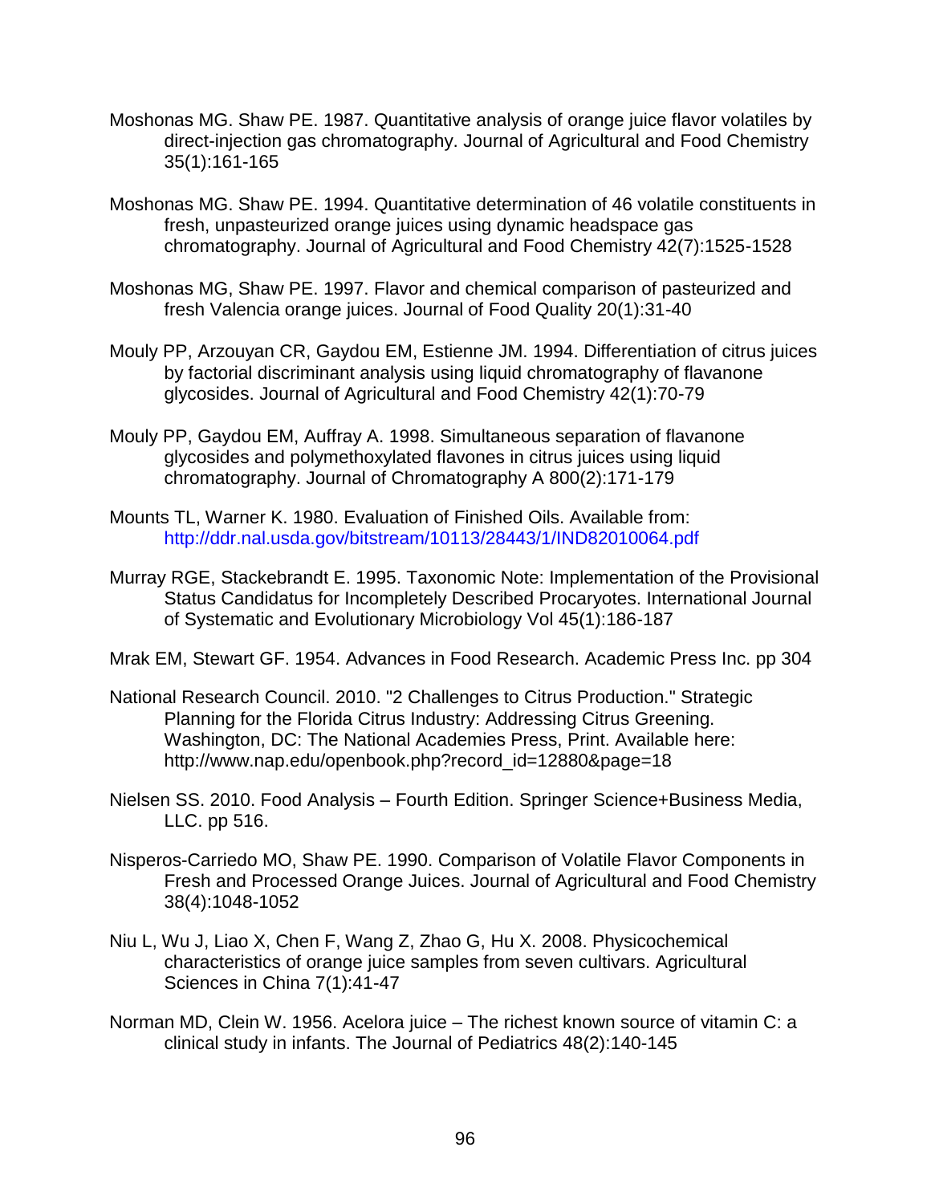Moshonas MG. Shaw PE. 1987. Quantitative analysis of orange juice flavor volatiles by direct-injection gas chromatography. Journal of Agricultural and Food Chemistry 35(1):161-165

Moshonas MG. Shaw PE. 1994. Quantitative determination of 46 volatile constituents in fresh, unpasteurized orange juices using dynamic headspace gas chromatography. Journal of Agricultural and Food Chemistry 42(7):1525-1528

Moshonas MG, Shaw PE. 1997. Flavor and chemical comparison of pasteurized and fresh Valencia orange juices. Journal of Food Quality 20(1):31-40

Mouly PP, Arzouyan CR, Gaydou EM, Estienne JM. 1994. Differentiation of citrus juices by factorial discriminant analysis using liquid chromatography of flavanone glycosides. Journal of Agricultural and Food Chemistry 42(1):70-79

Mouly PP, Gaydou EM, Auffray A. 1998. Simultaneous separation of flavanone glycosides and polymethoxylated flavones in citrus juices using liquid chromatography. Journal of Chromatography A 800(2):171-179

Mounts TL, Warner K. 1980. Evaluation of Finished Oils. Available from: http://ddr.nal.usda.gov/bitstream/10113/28443/1/IND82010064.pdf

Murray RGE, Stackebrandt E. 1995. Taxonomic Note: Implementation of the Provisional Status Candidatus for Incompletely Described Procaryotes. International Journal of Systematic and Evolutionary Microbiology Vol 45(1):186-187

Mrak EM, Stewart GF. 1954. Advances in Food Research. Academic Press Inc. pp 304

National Research Council. 2010. "2 Challenges to Citrus Production." Strategic Planning for the Florida Citrus Industry: Addressing Citrus Greening. Washington, DC: The National Academies Press, Print. Available here: http://www.nap.edu/openbook.php?record_id=12880&page=18

Nielsen SS. 2010. Food Analysis – Fourth Edition. Springer Science+Business Media, LLC. pp 516.

Nisperos-Carriedo MO, Shaw PE. 1990. Comparison of Volatile Flavor Components in Fresh and Processed Orange Juices. Journal of Agricultural and Food Chemistry 38(4):1048-1052

Niu L, Wu J, Liao X, Chen F, Wang Z, Zhao G, Hu X. 2008. Physicochemical characteristics of orange juice samples from seven cultivars. Agricultural Sciences in China 7(1):41-47

Norman MD, Clein W. 1956. Acelora juice – The richest known source of vitamin C: a clinical study in infants. The Journal of Pediatrics 48(2):140-145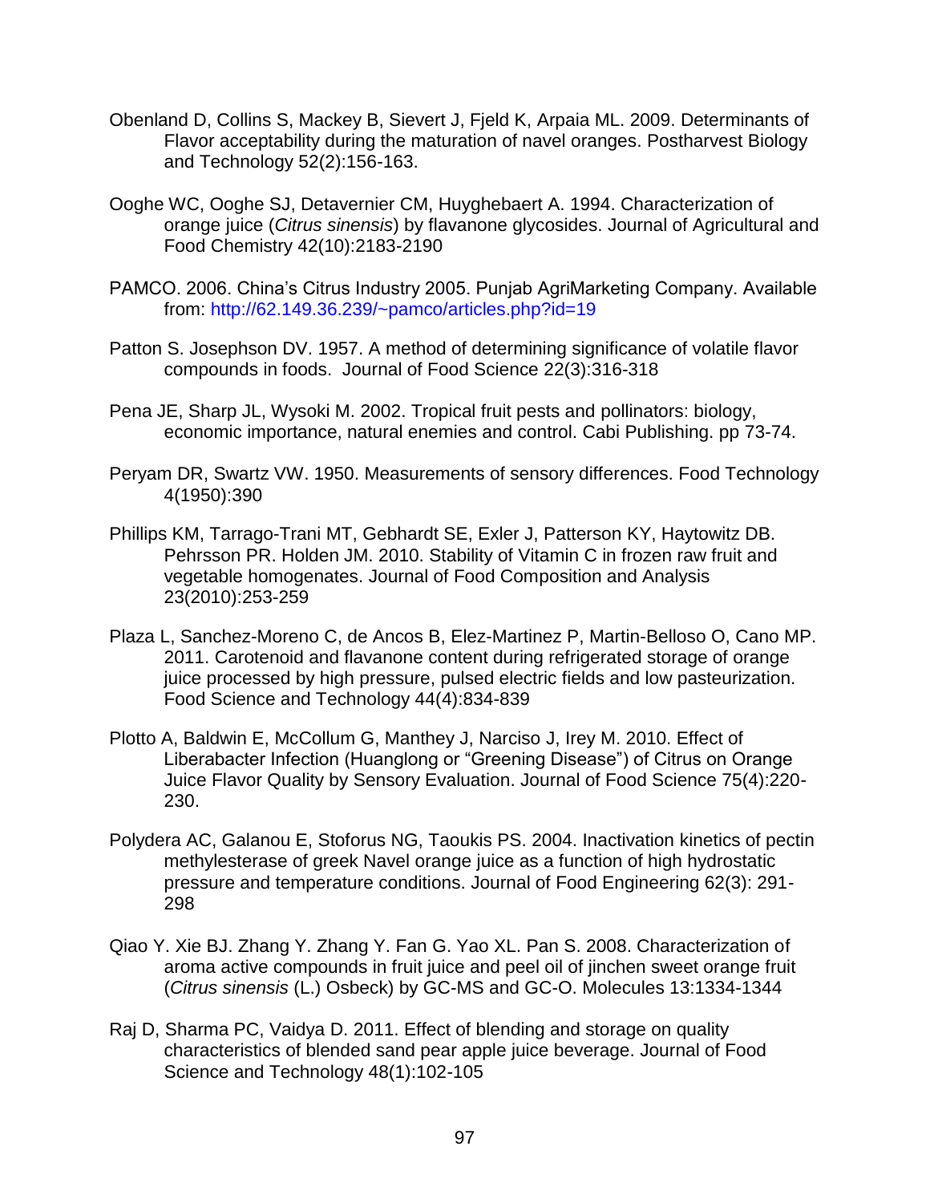Obenland D, Collins S, Mackey B, Sievert J, Fjeld K, Arpaia ML. 2009. Determinants of Flavor acceptability during the maturation of navel oranges. Postharvest Biology and Technology 52(2):156-163.

Ooghe WC, Ooghe SJ, Detavernier CM, Huyghebaert A. 1994. Characterization of orange juice (*Citrus sinensis*) by flavanone glycosides. Journal of Agricultural and Food Chemistry 42(10):2183-2190

PAMCO. 2006. China's Citrus Industry 2005. Punjab AgriMarketing Company. Available from: http://62.149.36.239/~pamco/articles.php?id=19

Patton S. Josephson DV. 1957. A method of determining significance of volatile flavor compounds in foods. Journal of Food Science 22(3):316-318

Pena JE, Sharp JL, Wysoki M. 2002. Tropical fruit pests and pollinators: biology, economic importance, natural enemies and control. Cabi Publishing. pp 73-74.

Peryam DR, Swartz VW. 1950. Measurements of sensory differences. Food Technology 4(1950):390

Phillips KM, Tarrago-Trani MT, Gebhardt SE, Exler J, Patterson KY, Haytowitz DB. Pehrsson PR. Holden JM. 2010. Stability of Vitamin C in frozen raw fruit and vegetable homogenates. Journal of Food Composition and Analysis 23(2010):253-259

Plaza L, Sanchez-Moreno C, de Ancos B, Elez-Martinez P, Martin-Belloso O, Cano MP. 2011. Carotenoid and flavanone content during refrigerated storage of orange juice processed by high pressure, pulsed electric fields and low pasteurization. Food Science and Technology 44(4):834-839

Plotto A, Baldwin E, McCollum G, Manthey J, Narciso J, Irey M. 2010. Effect of Liberabacter Infection (Huanglong or "Greening Disease") of Citrus on Orange Juice Flavor Quality by Sensory Evaluation. Journal of Food Science 75(4):220-230.

Polydera AC, Galanou E, Stoforus NG, Taoukis PS. 2004. Inactivation kinetics of pectin methylesterase of greek Navel orange juice as a function of high hydrostatic pressure and temperature conditions. Journal of Food Engineering 62(3): 291-298

Qiao Y. Xie BJ. Zhang Y. Zhang Y. Fan G. Yao XL. Pan S. 2008. Characterization of aroma active compounds in fruit juice and peel oil of jinchen sweet orange fruit (*Citrus sinensis* (L.) Osbeck) by GC-MS and GC-O. Molecules 13:1334-1344

Raj D, Sharma PC, Vaidya D. 2011. Effect of blending and storage on quality characteristics of blended sand pear apple juice beverage. Journal of Food Science and Technology 48(1):102-105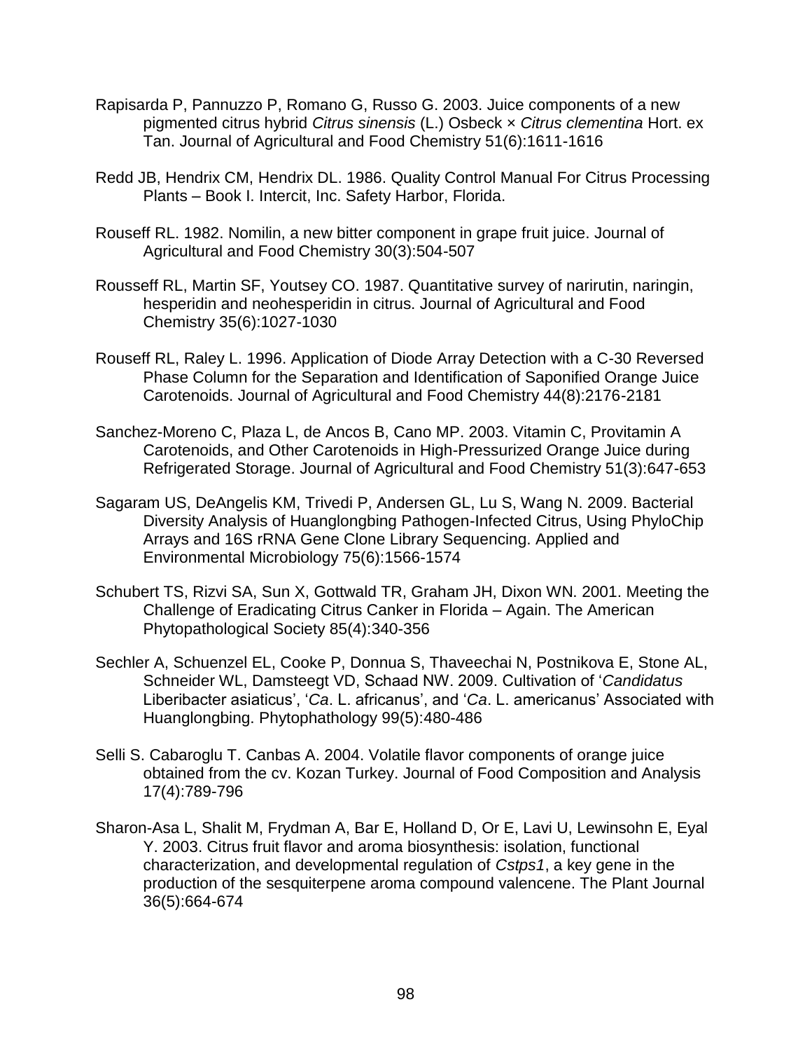Rapisarda P, Pannuzzo P, Romano G, Russo G. 2003. Juice components of a new pigmented citrus hybrid *Citrus sinensis* (L.) Osbeck × *Citrus clementina* Hort. ex Tan. Journal of Agricultural and Food Chemistry 51(6):1611-1616

Redd JB, Hendrix CM, Hendrix DL. 1986. Quality Control Manual For Citrus Processing Plants – Book I. Intercit, Inc. Safety Harbor, Florida.

Rouseff RL. 1982. Nomilin, a new bitter component in grape fruit juice. Journal of Agricultural and Food Chemistry 30(3):504-507

Rousseff RL, Martin SF, Youtsey CO. 1987. Quantitative survey of narirutin, naringin, hesperidin and neohesperidin in citrus. Journal of Agricultural and Food Chemistry 35(6):1027-1030

Rouseff RL, Raley L. 1996. Application of Diode Array Detection with a C-30 Reversed Phase Column for the Separation and Identification of Saponified Orange Juice Carotenoids. Journal of Agricultural and Food Chemistry 44(8):2176-2181

Sanchez-Moreno C, Plaza L, de Ancos B, Cano MP. 2003. Vitamin C, Provitamin A Carotenoids, and Other Carotenoids in High-Pressurized Orange Juice during Refrigerated Storage. Journal of Agricultural and Food Chemistry 51(3):647-653

Sagaram US, DeAngelis KM, Trivedi P, Andersen GL, Lu S, Wang N. 2009. Bacterial Diversity Analysis of Huanglongbing Pathogen-Infected Citrus, Using PhyloChip Arrays and 16S rRNA Gene Clone Library Sequencing. Applied and Environmental Microbiology 75(6):1566-1574

Schubert TS, Rizvi SA, Sun X, Gottwald TR, Graham JH, Dixon WN. 2001. Meeting the Challenge of Eradicating Citrus Canker in Florida – Again. The American Phytopathological Society 85(4):340-356

Sechler A, Schuenzel EL, Cooke P, Donnua S, Thaveechai N, Postnikova E, Stone AL, Schneider WL, Damsteegt VD, Schaad NW. 2009. Cultivation of '*Candidatus* Liberibacter asiaticus', '*Ca*. L. africanus', and '*Ca*. L. americanus' Associated with Huanglongbing. Phytophathology 99(5):480-486

Selli S. Cabaroglu T. Canbas A. 2004. Volatile flavor components of orange juice obtained from the cv. Kozan Turkey. Journal of Food Composition and Analysis 17(4):789-796

Sharon-Asa L, Shalit M, Frydman A, Bar E, Holland D, Or E, Lavi U, Lewinsohn E, Eyal Y. 2003. Citrus fruit flavor and aroma biosynthesis: isolation, functional characterization, and developmental regulation of *Cstps1*, a key gene in the production of the sesquiterpene aroma compound valencene. The Plant Journal 36(5):664-674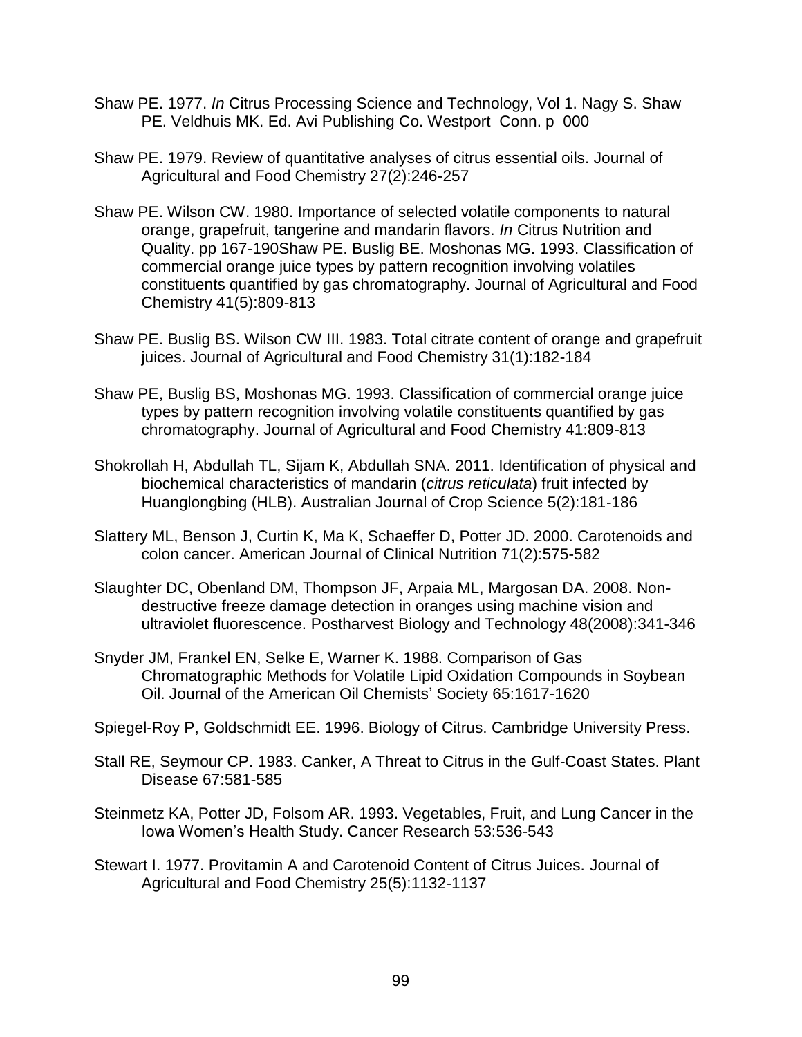Shaw PE. 1977. *In* Citrus Processing Science and Technology, Vol 1. Nagy S. Shaw PE. Veldhuis MK. Ed. Avi Publishing Co. Westport Conn. p 000

Shaw PE. 1979. Review of quantitative analyses of citrus essential oils. Journal of Agricultural and Food Chemistry 27(2):246-257

Shaw PE. Wilson CW. 1980. Importance of selected volatile components to natural orange, grapefruit, tangerine and mandarin flavors. *In* Citrus Nutrition and Quality. pp 167-190Shaw PE. Buslig BE. Moshonas MG. 1993. Classification of commercial orange juice types by pattern recognition involving volatiles constituents quantified by gas chromatography. Journal of Agricultural and Food Chemistry 41(5):809-813

Shaw PE. Buslig BS. Wilson CW III. 1983. Total citrate content of orange and grapefruit juices. Journal of Agricultural and Food Chemistry 31(1):182-184

Shaw PE, Buslig BS, Moshonas MG. 1993. Classification of commercial orange juice types by pattern recognition involving volatile constituents quantified by gas chromatography. Journal of Agricultural and Food Chemistry 41:809-813

Shokrollah H, Abdullah TL, Sijam K, Abdullah SNA. 2011. Identification of physical and biochemical characteristics of mandarin (*citrus reticulata*) fruit infected by Huanglongbing (HLB). Australian Journal of Crop Science 5(2):181-186

Slattery ML, Benson J, Curtin K, Ma K, Schaeffer D, Potter JD. 2000. Carotenoids and colon cancer. American Journal of Clinical Nutrition 71(2):575-582

Slaughter DC, Obenland DM, Thompson JF, Arpaia ML, Margosan DA. 2008. Non-destructive freeze damage detection in oranges using machine vision and ultraviolet fluorescence. Postharvest Biology and Technology 48(2008):341-346

Snyder JM, Frankel EN, Selke E, Warner K. 1988. Comparison of Gas Chromatographic Methods for Volatile Lipid Oxidation Compounds in Soybean Oil. Journal of the American Oil Chemists' Society 65:1617-1620

Spiegel-Roy P, Goldschmidt EE. 1996. Biology of Citrus. Cambridge University Press.

Stall RE, Seymour CP. 1983. Canker, A Threat to Citrus in the Gulf-Coast States. Plant Disease 67:581-585

Steinmetz KA, Potter JD, Folsom AR. 1993. Vegetables, Fruit, and Lung Cancer in the Iowa Women's Health Study. Cancer Research 53:536-543

Stewart I. 1977. Provitamin A and Carotenoid Content of Citrus Juices. Journal of Agricultural and Food Chemistry 25(5):1132-1137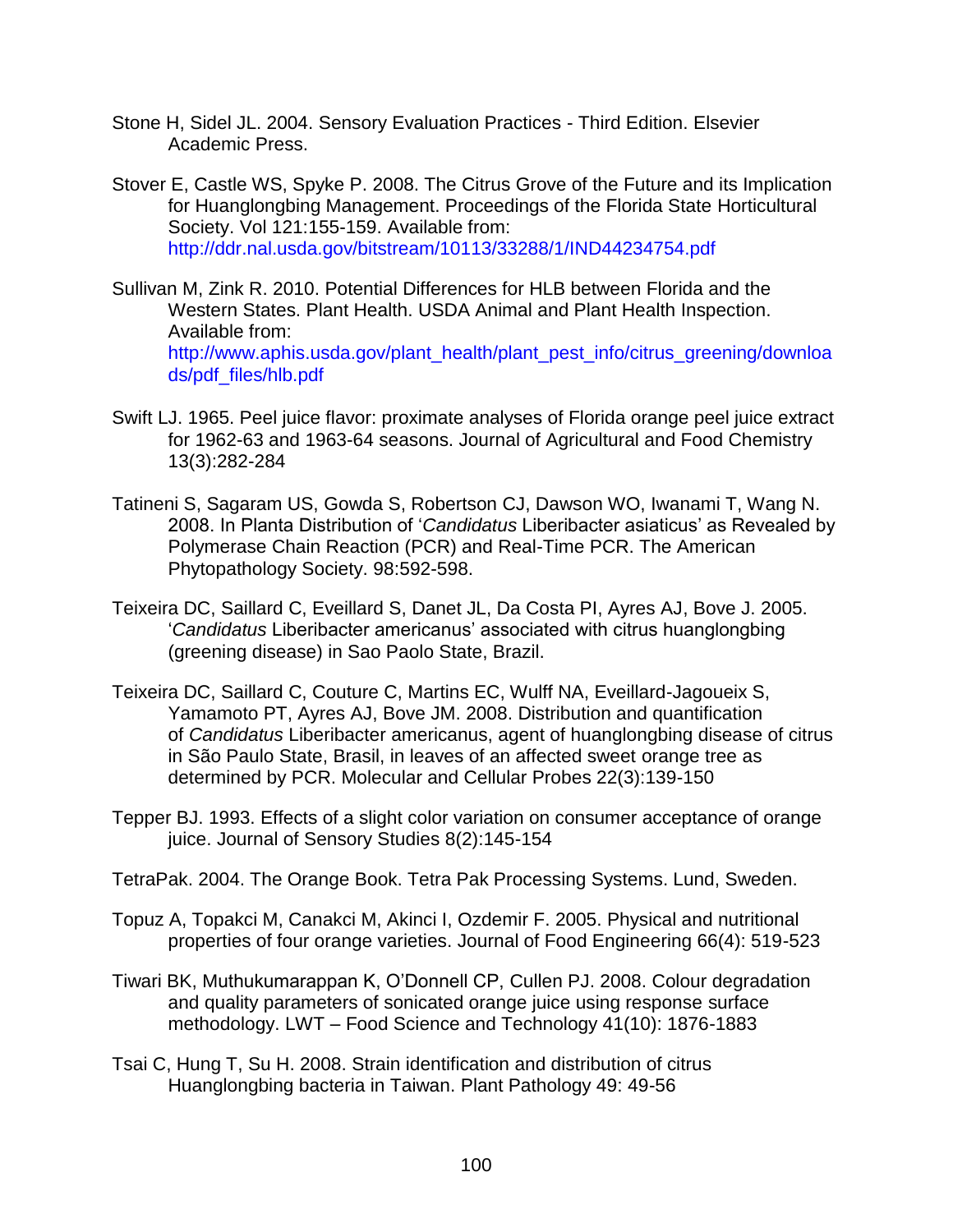Stone H, Sidel JL. 2004. Sensory Evaluation Practices - Third Edition. Elsevier Academic Press.

Stover E, Castle WS, Spyke P. 2008. The Citrus Grove of the Future and its Implication for Huanglongbing Management. Proceedings of the Florida State Horticultural Society. Vol 121:155-159. Available from: http://ddr.nal.usda.gov/bitstream/10113/33288/1/IND44234754.pdf

Sullivan M, Zink R. 2010. Potential Differences for HLB between Florida and the Western States. Plant Health. USDA Animal and Plant Health Inspection. Available from: http://www.aphis.usda.gov/plant_health/plant_pest_info/citrus_greening/downloads/pdf_files/hlb.pdf

Swift LJ. 1965. Peel juice flavor: proximate analyses of Florida orange peel juice extract for 1962-63 and 1963-64 seasons. Journal of Agricultural and Food Chemistry 13(3):282-284

Tatineni S, Sagaram US, Gowda S, Robertson CJ, Dawson WO, Iwanami T, Wang N. 2008. In Planta Distribution of '*Candidatus* Liberibacter asiaticus' as Revealed by Polymerase Chain Reaction (PCR) and Real-Time PCR. The American Phytopathology Society. 98:592-598.

Teixeira DC, Saillard C, Eveillard S, Danet JL, Da Costa PI, Ayres AJ, Bove J. 2005. '*Candidatus* Liberibacter americanus' associated with citrus huanglongbing (greening disease) in Sao Paolo State, Brazil.

Teixeira DC, Saillard C, Couture C, Martins EC, Wulff NA, Eveillard-Jagoueix S, Yamamoto PT, Ayres AJ, Bove JM. 2008. Distribution and quantification of *Candidatus* Liberibacter americanus, agent of huanglongbing disease of citrus in São Paulo State, Brasil, in leaves of an affected sweet orange tree as determined by PCR. Molecular and Cellular Probes 22(3):139-150

Tepper BJ. 1993. Effects of a slight color variation on consumer acceptance of orange juice. Journal of Sensory Studies 8(2):145-154

TetraPak. 2004. The Orange Book. Tetra Pak Processing Systems. Lund, Sweden.

Topuz A, Topakci M, Canakci M, Akinci I, Ozdemir F. 2005. Physical and nutritional properties of four orange varieties. Journal of Food Engineering 66(4): 519-523

Tiwari BK, Muthukumarappan K, O'Donnell CP, Cullen PJ. 2008. Colour degradation and quality parameters of sonicated orange juice using response surface methodology. LWT – Food Science and Technology 41(10): 1876-1883

Tsai C, Hung T, Su H. 2008. Strain identification and distribution of citrus Huanglongbing bacteria in Taiwan. Plant Pathology 49: 49-56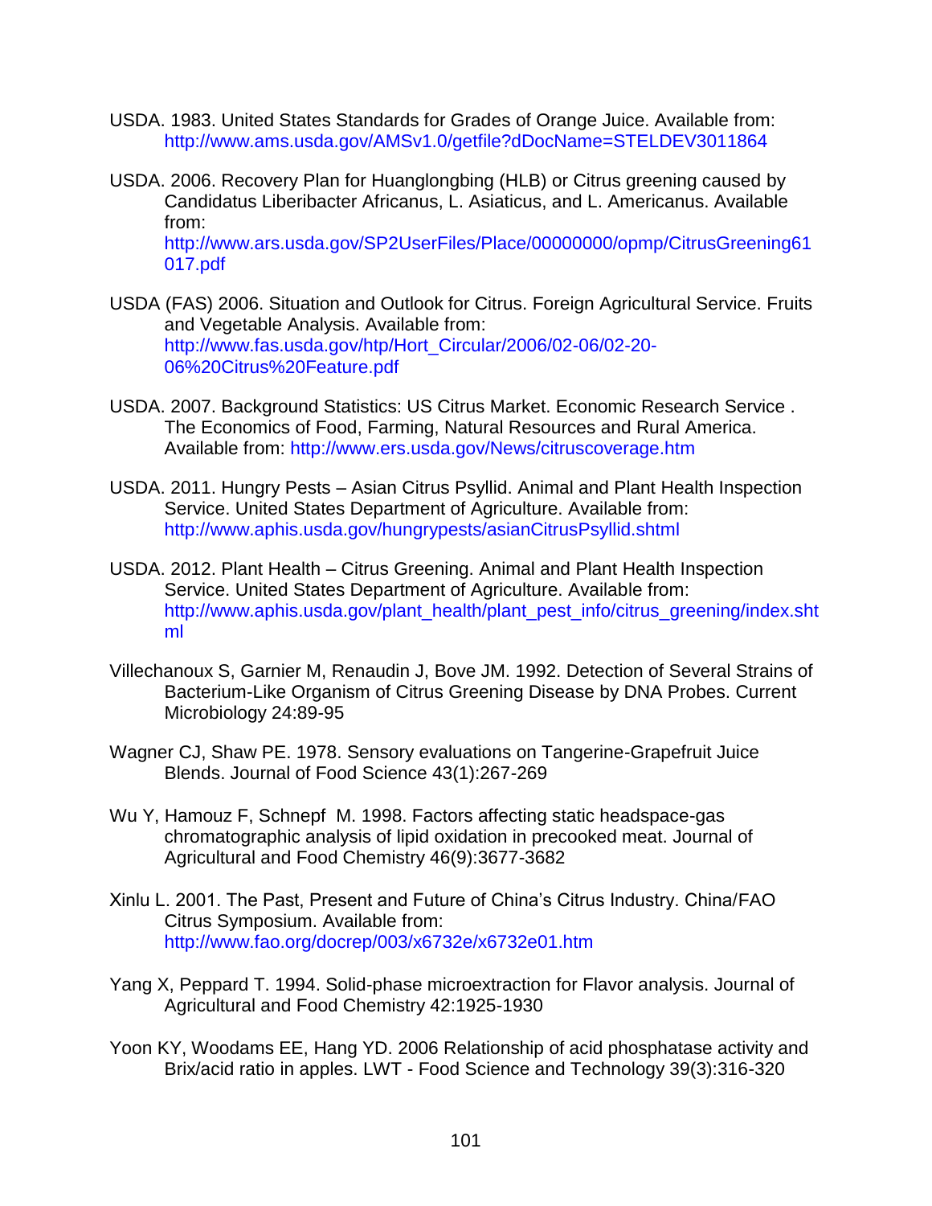USDA. 1983. United States Standards for Grades of Orange Juice. Available from: http://www.ams.usda.gov/AMSv1.0/getfile?dDocName=STELDEV3011864

USDA. 2006. Recovery Plan for Huanglongbing (HLB) or Citrus greening caused by Candidatus Liberibacter Africanus, L. Asiaticus, and L. Americanus. Available from: http://www.ars.usda.gov/SP2UserFiles/Place/00000000/opmp/CitrusGreening61017.pdf

USDA (FAS) 2006. Situation and Outlook for Citrus. Foreign Agricultural Service. Fruits and Vegetable Analysis. Available from: http://www.fas.usda.gov/htp/Hort_Circular/2006/02-06/02-20-06%20Citrus%20Feature.pdf

USDA. 2007. Background Statistics: US Citrus Market. Economic Research Service . The Economics of Food, Farming, Natural Resources and Rural America. Available from: http://www.ers.usda.gov/News/citruscoverage.htm

USDA. 2011. Hungry Pests – Asian Citrus Psyllid. Animal and Plant Health Inspection Service. United States Department of Agriculture. Available from: http://www.aphis.usda.gov/hungrypests/asianCitrusPsyllid.shtml

USDA. 2012. Plant Health – Citrus Greening. Animal and Plant Health Inspection Service. United States Department of Agriculture. Available from: http://www.aphis.usda.gov/plant_health/plant_pest_info/citrus_greening/index.shtml

Villechanoux S, Garnier M, Renaudin J, Bove JM. 1992. Detection of Several Strains of Bacterium-Like Organism of Citrus Greening Disease by DNA Probes. Current Microbiology 24:89-95

Wagner CJ, Shaw PE. 1978. Sensory evaluations on Tangerine-Grapefruit Juice Blends. Journal of Food Science 43(1):267-269

Wu Y, Hamouz F, Schnepf M. 1998. Factors affecting static headspace-gas chromatographic analysis of lipid oxidation in precooked meat. Journal of Agricultural and Food Chemistry 46(9):3677-3682

Xinlu L. 2001. The Past, Present and Future of China's Citrus Industry. China/FAO Citrus Symposium. Available from: http://www.fao.org/docrep/003/x6732e/x6732e01.htm

Yang X, Peppard T. 1994. Solid-phase microextraction for Flavor analysis. Journal of Agricultural and Food Chemistry 42:1925-1930

Yoon KY, Woodams EE, Hang YD. 2006 Relationship of acid phosphatase activity and Brix/acid ratio in apples. LWT - Food Science and Technology 39(3):316-320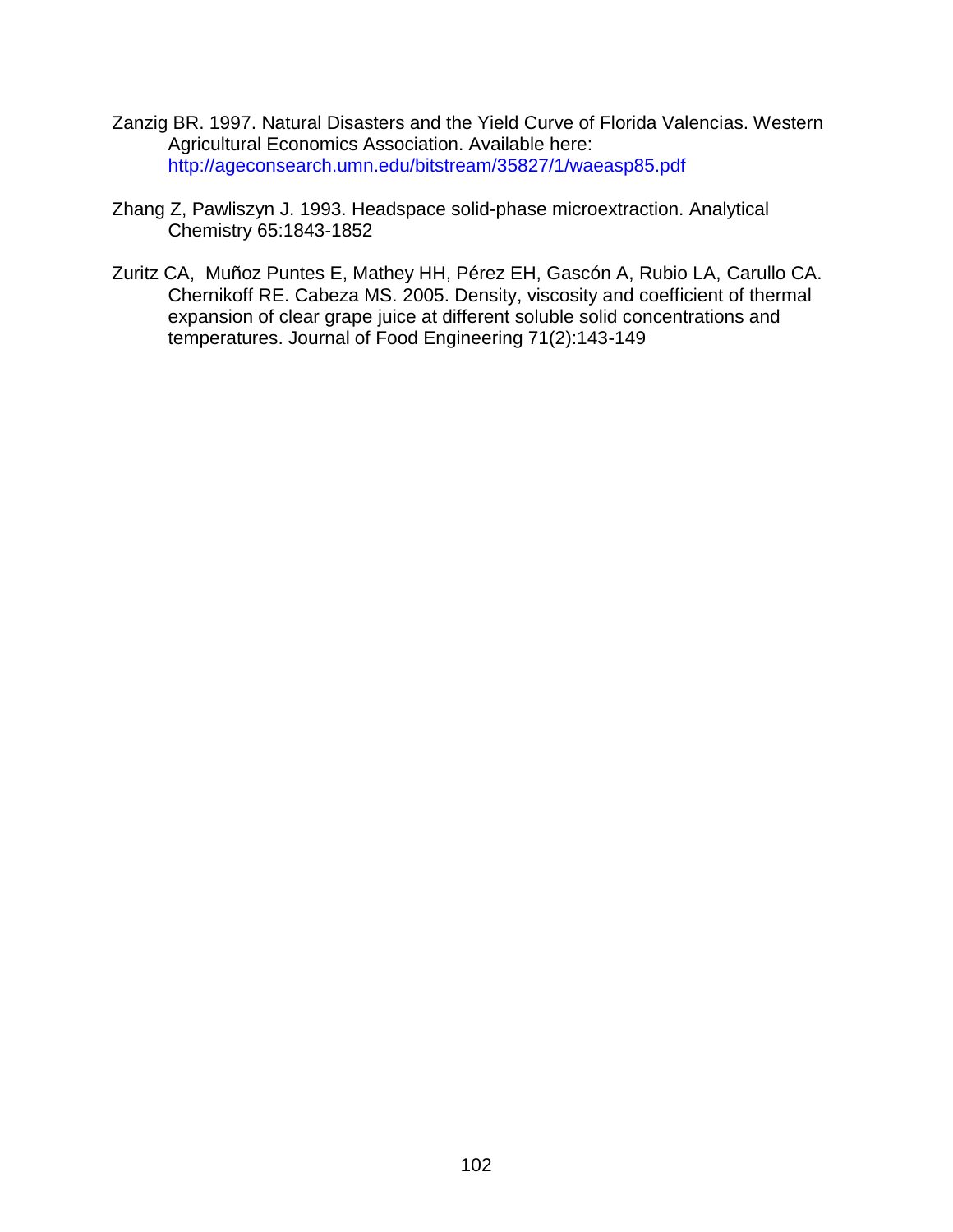Zanzig BR. 1997. Natural Disasters and the Yield Curve of Florida Valencias. Western Agricultural Economics Association. Available here: http://ageconsearch.umn.edu/bitstream/35827/1/waeasp85.pdf

Zhang Z, Pawliszyn J. 1993. Headspace solid-phase microextraction. Analytical Chemistry 65:1843-1852

Zuritz CA,  Muñoz Puntes E, Mathey HH, Pérez EH, Gascón A, Rubio LA, Carullo CA. Chernikoff RE. Cabeza MS. 2005. Density, viscosity and coefficient of thermal expansion of clear grape juice at different soluble solid concentrations and temperatures. Journal of Food Engineering 71(2):143-149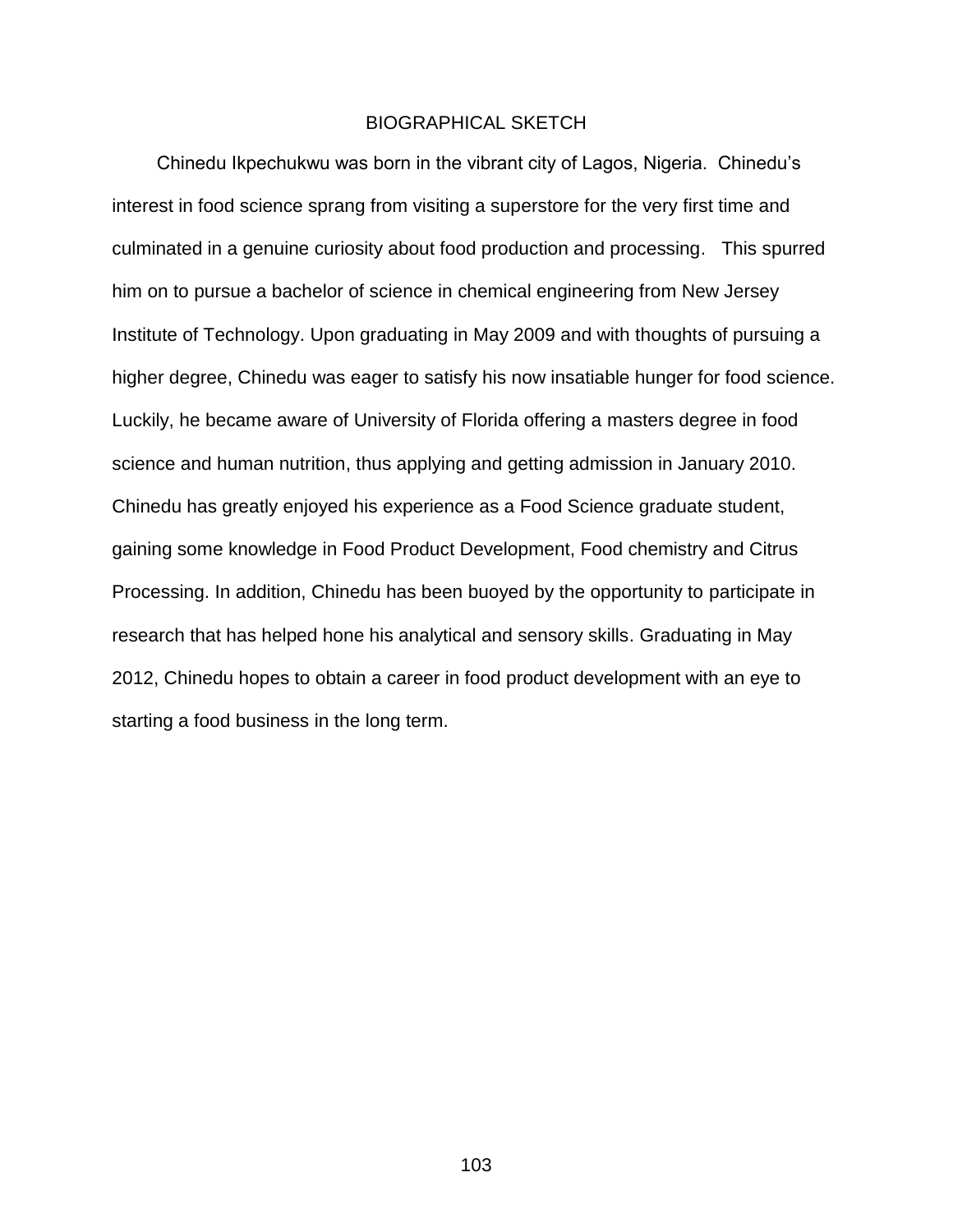# BIOGRAPHICAL SKETCH

Chinedu Ikpechukwu was born in the vibrant city of Lagos, Nigeria. Chinedu's interest in food science sprang from visiting a superstore for the very first time and culminated in a genuine curiosity about food production and processing. This spurred him on to pursue a bachelor of science in chemical engineering from New Jersey Institute of Technology. Upon graduating in May 2009 and with thoughts of pursuing a higher degree, Chinedu was eager to satisfy his now insatiable hunger for food science. Luckily, he became aware of University of Florida offering a masters degree in food science and human nutrition, thus applying and getting admission in January 2010. Chinedu has greatly enjoyed his experience as a Food Science graduate student, gaining some knowledge in Food Product Development, Food chemistry and Citrus Processing. In addition, Chinedu has been buoyed by the opportunity to participate in research that has helped hone his analytical and sensory skills. Graduating in May 2012, Chinedu hopes to obtain a career in food product development with an eye to starting a food business in the long term.